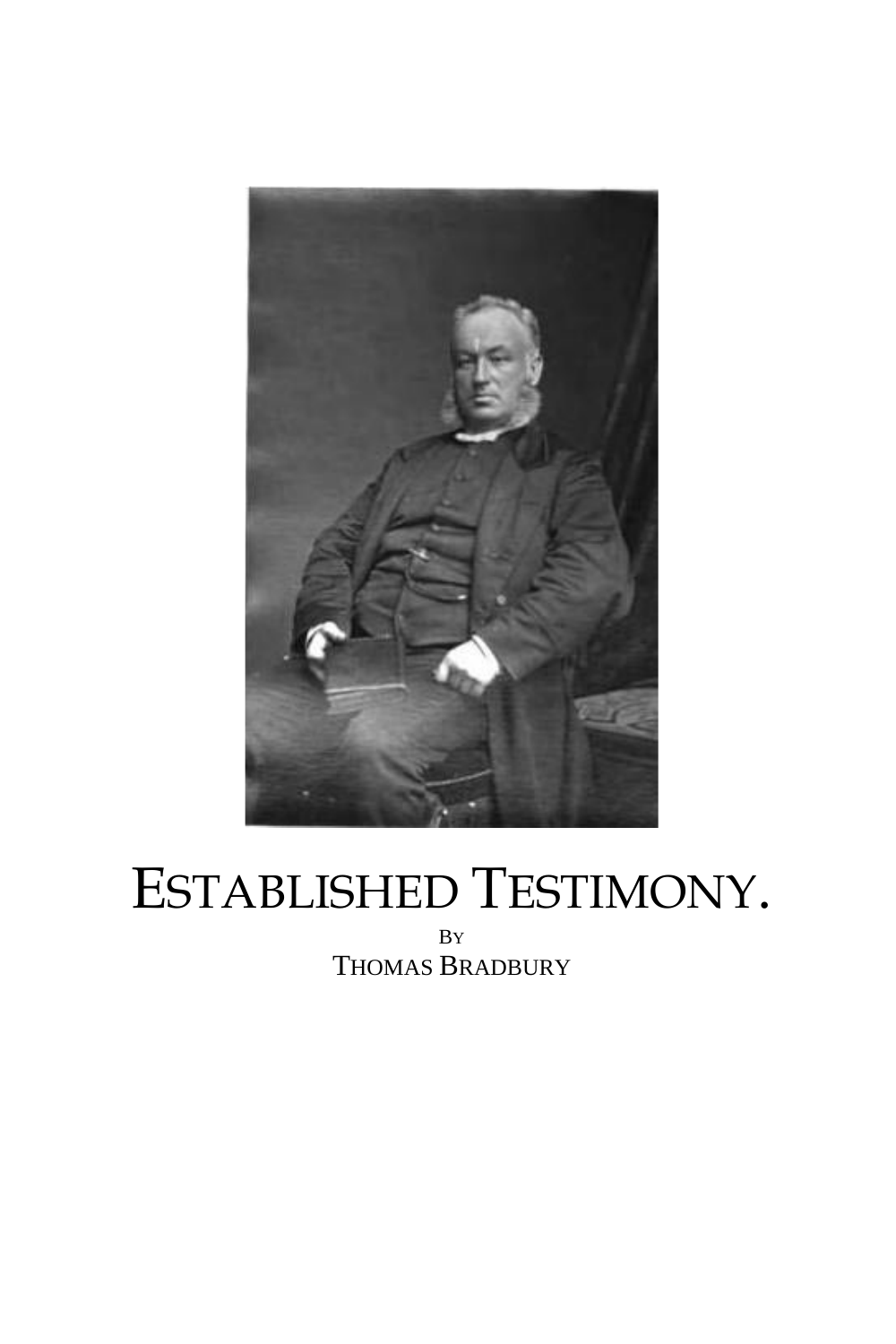# ESTABLISHED TESTIMONY.

BY

THOMAS BRADBURY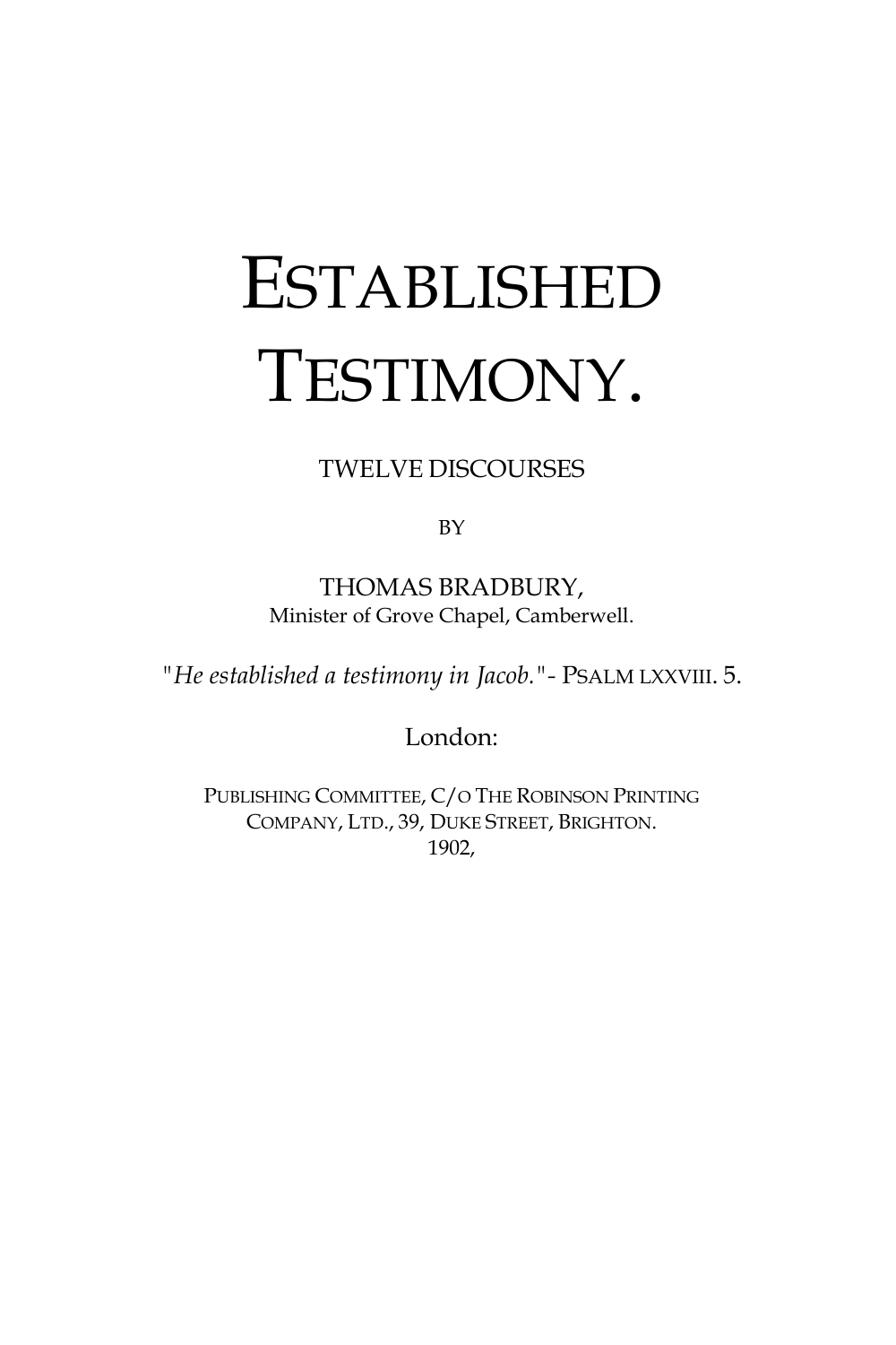# ESTABLISHED TESTIMONY.

TWELVE DISCOURSES

BY

THOMAS BRADBURY,
Minister of Grove Chapel, Camberwell.

"*He established a testimony in Jacob.*"- PSALM LXXVIII. 5.

London:

PUBLISHING COMMITTEE, C/O THE ROBINSON PRINTING COMPANY, LTD., 39, DUKE STREET, BRIGHTON.
1902,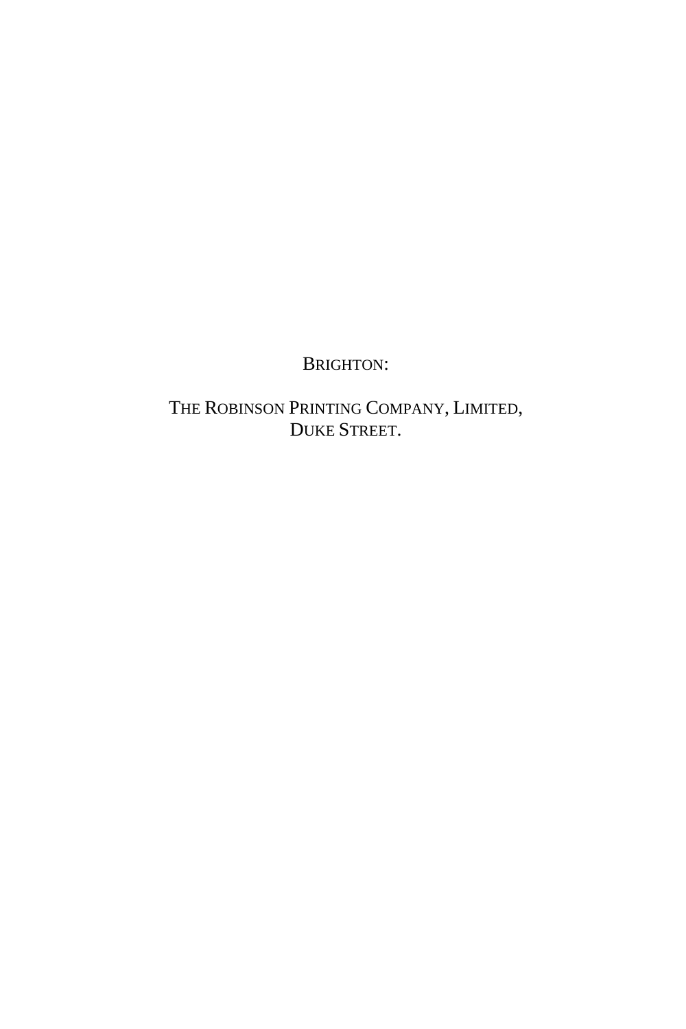BRIGHTON:

THE ROBINSON PRINTING COMPANY, LIMITED,
DUKE STREET.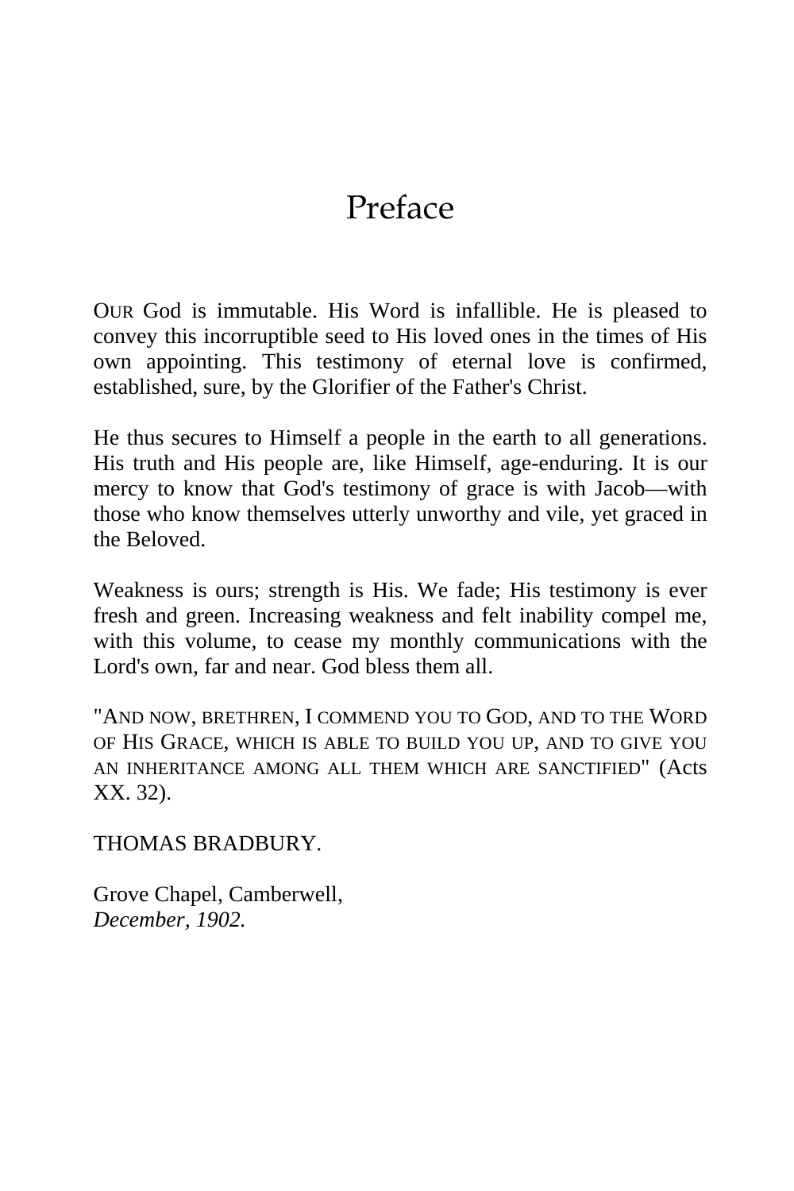# Preface

OUR God is immutable. His Word is infallible. He is pleased to convey this incorruptible seed to His loved ones in the times of His own appointing. This testimony of eternal love is confirmed, established, sure, by the Glorifier of the Father's Christ.

He thus secures to Himself a people in the earth to all generations. His truth and His people are, like Himself, age-enduring. It is our mercy to know that God's testimony of grace is with Jacob—with those who know themselves utterly unworthy and vile, yet graced in the Beloved.

Weakness is ours; strength is His. We fade; His testimony is ever fresh and green. Increasing weakness and felt inability compel me, with this volume, to cease my monthly communications with the Lord's own, far and near. God bless them all.

"AND NOW, BRETHREN, I COMMEND YOU TO GOD, AND TO THE WORD OF HIS GRACE, WHICH IS ABLE TO BUILD YOU UP, AND TO GIVE YOU AN INHERITANCE AMONG ALL THEM WHICH ARE SANCTIFIED" (Acts XX. 32).

THOMAS BRADBURY.

Grove Chapel, Camberwell,
*December, 1902.*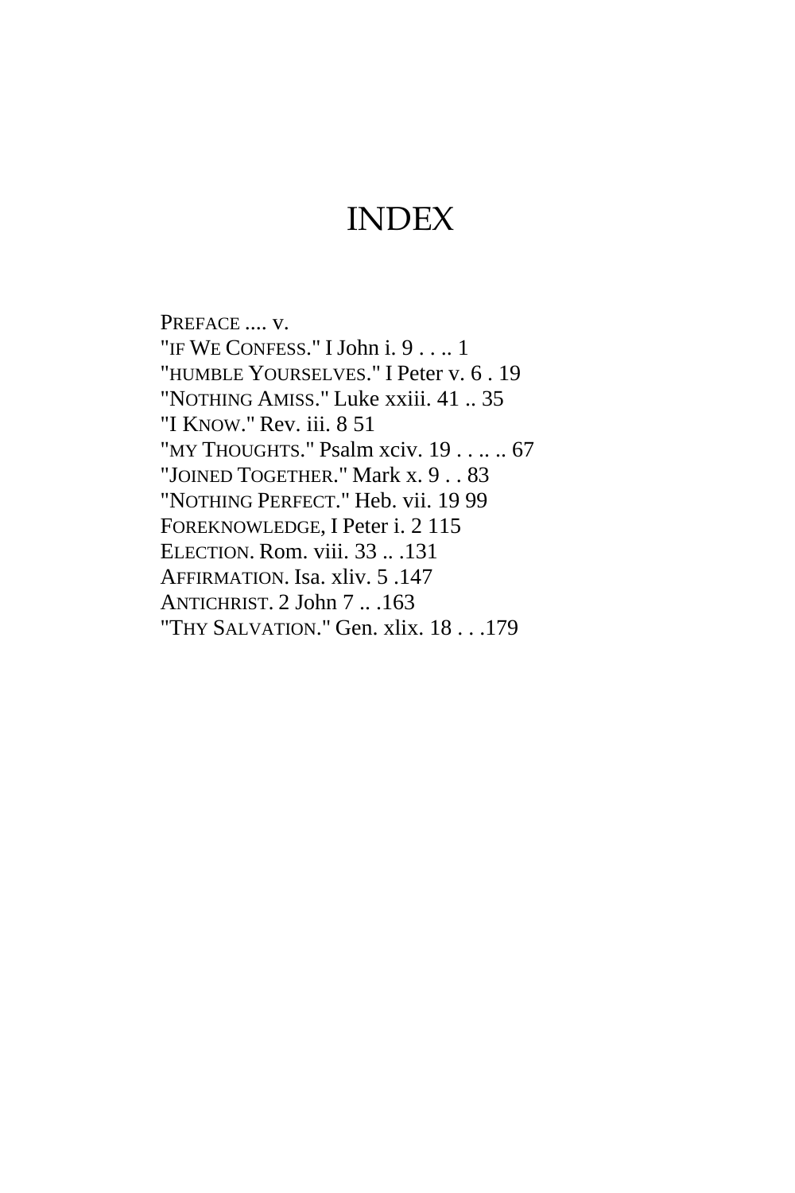# INDEX

PREFACE .... v.
"IF WE CONFESS." I John i. 9 . . .. 1
"HUMBLE YOURSELVES." I Peter v. 6 . 19
"NOTHING AMISS." Luke xxiii. 41 .. 35
"I KNOW." Rev. iii. 8 51
"MY THOUGHTS." Psalm xciv. 19 . . .. .. 67
"JOINED TOGETHER." Mark x. 9 . . 83
"NOTHING PERFECT." Heb. vii. 19 99
FOREKNOWLEDGE, I Peter i. 2 115
ELECTION. Rom. viii. 33 .. .131
AFFIRMATION. Isa. xliv. 5 .147
ANTICHRIST. 2 John 7 .. .163
"THY SALVATION." Gen. xlix. 18 . . .179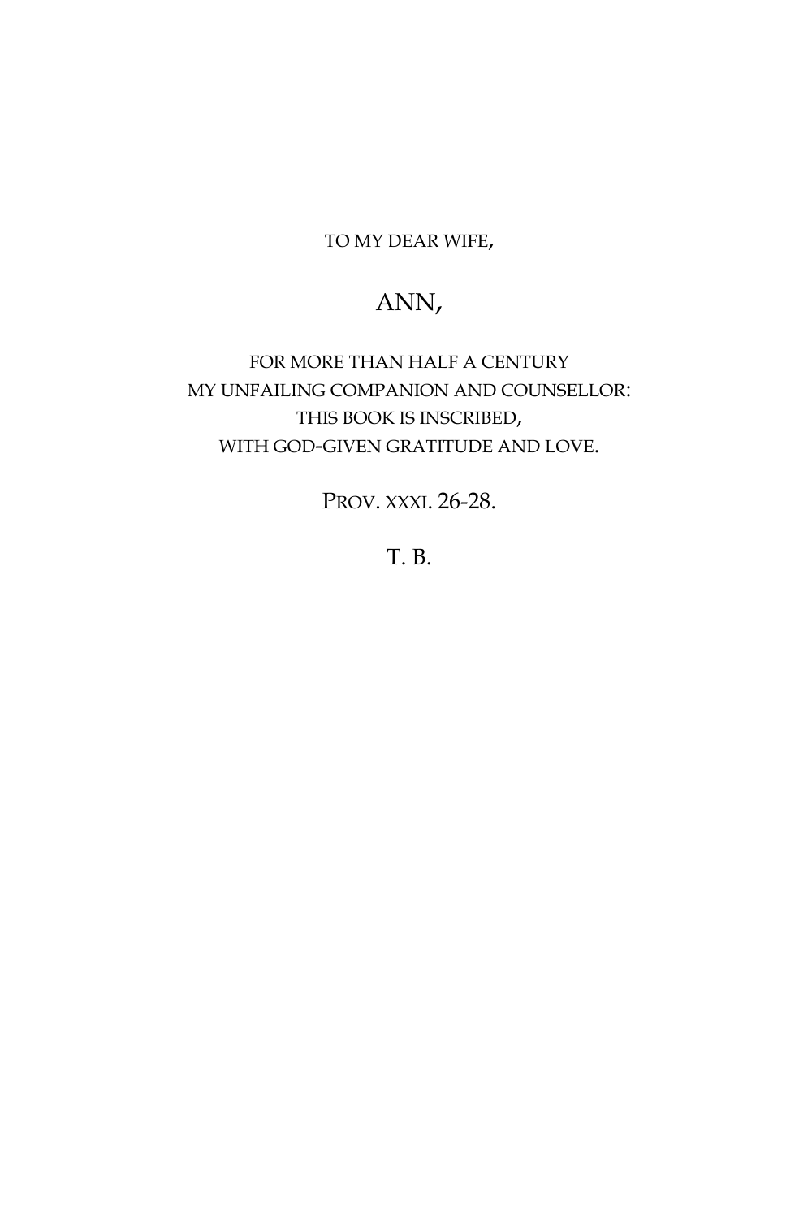TO MY DEAR WIFE,

ANN,

FOR MORE THAN HALF A CENTURY
MY UNFAILING COMPANION AND COUNSELLOR:
THIS BOOK IS INSCRIBED,
WITH GOD-GIVEN GRATITUDE AND LOVE.

PROV. XXXI. 26-28.

T. B.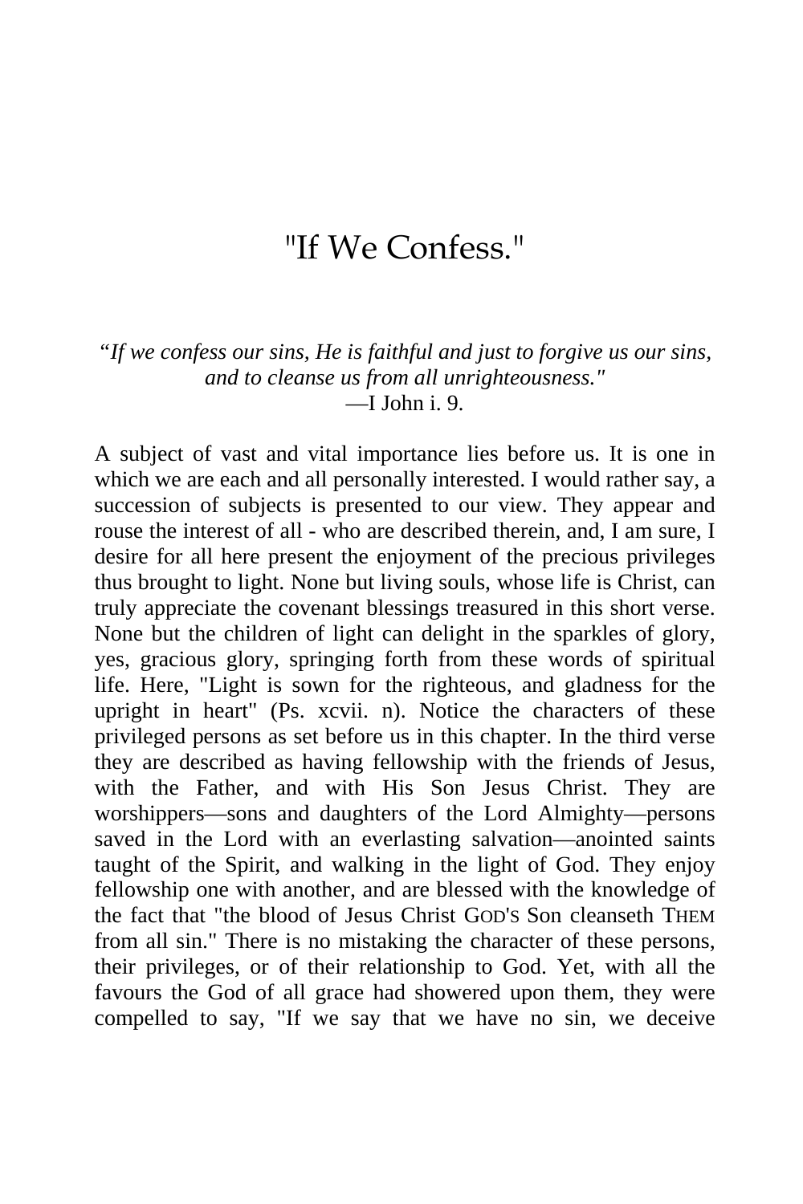# "If We Confess."

*"If we confess our sins, He is faithful and just to forgive us our sins, and to cleanse us from all unrighteousness."*
—I John i. 9.

A subject of vast and vital importance lies before us. It is one in which we are each and all personally interested. I would rather say, a succession of subjects is presented to our view. They appear and rouse the interest of all - who are described therein, and, I am sure, I desire for all here present the enjoyment of the precious privileges thus brought to light. None but living souls, whose life is Christ, can truly appreciate the covenant blessings treasured in this short verse. None but the children of light can delight in the sparkles of glory, yes, gracious glory, springing forth from these words of spiritual life. Here, "Light is sown for the righteous, and gladness for the upright in heart" (Ps. xcvii. n). Notice the characters of these privileged persons as set before us in this chapter. In the third verse they are described as having fellowship with the friends of Jesus, with the Father, and with His Son Jesus Christ. They are worshippers—sons and daughters of the Lord Almighty—persons saved in the Lord with an everlasting salvation—anointed saints taught of the Spirit, and walking in the light of God. They enjoy fellowship one with another, and are blessed with the knowledge of the fact that "the blood of Jesus Christ GOD'S Son cleanseth THEM from all sin." There is no mistaking the character of these persons, their privileges, or of their relationship to God. Yet, with all the favours the God of all grace had showered upon them, they were compelled to say, "If we say that we have no sin, we deceive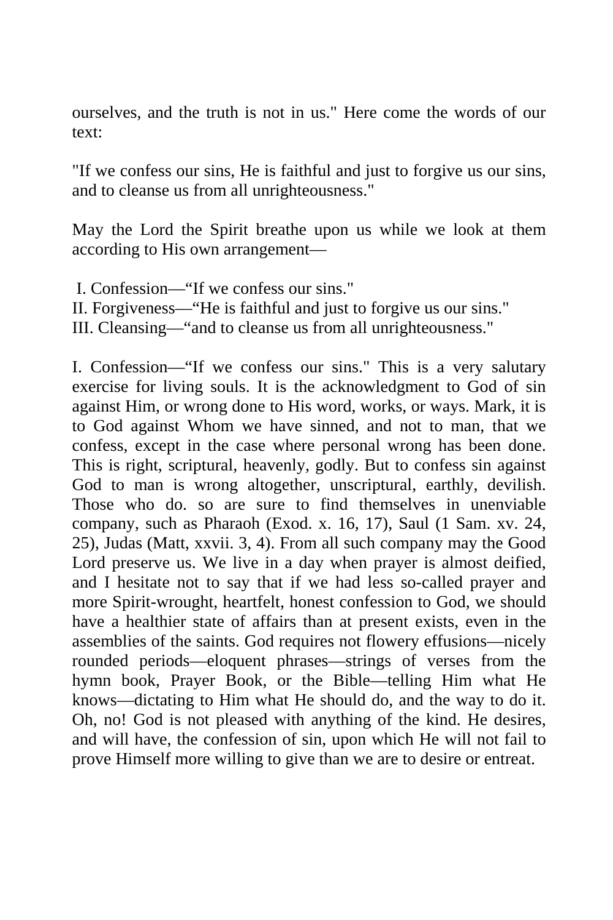ourselves, and the truth is not in us." Here come the words of our text:

"If we confess our sins, He is faithful and just to forgive us our sins, and to cleanse us from all unrighteousness."

May the Lord the Spirit breathe upon us while we look at them according to His own arrangement—

I. Confession—“If we confess our sins."
II. Forgiveness—“He is faithful and just to forgive us our sins."
III. Cleansing—“and to cleanse us from all unrighteousness."

I. Confession—“If we confess our sins." This is a very salutary exercise for living souls. It is the acknowledgment to God of sin against Him, or wrong done to His word, works, or ways. Mark, it is to God against Whom we have sinned, and not to man, that we confess, except in the case where personal wrong has been done. This is right, scriptural, heavenly, godly. But to confess sin against God to man is wrong altogether, unscriptural, earthly, devilish. Those who do. so are sure to find themselves in unenviable company, such as Pharaoh (Exod. x. 16, 17), Saul (1 Sam. xv. 24, 25), Judas (Matt, xxvii. 3, 4). From all such company may the Good Lord preserve us. We live in a day when prayer is almost deified, and I hesitate not to say that if we had less so-called prayer and more Spirit-wrought, heartfelt, honest confession to God, we should have a healthier state of affairs than at present exists, even in the assemblies of the saints. God requires not flowery effusions—nicely rounded periods—eloquent phrases—strings of verses from the hymn book, Prayer Book, or the Bible—telling Him what He knows—dictating to Him what He should do, and the way to do it. Oh, no! God is not pleased with anything of the kind. He desires, and will have, the confession of sin, upon which He will not fail to prove Himself more willing to give than we are to desire or entreat.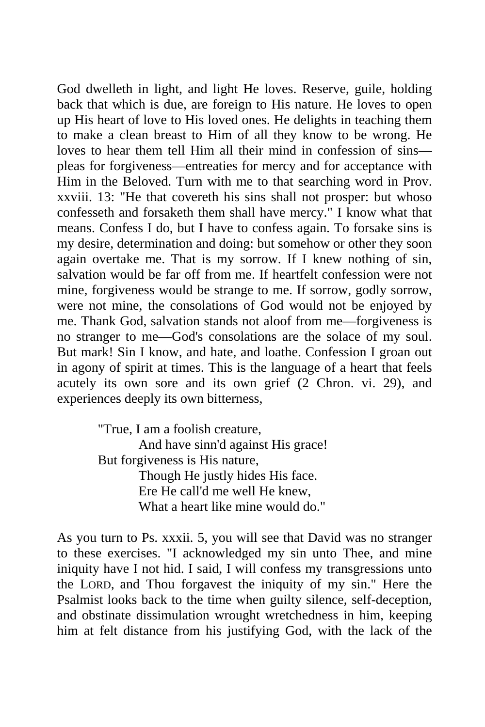God dwelleth in light, and light He loves. Reserve, guile, holding back that which is due, are foreign to His nature. He loves to open up His heart of love to His loved ones. He delights in teaching them to make a clean breast to Him of all they know to be wrong. He loves to hear them tell Him all their mind in confession of sins—pleas for forgiveness—entreaties for mercy and for acceptance with Him in the Beloved. Turn with me to that searching word in Prov. xxviii. 13: "He that covereth his sins shall not prosper: but whoso confesseth and forsaketh them shall have mercy." I know what that means. Confess I do, but I have to confess again. To forsake sins is my desire, determination and doing: but somehow or other they soon again overtake me. That is my sorrow. If I knew nothing of sin, salvation would be far off from me. If heartfelt confession were not mine, forgiveness would be strange to me. If sorrow, godly sorrow, were not mine, the consolations of God would not be enjoyed by me. Thank God, salvation stands not aloof from me—forgiveness is no stranger to me—God's consolations are the solace of my soul. But mark! Sin I know, and hate, and loathe. Confession I groan out in agony of spirit at times. This is the language of a heart that feels acutely its own sore and its own grief (2 Chron. vi. 29), and experiences deeply its own bitterness,

> "True, I am a foolish creature,
> And have sinn'd against His grace!
> But forgiveness is His nature,
> Though He justly hides His face.
> Ere He call'd me well He knew,
> What a heart like mine would do."

As you turn to Ps. xxxii. 5, you will see that David was no stranger to these exercises. "I acknowledged my sin unto Thee, and mine iniquity have I not hid. I said, I will confess my transgressions unto the LORD, and Thou forgavest the iniquity of my sin." Here the Psalmist looks back to the time when guilty silence, self-deception, and obstinate dissimulation wrought wretchedness in him, keeping him at felt distance from his justifying God, with the lack of the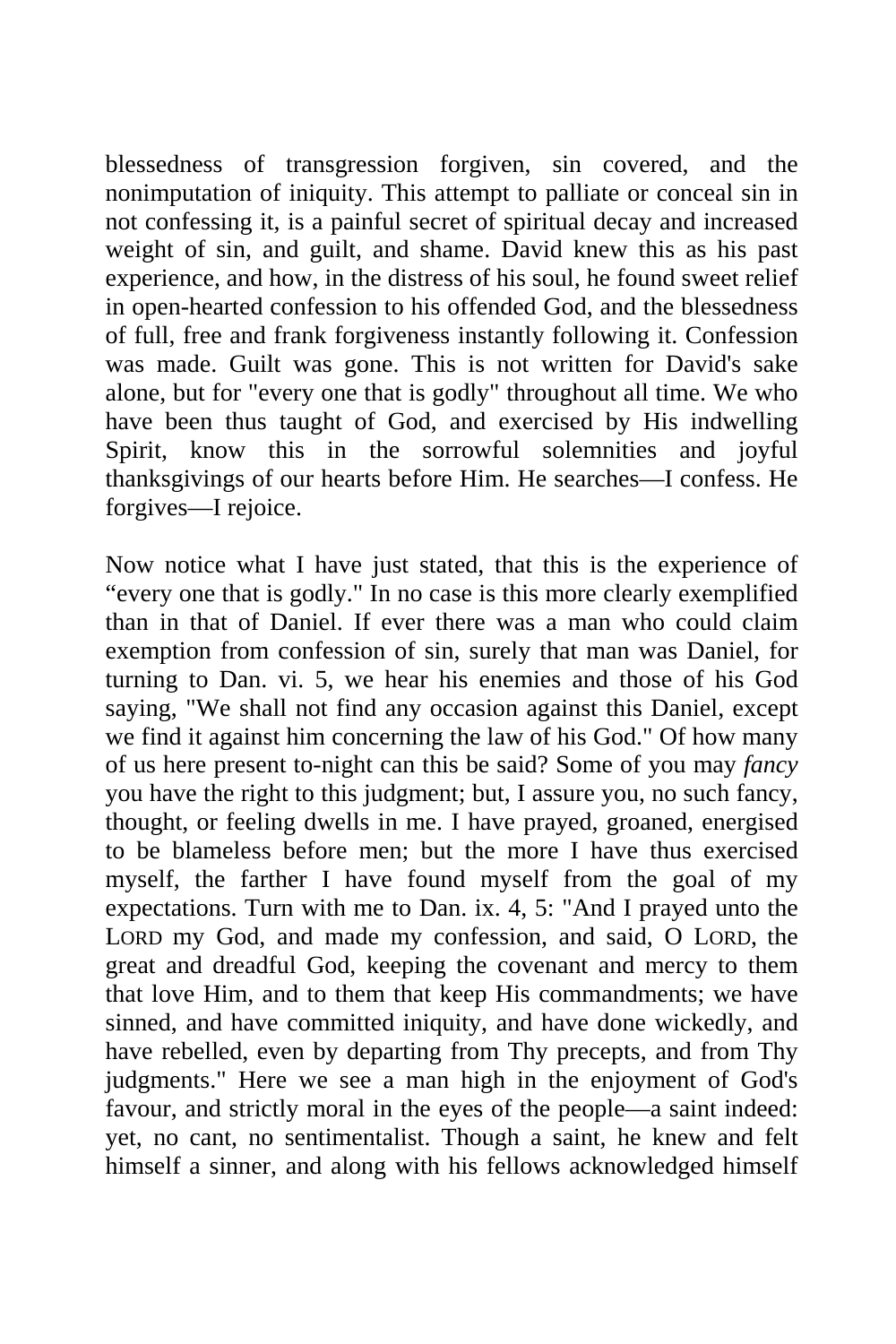blessedness of transgression forgiven, sin covered, and the nonimputation of iniquity. This attempt to palliate or conceal sin in not confessing it, is a painful secret of spiritual decay and increased weight of sin, and guilt, and shame. David knew this as his past experience, and how, in the distress of his soul, he found sweet relief in open-hearted confession to his offended God, and the blessedness of full, free and frank forgiveness instantly following it. Confession was made. Guilt was gone. This is not written for David's sake alone, but for "every one that is godly" throughout all time. We who have been thus taught of God, and exercised by His indwelling Spirit, know this in the sorrowful solemnities and joyful thanksgivings of our hearts before Him. He searches—I confess. He forgives—I rejoice.

Now notice what I have just stated, that this is the experience of "every one that is godly." In no case is this more clearly exemplified than in that of Daniel. If ever there was a man who could claim exemption from confession of sin, surely that man was Daniel, for turning to Dan. vi. 5, we hear his enemies and those of his God saying, "We shall not find any occasion against this Daniel, except we find it against him concerning the law of his God." Of how many of us here present to-night can this be said? Some of you may *fancy* you have the right to this judgment; but, I assure you, no such fancy, thought, or feeling dwells in me. I have prayed, groaned, energised to be blameless before men; but the more I have thus exercised myself, the farther I have found myself from the goal of my expectations. Turn with me to Dan. ix. 4, 5: "And I prayed unto the LORD my God, and made my confession, and said, O LORD, the great and dreadful God, keeping the covenant and mercy to them that love Him, and to them that keep His commandments; we have sinned, and have committed iniquity, and have done wickedly, and have rebelled, even by departing from Thy precepts, and from Thy judgments." Here we see a man high in the enjoyment of God's favour, and strictly moral in the eyes of the people—a saint indeed: yet, no cant, no sentimentalist. Though a saint, he knew and felt himself a sinner, and along with his fellows acknowledged himself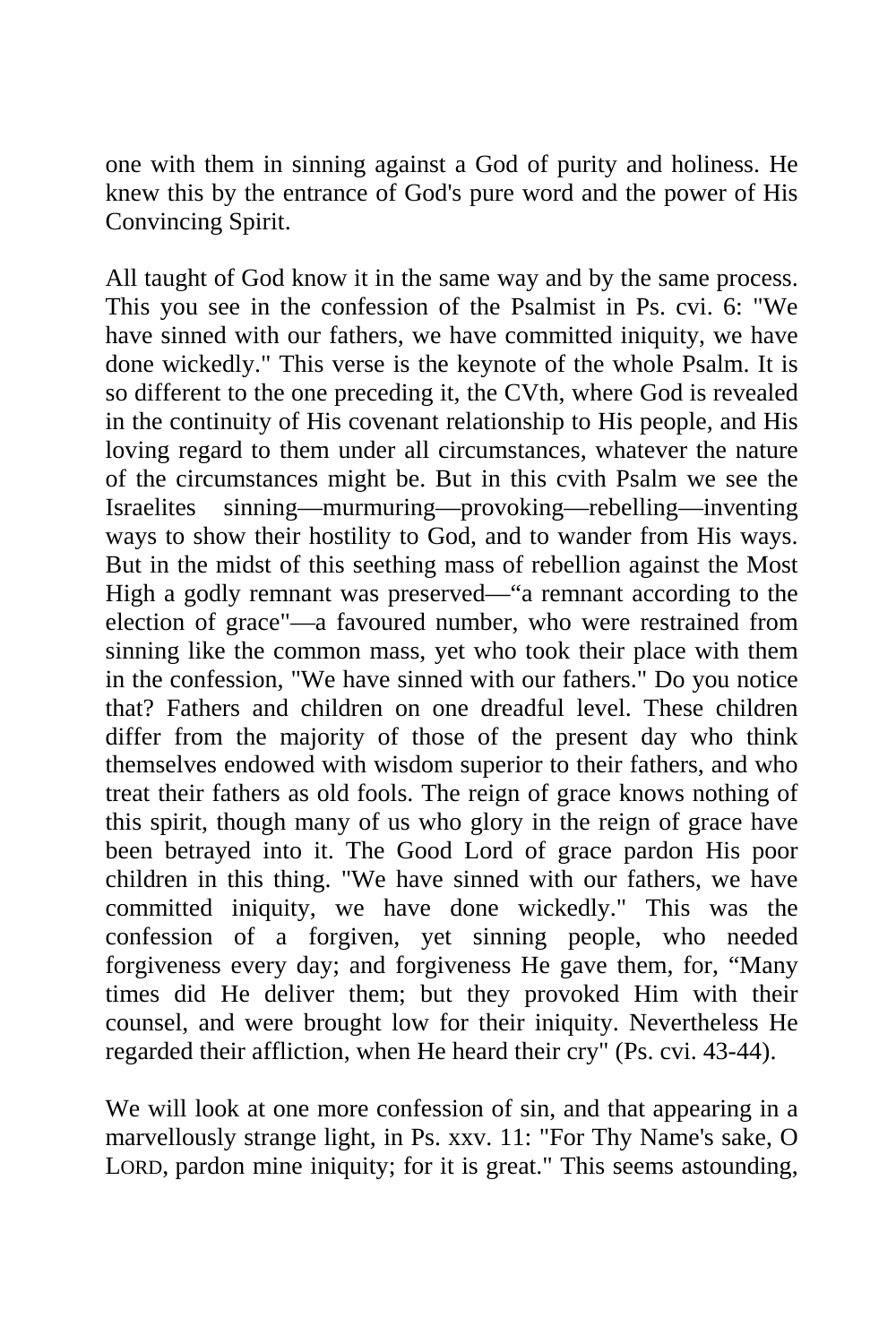one with them in sinning against a God of purity and holiness. He knew this by the entrance of God's pure word and the power of His Convincing Spirit.

All taught of God know it in the same way and by the same process. This you see in the confession of the Psalmist in Ps. cvi. 6: "We have sinned with our fathers, we have committed iniquity, we have done wickedly." This verse is the keynote of the whole Psalm. It is so different to the one preceding it, the CVth, where God is revealed in the continuity of His covenant relationship to His people, and His loving regard to them under all circumstances, whatever the nature of the circumstances might be. But in this cvith Psalm we see the Israelites sinning—murmuring—provoking—rebelling—inventing ways to show their hostility to God, and to wander from His ways. But in the midst of this seething mass of rebellion against the Most High a godly remnant was preserved—"a remnant according to the election of grace"—a favoured number, who were restrained from sinning like the common mass, yet who took their place with them in the confession, "We have sinned with our fathers." Do you notice that? Fathers and children on one dreadful level. These children differ from the majority of those of the present day who think themselves endowed with wisdom superior to their fathers, and who treat their fathers as old fools. The reign of grace knows nothing of this spirit, though many of us who glory in the reign of grace have been betrayed into it. The Good Lord of grace pardon His poor children in this thing. "We have sinned with our fathers, we have committed iniquity, we have done wickedly." This was the confession of a forgiven, yet sinning people, who needed forgiveness every day; and forgiveness He gave them, for, "Many times did He deliver them; but they provoked Him with their counsel, and were brought low for their iniquity. Nevertheless He regarded their affliction, when He heard their cry" (Ps. cvi. 43-44).

We will look at one more confession of sin, and that appearing in a marvellously strange light, in Ps. xxv. 11: "For Thy Name's sake, O LORD, pardon mine iniquity; for it is great." This seems astounding,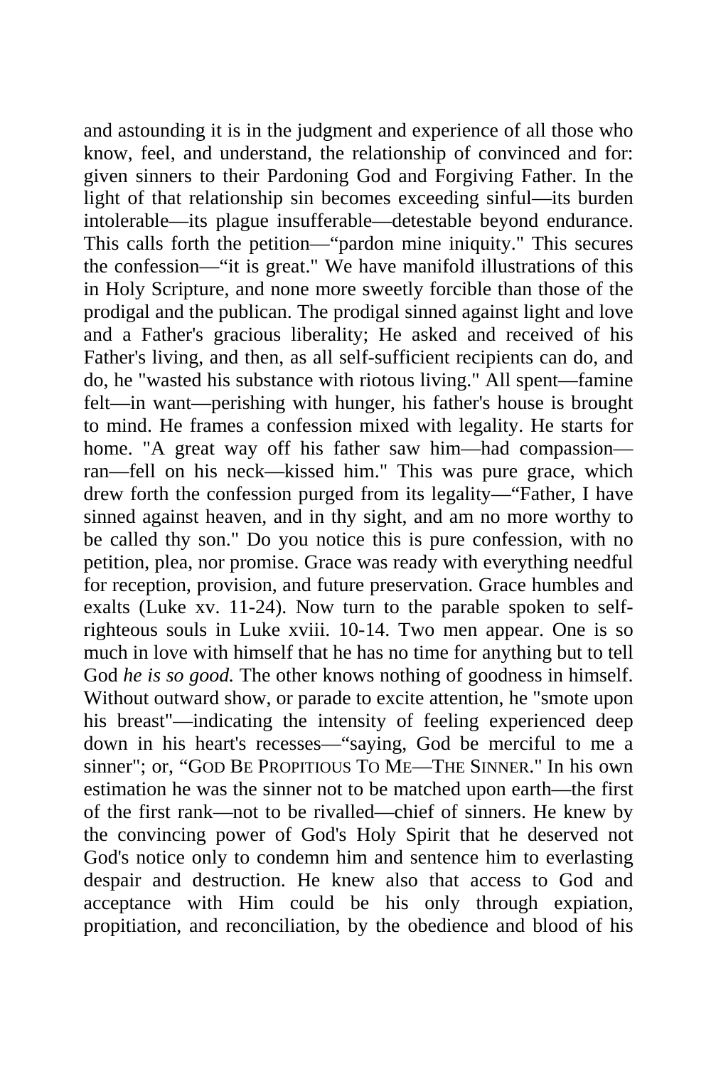and astounding it is in the judgment and experience of all those who know, feel, and understand, the relationship of convinced and for: given sinners to their Pardoning God and Forgiving Father. In the light of that relationship sin becomes exceeding sinful—its burden intolerable—its plague insufferable—detestable beyond endurance. This calls forth the petition—"pardon mine iniquity." This secures the confession—"it is great." We have manifold illustrations of this in Holy Scripture, and none more sweetly forcible than those of the prodigal and the publican. The prodigal sinned against light and love and a Father's gracious liberality; He asked and received of his Father's living, and then, as all self-sufficient recipients can do, and do, he "wasted his substance with riotous living." All spent—famine felt—in want—perishing with hunger, his father's house is brought to mind. He frames a confession mixed with legality. He starts for home. "A great way off his father saw him—had compassion—ran—fell on his neck—kissed him." This was pure grace, which drew forth the confession purged from its legality—"Father, I have sinned against heaven, and in thy sight, and am no more worthy to be called thy son." Do you notice this is pure confession, with no petition, plea, nor promise. Grace was ready with everything needful for reception, provision, and future preservation. Grace humbles and exalts (Luke xv. 11-24). Now turn to the parable spoken to self-righteous souls in Luke xviii. 10-14. Two men appear. One is so much in love with himself that he has no time for anything but to tell God *he is so good.* The other knows nothing of goodness in himself. Without outward show, or parade to excite attention, he "smote upon his breast"—indicating the intensity of feeling experienced deep down in his heart's recesses—"saying, God be merciful to me a sinner"; or, "GOD BE PROPITIOUS TO ME—THE SINNER." In his own estimation he was the sinner not to be matched upon earth—the first of the first rank—not to be rivalled—chief of sinners. He knew by the convincing power of God's Holy Spirit that he deserved not God's notice only to condemn him and sentence him to everlasting despair and destruction. He knew also that access to God and acceptance with Him could be his only through expiation, propitiation, and reconciliation, by the obedience and blood of his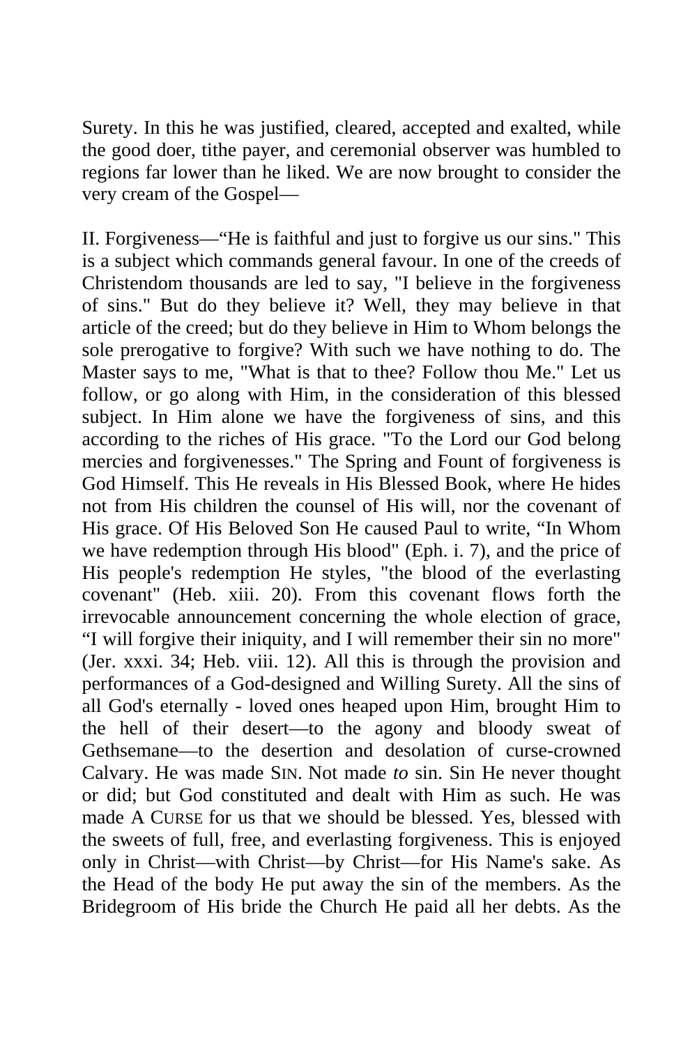Surety. In this he was justified, cleared, accepted and exalted, while the good doer, tithe payer, and ceremonial observer was humbled to regions far lower than he liked. We are now brought to consider the very cream of the Gospel—

II. Forgiveness—"He is faithful and just to forgive us our sins." This is a subject which commands general favour. In one of the creeds of Christendom thousands are led to say, "I believe in the forgiveness of sins." But do they believe it? Well, they may believe in that article of the creed; but do they believe in Him to Whom belongs the sole prerogative to forgive? With such we have nothing to do. The Master says to me, "What is that to thee? Follow thou Me." Let us follow, or go along with Him, in the consideration of this blessed subject. In Him alone we have the forgiveness of sins, and this according to the riches of His grace. "To the Lord our God belong mercies and forgivenesses." The Spring and Fount of forgiveness is God Himself. This He reveals in His Blessed Book, where He hides not from His children the counsel of His will, nor the covenant of His grace. Of His Beloved Son He caused Paul to write, "In Whom we have redemption through His blood" (Eph. i. 7), and the price of His people's redemption He styles, "the blood of the everlasting covenant" (Heb. xiii. 20). From this covenant flows forth the irrevocable announcement concerning the whole election of grace, "I will forgive their iniquity, and I will remember their sin no more" (Jer. xxxi. 34; Heb. viii. 12). All this is through the provision and performances of a God-designed and Willing Surety. All the sins of all God's eternally - loved ones heaped upon Him, brought Him to the hell of their desert—to the agony and bloody sweat of Gethsemane—to the desertion and desolation of curse-crowned Calvary. He was made SIN. Not made *to* sin. Sin He never thought or did; but God constituted and dealt with Him as such. He was made A CURSE for us that we should be blessed. Yes, blessed with the sweets of full, free, and everlasting forgiveness. This is enjoyed only in Christ—with Christ—by Christ—for His Name's sake. As the Head of the body He put away the sin of the members. As the Bridegroom of His bride the Church He paid all her debts. As the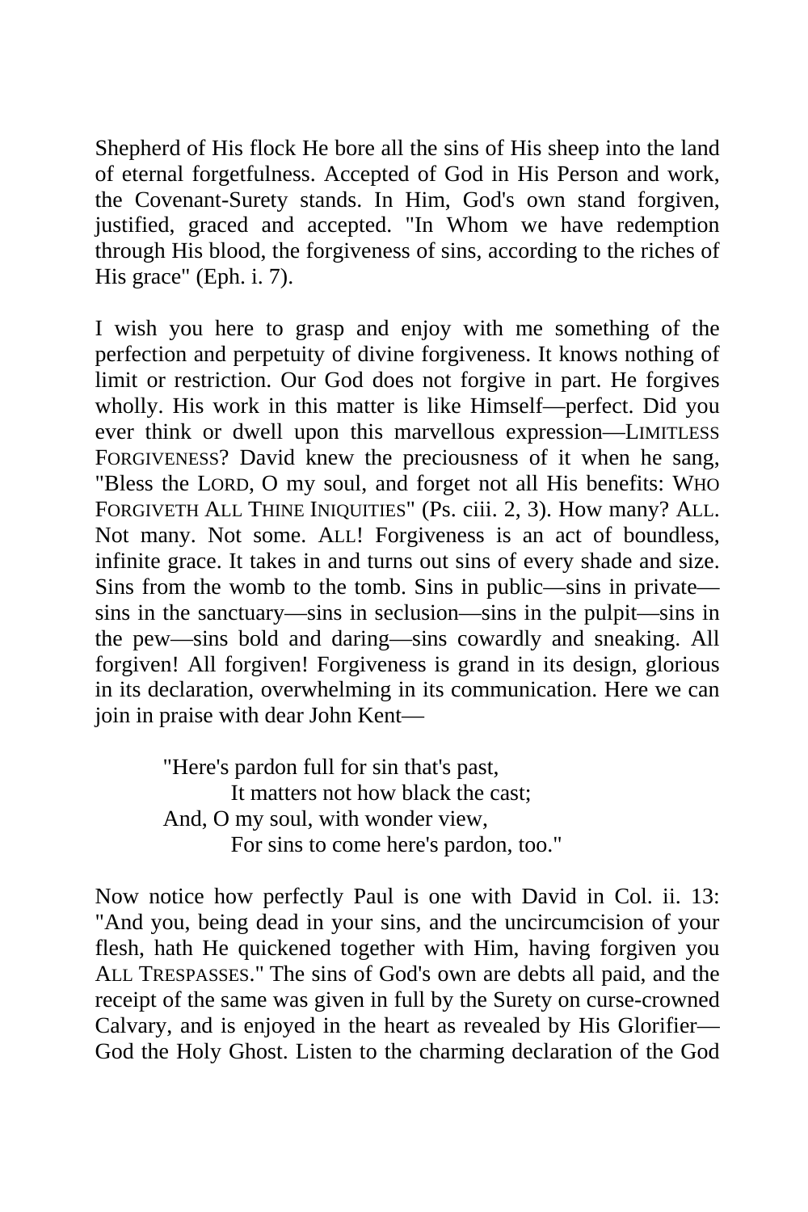Shepherd of His flock He bore all the sins of His sheep into the land of eternal forgetfulness. Accepted of God in His Person and work, the Covenant-Surety stands. In Him, God's own stand forgiven, justified, graced and accepted. "In Whom we have redemption through His blood, the forgiveness of sins, according to the riches of His grace" (Eph. i. 7).

I wish you here to grasp and enjoy with me something of the perfection and perpetuity of divine forgiveness. It knows nothing of limit or restriction. Our God does not forgive in part. He forgives wholly. His work in this matter is like Himself—perfect. Did you ever think or dwell upon this marvellous expression—LIMITLESS FORGIVENESS? David knew the preciousness of it when he sang, "Bless the LORD, O my soul, and forget not all His benefits: WHO FORGIVETH ALL THINE INIQUITIES" (Ps. ciii. 2, 3). How many? ALL. Not many. Not some. ALL! Forgiveness is an act of boundless, infinite grace. It takes in and turns out sins of every shade and size. Sins from the womb to the tomb. Sins in public—sins in private—sins in the sanctuary—sins in seclusion—sins in the pulpit—sins in the pew—sins bold and daring—sins cowardly and sneaking. All forgiven! All forgiven! Forgiveness is grand in its design, glorious in its declaration, overwhelming in its communication. Here we can join in praise with dear John Kent—

> "Here's pardon full for sin that's past,
> It matters not how black the cast;
> And, O my soul, with wonder view,
> For sins to come here's pardon, too."

Now notice how perfectly Paul is one with David in Col. ii. 13: "And you, being dead in your sins, and the uncircumcision of your flesh, hath He quickened together with Him, having forgiven you ALL TRESPASSES." The sins of God's own are debts all paid, and the receipt of the same was given in full by the Surety on curse-crowned Calvary, and is enjoyed in the heart as revealed by His Glorifier—God the Holy Ghost. Listen to the charming declaration of the God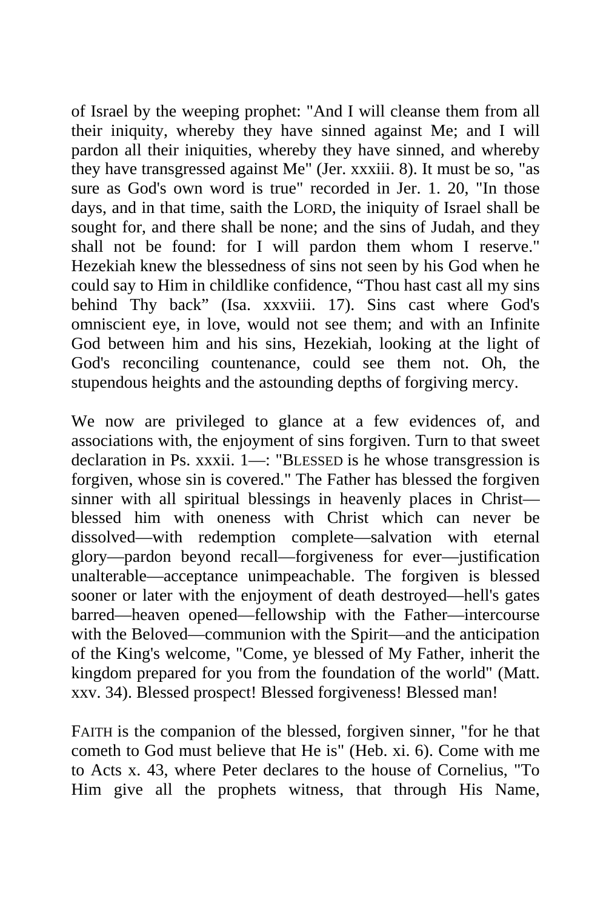of Israel by the weeping prophet: "And I will cleanse them from all their iniquity, whereby they have sinned against Me; and I will pardon all their iniquities, whereby they have sinned, and whereby they have transgressed against Me" (Jer. xxxiii. 8). It must be so, "as sure as God's own word is true" recorded in Jer. 1. 20, "In those days, and in that time, saith the LORD, the iniquity of Israel shall be sought for, and there shall be none; and the sins of Judah, and they shall not be found: for I will pardon them whom I reserve." Hezekiah knew the blessedness of sins not seen by his God when he could say to Him in childlike confidence, “Thou hast cast all my sins behind Thy back” (Isa. xxxviii. 17). Sins cast where God's omniscient eye, in love, would not see them; and with an Infinite God between him and his sins, Hezekiah, looking at the light of God's reconciling countenance, could see them not. Oh, the stupendous heights and the astounding depths of forgiving mercy.

We now are privileged to glance at a few evidences of, and associations with, the enjoyment of sins forgiven. Turn to that sweet declaration in Ps. xxxii. 1—: "BLESSED is he whose transgression is forgiven, whose sin is covered." The Father has blessed the forgiven sinner with all spiritual blessings in heavenly places in Christ—blessed him with oneness with Christ which can never be dissolved—with redemption complete—salvation with eternal glory—pardon beyond recall—forgiveness for ever—justification unalterable—acceptance unimpeachable. The forgiven is blessed sooner or later with the enjoyment of death destroyed—hell's gates barred—heaven opened—fellowship with the Father—intercourse with the Beloved—communion with the Spirit—and the anticipation of the King's welcome, "Come, ye blessed of My Father, inherit the kingdom prepared for you from the foundation of the world" (Matt. xxv. 34). Blessed prospect! Blessed forgiveness! Blessed man!

FAITH is the companion of the blessed, forgiven sinner, "for he that cometh to God must believe that He is" (Heb. xi. 6). Come with me to Acts x. 43, where Peter declares to the house of Cornelius, "To Him give all the prophets witness, that through His Name,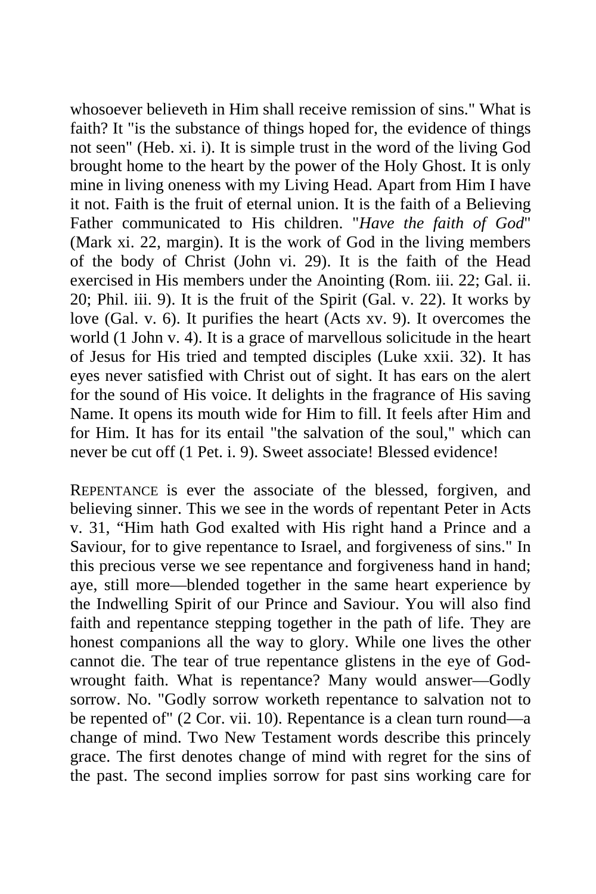whosoever believeth in Him shall receive remission of sins." What is faith? It "is the substance of things hoped for, the evidence of things not seen" (Heb. xi. i). It is simple trust in the word of the living God brought home to the heart by the power of the Holy Ghost. It is only mine in living oneness with my Living Head. Apart from Him I have it not. Faith is the fruit of eternal union. It is the faith of a Believing Father communicated to His children. "*Have the faith of God*" (Mark xi. 22, margin). It is the work of God in the living members of the body of Christ (John vi. 29). It is the faith of the Head exercised in His members under the Anointing (Rom. iii. 22; Gal. ii. 20; Phil. iii. 9). It is the fruit of the Spirit (Gal. v. 22). It works by love (Gal. v. 6). It purifies the heart (Acts xv. 9). It overcomes the world (1 John v. 4). It is a grace of marvellous solicitude in the heart of Jesus for His tried and tempted disciples (Luke xxii. 32). It has eyes never satisfied with Christ out of sight. It has ears on the alert for the sound of His voice. It delights in the fragrance of His saving Name. It opens its mouth wide for Him to fill. It feels after Him and for Him. It has for its entail "the salvation of the soul," which can never be cut off (1 Pet. i. 9). Sweet associate! Blessed evidence!

REPENTANCE is ever the associate of the blessed, forgiven, and believing sinner. This we see in the words of repentant Peter in Acts v. 31, "Him hath God exalted with His right hand a Prince and a Saviour, for to give repentance to Israel, and forgiveness of sins." In this precious verse we see repentance and forgiveness hand in hand; aye, still more—blended together in the same heart experience by the Indwelling Spirit of our Prince and Saviour. You will also find faith and repentance stepping together in the path of life. They are honest companions all the way to glory. While one lives the other cannot die. The tear of true repentance glistens in the eye of God-wrought faith. What is repentance? Many would answer—Godly sorrow. No. "Godly sorrow worketh repentance to salvation not to be repented of" (2 Cor. vii. 10). Repentance is a clean turn round—a change of mind. Two New Testament words describe this princely grace. The first denotes change of mind with regret for the sins of the past. The second implies sorrow for past sins working care for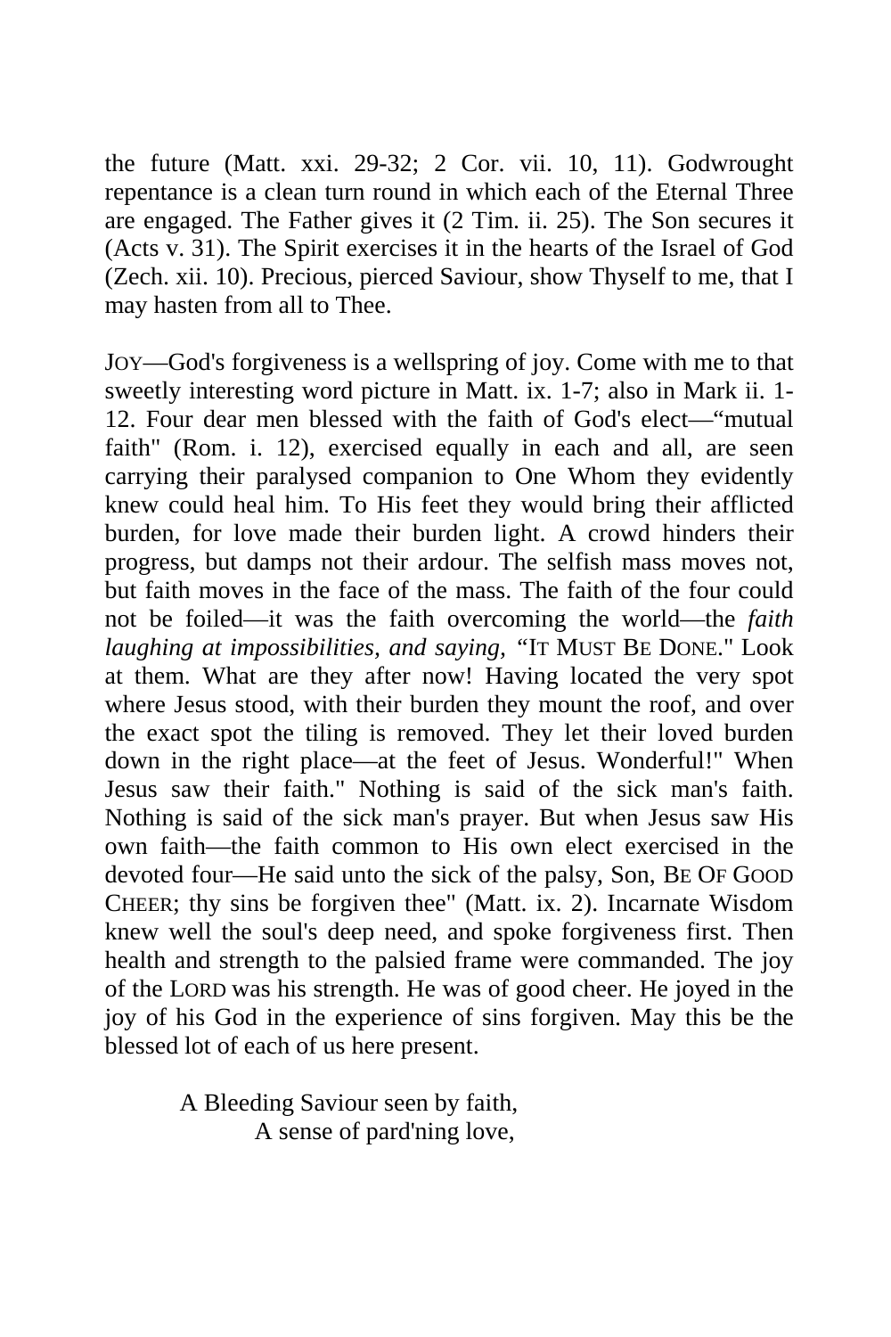the future (Matt. xxi. 29-32; 2 Cor. vii. 10, 11). Godwrought repentance is a clean turn round in which each of the Eternal Three are engaged. The Father gives it (2 Tim. ii. 25). The Son secures it (Acts v. 31). The Spirit exercises it in the hearts of the Israel of God (Zech. xii. 10). Precious, pierced Saviour, show Thyself to me, that I may hasten from all to Thee.

JOY—God's forgiveness is a wellspring of joy. Come with me to that sweetly interesting word picture in Matt. ix. 1-7; also in Mark ii. 1-12. Four dear men blessed with the faith of God's elect—"mutual faith" (Rom. i. 12), exercised equally in each and all, are seen carrying their paralysed companion to One Whom they evidently knew could heal him. To His feet they would bring their afflicted burden, for love made their burden light. A crowd hinders their progress, but damps not their ardour. The selfish mass moves not, but faith moves in the face of the mass. The faith of the four could not be foiled—it was the faith overcoming the world—the *faith laughing at impossibilities, and saying,* "IT MUST BE DONE." Look at them. What are they after now! Having located the very spot where Jesus stood, with their burden they mount the roof, and over the exact spot the tiling is removed. They let their loved burden down in the right place—at the feet of Jesus. Wonderful!" When Jesus saw their faith." Nothing is said of the sick man's faith. Nothing is said of the sick man's prayer. But when Jesus saw His own faith—the faith common to His own elect exercised in the devoted four—He said unto the sick of the palsy, Son, BE OF GOOD CHEER; thy sins be forgiven thee" (Matt. ix. 2). Incarnate Wisdom knew well the soul's deep need, and spoke forgiveness first. Then health and strength to the palsied frame were commanded. The joy of the LORD was his strength. He was of good cheer. He joyed in the joy of his God in the experience of sins forgiven. May this be the blessed lot of each of us here present.

A Bleeding Saviour seen by faith,
    A sense of pard'ning love,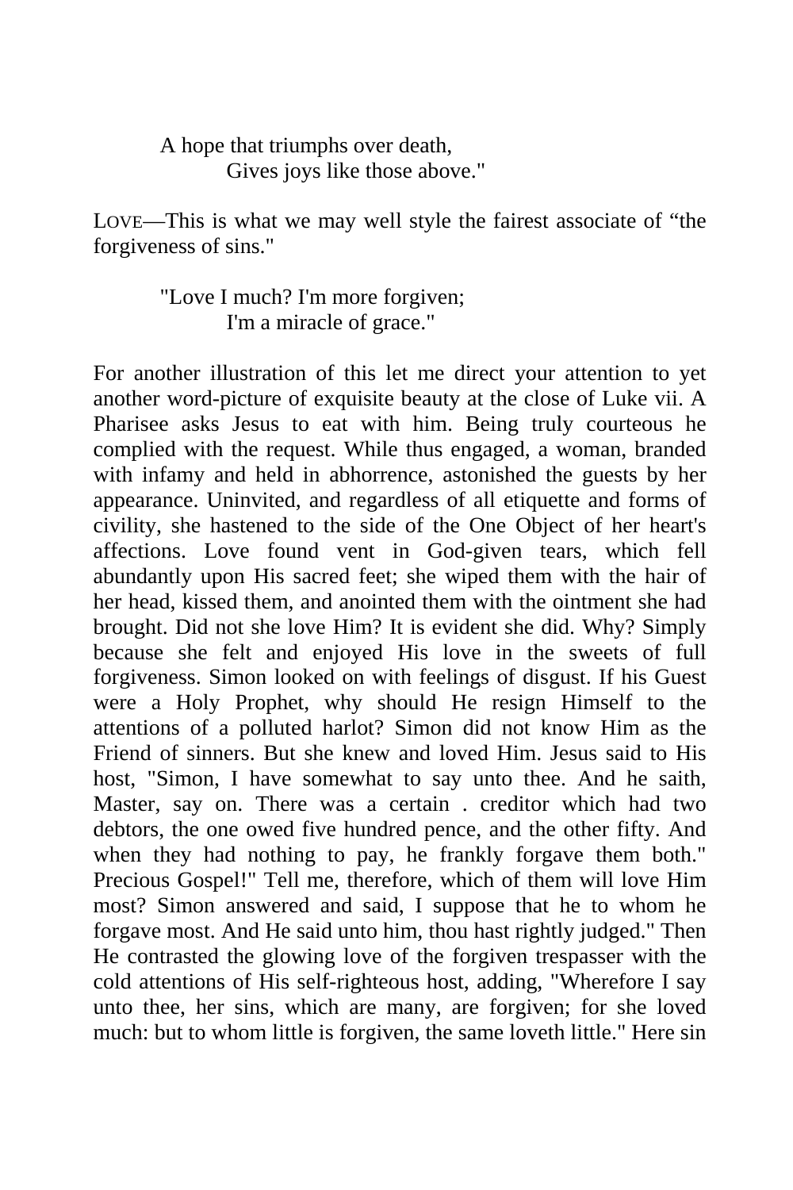A hope that triumphs over death,
Gives joys like those above."

LOVE—This is what we may well style the fairest associate of “the forgiveness of sins."

"Love I much? I'm more forgiven;
I'm a miracle of grace."

For another illustration of this let me direct your attention to yet another word-picture of exquisite beauty at the close of Luke vii. A Pharisee asks Jesus to eat with him. Being truly courteous he complied with the request. While thus engaged, a woman, branded with infamy and held in abhorrence, astonished the guests by her appearance. Uninvited, and regardless of all etiquette and forms of civility, she hastened to the side of the One Object of her heart's affections. Love found vent in God-given tears, which fell abundantly upon His sacred feet; she wiped them with the hair of her head, kissed them, and anointed them with the ointment she had brought. Did not she love Him? It is evident she did. Why? Simply because she felt and enjoyed His love in the sweets of full forgiveness. Simon looked on with feelings of disgust. If his Guest were a Holy Prophet, why should He resign Himself to the attentions of a polluted harlot? Simon did not know Him as the Friend of sinners. But she knew and loved Him. Jesus said to His host, "Simon, I have somewhat to say unto thee. And he saith, Master, say on. There was a certain . creditor which had two debtors, the one owed five hundred pence, and the other fifty. And when they had nothing to pay, he frankly forgave them both." Precious Gospel!" Tell me, therefore, which of them will love Him most? Simon answered and said, I suppose that he to whom he forgave most. And He said unto him, thou hast rightly judged." Then He contrasted the glowing love of the forgiven trespasser with the cold attentions of His self-righteous host, adding, "Wherefore I say unto thee, her sins, which are many, are forgiven; for she loved much: but to whom little is forgiven, the same loveth little." Here sin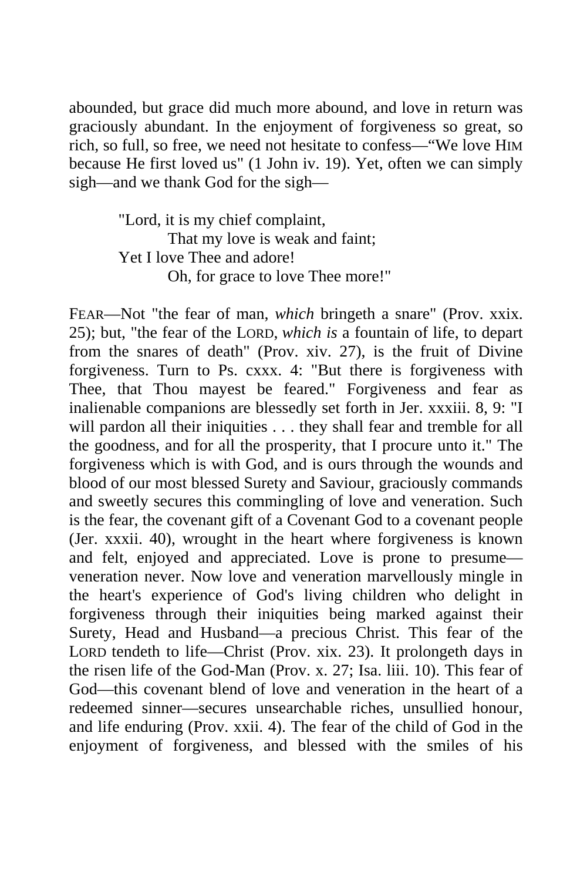abounded, but grace did much more abound, and love in return was graciously abundant. In the enjoyment of forgiveness so great, so rich, so full, so free, we need not hesitate to confess—"We love HIM because He first loved us" (1 John iv. 19). Yet, often we can simply sigh—and we thank God for the sigh—

> "Lord, it is my chief complaint,
> That my love is weak and faint;
> Yet I love Thee and adore!
> Oh, for grace to love Thee more!"

FEAR—Not "the fear of man, *which* bringeth a snare" (Prov. xxix. 25); but, "the fear of the LORD, *which is* a fountain of life, to depart from the snares of death" (Prov. xiv. 27), is the fruit of Divine forgiveness. Turn to Ps. cxxx. 4: "But there is forgiveness with Thee, that Thou mayest be feared." Forgiveness and fear as inalienable companions are blessedly set forth in Jer. xxxiii. 8, 9: "I will pardon all their iniquities . . . they shall fear and tremble for all the goodness, and for all the prosperity, that I procure unto it." The forgiveness which is with God, and is ours through the wounds and blood of our most blessed Surety and Saviour, graciously commands and sweetly secures this commingling of love and veneration. Such is the fear, the covenant gift of a Covenant God to a covenant people (Jer. xxxii. 40), wrought in the heart where forgiveness is known and felt, enjoyed and appreciated. Love is prone to presume—veneration never. Now love and veneration marvellously mingle in the heart's experience of God's living children who delight in forgiveness through their iniquities being marked against their Surety, Head and Husband—a precious Christ. This fear of the LORD tendeth to life—Christ (Prov. xix. 23). It prolongeth days in the risen life of the God-Man (Prov. x. 27; Isa. liii. 10). This fear of God—this covenant blend of love and veneration in the heart of a redeemed sinner—secures unsearchable riches, unsullied honour, and life enduring (Prov. xxii. 4). The fear of the child of God in the enjoyment of forgiveness, and blessed with the smiles of his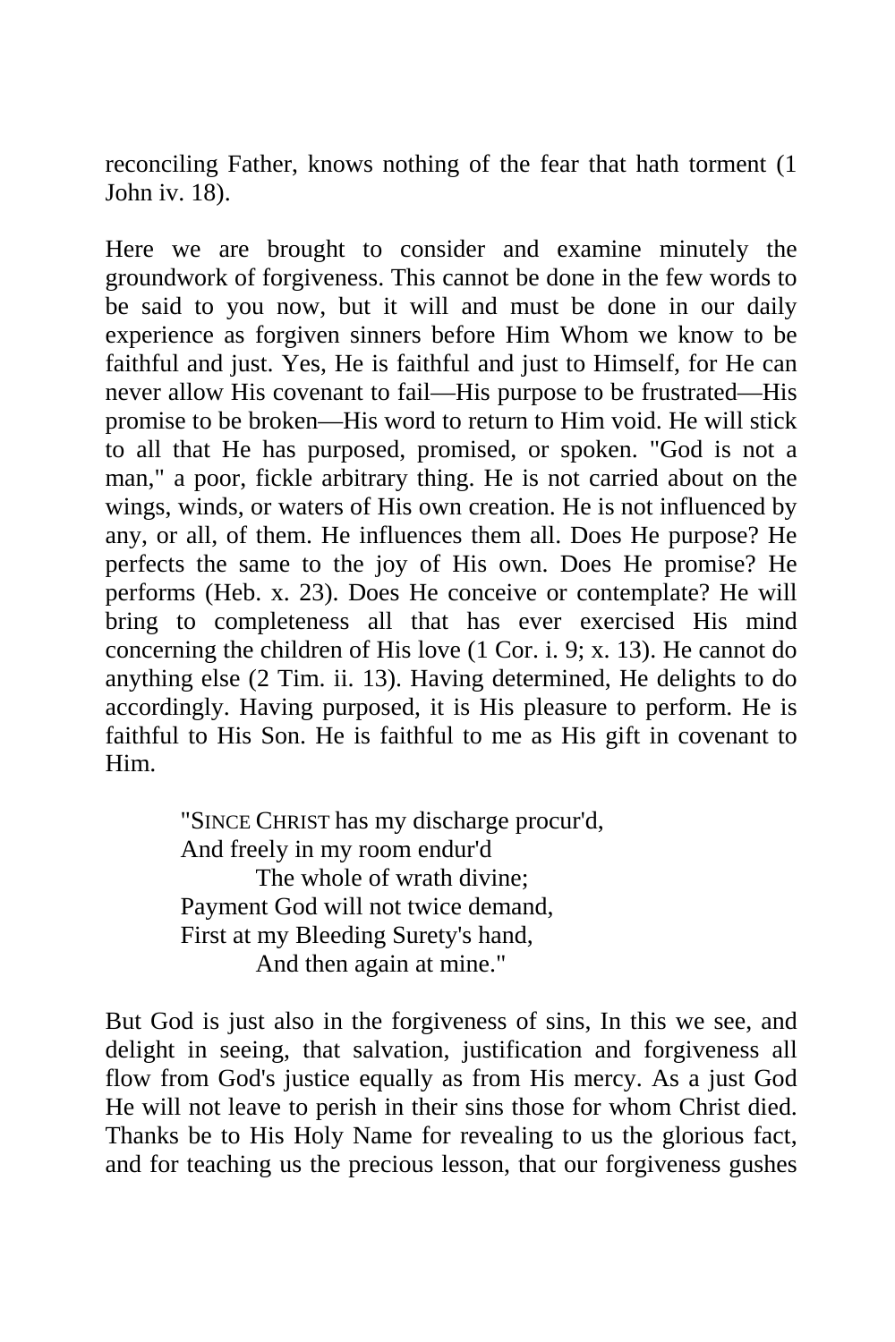reconciling Father, knows nothing of the fear that hath torment (1 John iv. 18).

Here we are brought to consider and examine minutely the groundwork of forgiveness. This cannot be done in the few words to be said to you now, but it will and must be done in our daily experience as forgiven sinners before Him Whom we know to be faithful and just. Yes, He is faithful and just to Himself, for He can never allow His covenant to fail—His purpose to be frustrated—His promise to be broken—His word to return to Him void. He will stick to all that He has purposed, promised, or spoken. "God is not a man," a poor, fickle arbitrary thing. He is not carried about on the wings, winds, or waters of His own creation. He is not influenced by any, or all, of them. He influences them all. Does He purpose? He perfects the same to the joy of His own. Does He promise? He performs (Heb. x. 23). Does He conceive or contemplate? He will bring to completeness all that has ever exercised His mind concerning the children of His love (1 Cor. i. 9; x. 13). He cannot do anything else (2 Tim. ii. 13). Having determined, He delights to do accordingly. Having purposed, it is His pleasure to perform. He is faithful to His Son. He is faithful to me as His gift in covenant to Him.

> "SINCE CHRIST has my discharge procur'd,
> And freely in my room endur'd
> The whole of wrath divine;
> Payment God will not twice demand,
> First at my Bleeding Surety's hand,
> And then again at mine."

But God is just also in the forgiveness of sins, In this we see, and delight in seeing, that salvation, justification and forgiveness all flow from God's justice equally as from His mercy. As a just God He will not leave to perish in their sins those for whom Christ died. Thanks be to His Holy Name for revealing to us the glorious fact, and for teaching us the precious lesson, that our forgiveness gushes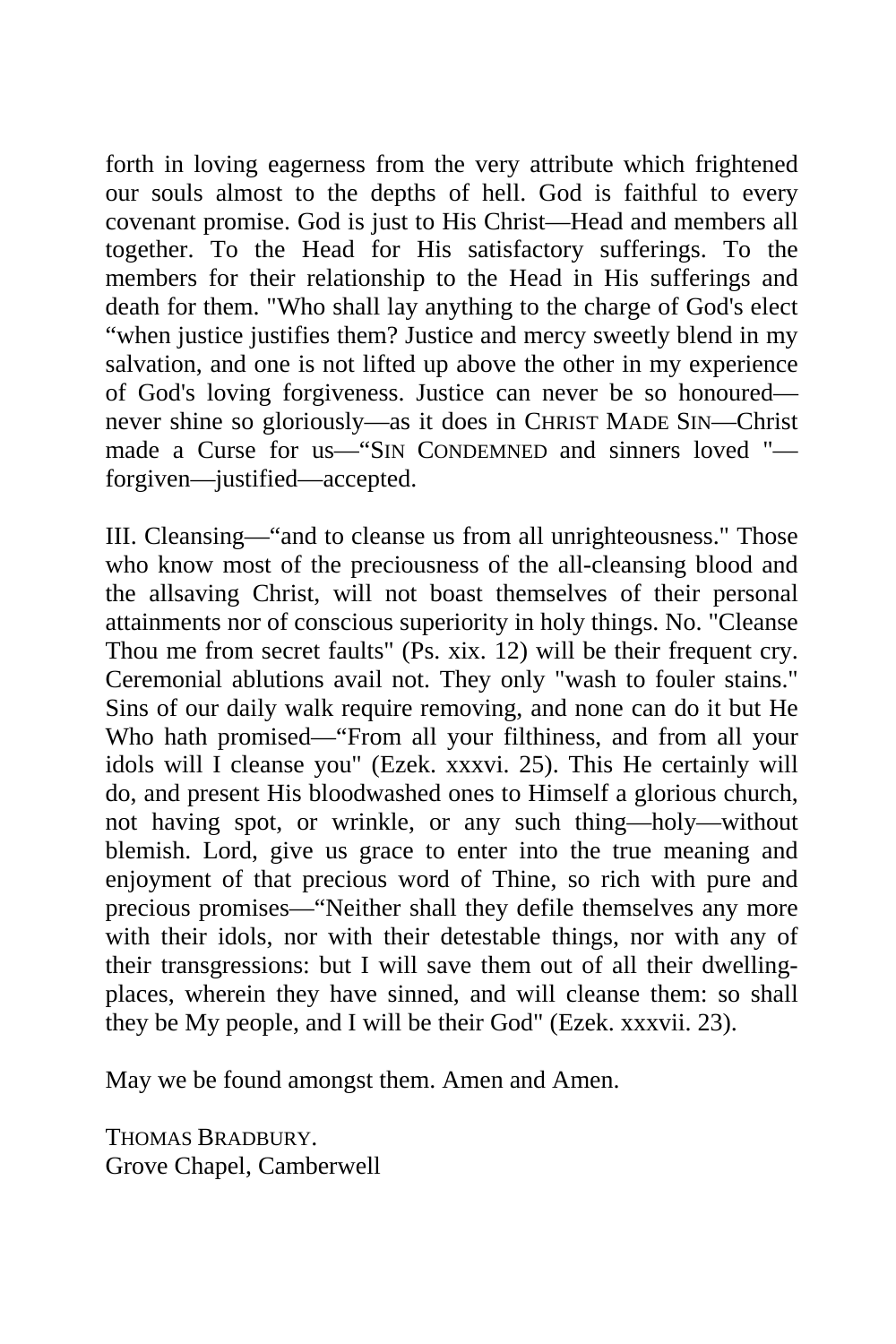forth in loving eagerness from the very attribute which frightened our souls almost to the depths of hell. God is faithful to every covenant promise. God is just to His Christ—Head and members all together. To the Head for His satisfactory sufferings. To the members for their relationship to the Head in His sufferings and death for them. "Who shall lay anything to the charge of God's elect "when justice justifies them? Justice and mercy sweetly blend in my salvation, and one is not lifted up above the other in my experience of God's loving forgiveness. Justice can never be so honoured—never shine so gloriously—as it does in CHRIST MADE SIN—Christ made a Curse for us—"SIN CONDEMNED and sinners loved "—forgiven—justified—accepted.

III. Cleansing—"and to cleanse us from all unrighteousness." Those who know most of the preciousness of the all-cleansing blood and the allsaving Christ, will not boast themselves of their personal attainments nor of conscious superiority in holy things. No. "Cleanse Thou me from secret faults" (Ps. xix. 12) will be their frequent cry. Ceremonial ablutions avail not. They only "wash to fouler stains." Sins of our daily walk require removing, and none can do it but He Who hath promised—"From all your filthiness, and from all your idols will I cleanse you" (Ezek. xxxvi. 25). This He certainly will do, and present His bloodwashed ones to Himself a glorious church, not having spot, or wrinkle, or any such thing—holy—without blemish. Lord, give us grace to enter into the true meaning and enjoyment of that precious word of Thine, so rich with pure and precious promises—"Neither shall they defile themselves any more with their idols, nor with their detestable things, nor with any of their transgressions: but I will save them out of all their dwelling-places, wherein they have sinned, and will cleanse them: so shall they be My people, and I will be their God" (Ezek. xxxvii. 23).

May we be found amongst them. Amen and Amen.

THOMAS BRADBURY.
Grove Chapel, Camberwell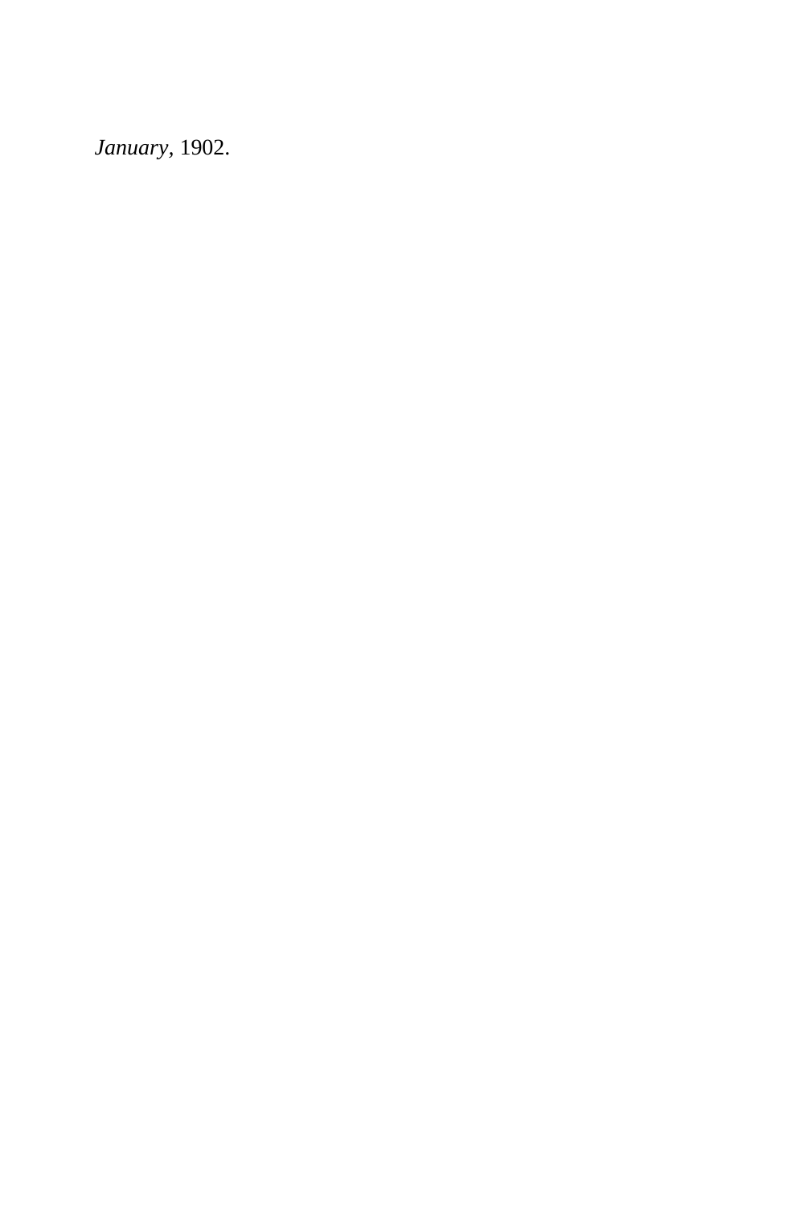*January*, 1902.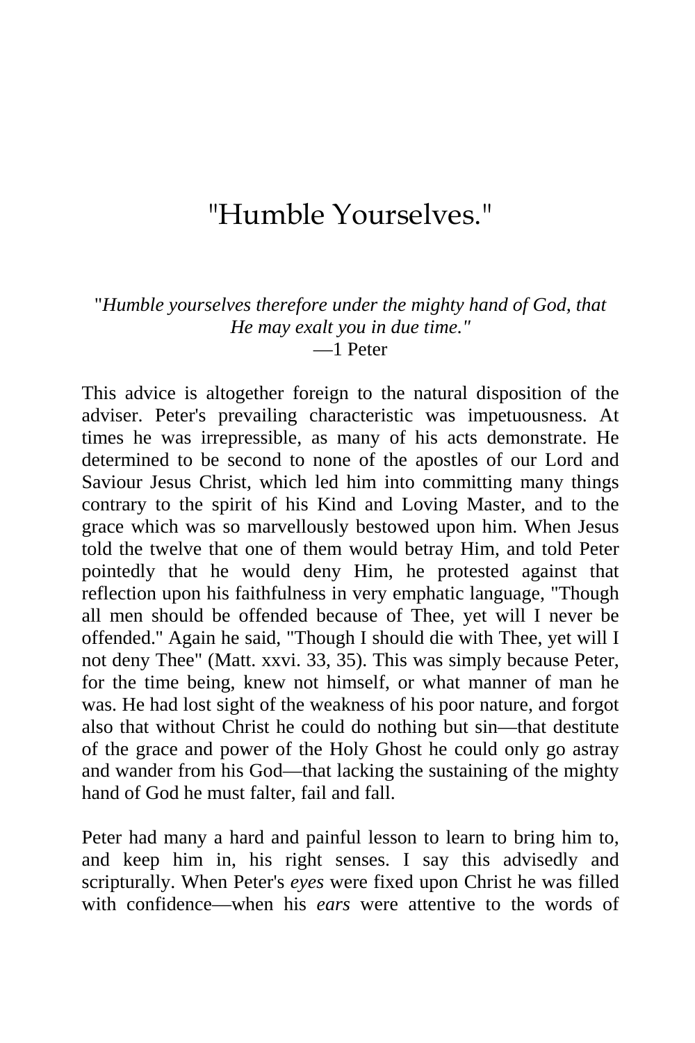# "Humble Yourselves."

"*Humble yourselves therefore under the mighty hand of God, that He may exalt you in due time."*
—1 Peter

This advice is altogether foreign to the natural disposition of the adviser. Peter's prevailing characteristic was impetuousness. At times he was irrepressible, as many of his acts demonstrate. He determined to be second to none of the apostles of our Lord and Saviour Jesus Christ, which led him into committing many things contrary to the spirit of his Kind and Loving Master, and to the grace which was so marvellously bestowed upon him. When Jesus told the twelve that one of them would betray Him, and told Peter pointedly that he would deny Him, he protested against that reflection upon his faithfulness in very emphatic language, "Though all men should be offended because of Thee, yet will I never be offended." Again he said, "Though I should die with Thee, yet will I not deny Thee" (Matt. xxvi. 33, 35). This was simply because Peter, for the time being, knew not himself, or what manner of man he was. He had lost sight of the weakness of his poor nature, and forgot also that without Christ he could do nothing but sin—that destitute of the grace and power of the Holy Ghost he could only go astray and wander from his God—that lacking the sustaining of the mighty hand of God he must falter, fail and fall.

Peter had many a hard and painful lesson to learn to bring him to, and keep him in, his right senses. I say this advisedly and scripturally. When Peter's *eyes* were fixed upon Christ he was filled with confidence—when his *ears* were attentive to the words of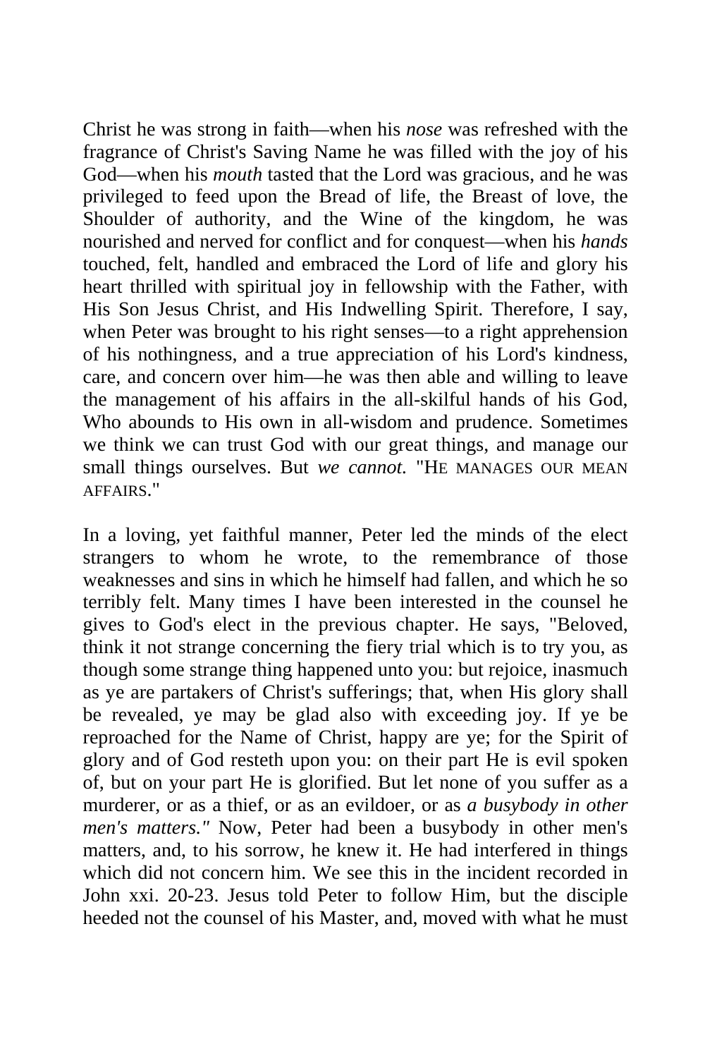Christ he was strong in faith—when his *nose* was refreshed with the fragrance of Christ's Saving Name he was filled with the joy of his God—when his *mouth* tasted that the Lord was gracious, and he was privileged to feed upon the Bread of life, the Breast of love, the Shoulder of authority, and the Wine of the kingdom, he was nourished and nerved for conflict and for conquest—when his *hands* touched, felt, handled and embraced the Lord of life and glory his heart thrilled with spiritual joy in fellowship with the Father, with His Son Jesus Christ, and His Indwelling Spirit. Therefore, I say, when Peter was brought to his right senses—to a right apprehension of his nothingness, and a true appreciation of his Lord's kindness, care, and concern over him—he was then able and willing to leave the management of his affairs in the all-skilful hands of his God, Who abounds to His own in all-wisdom and prudence. Sometimes we think we can trust God with our great things, and manage our small things ourselves. But *we cannot.* "HE MANAGES OUR MEAN AFFAIRS."

In a loving, yet faithful manner, Peter led the minds of the elect strangers to whom he wrote, to the remembrance of those weaknesses and sins in which he himself had fallen, and which he so terribly felt. Many times I have been interested in the counsel he gives to God's elect in the previous chapter. He says, "Beloved, think it not strange concerning the fiery trial which is to try you, as though some strange thing happened unto you: but rejoice, inasmuch as ye are partakers of Christ's sufferings; that, when His glory shall be revealed, ye may be glad also with exceeding joy. If ye be reproached for the Name of Christ, happy are ye; for the Spirit of glory and of God resteth upon you: on their part He is evil spoken of, but on your part He is glorified. But let none of you suffer as a murderer, or as a thief, or as an evildoer, or as *a busybody in other men's matters."* Now, Peter had been a busybody in other men's matters, and, to his sorrow, he knew it. He had interfered in things which did not concern him. We see this in the incident recorded in John xxi. 20-23. Jesus told Peter to follow Him, but the disciple heeded not the counsel of his Master, and, moved with what he must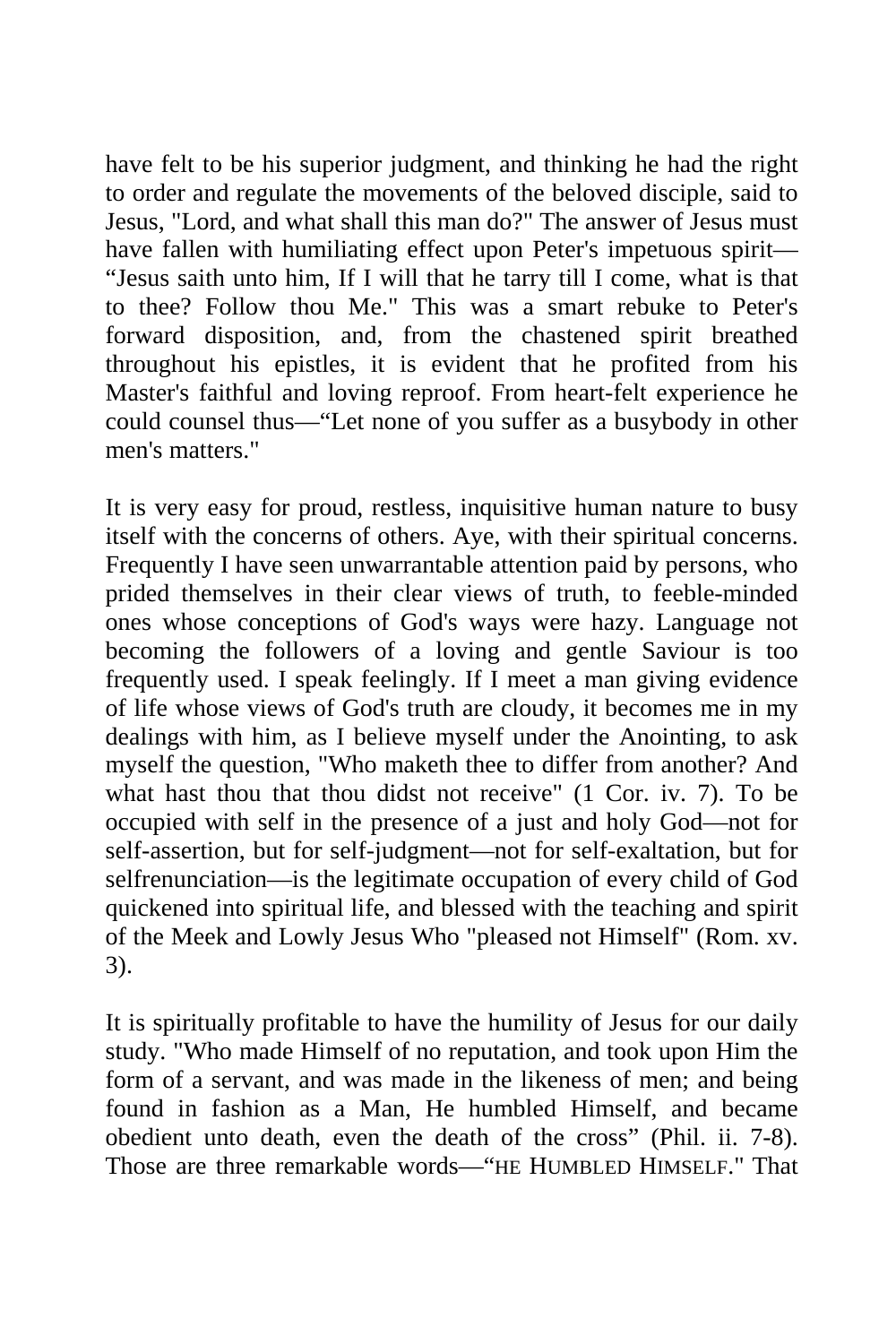have felt to be his superior judgment, and thinking he had the right to order and regulate the movements of the beloved disciple, said to Jesus, "Lord, and what shall this man do?" The answer of Jesus must have fallen with humiliating effect upon Peter's impetuous spirit—"Jesus saith unto him, If I will that he tarry till I come, what is that to thee? Follow thou Me." This was a smart rebuke to Peter's forward disposition, and, from the chastened spirit breathed throughout his epistles, it is evident that he profited from his Master's faithful and loving reproof. From heart-felt experience he could counsel thus—"Let none of you suffer as a busybody in other men's matters."

It is very easy for proud, restless, inquisitive human nature to busy itself with the concerns of others. Aye, with their spiritual concerns. Frequently I have seen unwarrantable attention paid by persons, who prided themselves in their clear views of truth, to feeble-minded ones whose conceptions of God's ways were hazy. Language not becoming the followers of a loving and gentle Saviour is too frequently used. I speak feelingly. If I meet a man giving evidence of life whose views of God's truth are cloudy, it becomes me in my dealings with him, as I believe myself under the Anointing, to ask myself the question, "Who maketh thee to differ from another? And what hast thou that thou didst not receive" (1 Cor. iv. 7). To be occupied with self in the presence of a just and holy God—not for self-assertion, but for self-judgment—not for self-exaltation, but for selfrenunciation—is the legitimate occupation of every child of God quickened into spiritual life, and blessed with the teaching and spirit of the Meek and Lowly Jesus Who "pleased not Himself" (Rom. xv. 3).

It is spiritually profitable to have the humility of Jesus for our daily study. "Who made Himself of no reputation, and took upon Him the form of a servant, and was made in the likeness of men; and being found in fashion as a Man, He humbled Himself, and became obedient unto death, even the death of the cross" (Phil. ii. 7-8). Those are three remarkable words—"HE HUMBLED HIMSELF." That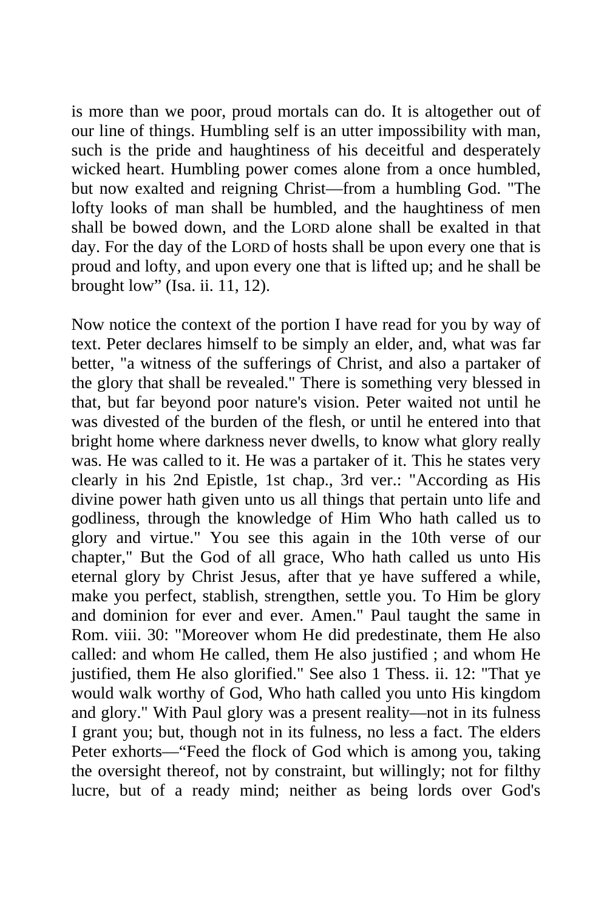is more than we poor, proud mortals can do. It is altogether out of our line of things. Humbling self is an utter impossibility with man, such is the pride and haughtiness of his deceitful and desperately wicked heart. Humbling power comes alone from a once humbled, but now exalted and reigning Christ—from a humbling God. "The lofty looks of man shall be humbled, and the haughtiness of men shall be bowed down, and the LORD alone shall be exalted in that day. For the day of the LORD of hosts shall be upon every one that is proud and lofty, and upon every one that is lifted up; and he shall be brought low" (Isa. ii. 11, 12).

Now notice the context of the portion I have read for you by way of text. Peter declares himself to be simply an elder, and, what was far better, "a witness of the sufferings of Christ, and also a partaker of the glory that shall be revealed." There is something very blessed in that, but far beyond poor nature's vision. Peter waited not until he was divested of the burden of the flesh, or until he entered into that bright home where darkness never dwells, to know what glory really was. He was called to it. He was a partaker of it. This he states very clearly in his 2nd Epistle, 1st chap., 3rd ver.: "According as His divine power hath given unto us all things that pertain unto life and godliness, through the knowledge of Him Who hath called us to glory and virtue." You see this again in the 10th verse of our chapter," But the God of all grace, Who hath called us unto His eternal glory by Christ Jesus, after that ye have suffered a while, make you perfect, stablish, strengthen, settle you. To Him be glory and dominion for ever and ever. Amen." Paul taught the same in Rom. viii. 30: "Moreover whom He did predestinate, them He also called: and whom He called, them He also justified ; and whom He justified, them He also glorified." See also 1 Thess. ii. 12: "That ye would walk worthy of God, Who hath called you unto His kingdom and glory." With Paul glory was a present reality—not in its fulness I grant you; but, though not in its fulness, no less a fact. The elders Peter exhorts—"Feed the flock of God which is among you, taking the oversight thereof, not by constraint, but willingly; not for filthy lucre, but of a ready mind; neither as being lords over God's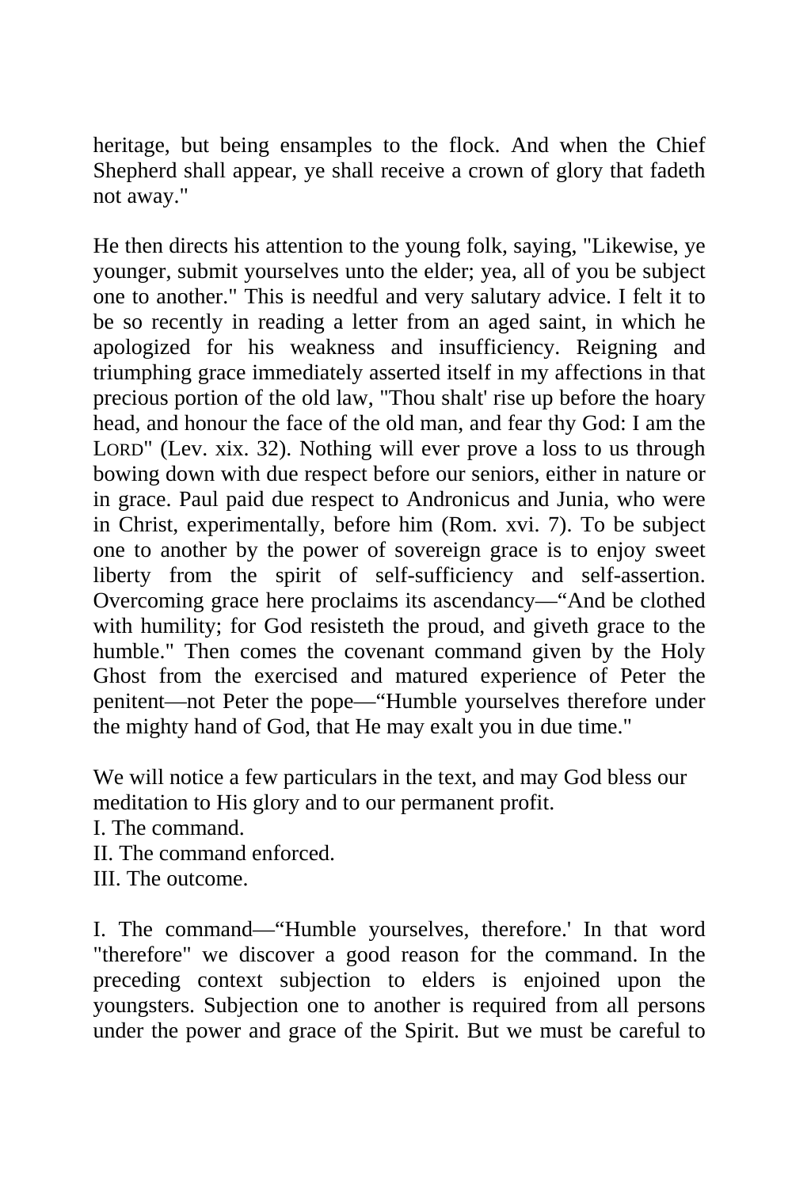heritage, but being ensamples to the flock. And when the Chief Shepherd shall appear, ye shall receive a crown of glory that fadeth not away."

He then directs his attention to the young folk, saying, "Likewise, ye younger, submit yourselves unto the elder; yea, all of you be subject one to another." This is needful and very salutary advice. I felt it to be so recently in reading a letter from an aged saint, in which he apologized for his weakness and insufficiency. Reigning and triumphing grace immediately asserted itself in my affections in that precious portion of the old law, "Thou shalt' rise up before the hoary head, and honour the face of the old man, and fear thy God: I am the LORD" (Lev. xix. 32). Nothing will ever prove a loss to us through bowing down with due respect before our seniors, either in nature or in grace. Paul paid due respect to Andronicus and Junia, who were in Christ, experimentally, before him (Rom. xvi. 7). To be subject one to another by the power of sovereign grace is to enjoy sweet liberty from the spirit of self-sufficiency and self-assertion. Overcoming grace here proclaims its ascendancy—"And be clothed with humility; for God resisteth the proud, and giveth grace to the humble." Then comes the covenant command given by the Holy Ghost from the exercised and matured experience of Peter the penitent—not Peter the pope—"Humble yourselves therefore under the mighty hand of God, that He may exalt you in due time."

We will notice a few particulars in the text, and may God bless our meditation to His glory and to our permanent profit.
I. The command.
II. The command enforced.
III. The outcome.

I. The command—"Humble yourselves, therefore.' In that word "therefore" we discover a good reason for the command. In the preceding context subjection to elders is enjoined upon the youngsters. Subjection one to another is required from all persons under the power and grace of the Spirit. But we must be careful to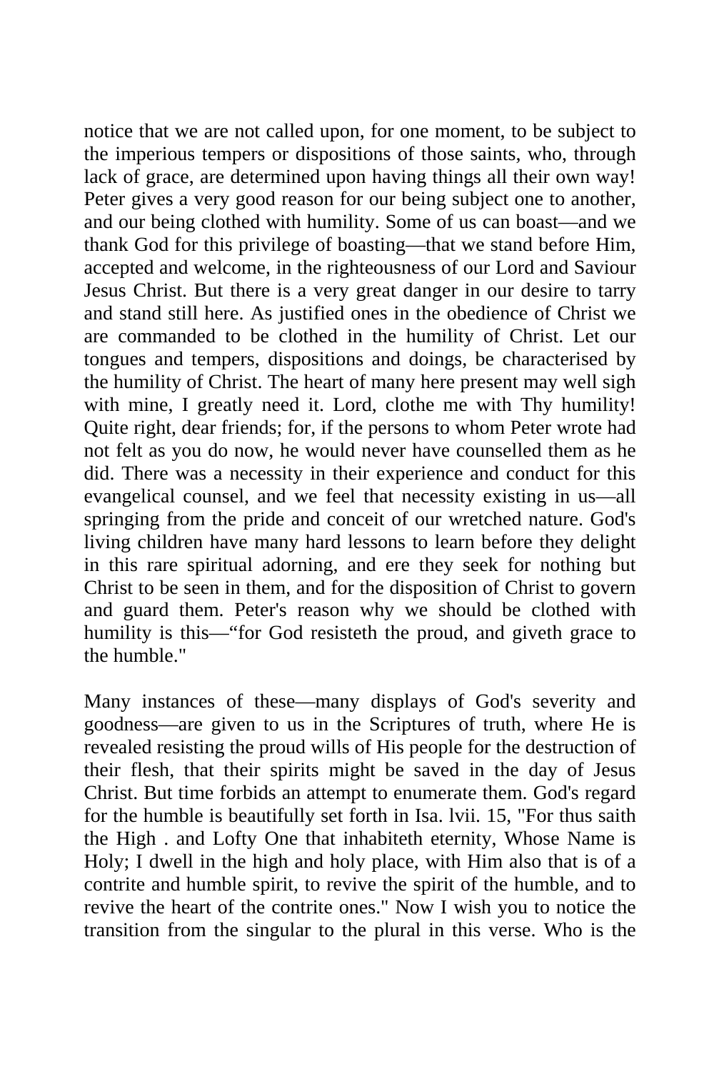notice that we are not called upon, for one moment, to be subject to the imperious tempers or dispositions of those saints, who, through lack of grace, are determined upon having things all their own way! Peter gives a very good reason for our being subject one to another, and our being clothed with humility. Some of us can boast—and we thank God for this privilege of boasting—that we stand before Him, accepted and welcome, in the righteousness of our Lord and Saviour Jesus Christ. But there is a very great danger in our desire to tarry and stand still here. As justified ones in the obedience of Christ we are commanded to be clothed in the humility of Christ. Let our tongues and tempers, dispositions and doings, be characterised by the humility of Christ. The heart of many here present may well sigh with mine, I greatly need it. Lord, clothe me with Thy humility! Quite right, dear friends; for, if the persons to whom Peter wrote had not felt as you do now, he would never have counselled them as he did. There was a necessity in their experience and conduct for this evangelical counsel, and we feel that necessity existing in us—all springing from the pride and conceit of our wretched nature. God's living children have many hard lessons to learn before they delight in this rare spiritual adorning, and ere they seek for nothing but Christ to be seen in them, and for the disposition of Christ to govern and guard them. Peter's reason why we should be clothed with humility is this—"for God resisteth the proud, and giveth grace to the humble."

Many instances of these—many displays of God's severity and goodness—are given to us in the Scriptures of truth, where He is revealed resisting the proud wills of His people for the destruction of their flesh, that their spirits might be saved in the day of Jesus Christ. But time forbids an attempt to enumerate them. God's regard for the humble is beautifully set forth in Isa. lvii. 15, "For thus saith the High . and Lofty One that inhabiteth eternity, Whose Name is Holy; I dwell in the high and holy place, with Him also that is of a contrite and humble spirit, to revive the spirit of the humble, and to revive the heart of the contrite ones." Now I wish you to notice the transition from the singular to the plural in this verse. Who is the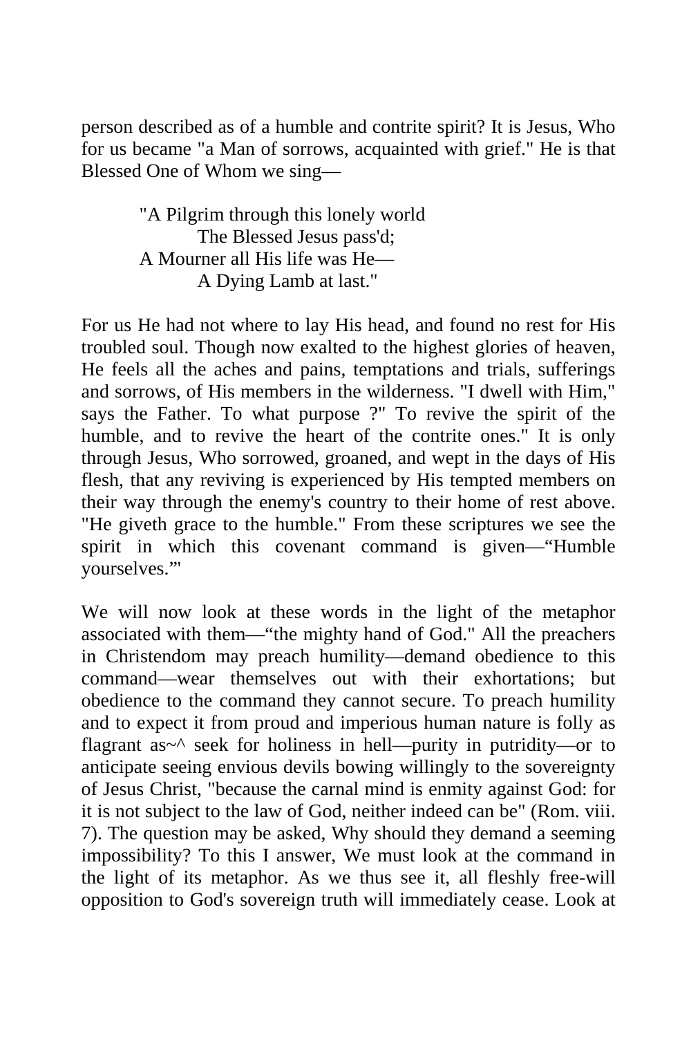person described as of a humble and contrite spirit? It is Jesus, Who for us became "a Man of sorrows, acquainted with grief." He is that Blessed One of Whom we sing—

> "A Pilgrim through this lonely world
> The Blessed Jesus pass'd;
> A Mourner all His life was He—
> A Dying Lamb at last."

For us He had not where to lay His head, and found no rest for His troubled soul. Though now exalted to the highest glories of heaven, He feels all the aches and pains, temptations and trials, sufferings and sorrows, of His members in the wilderness. "I dwell with Him," says the Father. To what purpose ?" To revive the spirit of the humble, and to revive the heart of the contrite ones." It is only through Jesus, Who sorrowed, groaned, and wept in the days of His flesh, that any reviving is experienced by His tempted members on their way through the enemy's country to their home of rest above. "He giveth grace to the humble." From these scriptures we see the spirit in which this covenant command is given—"Humble yourselves."'

We will now look at these words in the light of the metaphor associated with them—"the mighty hand of God." All the preachers in Christendom may preach humility—demand obedience to this command—wear themselves out with their exhortations; but obedience to the command they cannot secure. To preach humility and to expect it from proud and imperious human nature is folly as flagrant as~^ seek for holiness in hell—purity in putridity—or to anticipate seeing envious devils bowing willingly to the sovereignty of Jesus Christ, "because the carnal mind is enmity against God: for it is not subject to the law of God, neither indeed can be" (Rom. viii. 7). The question may be asked, Why should they demand a seeming impossibility? To this I answer, We must look at the command in the light of its metaphor. As we thus see it, all fleshly free-will opposition to God's sovereign truth will immediately cease. Look at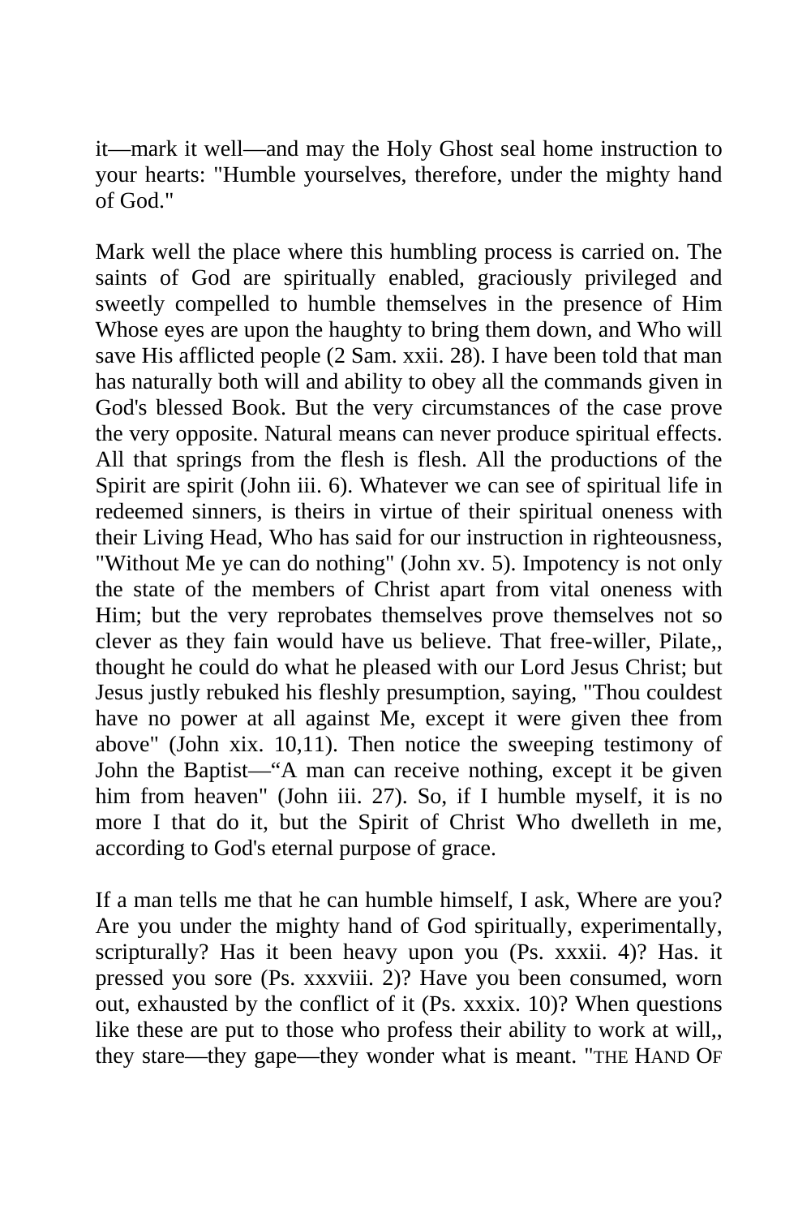it—mark it well—and may the Holy Ghost seal home instruction to your hearts: "Humble yourselves, therefore, under the mighty hand of God."

Mark well the place where this humbling process is carried on. The saints of God are spiritually enabled, graciously privileged and sweetly compelled to humble themselves in the presence of Him Whose eyes are upon the haughty to bring them down, and Who will save His afflicted people (2 Sam. xxii. 28). I have been told that man has naturally both will and ability to obey all the commands given in God's blessed Book. But the very circumstances of the case prove the very opposite. Natural means can never produce spiritual effects. All that springs from the flesh is flesh. All the productions of the Spirit are spirit (John iii. 6). Whatever we can see of spiritual life in redeemed sinners, is theirs in virtue of their spiritual oneness with their Living Head, Who has said for our instruction in righteousness, "Without Me ye can do nothing" (John xv. 5). Impotency is not only the state of the members of Christ apart from vital oneness with Him; but the very reprobates themselves prove themselves not so clever as they fain would have us believe. That free-willer, Pilate,, thought he could do what he pleased with our Lord Jesus Christ; but Jesus justly rebuked his fleshly presumption, saying, "Thou couldest have no power at all against Me, except it were given thee from above" (John xix. 10,11). Then notice the sweeping testimony of John the Baptist—"A man can receive nothing, except it be given him from heaven" (John iii. 27). So, if I humble myself, it is no more I that do it, but the Spirit of Christ Who dwelleth in me, according to God's eternal purpose of grace.

If a man tells me that he can humble himself, I ask, Where are you? Are you under the mighty hand of God spiritually, experimentally, scripturally? Has it been heavy upon you (Ps. xxxii. 4)? Has. it pressed you sore (Ps. xxxviii. 2)? Have you been consumed, worn out, exhausted by the conflict of it (Ps. xxxix. 10)? When questions like these are put to those who profess their ability to work at will,, they stare—they gape—they wonder what is meant. "THE HAND OF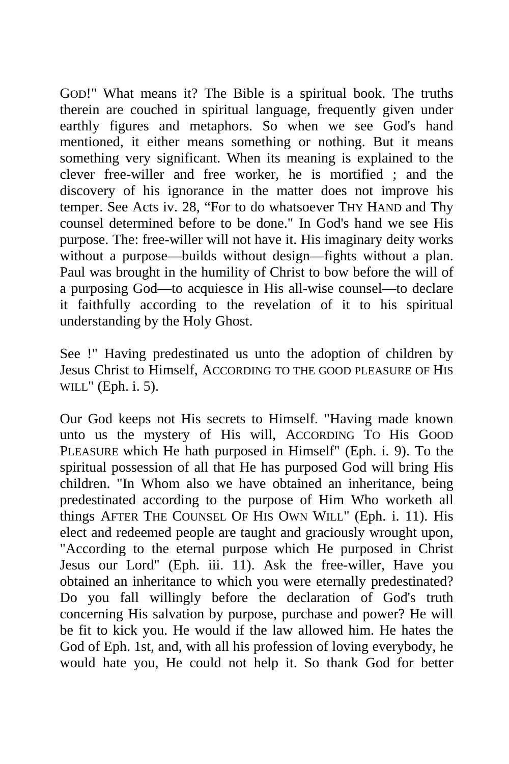GOD!" What means it? The Bible is a spiritual book. The truths therein are couched in spiritual language, frequently given under earthly figures and metaphors. So when we see God's hand mentioned, it either means something or nothing. But it means something very significant. When its meaning is explained to the clever free-willer and free worker, he is mortified ; and the discovery of his ignorance in the matter does not improve his temper. See Acts iv. 28, "For to do whatsoever THY HAND and Thy counsel determined before to be done." In God's hand we see His purpose. The: free-willer will not have it. His imaginary deity works without a purpose—builds without design—fights without a plan. Paul was brought in the humility of Christ to bow before the will of a purposing God—to acquiesce in His all-wise counsel—to declare it faithfully according to the revelation of it to his spiritual understanding by the Holy Ghost.

See !" Having predestinated us unto the adoption of children by Jesus Christ to Himself, ACCORDING TO THE GOOD PLEASURE OF HIS WILL" (Eph. i. 5).

Our God keeps not His secrets to Himself. "Having made known unto us the mystery of His will, ACCORDING TO His GOOD PLEASURE which He hath purposed in Himself" (Eph. i. 9). To the spiritual possession of all that He has purposed God will bring His children. "In Whom also we have obtained an inheritance, being predestinated according to the purpose of Him Who worketh all things AFTER THE COUNSEL OF HIS OWN WILL" (Eph. i. 11). His elect and redeemed people are taught and graciously wrought upon, "According to the eternal purpose which He purposed in Christ Jesus our Lord" (Eph. iii. 11). Ask the free-willer, Have you obtained an inheritance to which you were eternally predestinated? Do you fall willingly before the declaration of God's truth concerning His salvation by purpose, purchase and power? He will be fit to kick you. He would if the law allowed him. He hates the God of Eph. 1st, and, with all his profession of loving everybody, he would hate you, He could not help it. So thank God for better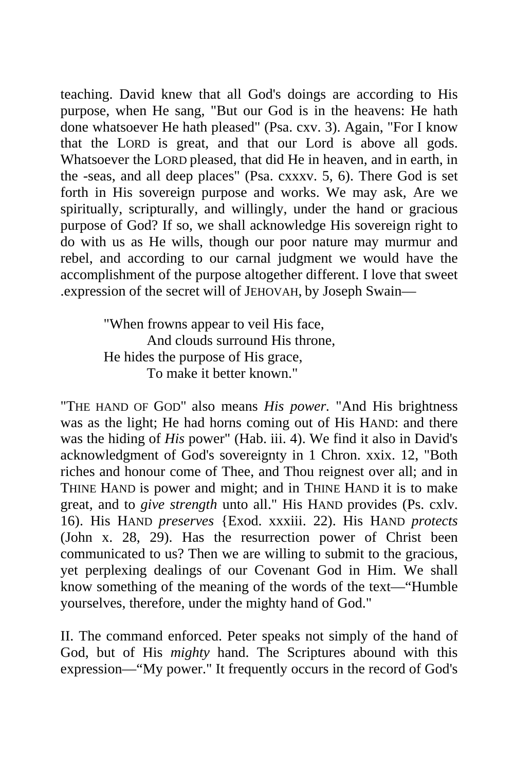teaching. David knew that all God's doings are according to His purpose, when He sang, "But our God is in the heavens: He hath done whatsoever He hath pleased" (Psa. cxv. 3). Again, "For I know that the LORD is great, and that our Lord is above all gods. Whatsoever the LORD pleased, that did He in heaven, and in earth, in the -seas, and all deep places" (Psa. cxxxv. 5, 6). There God is set forth in His sovereign purpose and works. We may ask, Are we spiritually, scripturally, and willingly, under the hand or gracious purpose of God? If so, we shall acknowledge His sovereign right to do with us as He wills, though our poor nature may murmur and rebel, and according to our carnal judgment we would have the accomplishment of the purpose altogether different. I love that sweet .expression of the secret will of JEHOVAH, by Joseph Swain—

> "When frowns appear to veil His face,
> And clouds surround His throne,
> He hides the purpose of His grace,
> To make it better known."

"THE HAND OF GOD" also means *His power*. "And His brightness was as the light; He had horns coming out of His HAND: and there was the hiding of *His* power" (Hab. iii. 4). We find it also in David's acknowledgment of God's sovereignty in 1 Chron. xxix. 12, "Both riches and honour come of Thee, and Thou reignest over all; and in THINE HAND is power and might; and in THINE HAND it is to make great, and to *give strength* unto all." His HAND provides (Ps. cxlv. 16). His HAND *preserves* {Exod. xxxiii. 22). His HAND *protects* (John x. 28, 29). Has the resurrection power of Christ been communicated to us? Then we are willing to submit to the gracious, yet perplexing dealings of our Covenant God in Him. We shall know something of the meaning of the words of the text—"Humble yourselves, therefore, under the mighty hand of God."

II. The command enforced. Peter speaks not simply of the hand of God, but of His *mighty* hand. The Scriptures abound with this expression—"My power." It frequently occurs in the record of God's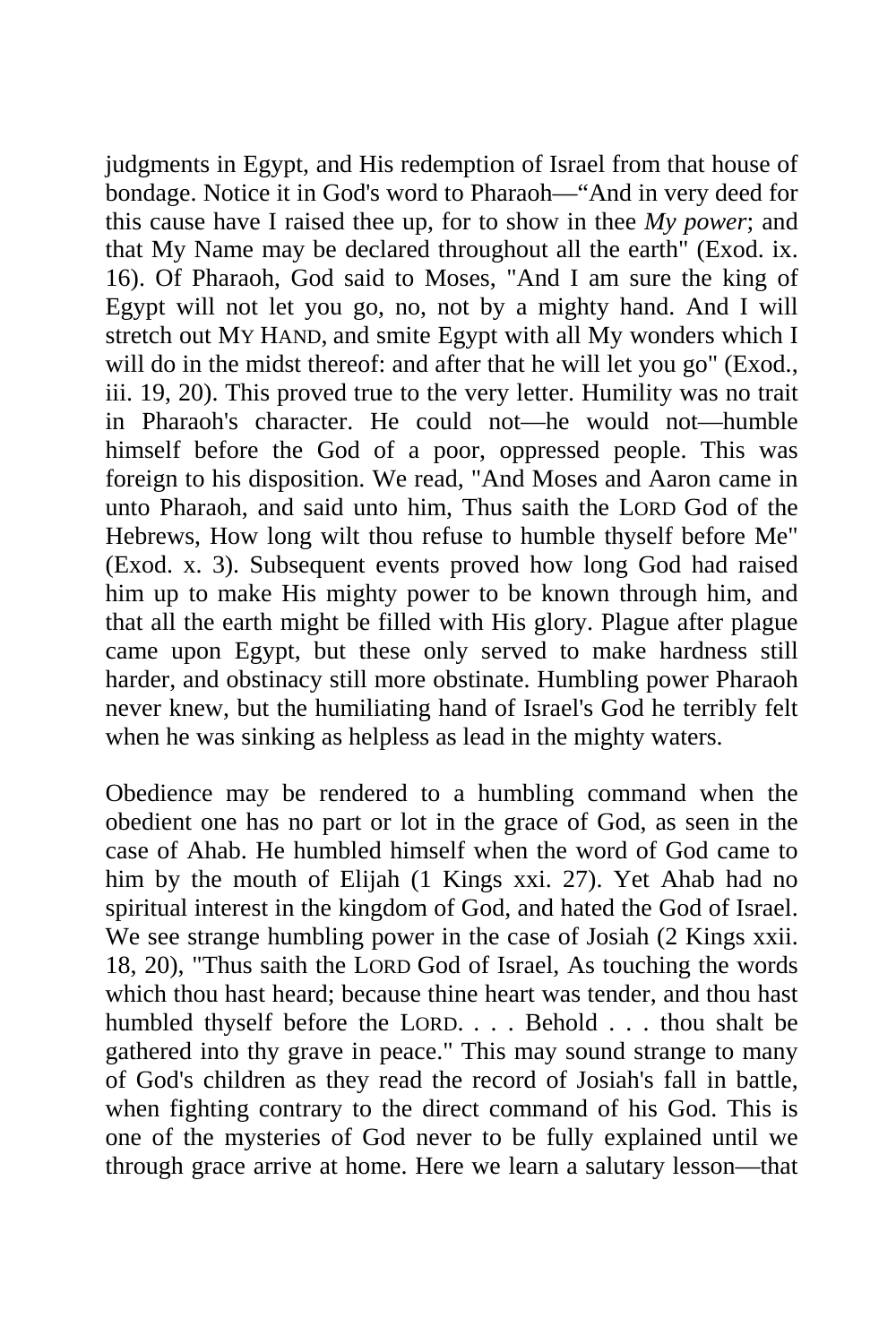judgments in Egypt, and His redemption of Israel from that house of bondage. Notice it in God's word to Pharaoh—“And in very deed for this cause have I raised thee up, for to show in thee *My power*; and that My Name may be declared throughout all the earth" (Exod. ix. 16). Of Pharaoh, God said to Moses, "And I am sure the king of Egypt will not let you go, no, not by a mighty hand. And I will stretch out MY HAND, and smite Egypt with all My wonders which I will do in the midst thereof: and after that he will let you go" (Exod., iii. 19, 20). This proved true to the very letter. Humility was no trait in Pharaoh's character. He could not—he would not—humble himself before the God of a poor, oppressed people. This was foreign to his disposition. We read, "And Moses and Aaron came in unto Pharaoh, and said unto him, Thus saith the LORD God of the Hebrews, How long wilt thou refuse to humble thyself before Me" (Exod. x. 3). Subsequent events proved how long God had raised him up to make His mighty power to be known through him, and that all the earth might be filled with His glory. Plague after plague came upon Egypt, but these only served to make hardness still harder, and obstinacy still more obstinate. Humbling power Pharaoh never knew, but the humiliating hand of Israel's God he terribly felt when he was sinking as helpless as lead in the mighty waters.

Obedience may be rendered to a humbling command when the obedient one has no part or lot in the grace of God, as seen in the case of Ahab. He humbled himself when the word of God came to him by the mouth of Elijah (1 Kings xxi. 27). Yet Ahab had no spiritual interest in the kingdom of God, and hated the God of Israel. We see strange humbling power in the case of Josiah (2 Kings xxii. 18, 20), "Thus saith the LORD God of Israel, As touching the words which thou hast heard; because thine heart was tender, and thou hast humbled thyself before the LORD. . . . Behold . . . thou shalt be gathered into thy grave in peace." This may sound strange to many of God's children as they read the record of Josiah's fall in battle, when fighting contrary to the direct command of his God. This is one of the mysteries of God never to be fully explained until we through grace arrive at home. Here we learn a salutary lesson—that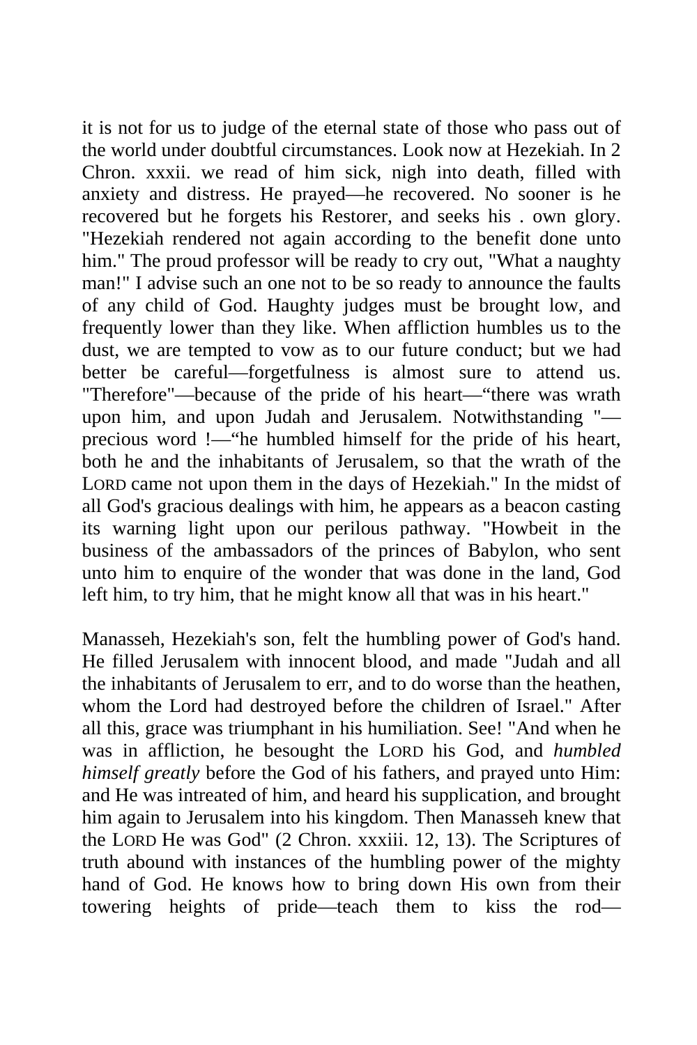it is not for us to judge of the eternal state of those who pass out of the world under doubtful circumstances. Look now at Hezekiah. In 2 Chron. xxxii. we read of him sick, nigh into death, filled with anxiety and distress. He prayed—he recovered. No sooner is he recovered but he forgets his Restorer, and seeks his . own glory. "Hezekiah rendered not again according to the benefit done unto him." The proud professor will be ready to cry out, "What a naughty man!" I advise such an one not to be so ready to announce the faults of any child of God. Haughty judges must be brought low, and frequently lower than they like. When affliction humbles us to the dust, we are tempted to vow as to our future conduct; but we had better be careful—forgetfulness is almost sure to attend us. "Therefore"—because of the pride of his heart—"there was wrath upon him, and upon Judah and Jerusalem. Notwithstanding "—precious word !—"he humbled himself for the pride of his heart, both he and the inhabitants of Jerusalem, so that the wrath of the LORD came not upon them in the days of Hezekiah." In the midst of all God's gracious dealings with him, he appears as a beacon casting its warning light upon our perilous pathway. "Howbeit in the business of the ambassadors of the princes of Babylon, who sent unto him to enquire of the wonder that was done in the land, God left him, to try him, that he might know all that was in his heart."

Manasseh, Hezekiah's son, felt the humbling power of God's hand. He filled Jerusalem with innocent blood, and made "Judah and all the inhabitants of Jerusalem to err, and to do worse than the heathen, whom the Lord had destroyed before the children of Israel." After all this, grace was triumphant in his humiliation. See! "And when he was in affliction, he besought the LORD his God, and *humbled himself greatly* before the God of his fathers, and prayed unto Him: and He was intreated of him, and heard his supplication, and brought him again to Jerusalem into his kingdom. Then Manasseh knew that the LORD He was God" (2 Chron. xxxiii. 12, 13). The Scriptures of truth abound with instances of the humbling power of the mighty hand of God. He knows how to bring down His own from their towering heights of pride—teach them to kiss the rod—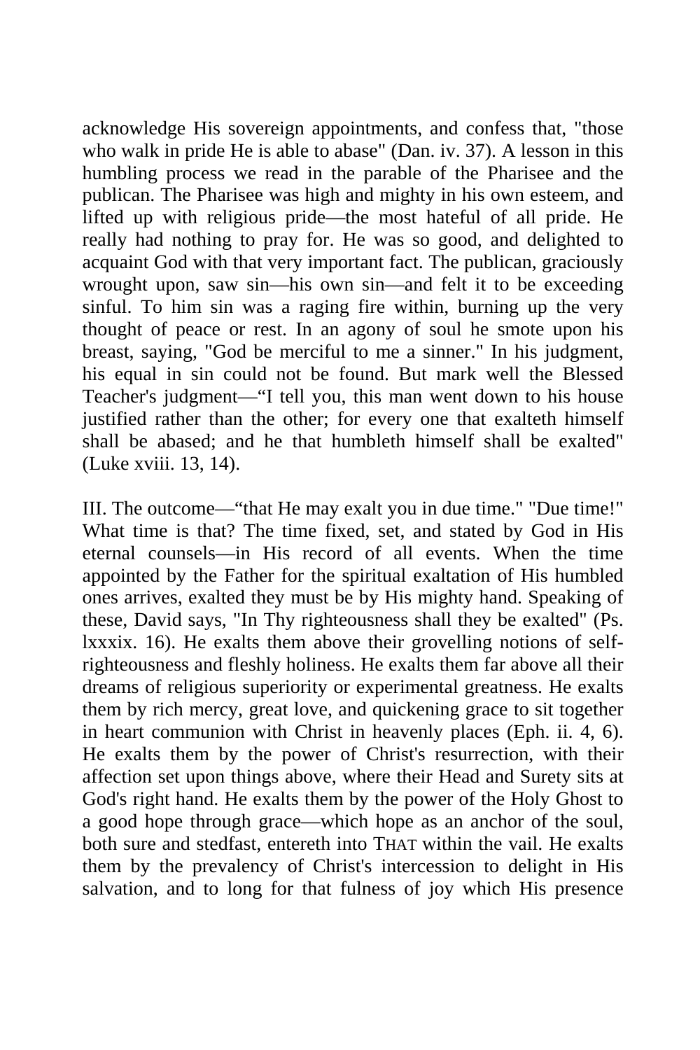acknowledge His sovereign appointments, and confess that, "those who walk in pride He is able to abase" (Dan. iv. 37). A lesson in this humbling process we read in the parable of the Pharisee and the publican. The Pharisee was high and mighty in his own esteem, and lifted up with religious pride—the most hateful of all pride. He really had nothing to pray for. He was so good, and delighted to acquaint God with that very important fact. The publican, graciously wrought upon, saw sin—his own sin—and felt it to be exceeding sinful. To him sin was a raging fire within, burning up the very thought of peace or rest. In an agony of soul he smote upon his breast, saying, "God be merciful to me a sinner." In his judgment, his equal in sin could not be found. But mark well the Blessed Teacher's judgment—"I tell you, this man went down to his house justified rather than the other; for every one that exalteth himself shall be abased; and he that humbleth himself shall be exalted" (Luke xviii. 13, 14).

III. The outcome—"that He may exalt you in due time." "Due time!" What time is that? The time fixed, set, and stated by God in His eternal counsels—in His record of all events. When the time appointed by the Father for the spiritual exaltation of His humbled ones arrives, exalted they must be by His mighty hand. Speaking of these, David says, "In Thy righteousness shall they be exalted" (Ps. lxxxix. 16). He exalts them above their grovelling notions of self-righteousness and fleshly holiness. He exalts them far above all their dreams of religious superiority or experimental greatness. He exalts them by rich mercy, great love, and quickening grace to sit together in heart communion with Christ in heavenly places (Eph. ii. 4, 6). He exalts them by the power of Christ's resurrection, with their affection set upon things above, where their Head and Surety sits at God's right hand. He exalts them by the power of the Holy Ghost to a good hope through grace—which hope as an anchor of the soul, both sure and stedfast, entereth into THAT within the vail. He exalts them by the prevalency of Christ's intercession to delight in His salvation, and to long for that fulness of joy which His presence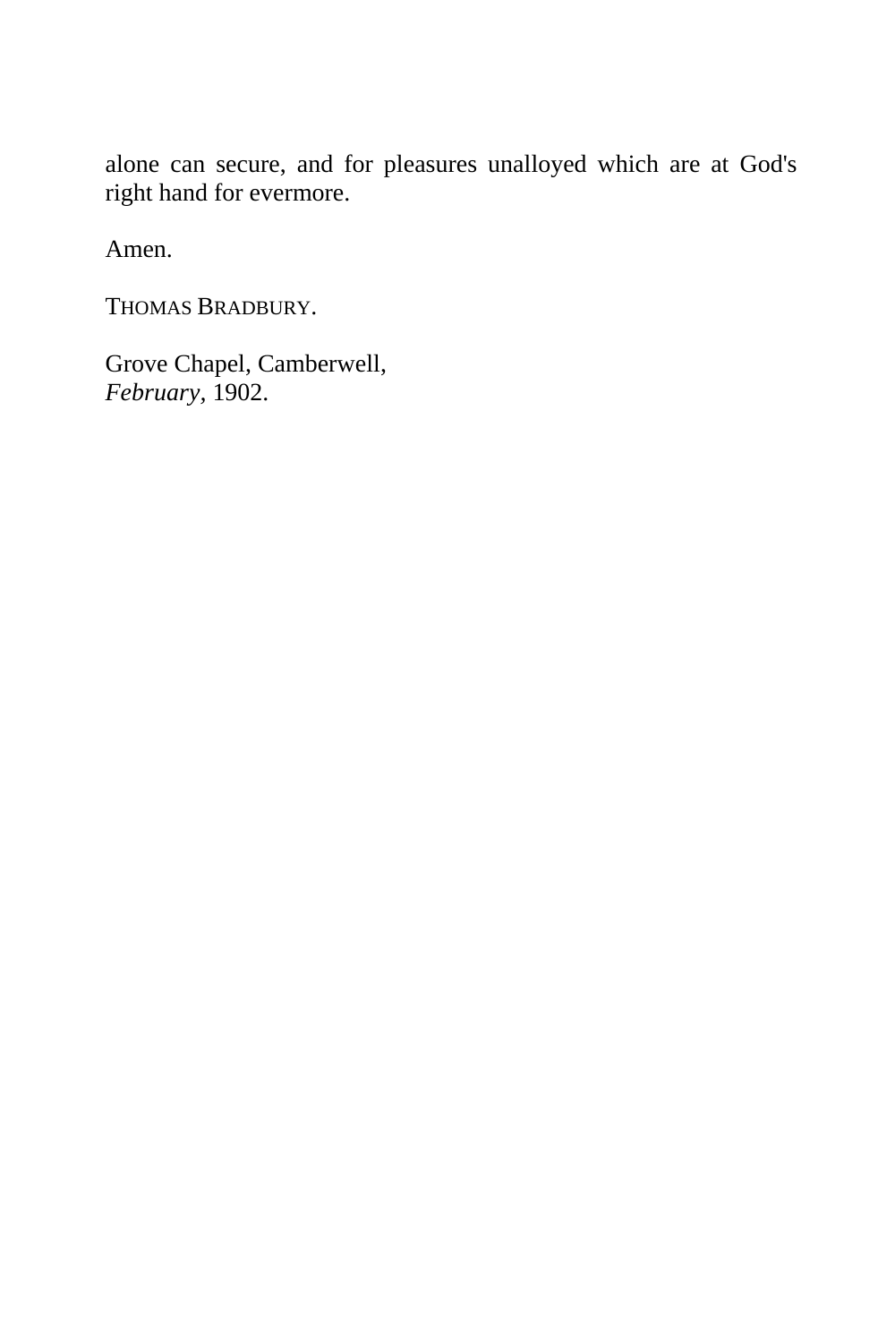alone can secure, and for pleasures unalloyed which are at God's right hand for evermore.

Amen.

THOMAS BRADBURY.

Grove Chapel, Camberwell,
*February*, 1902.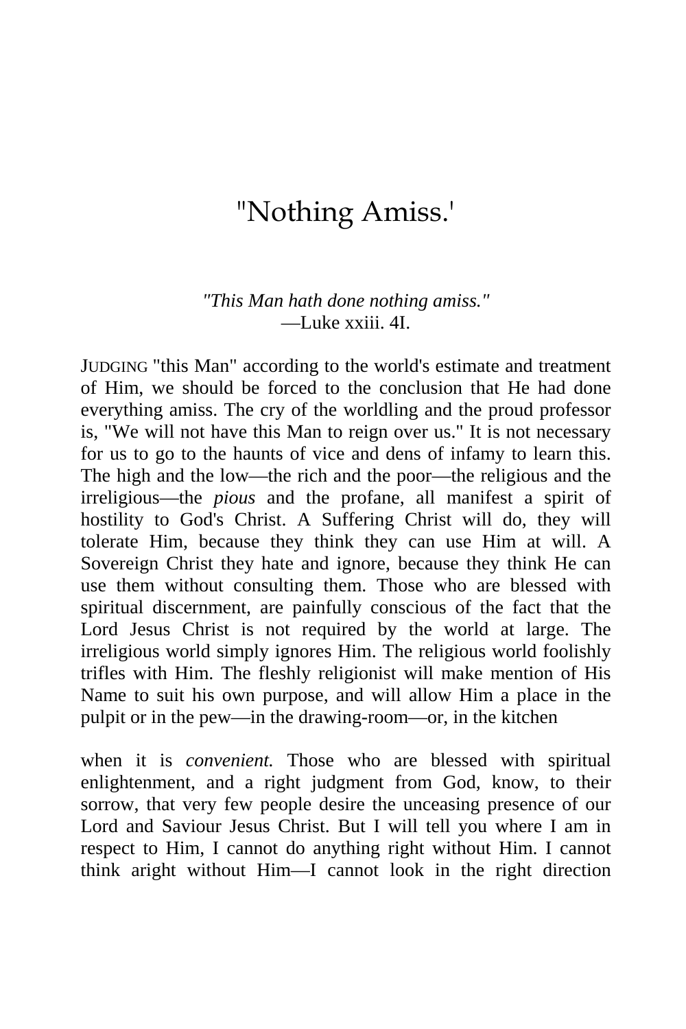# "Nothing Amiss.'

*"This Man hath done nothing amiss."*
—Luke xxiii. 4I.

JUDGING "this Man" according to the world's estimate and treatment of Him, we should be forced to the conclusion that He had done everything amiss. The cry of the worldling and the proud professor is, "We will not have this Man to reign over us." It is not necessary for us to go to the haunts of vice and dens of infamy to learn this. The high and the low—the rich and the poor—the religious and the irreligious—the *pious* and the profane, all manifest a spirit of hostility to God's Christ. A Suffering Christ will do, they will tolerate Him, because they think they can use Him at will. A Sovereign Christ they hate and ignore, because they think He can use them without consulting them. Those who are blessed with spiritual discernment, are painfully conscious of the fact that the Lord Jesus Christ is not required by the world at large. The irreligious world simply ignores Him. The religious world foolishly trifles with Him. The fleshly religionist will make mention of His Name to suit his own purpose, and will allow Him a place in the pulpit or in the pew—in the drawing-room—or, in the kitchen

when it is *convenient.* Those who are blessed with spiritual enlightenment, and a right judgment from God, know, to their sorrow, that very few people desire the unceasing presence of our Lord and Saviour Jesus Christ. But I will tell you where I am in respect to Him, I cannot do anything right without Him. I cannot think aright without Him—I cannot look in the right direction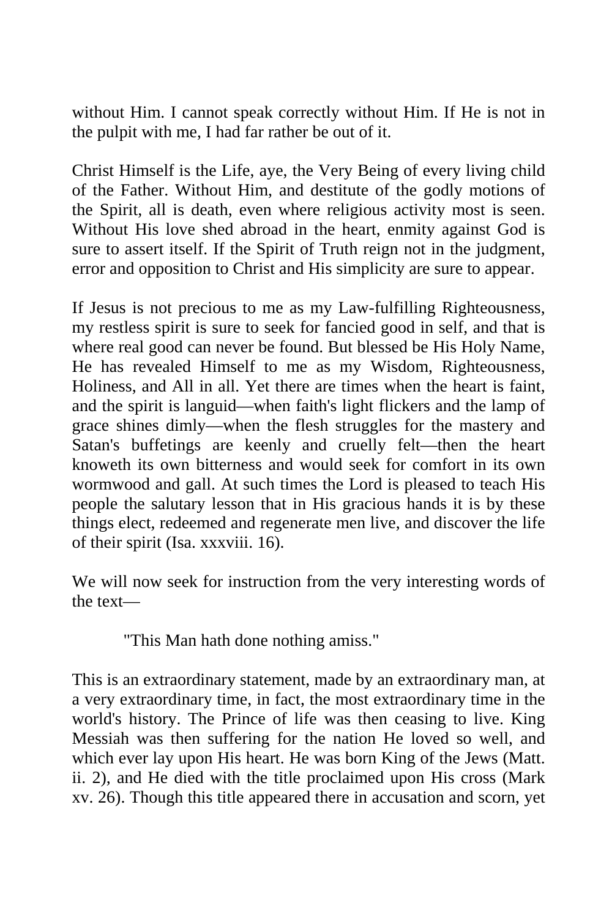without Him. I cannot speak correctly without Him. If He is not in the pulpit with me, I had far rather be out of it.

Christ Himself is the Life, aye, the Very Being of every living child of the Father. Without Him, and destitute of the godly motions of the Spirit, all is death, even where religious activity most is seen. Without His love shed abroad in the heart, enmity against God is sure to assert itself. If the Spirit of Truth reign not in the judgment, error and opposition to Christ and His simplicity are sure to appear.

If Jesus is not precious to me as my Law-fulfilling Righteousness, my restless spirit is sure to seek for fancied good in self, and that is where real good can never be found. But blessed be His Holy Name, He has revealed Himself to me as my Wisdom, Righteousness, Holiness, and All in all. Yet there are times when the heart is faint, and the spirit is languid—when faith's light flickers and the lamp of grace shines dimly—when the flesh struggles for the mastery and Satan's buffetings are keenly and cruelly felt—then the heart knoweth its own bitterness and would seek for comfort in its own wormwood and gall. At such times the Lord is pleased to teach His people the salutary lesson that in His gracious hands it is by these things elect, redeemed and regenerate men live, and discover the life of their spirit (Isa. xxxviii. 16).

We will now seek for instruction from the very interesting words of the text—

> "This Man hath done nothing amiss."

This is an extraordinary statement, made by an extraordinary man, at a very extraordinary time, in fact, the most extraordinary time in the world's history. The Prince of life was then ceasing to live. King Messiah was then suffering for the nation He loved so well, and which ever lay upon His heart. He was born King of the Jews (Matt. ii. 2), and He died with the title proclaimed upon His cross (Mark xv. 26). Though this title appeared there in accusation and scorn, yet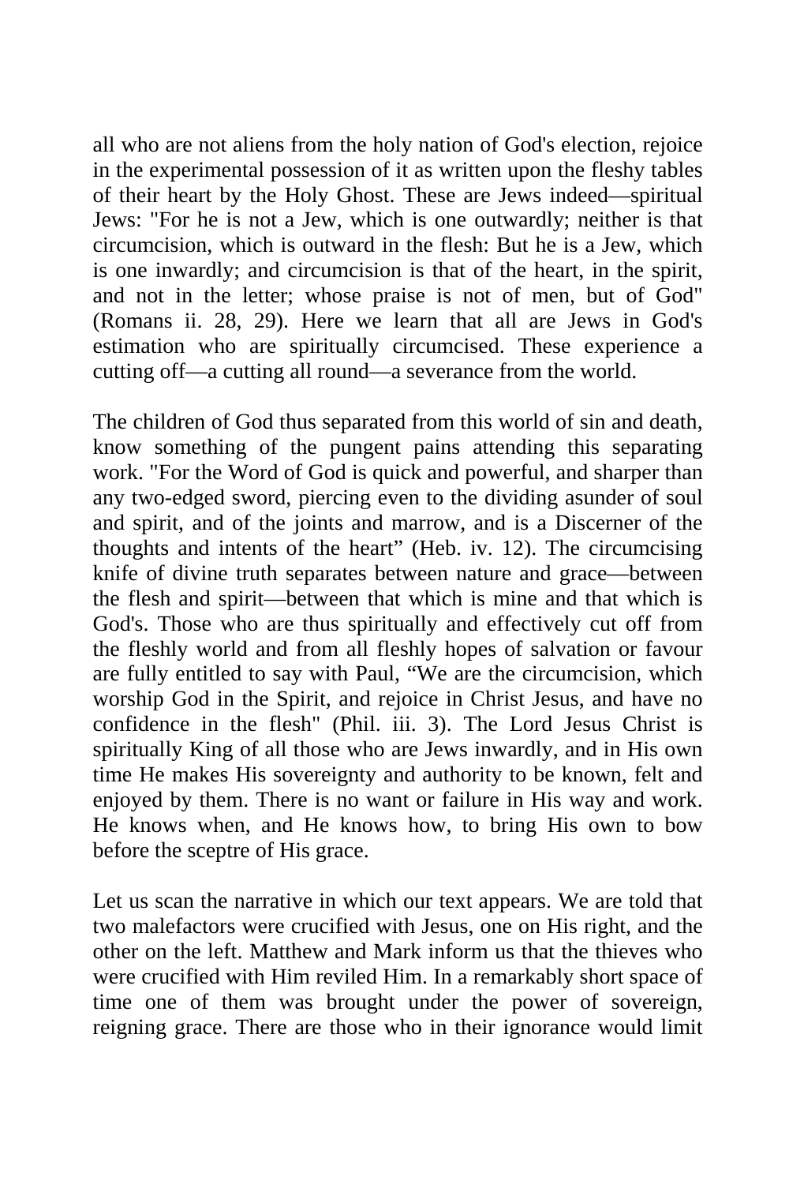all who are not aliens from the holy nation of God's election, rejoice in the experimental possession of it as written upon the fleshy tables of their heart by the Holy Ghost. These are Jews indeed—spiritual Jews: "For he is not a Jew, which is one outwardly; neither is that circumcision, which is outward in the flesh: But he is a Jew, which is one inwardly; and circumcision is that of the heart, in the spirit, and not in the letter; whose praise is not of men, but of God" (Romans ii. 28, 29). Here we learn that all are Jews in God's estimation who are spiritually circumcised. These experience a cutting off—a cutting all round—a severance from the world.

The children of God thus separated from this world of sin and death, know something of the pungent pains attending this separating work. "For the Word of God is quick and powerful, and sharper than any two-edged sword, piercing even to the dividing asunder of soul and spirit, and of the joints and marrow, and is a Discerner of the thoughts and intents of the heart" (Heb. iv. 12). The circumcising knife of divine truth separates between nature and grace—between the flesh and spirit—between that which is mine and that which is God's. Those who are thus spiritually and effectively cut off from the fleshly world and from all fleshly hopes of salvation or favour are fully entitled to say with Paul, "We are the circumcision, which worship God in the Spirit, and rejoice in Christ Jesus, and have no confidence in the flesh" (Phil. iii. 3). The Lord Jesus Christ is spiritually King of all those who are Jews inwardly, and in His own time He makes His sovereignty and authority to be known, felt and enjoyed by them. There is no want or failure in His way and work. He knows when, and He knows how, to bring His own to bow before the sceptre of His grace.

Let us scan the narrative in which our text appears. We are told that two malefactors were crucified with Jesus, one on His right, and the other on the left. Matthew and Mark inform us that the thieves who were crucified with Him reviled Him. In a remarkably short space of time one of them was brought under the power of sovereign, reigning grace. There are those who in their ignorance would limit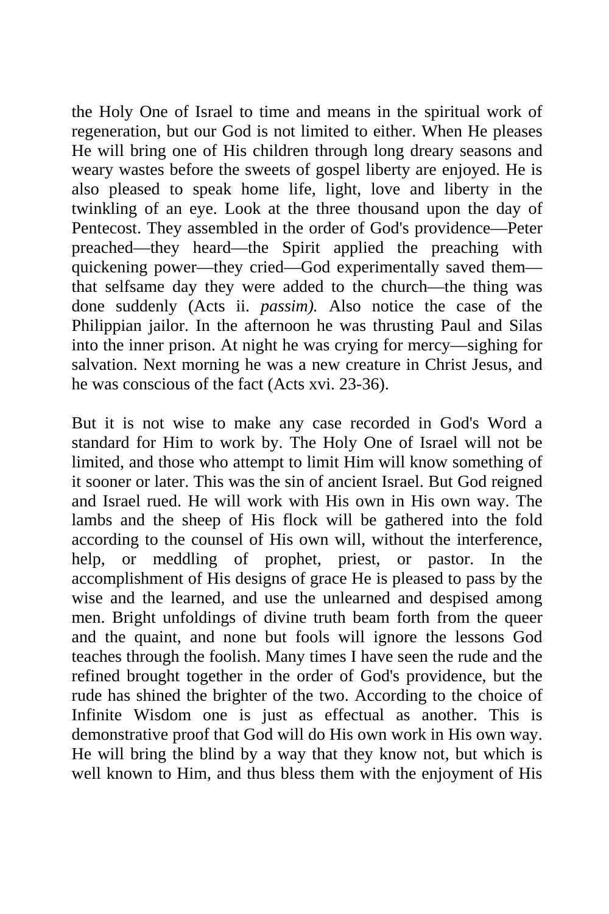the Holy One of Israel to time and means in the spiritual work of regeneration, but our God is not limited to either. When He pleases He will bring one of His children through long dreary seasons and weary wastes before the sweets of gospel liberty are enjoyed. He is also pleased to speak home life, light, love and liberty in the twinkling of an eye. Look at the three thousand upon the day of Pentecost. They assembled in the order of God's providence—Peter preached—they heard—the Spirit applied the preaching with quickening power—they cried—God experimentally saved them—that selfsame day they were added to the church—the thing was done suddenly (Acts ii. *passim).* Also notice the case of the Philippian jailor. In the afternoon he was thrusting Paul and Silas into the inner prison. At night he was crying for mercy—sighing for salvation. Next morning he was a new creature in Christ Jesus, and he was conscious of the fact (Acts xvi. 23-36).

But it is not wise to make any case recorded in God's Word a standard for Him to work by. The Holy One of Israel will not be limited, and those who attempt to limit Him will know something of it sooner or later. This was the sin of ancient Israel. But God reigned and Israel rued. He will work with His own in His own way. The lambs and the sheep of His flock will be gathered into the fold according to the counsel of His own will, without the interference, help, or meddling of prophet, priest, or pastor. In the accomplishment of His designs of grace He is pleased to pass by the wise and the learned, and use the unlearned and despised among men. Bright unfoldings of divine truth beam forth from the queer and the quaint, and none but fools will ignore the lessons God teaches through the foolish. Many times I have seen the rude and the refined brought together in the order of God's providence, but the rude has shined the brighter of the two. According to the choice of Infinite Wisdom one is just as effectual as another. This is demonstrative proof that God will do His own work in His own way. He will bring the blind by a way that they know not, but which is well known to Him, and thus bless them with the enjoyment of His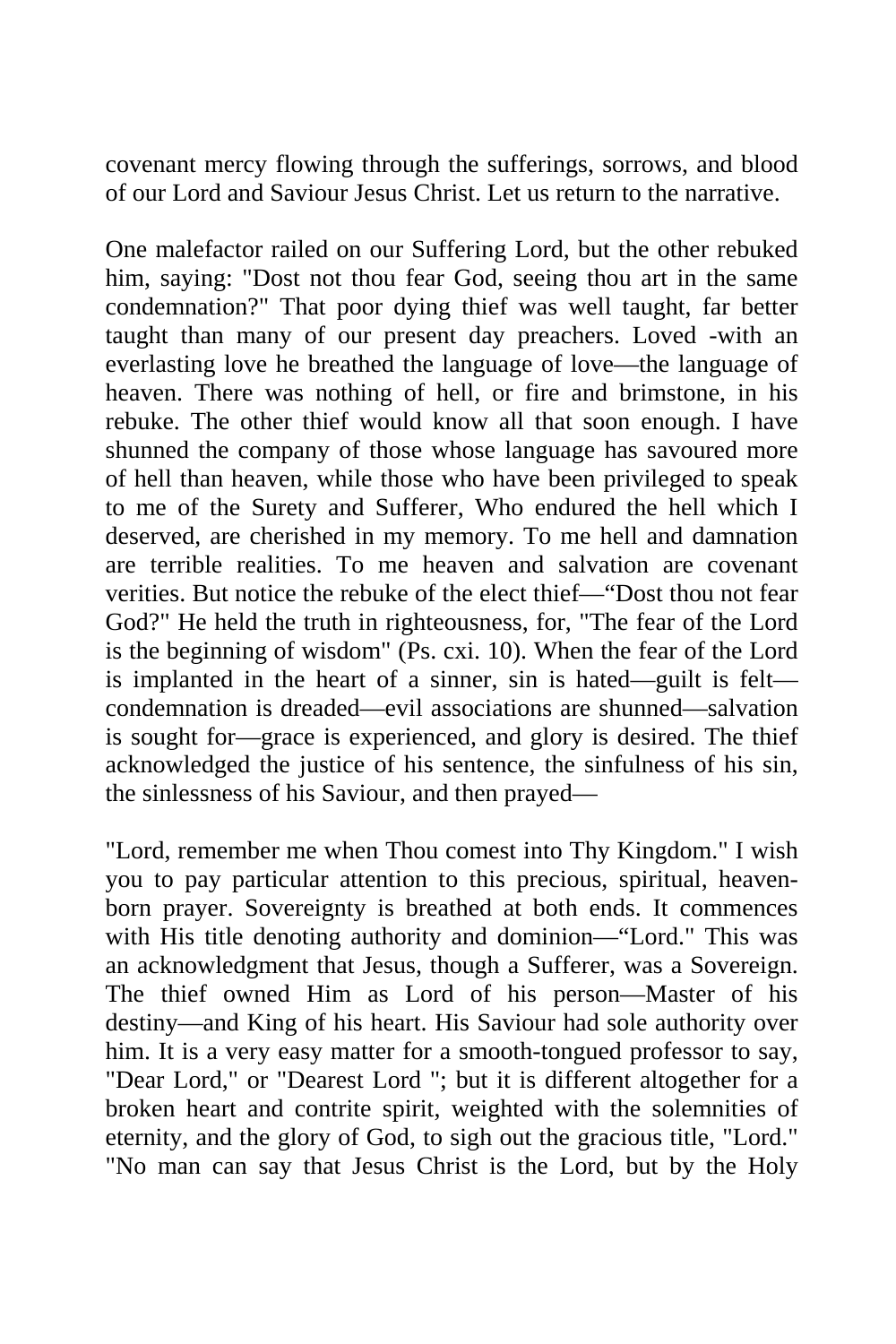covenant mercy flowing through the sufferings, sorrows, and blood of our Lord and Saviour Jesus Christ. Let us return to the narrative.

One malefactor railed on our Suffering Lord, but the other rebuked him, saying: "Dost not thou fear God, seeing thou art in the same condemnation?" That poor dying thief was well taught, far better taught than many of our present day preachers. Loved -with an everlasting love he breathed the language of love—the language of heaven. There was nothing of hell, or fire and brimstone, in his rebuke. The other thief would know all that soon enough. I have shunned the company of those whose language has savoured more of hell than heaven, while those who have been privileged to speak to me of the Surety and Sufferer, Who endured the hell which I deserved, are cherished in my memory. To me hell and damnation are terrible realities. To me heaven and salvation are covenant verities. But notice the rebuke of the elect thief—"Dost thou not fear God?" He held the truth in righteousness, for, "The fear of the Lord is the beginning of wisdom" (Ps. cxi. 10). When the fear of the Lord is implanted in the heart of a sinner, sin is hated—guilt is felt—condemnation is dreaded—evil associations are shunned—salvation is sought for—grace is experienced, and glory is desired. The thief acknowledged the justice of his sentence, the sinfulness of his sin, the sinlessness of his Saviour, and then prayed—

"Lord, remember me when Thou comest into Thy Kingdom." I wish you to pay particular attention to this precious, spiritual, heaven-born prayer. Sovereignty is breathed at both ends. It commences with His title denoting authority and dominion—"Lord." This was an acknowledgment that Jesus, though a Sufferer, was a Sovereign. The thief owned Him as Lord of his person—Master of his destiny—and King of his heart. His Saviour had sole authority over him. It is a very easy matter for a smooth-tongued professor to say, "Dear Lord," or "Dearest Lord "; but it is different altogether for a broken heart and contrite spirit, weighted with the solemnities of eternity, and the glory of God, to sigh out the gracious title, "Lord." "No man can say that Jesus Christ is the Lord, but by the Holy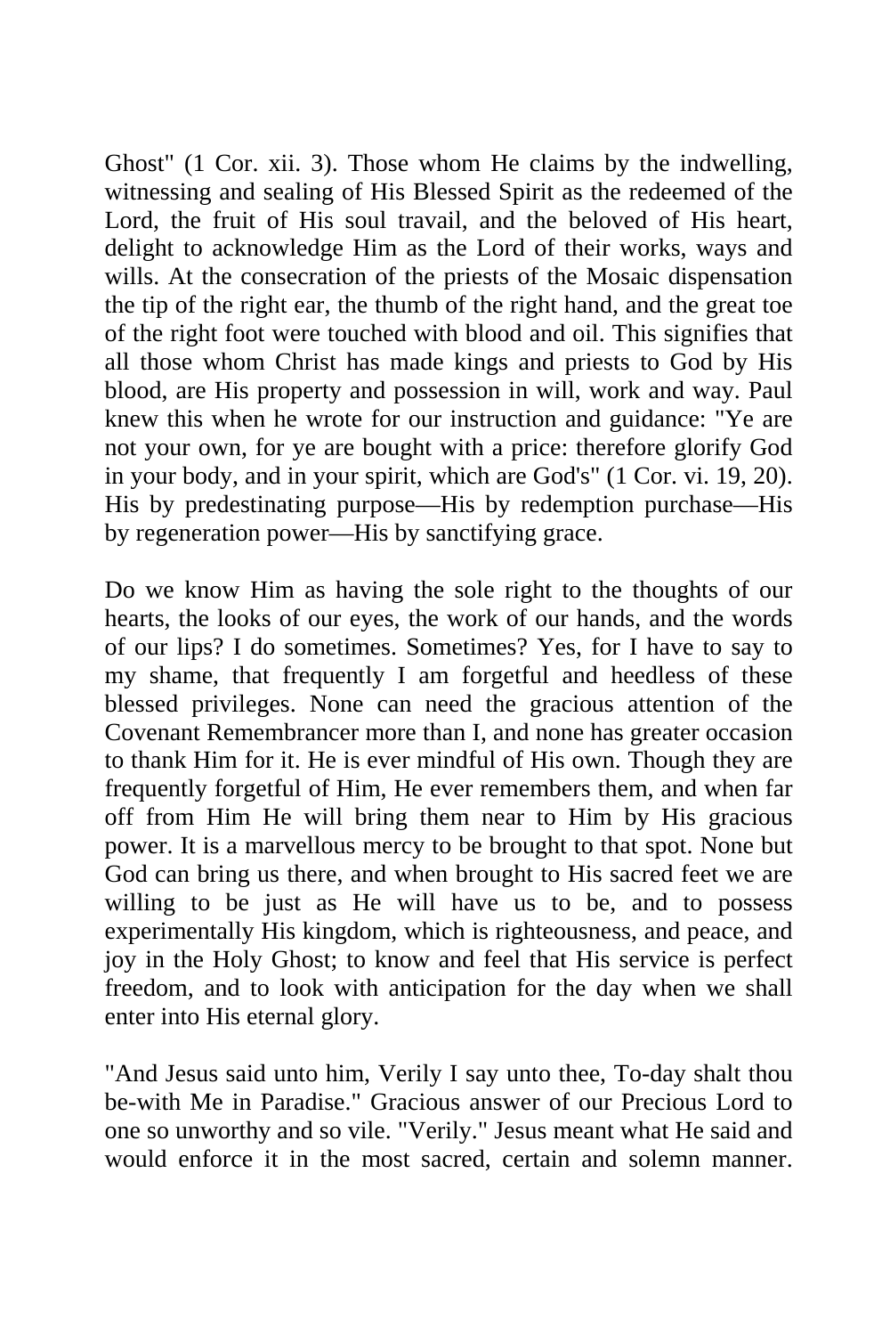Ghost" (1 Cor. xii. 3). Those whom He claims by the indwelling, witnessing and sealing of His Blessed Spirit as the redeemed of the Lord, the fruit of His soul travail, and the beloved of His heart, delight to acknowledge Him as the Lord of their works, ways and wills. At the consecration of the priests of the Mosaic dispensation the tip of the right ear, the thumb of the right hand, and the great toe of the right foot were touched with blood and oil. This signifies that all those whom Christ has made kings and priests to God by His blood, are His property and possession in will, work and way. Paul knew this when he wrote for our instruction and guidance: "Ye are not your own, for ye are bought with a price: therefore glorify God in your body, and in your spirit, which are God's" (1 Cor. vi. 19, 20). His by predestinating purpose—His by redemption purchase—His by regeneration power—His by sanctifying grace.

Do we know Him as having the sole right to the thoughts of our hearts, the looks of our eyes, the work of our hands, and the words of our lips? I do sometimes. Sometimes? Yes, for I have to say to my shame, that frequently I am forgetful and heedless of these blessed privileges. None can need the gracious attention of the Covenant Remembrancer more than I, and none has greater occasion to thank Him for it. He is ever mindful of His own. Though they are frequently forgetful of Him, He ever remembers them, and when far off from Him He will bring them near to Him by His gracious power. It is a marvellous mercy to be brought to that spot. None but God can bring us there, and when brought to His sacred feet we are willing to be just as He will have us to be, and to possess experimentally His kingdom, which is righteousness, and peace, and joy in the Holy Ghost; to know and feel that His service is perfect freedom, and to look with anticipation for the day when we shall enter into His eternal glory.

"And Jesus said unto him, Verily I say unto thee, To-day shalt thou be-with Me in Paradise." Gracious answer of our Precious Lord to one so unworthy and so vile. "Verily." Jesus meant what He said and would enforce it in the most sacred, certain and solemn manner.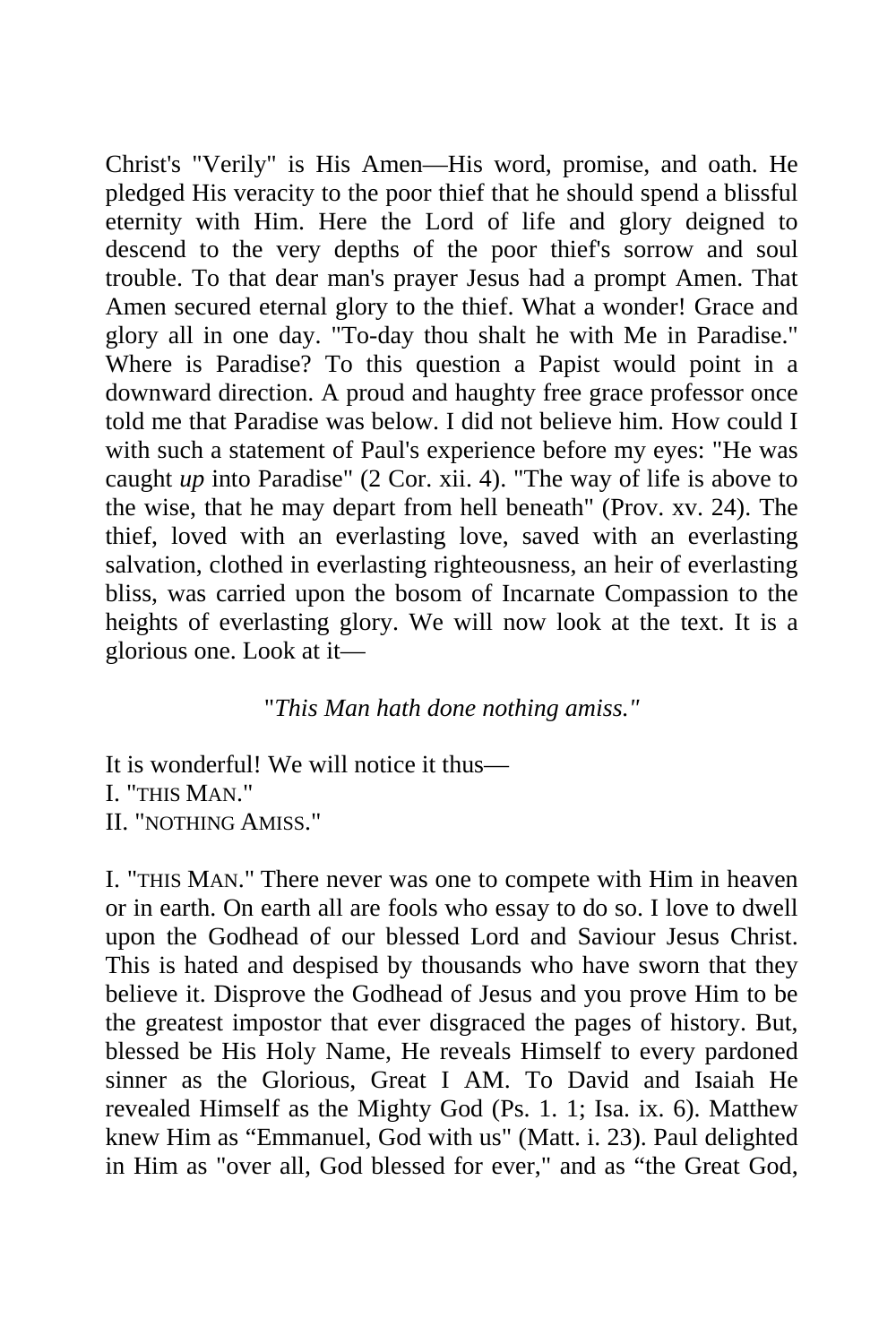Christ's "Verily" is His Amen—His word, promise, and oath. He pledged His veracity to the poor thief that he should spend a blissful eternity with Him. Here the Lord of life and glory deigned to descend to the very depths of the poor thief's sorrow and soul trouble. To that dear man's prayer Jesus had a prompt Amen. That Amen secured eternal glory to the thief. What a wonder! Grace and glory all in one day. "To-day thou shalt he with Me in Paradise." Where is Paradise? To this question a Papist would point in a downward direction. A proud and haughty free grace professor once told me that Paradise was below. I did not believe him. How could I with such a statement of Paul's experience before my eyes: "He was caught *up* into Paradise" (2 Cor. xii. 4). "The way of life is above to the wise, that he may depart from hell beneath" (Prov. xv. 24). The thief, loved with an everlasting love, saved with an everlasting salvation, clothed in everlasting righteousness, an heir of everlasting bliss, was carried upon the bosom of Incarnate Compassion to the heights of everlasting glory. We will now look at the text. It is a glorious one. Look at it—

"*This Man hath done nothing amiss."*

It is wonderful! We will notice it thus—
I. "THIS MAN."
II. "NOTHING AMISS."

I. "THIS MAN." There never was one to compete with Him in heaven or in earth. On earth all are fools who essay to do so. I love to dwell upon the Godhead of our blessed Lord and Saviour Jesus Christ. This is hated and despised by thousands who have sworn that they believe it. Disprove the Godhead of Jesus and you prove Him to be the greatest impostor that ever disgraced the pages of history. But, blessed be His Holy Name, He reveals Himself to every pardoned sinner as the Glorious, Great I AM. To David and Isaiah He revealed Himself as the Mighty God (Ps. 1. 1; Isa. ix. 6). Matthew knew Him as "Emmanuel, God with us" (Matt. i. 23). Paul delighted in Him as "over all, God blessed for ever," and as "the Great God,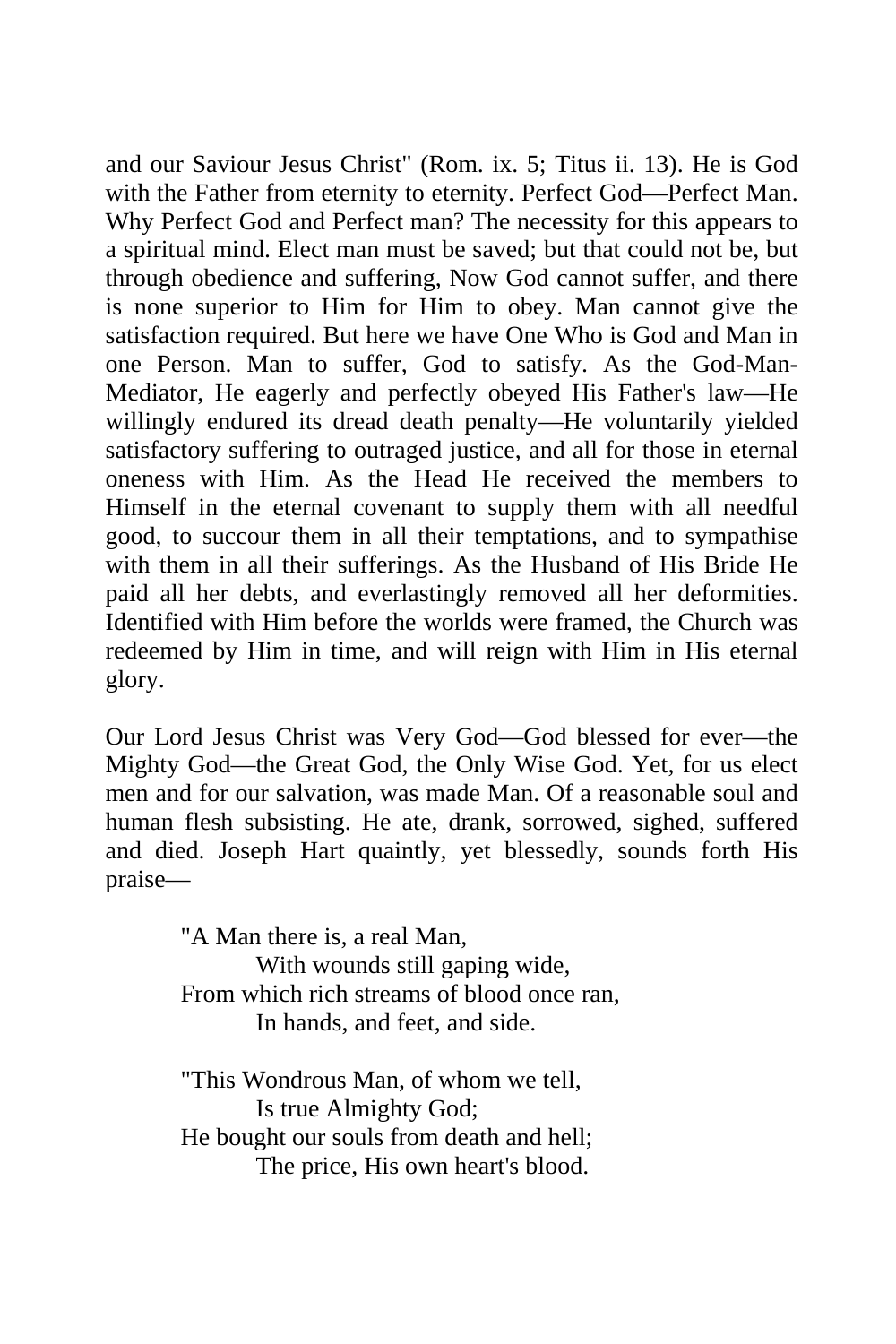and our Saviour Jesus Christ" (Rom. ix. 5; Titus ii. 13). He is God with the Father from eternity to eternity. Perfect God—Perfect Man. Why Perfect God and Perfect man? The necessity for this appears to a spiritual mind. Elect man must be saved; but that could not be, but through obedience and suffering, Now God cannot suffer, and there is none superior to Him for Him to obey. Man cannot give the satisfaction required. But here we have One Who is God and Man in one Person. Man to suffer, God to satisfy. As the God-Man-Mediator, He eagerly and perfectly obeyed His Father's law—He willingly endured its dread death penalty—He voluntarily yielded satisfactory suffering to outraged justice, and all for those in eternal oneness with Him. As the Head He received the members to Himself in the eternal covenant to supply them with all needful good, to succour them in all their temptations, and to sympathise with them in all their sufferings. As the Husband of His Bride He paid all her debts, and everlastingly removed all her deformities. Identified with Him before the worlds were framed, the Church was redeemed by Him in time, and will reign with Him in His eternal glory.

Our Lord Jesus Christ was Very God—God blessed for ever—the Mighty God—the Great God, the Only Wise God. Yet, for us elect men and for our salvation, was made Man. Of a reasonable soul and human flesh subsisting. He ate, drank, sorrowed, sighed, suffered and died. Joseph Hart quaintly, yet blessedly, sounds forth His praise—

> "A Man there is, a real Man,
> With wounds still gaping wide,
> From which rich streams of blood once ran,
> In hands, and feet, and side.
>
> "This Wondrous Man, of whom we tell,
> Is true Almighty God;
> He bought our souls from death and hell;
> The price, His own heart's blood.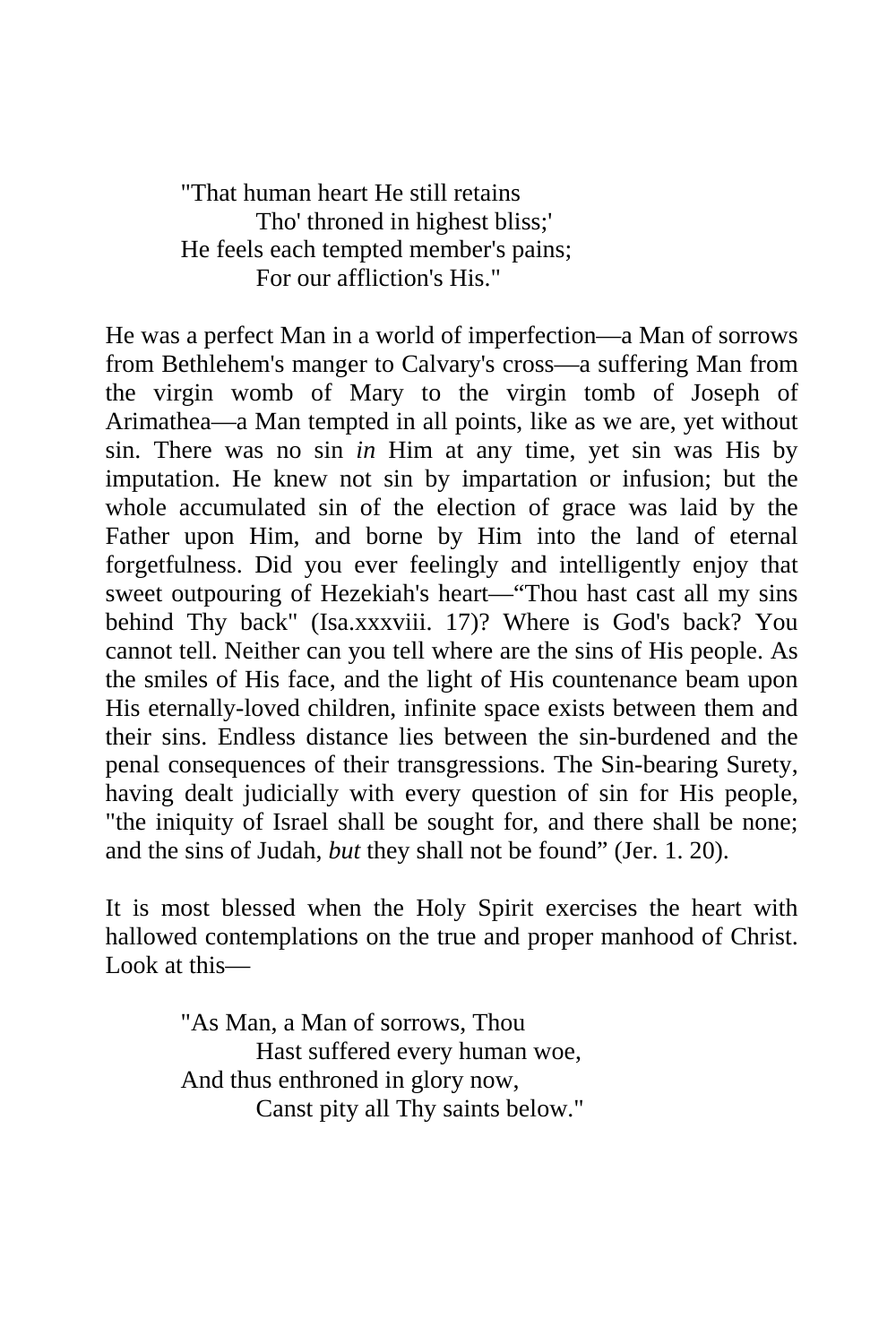"That human heart He still retains
Tho' throned in highest bliss;'
He feels each tempted member's pains;
For our affliction's His."

He was a perfect Man in a world of imperfection—a Man of sorrows from Bethlehem's manger to Calvary's cross—a suffering Man from the virgin womb of Mary to the virgin tomb of Joseph of Arimathea—a Man tempted in all points, like as we are, yet without sin. There was no sin *in* Him at any time, yet sin was His by imputation. He knew not sin by impartation or infusion; but the whole accumulated sin of the election of grace was laid by the Father upon Him, and borne by Him into the land of eternal forgetfulness. Did you ever feelingly and intelligently enjoy that sweet outpouring of Hezekiah's heart—"Thou hast cast all my sins behind Thy back" (Isa.xxxviii. 17)? Where is God's back? You cannot tell. Neither can you tell where are the sins of His people. As the smiles of His face, and the light of His countenance beam upon His eternally-loved children, infinite space exists between them and their sins. Endless distance lies between the sin-burdened and the penal consequences of their transgressions. The Sin-bearing Surety, having dealt judicially with every question of sin for His people, "the iniquity of Israel shall be sought for, and there shall be none; and the sins of Judah, *but* they shall not be found" (Jer. 1. 20).

It is most blessed when the Holy Spirit exercises the heart with hallowed contemplations on the true and proper manhood of Christ. Look at this—

"As Man, a Man of sorrows, Thou
Hast suffered every human woe,
And thus enthroned in glory now,
Canst pity all Thy saints below."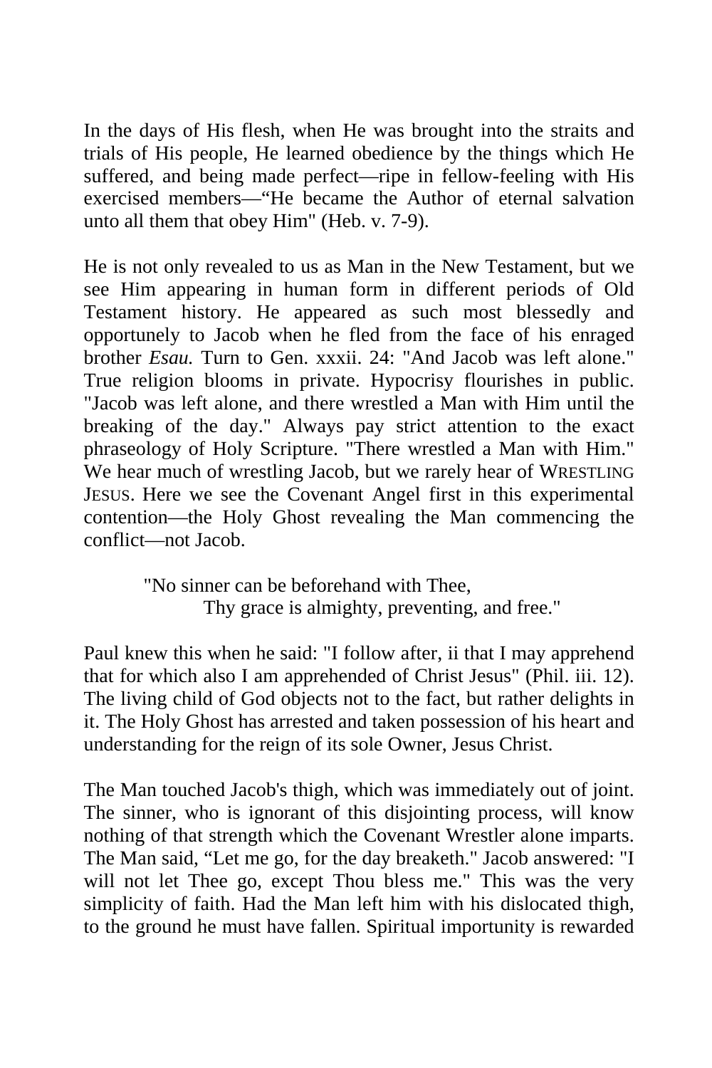In the days of His flesh, when He was brought into the straits and trials of His people, He learned obedience by the things which He suffered, and being made perfect—ripe in fellow-feeling with His exercised members—"He became the Author of eternal salvation unto all them that obey Him" (Heb. v. 7-9).

He is not only revealed to us as Man in the New Testament, but we see Him appearing in human form in different periods of Old Testament history. He appeared as such most blessedly and opportunely to Jacob when he fled from the face of his enraged brother *Esau.* Turn to Gen. xxxii. 24: "And Jacob was left alone." True religion blooms in private. Hypocrisy flourishes in public. "Jacob was left alone, and there wrestled a Man with Him until the breaking of the day." Always pay strict attention to the exact phraseology of Holy Scripture. "There wrestled a Man with Him." We hear much of wrestling Jacob, but we rarely hear of WRESTLING JESUS. Here we see the Covenant Angel first in this experimental contention—the Holy Ghost revealing the Man commencing the conflict—not Jacob.

> "No sinner can be beforehand with Thee,
> Thy grace is almighty, preventing, and free."

Paul knew this when he said: "I follow after, ii that I may apprehend that for which also I am apprehended of Christ Jesus" (Phil. iii. 12). The living child of God objects not to the fact, but rather delights in it. The Holy Ghost has arrested and taken possession of his heart and understanding for the reign of its sole Owner, Jesus Christ.

The Man touched Jacob's thigh, which was immediately out of joint. The sinner, who is ignorant of this disjointing process, will know nothing of that strength which the Covenant Wrestler alone imparts. The Man said, "Let me go, for the day breaketh." Jacob answered: "I will not let Thee go, except Thou bless me." This was the very simplicity of faith. Had the Man left him with his dislocated thigh, to the ground he must have fallen. Spiritual importunity is rewarded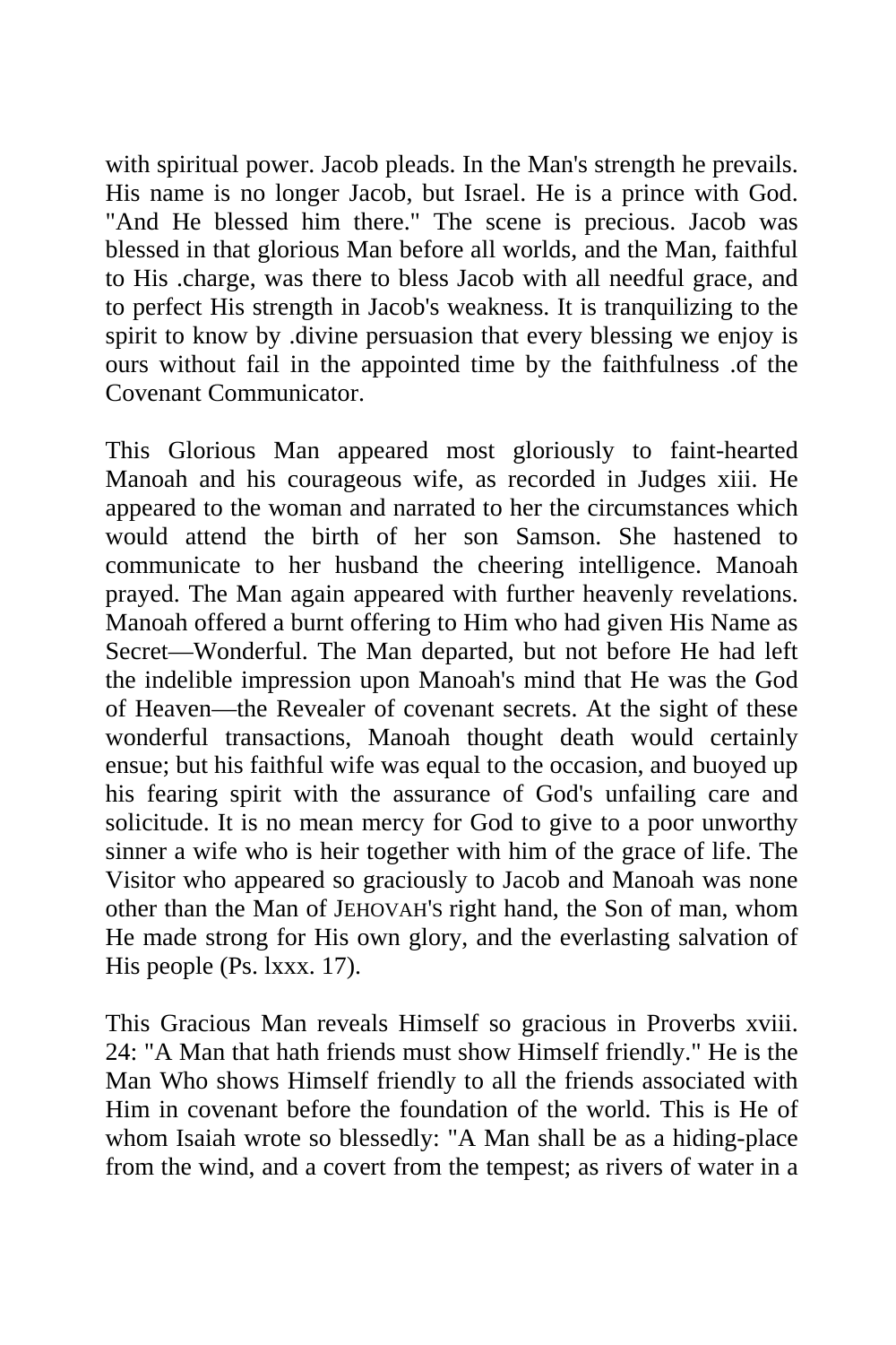with spiritual power. Jacob pleads. In the Man's strength he prevails. His name is no longer Jacob, but Israel. He is a prince with God. "And He blessed him there." The scene is precious. Jacob was blessed in that glorious Man before all worlds, and the Man, faithful to His .charge, was there to bless Jacob with all needful grace, and to perfect His strength in Jacob's weakness. It is tranquilizing to the spirit to know by .divine persuasion that every blessing we enjoy is ours without fail in the appointed time by the faithfulness .of the Covenant Communicator.

This Glorious Man appeared most gloriously to faint-hearted Manoah and his courageous wife, as recorded in Judges xiii. He appeared to the woman and narrated to her the circumstances which would attend the birth of her son Samson. She hastened to communicate to her husband the cheering intelligence. Manoah prayed. The Man again appeared with further heavenly revelations. Manoah offered a burnt offering to Him who had given His Name as Secret—Wonderful. The Man departed, but not before He had left the indelible impression upon Manoah's mind that He was the God of Heaven—the Revealer of covenant secrets. At the sight of these wonderful transactions, Manoah thought death would certainly ensue; but his faithful wife was equal to the occasion, and buoyed up his fearing spirit with the assurance of God's unfailing care and solicitude. It is no mean mercy for God to give to a poor unworthy sinner a wife who is heir together with him of the grace of life. The Visitor who appeared so graciously to Jacob and Manoah was none other than the Man of JEHOVAH'S right hand, the Son of man, whom He made strong for His own glory, and the everlasting salvation of His people (Ps. lxxx. 17).

This Gracious Man reveals Himself so gracious in Proverbs xviii. 24: "A Man that hath friends must show Himself friendly." He is the Man Who shows Himself friendly to all the friends associated with Him in covenant before the foundation of the world. This is He of whom Isaiah wrote so blessedly: "A Man shall be as a hiding-place from the wind, and a covert from the tempest; as rivers of water in a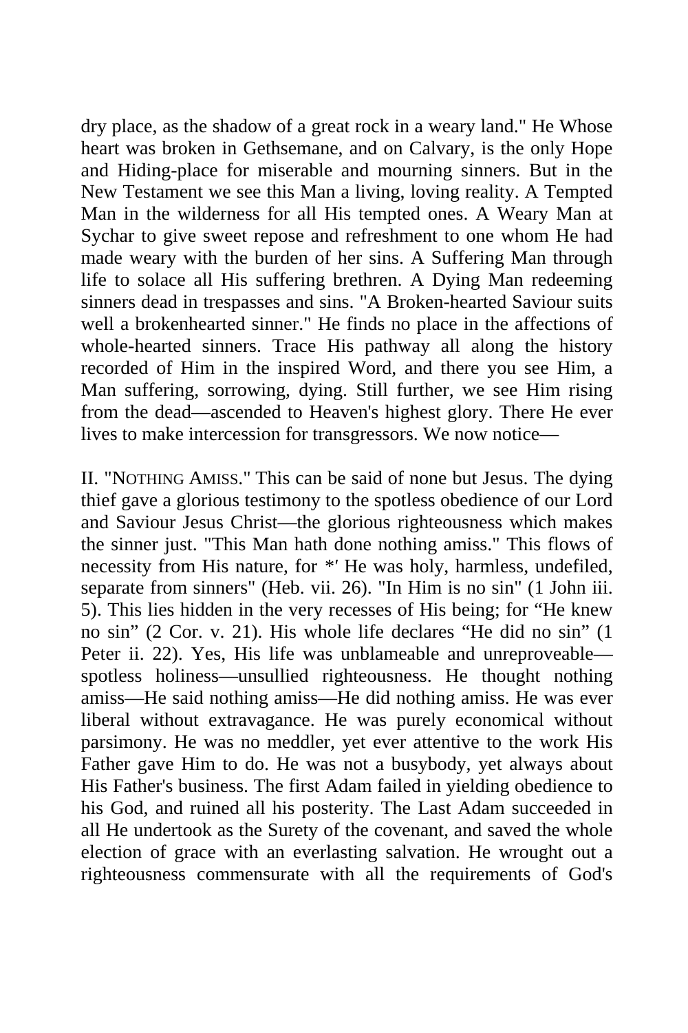dry place, as the shadow of a great rock in a weary land." He Whose heart was broken in Gethsemane, and on Calvary, is the only Hope and Hiding-place for miserable and mourning sinners. But in the New Testament we see this Man a living, loving reality. A Tempted Man in the wilderness for all His tempted ones. A Weary Man at Sychar to give sweet repose and refreshment to one whom He had made weary with the burden of her sins. A Suffering Man through life to solace all His suffering brethren. A Dying Man redeeming sinners dead in trespasses and sins. "A Broken-hearted Saviour suits well a brokenhearted sinner." He finds no place in the affections of whole-hearted sinners. Trace His pathway all along the history recorded of Him in the inspired Word, and there you see Him, a Man suffering, sorrowing, dying. Still further, we see Him rising from the dead—ascended to Heaven's highest glory. There He ever lives to make intercession for transgressors. We now notice—

II. "NOTHING AMISS." This can be said of none but Jesus. The dying thief gave a glorious testimony to the spotless obedience of our Lord and Saviour Jesus Christ—the glorious righteousness which makes the sinner just. "This Man hath done nothing amiss." This flows of necessity from His nature, for *′ He was holy, harmless, undefiled, separate from sinners" (Heb. vii. 26). "In Him is no sin" (1 John iii. 5). This lies hidden in the very recesses of His being; for "He knew no sin" (2 Cor. v. 21). His whole life declares "He did no sin" (1 Peter ii. 22). Yes, His life was unblameable and unreproveable—spotless holiness—unsullied righteousness. He thought nothing amiss—He said nothing amiss—He did nothing amiss. He was ever liberal without extravagance. He was purely economical without parsimony. He was no meddler, yet ever attentive to the work His Father gave Him to do. He was not a busybody, yet always about His Father's business. The first Adam failed in yielding obedience to his God, and ruined all his posterity. The Last Adam succeeded in all He undertook as the Surety of the covenant, and saved the whole election of grace with an everlasting salvation. He wrought out a righteousness commensurate with all the requirements of God's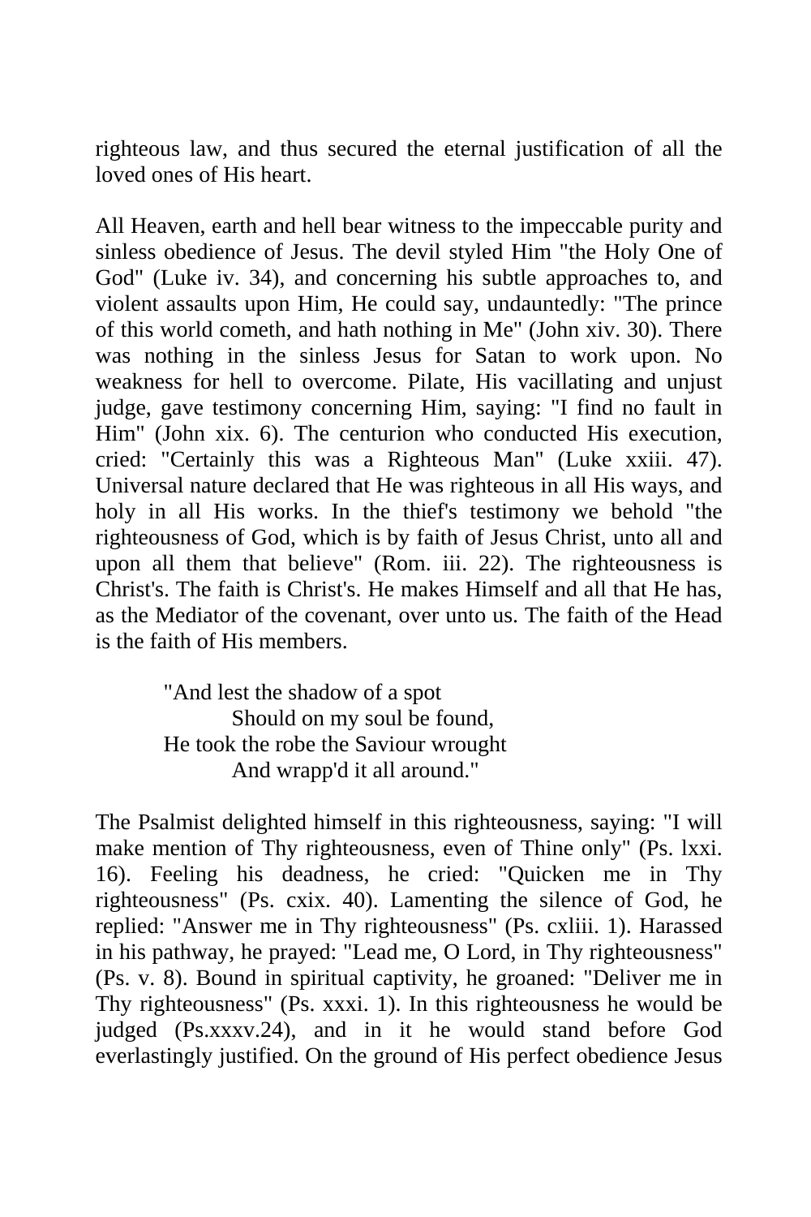righteous law, and thus secured the eternal justification of all the loved ones of His heart.

All Heaven, earth and hell bear witness to the impeccable purity and sinless obedience of Jesus. The devil styled Him "the Holy One of God" (Luke iv. 34), and concerning his subtle approaches to, and violent assaults upon Him, He could say, undauntedly: "The prince of this world cometh, and hath nothing in Me" (John xiv. 30). There was nothing in the sinless Jesus for Satan to work upon. No weakness for hell to overcome. Pilate, His vacillating and unjust judge, gave testimony concerning Him, saying: "I find no fault in Him" (John xix. 6). The centurion who conducted His execution, cried: "Certainly this was a Righteous Man" (Luke xxiii. 47). Universal nature declared that He was righteous in all His ways, and holy in all His works. In the thief's testimony we behold "the righteousness of God, which is by faith of Jesus Christ, unto all and upon all them that believe" (Rom. iii. 22). The righteousness is Christ's. The faith is Christ's. He makes Himself and all that He has, as the Mediator of the covenant, over unto us. The faith of the Head is the faith of His members.

> "And lest the shadow of a spot
> Should on my soul be found,
> He took the robe the Saviour wrought
> And wrapp'd it all around."

The Psalmist delighted himself in this righteousness, saying: "I will make mention of Thy righteousness, even of Thine only" (Ps. lxxi. 16). Feeling his deadness, he cried: "Quicken me in Thy righteousness" (Ps. cxix. 40). Lamenting the silence of God, he replied: "Answer me in Thy righteousness" (Ps. cxliii. 1). Harassed in his pathway, he prayed: "Lead me, O Lord, in Thy righteousness" (Ps. v. 8). Bound in spiritual captivity, he groaned: "Deliver me in Thy righteousness" (Ps. xxxi. 1). In this righteousness he would be judged (Ps.xxxv.24), and in it he would stand before God everlastingly justified. On the ground of His perfect obedience Jesus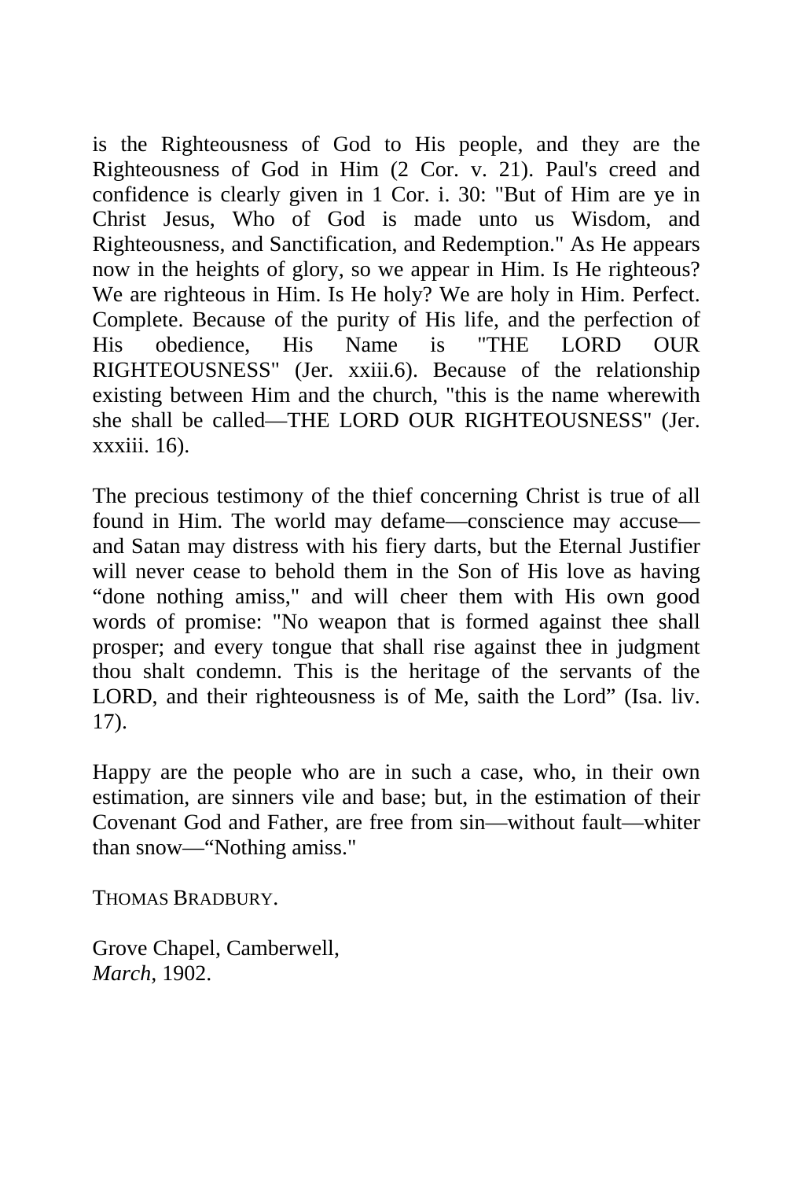is the Righteousness of God to His people, and they are the Righteousness of God in Him (2 Cor. v. 21). Paul's creed and confidence is clearly given in 1 Cor. i. 30: "But of Him are ye in Christ Jesus, Who of God is made unto us Wisdom, and Righteousness, and Sanctification, and Redemption." As He appears now in the heights of glory, so we appear in Him. Is He righteous? We are righteous in Him. Is He holy? We are holy in Him. Perfect. Complete. Because of the purity of His life, and the perfection of His obedience, His Name is "THE LORD OUR RIGHTEOUSNESS" (Jer. xxiii.6). Because of the relationship existing between Him and the church, "this is the name wherewith she shall be called—THE LORD OUR RIGHTEOUSNESS" (Jer. xxxiii. 16).

The precious testimony of the thief concerning Christ is true of all found in Him. The world may defame—conscience may accuse—and Satan may distress with his fiery darts, but the Eternal Justifier will never cease to behold them in the Son of His love as having "done nothing amiss," and will cheer them with His own good words of promise: "No weapon that is formed against thee shall prosper; and every tongue that shall rise against thee in judgment thou shalt condemn. This is the heritage of the servants of the LORD, and their righteousness is of Me, saith the Lord" (Isa. liv. 17).

Happy are the people who are in such a case, who, in their own estimation, are sinners vile and base; but, in the estimation of their Covenant God and Father, are free from sin—without fault—whiter than snow—"Nothing amiss."

THOMAS BRADBURY.

Grove Chapel, Camberwell,
*March*, 1902.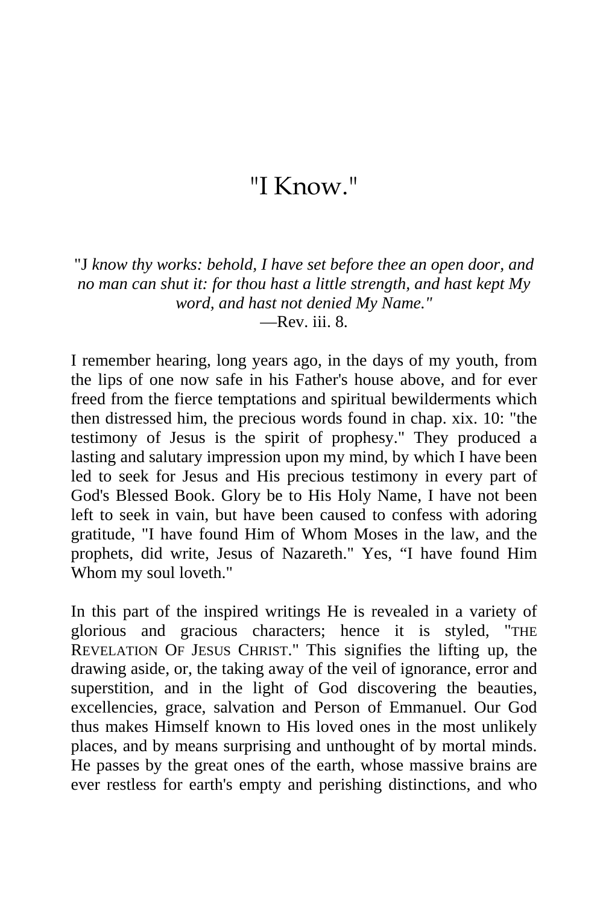# "I Know."

*"J know thy works: behold, I have set before thee an open door, and no man can shut it: for thou hast a little strength, and hast kept My word, and hast not denied My Name."*
—Rev. iii. 8.

I remember hearing, long years ago, in the days of my youth, from the lips of one now safe in his Father's house above, and for ever freed from the fierce temptations and spiritual bewilderments which then distressed him, the precious words found in chap. xix. 10: "the testimony of Jesus is the spirit of prophesy." They produced a lasting and salutary impression upon my mind, by which I have been led to seek for Jesus and His precious testimony in every part of God's Blessed Book. Glory be to His Holy Name, I have not been left to seek in vain, but have been caused to confess with adoring gratitude, "I have found Him of Whom Moses in the law, and the prophets, did write, Jesus of Nazareth." Yes, "I have found Him Whom my soul loveth."

In this part of the inspired writings He is revealed in a variety of glorious and gracious characters; hence it is styled, "THE REVELATION OF JESUS CHRIST." This signifies the lifting up, the drawing aside, or, the taking away of the veil of ignorance, error and superstition, and in the light of God discovering the beauties, excellencies, grace, salvation and Person of Emmanuel. Our God thus makes Himself known to His loved ones in the most unlikely places, and by means surprising and unthought of by mortal minds. He passes by the great ones of the earth, whose massive brains are ever restless for earth's empty and perishing distinctions, and who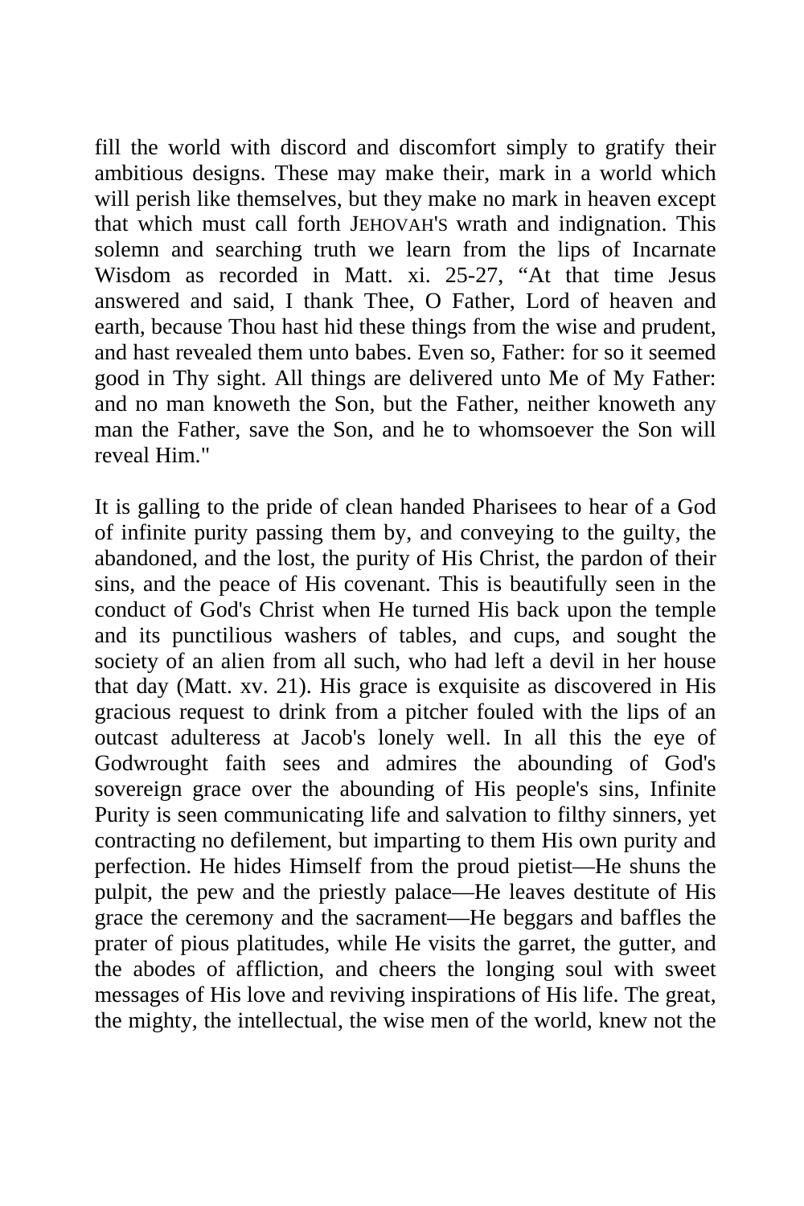fill the world with discord and discomfort simply to gratify their ambitious designs. These may make their, mark in a world which will perish like themselves, but they make no mark in heaven except that which must call forth JEHOVAH'S wrath and indignation. This solemn and searching truth we learn from the lips of Incarnate Wisdom as recorded in Matt. xi. 25-27, "At that time Jesus answered and said, I thank Thee, O Father, Lord of heaven and earth, because Thou hast hid these things from the wise and prudent, and hast revealed them unto babes. Even so, Father: for so it seemed good in Thy sight. All things are delivered unto Me of My Father: and no man knoweth the Son, but the Father, neither knoweth any man the Father, save the Son, and he to whomsoever the Son will reveal Him."

It is galling to the pride of clean handed Pharisees to hear of a God of infinite purity passing them by, and conveying to the guilty, the abandoned, and the lost, the purity of His Christ, the pardon of their sins, and the peace of His covenant. This is beautifully seen in the conduct of God's Christ when He turned His back upon the temple and its punctilious washers of tables, and cups, and sought the society of an alien from all such, who had left a devil in her house that day (Matt. xv. 21). His grace is exquisite as discovered in His gracious request to drink from a pitcher fouled with the lips of an outcast adulteress at Jacob's lonely well. In all this the eye of Godwrought faith sees and admires the abounding of God's sovereign grace over the abounding of His people's sins, Infinite Purity is seen communicating life and salvation to filthy sinners, yet contracting no defilement, but imparting to them His own purity and perfection. He hides Himself from the proud pietist—He shuns the pulpit, the pew and the priestly palace—He leaves destitute of His grace the ceremony and the sacrament—He beggars and baffles the prater of pious platitudes, while He visits the garret, the gutter, and the abodes of affliction, and cheers the longing soul with sweet messages of His love and reviving inspirations of His life. The great, the mighty, the intellectual, the wise men of the world, knew not the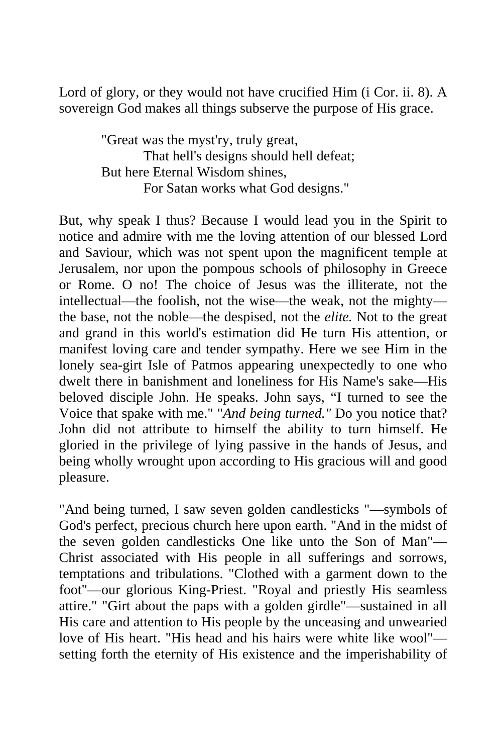Lord of glory, or they would not have crucified Him (i Cor. ii. 8). A sovereign God makes all things subserve the purpose of His grace.

> "Great was the myst'ry, truly great,
> That hell's designs should hell defeat;
> But here Eternal Wisdom shines,
> For Satan works what God designs."

But, why speak I thus? Because I would lead you in the Spirit to notice and admire with me the loving attention of our blessed Lord and Saviour, which was not spent upon the magnificent temple at Jerusalem, nor upon the pompous schools of philosophy in Greece or Rome. O no! The choice of Jesus was the illiterate, not the intellectual—the foolish, not the wise—the weak, not the mighty—the base, not the noble—the despised, not the *elite.* Not to the great and grand in this world's estimation did He turn His attention, or manifest loving care and tender sympathy. Here we see Him in the lonely sea-girt Isle of Patmos appearing unexpectedly to one who dwelt there in banishment and loneliness for His Name's sake—His beloved disciple John. He speaks. John says, "I turned to see the Voice that spake with me." "*And being turned."* Do you notice that? John did not attribute to himself the ability to turn himself. He gloried in the privilege of lying passive in the hands of Jesus, and being wholly wrought upon according to His gracious will and good pleasure.

"And being turned, I saw seven golden candlesticks "—symbols of God's perfect, precious church here upon earth. "And in the midst of the seven golden candlesticks One like unto the Son of Man"—Christ associated with His people in all sufferings and sorrows, temptations and tribulations. "Clothed with a garment down to the foot"—our glorious King-Priest. "Royal and priestly His seamless attire." "Girt about the paps with a golden girdle"—sustained in all His care and attention to His people by the unceasing and unwearied love of His heart. "His head and his hairs were white like wool"—setting forth the eternity of His existence and the imperishability of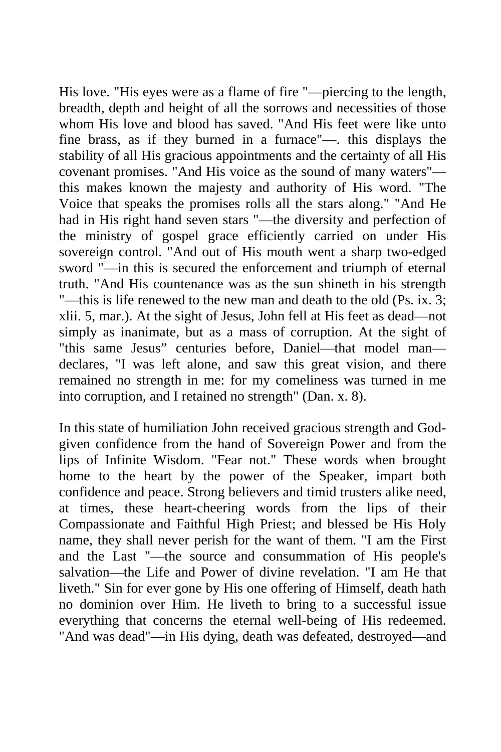His love. "His eyes were as a flame of fire "—piercing to the length, breadth, depth and height of all the sorrows and necessities of those whom His love and blood has saved. "And His feet were like unto fine brass, as if they burned in a furnace"—. this displays the stability of all His gracious appointments and the certainty of all His covenant promises. "And His voice as the sound of many waters"—this makes known the majesty and authority of His word. "The Voice that speaks the promises rolls all the stars along." "And He had in His right hand seven stars "—the diversity and perfection of the ministry of gospel grace efficiently carried on under His sovereign control. "And out of His mouth went a sharp two-edged sword "—in this is secured the enforcement and triumph of eternal truth. "And His countenance was as the sun shineth in his strength "—this is life renewed to the new man and death to the old (Ps. ix. 3; xlii. 5, mar.). At the sight of Jesus, John fell at His feet as dead—not simply as inanimate, but as a mass of corruption. At the sight of "this same Jesus" centuries before, Daniel—that model man—declares, "I was left alone, and saw this great vision, and there remained no strength in me: for my comeliness was turned in me into corruption, and I retained no strength" (Dan. x. 8).

In this state of humiliation John received gracious strength and God-given confidence from the hand of Sovereign Power and from the lips of Infinite Wisdom. "Fear not." These words when brought home to the heart by the power of the Speaker, impart both confidence and peace. Strong believers and timid trusters alike need, at times, these heart-cheering words from the lips of their Compassionate and Faithful High Priest; and blessed be His Holy name, they shall never perish for the want of them. "I am the First and the Last "—the source and consummation of His people's salvation—the Life and Power of divine revelation. "I am He that liveth." Sin for ever gone by His one offering of Himself, death hath no dominion over Him. He liveth to bring to a successful issue everything that concerns the eternal well-being of His redeemed. "And was dead"—in His dying, death was defeated, destroyed—and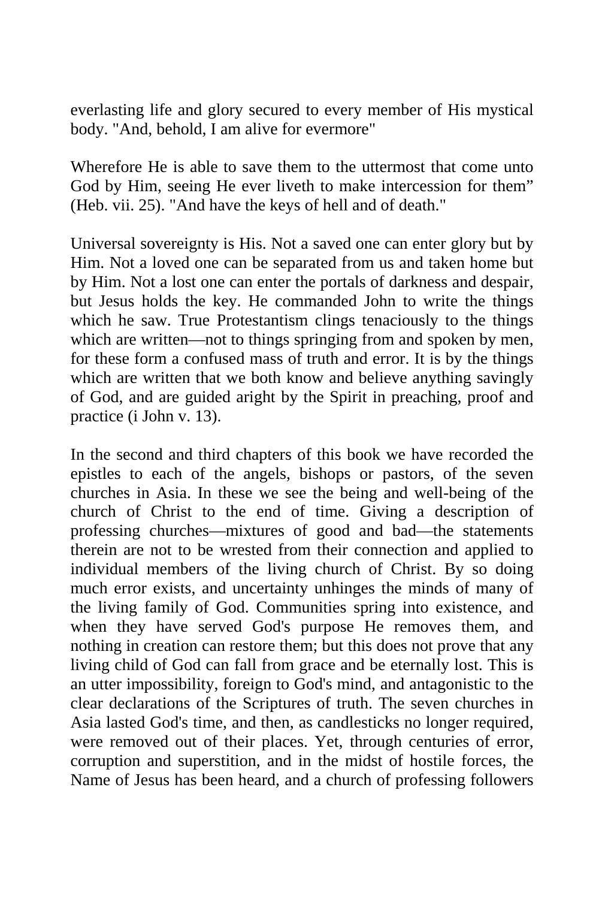everlasting life and glory secured to every member of His mystical body. "And, behold, I am alive for evermore"

Wherefore He is able to save them to the uttermost that come unto God by Him, seeing He ever liveth to make intercession for them" (Heb. vii. 25). "And have the keys of hell and of death."

Universal sovereignty is His. Not a saved one can enter glory but by Him. Not a loved one can be separated from us and taken home but by Him. Not a lost one can enter the portals of darkness and despair, but Jesus holds the key. He commanded John to write the things which he saw. True Protestantism clings tenaciously to the things which are written—not to things springing from and spoken by men, for these form a confused mass of truth and error. It is by the things which are written that we both know and believe anything savingly of God, and are guided aright by the Spirit in preaching, proof and practice (i John v. 13).

In the second and third chapters of this book we have recorded the epistles to each of the angels, bishops or pastors, of the seven churches in Asia. In these we see the being and well-being of the church of Christ to the end of time. Giving a description of professing churches—mixtures of good and bad—the statements therein are not to be wrested from their connection and applied to individual members of the living church of Christ. By so doing much error exists, and uncertainty unhinges the minds of many of the living family of God. Communities spring into existence, and when they have served God's purpose He removes them, and nothing in creation can restore them; but this does not prove that any living child of God can fall from grace and be eternally lost. This is an utter impossibility, foreign to God's mind, and antagonistic to the clear declarations of the Scriptures of truth. The seven churches in Asia lasted God's time, and then, as candlesticks no longer required, were removed out of their places. Yet, through centuries of error, corruption and superstition, and in the midst of hostile forces, the Name of Jesus has been heard, and a church of professing followers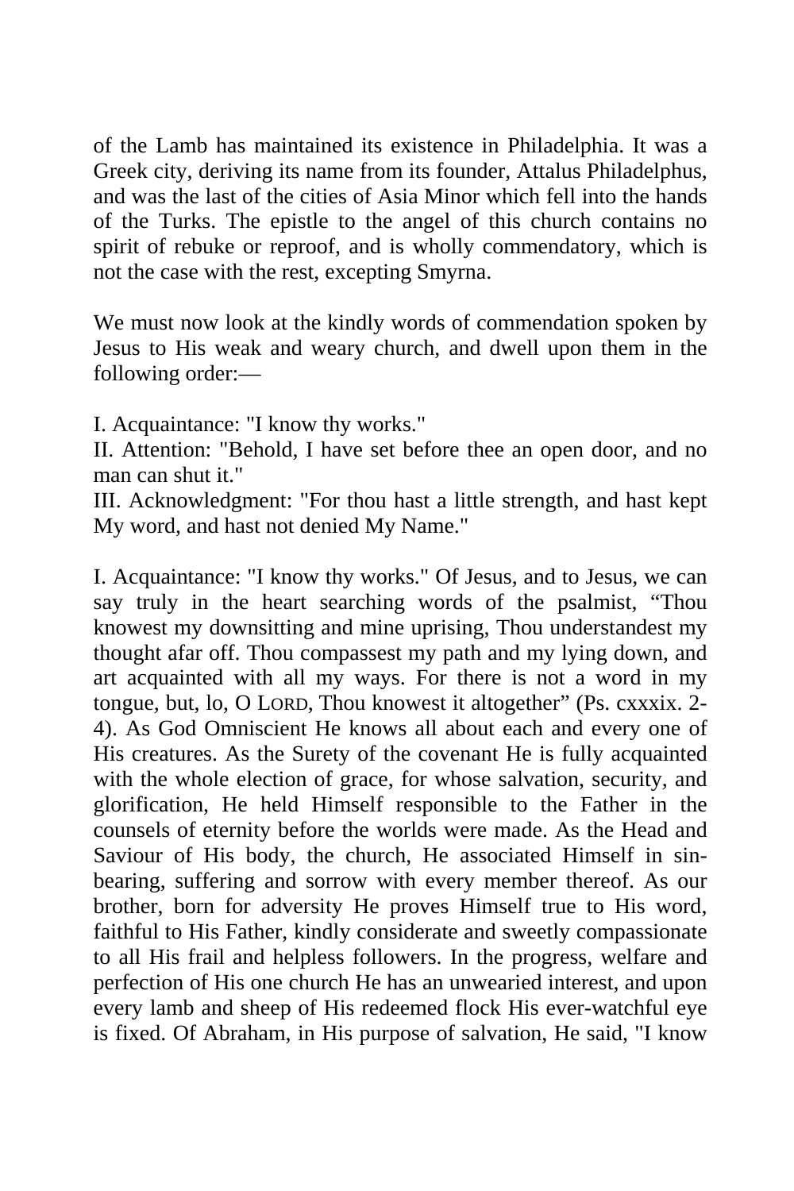of the Lamb has maintained its existence in Philadelphia. It was a Greek city, deriving its name from its founder, Attalus Philadelphus, and was the last of the cities of Asia Minor which fell into the hands of the Turks. The epistle to the angel of this church contains no spirit of rebuke or reproof, and is wholly commendatory, which is not the case with the rest, excepting Smyrna.

We must now look at the kindly words of commendation spoken by Jesus to His weak and weary church, and dwell upon them in the following order:—

I. Acquaintance: "I know thy works."
II. Attention: "Behold, I have set before thee an open door, and no man can shut it."
III. Acknowledgment: "For thou hast a little strength, and hast kept My word, and hast not denied My Name."

I. Acquaintance: "I know thy works." Of Jesus, and to Jesus, we can say truly in the heart searching words of the psalmist, "Thou knowest my downsitting and mine uprising, Thou understandest my thought afar off. Thou compassest my path and my lying down, and art acquainted with all my ways. For there is not a word in my tongue, but, lo, O LORD, Thou knowest it altogether" (Ps. cxxxix. 2-4). As God Omniscient He knows all about each and every one of His creatures. As the Surety of the covenant He is fully acquainted with the whole election of grace, for whose salvation, security, and glorification, He held Himself responsible to the Father in the counsels of eternity before the worlds were made. As the Head and Saviour of His body, the church, He associated Himself in sin-bearing, suffering and sorrow with every member thereof. As our brother, born for adversity He proves Himself true to His word, faithful to His Father, kindly considerate and sweetly compassionate to all His frail and helpless followers. In the progress, welfare and perfection of His one church He has an unwearied interest, and upon every lamb and sheep of His redeemed flock His ever-watchful eye is fixed. Of Abraham, in His purpose of salvation, He said, "I know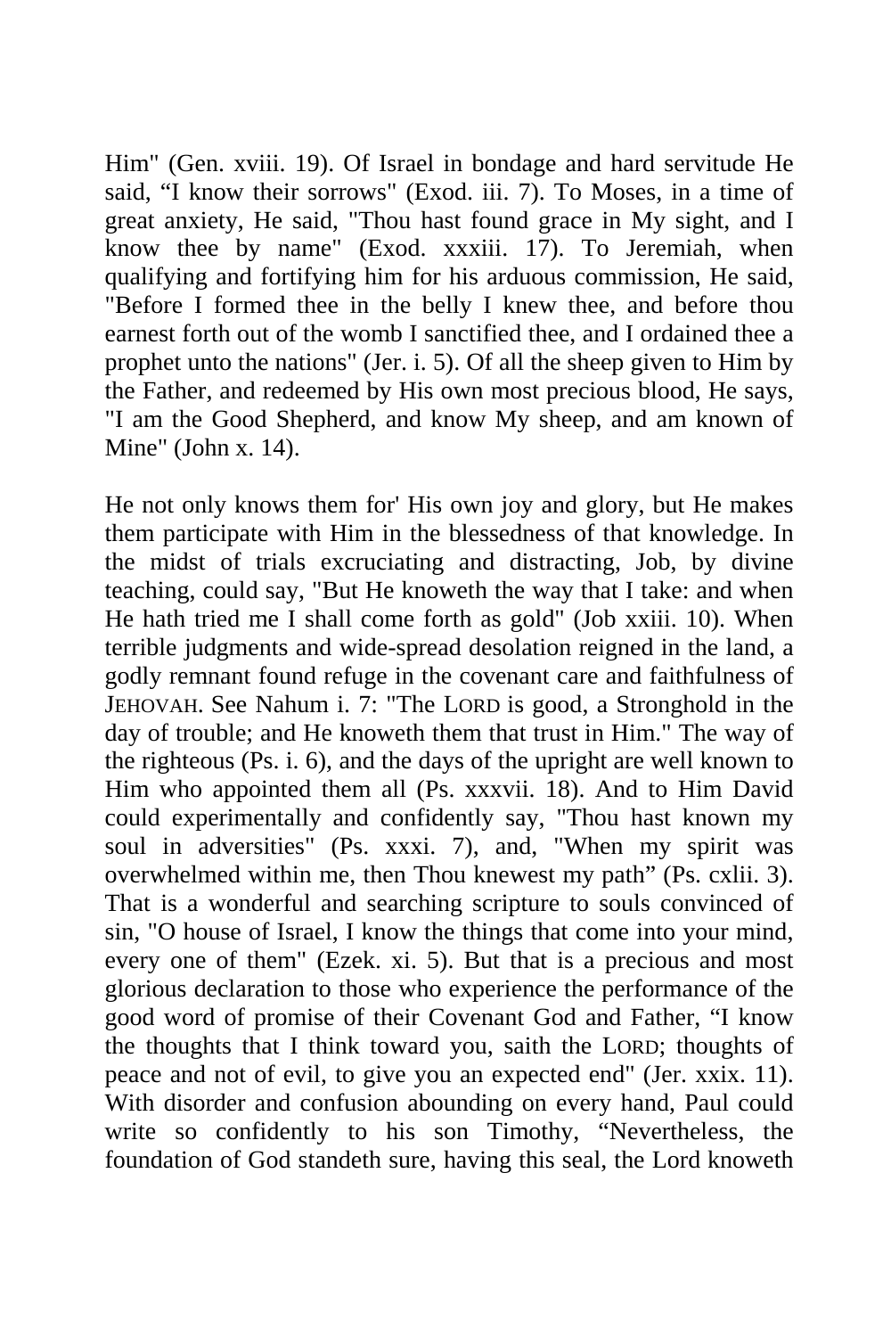Him" (Gen. xviii. 19). Of Israel in bondage and hard servitude He said, “I know their sorrows" (Exod. iii. 7). To Moses, in a time of great anxiety, He said, "Thou hast found grace in My sight, and I know thee by name" (Exod. xxxiii. 17). To Jeremiah, when qualifying and fortifying him for his arduous commission, He said, "Before I formed thee in the belly I knew thee, and before thou earnest forth out of the womb I sanctified thee, and I ordained thee a prophet unto the nations" (Jer. i. 5). Of all the sheep given to Him by the Father, and redeemed by His own most precious blood, He says, "I am the Good Shepherd, and know My sheep, and am known of Mine" (John x. 14).

He not only knows them for' His own joy and glory, but He makes them participate with Him in the blessedness of that knowledge. In the midst of trials excruciating and distracting, Job, by divine teaching, could say, "But He knoweth the way that I take: and when He hath tried me I shall come forth as gold" (Job xxiii. 10). When terrible judgments and wide-spread desolation reigned in the land, a godly remnant found refuge in the covenant care and faithfulness of JEHOVAH. See Nahum i. 7: "The LORD is good, a Stronghold in the day of trouble; and He knoweth them that trust in Him." The way of the righteous (Ps. i. 6), and the days of the upright are well known to Him who appointed them all (Ps. xxxvii. 18). And to Him David could experimentally and confidently say, "Thou hast known my soul in adversities" (Ps. xxxi. 7), and, "When my spirit was overwhelmed within me, then Thou knewest my path” (Ps. cxlii. 3). That is a wonderful and searching scripture to souls convinced of sin, "O house of Israel, I know the things that come into your mind, every one of them" (Ezek. xi. 5). But that is a precious and most glorious declaration to those who experience the performance of the good word of promise of their Covenant God and Father, “I know the thoughts that I think toward you, saith the LORD; thoughts of peace and not of evil, to give you an expected end" (Jer. xxix. 11). With disorder and confusion abounding on every hand, Paul could write so confidently to his son Timothy, “Nevertheless, the foundation of God standeth sure, having this seal, the Lord knoweth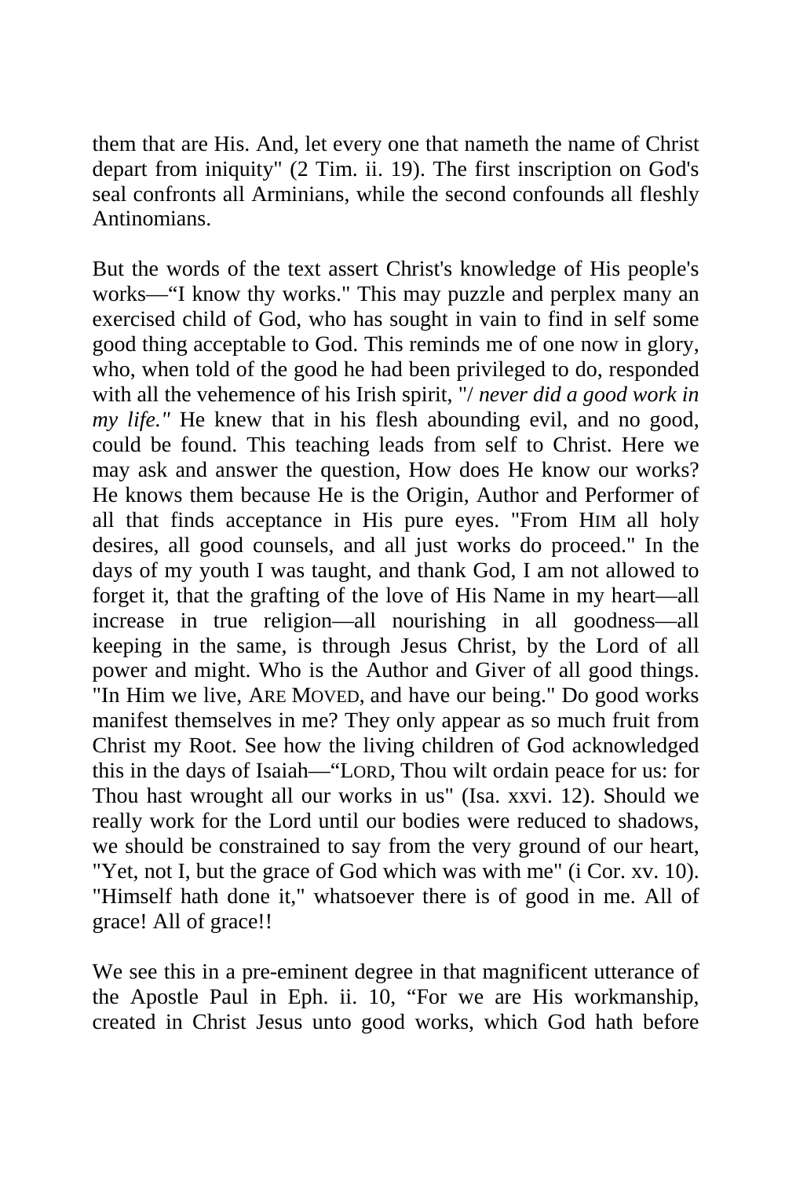them that are His. And, let every one that nameth the name of Christ depart from iniquity" (2 Tim. ii. 19). The first inscription on God's seal confronts all Arminians, while the second confounds all fleshly Antinomians.

But the words of the text assert Christ's knowledge of His people's works—"I know thy works." This may puzzle and perplex many an exercised child of God, who has sought in vain to find in self some good thing acceptable to God. This reminds me of one now in glory, who, when told of the good he had been privileged to do, responded with all the vehemence of his Irish spirit, "/ *never did a good work in my life."* He knew that in his flesh abounding evil, and no good, could be found. This teaching leads from self to Christ. Here we may ask and answer the question, How does He know our works? He knows them because He is the Origin, Author and Performer of all that finds acceptance in His pure eyes. "From HIM all holy desires, all good counsels, and all just works do proceed." In the days of my youth I was taught, and thank God, I am not allowed to forget it, that the grafting of the love of His Name in my heart—all increase in true religion—all nourishing in all goodness—all keeping in the same, is through Jesus Christ, by the Lord of all power and might. Who is the Author and Giver of all good things. "In Him we live, ARE MOVED, and have our being." Do good works manifest themselves in me? They only appear as so much fruit from Christ my Root. See how the living children of God acknowledged this in the days of Isaiah—"LORD, Thou wilt ordain peace for us: for Thou hast wrought all our works in us" (Isa. xxvi. 12). Should we really work for the Lord until our bodies were reduced to shadows, we should be constrained to say from the very ground of our heart, "Yet, not I, but the grace of God which was with me" (i Cor. xv. 10). "Himself hath done it," whatsoever there is of good in me. All of grace! All of grace!!

We see this in a pre-eminent degree in that magnificent utterance of the Apostle Paul in Eph. ii. 10, "For we are His workmanship, created in Christ Jesus unto good works, which God hath before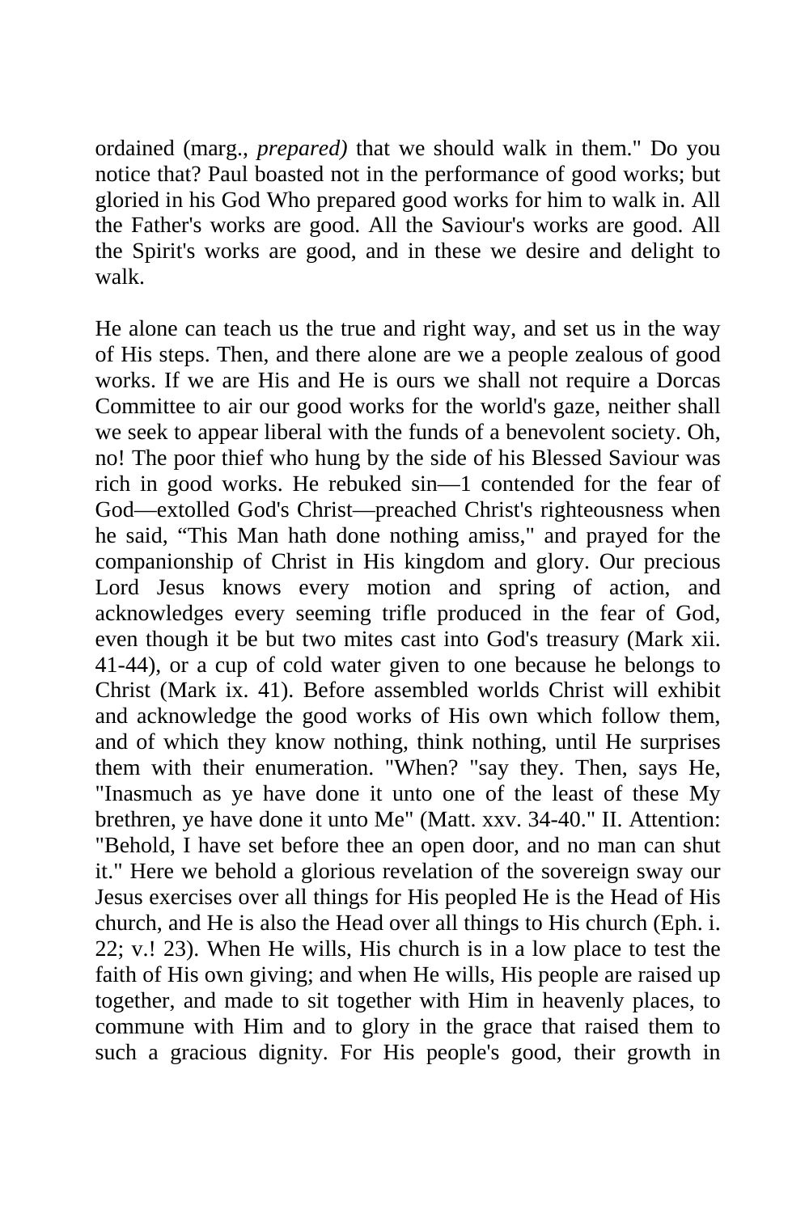ordained (marg., *prepared)* that we should walk in them." Do you notice that? Paul boasted not in the performance of good works; but gloried in his God Who prepared good works for him to walk in. All the Father's works are good. All the Saviour's works are good. All the Spirit's works are good, and in these we desire and delight to walk.

He alone can teach us the true and right way, and set us in the way of His steps. Then, and there alone are we a people zealous of good works. If we are His and He is ours we shall not require a Dorcas Committee to air our good works for the world's gaze, neither shall we seek to appear liberal with the funds of a benevolent society. Oh, no! The poor thief who hung by the side of his Blessed Saviour was rich in good works. He rebuked sin—1 contended for the fear of God—extolled God's Christ—preached Christ's righteousness when he said, "This Man hath done nothing amiss," and prayed for the companionship of Christ in His kingdom and glory. Our precious Lord Jesus knows every motion and spring of action, and acknowledges every seeming trifle produced in the fear of God, even though it be but two mites cast into God's treasury (Mark xii. 41-44), or a cup of cold water given to one because he belongs to Christ (Mark ix. 41). Before assembled worlds Christ will exhibit and acknowledge the good works of His own which follow them, and of which they know nothing, think nothing, until He surprises them with their enumeration. "When? "say they. Then, says He, "Inasmuch as ye have done it unto one of the least of these My brethren, ye have done it unto Me" (Matt. xxv. 34-40." II. Attention: "Behold, I have set before thee an open door, and no man can shut it." Here we behold a glorious revelation of the sovereign sway our Jesus exercises over all things for His peopled He is the Head of His church, and He is also the Head over all things to His church (Eph. i. 22; v.! 23). When He wills, His church is in a low place to test the faith of His own giving; and when He wills, His people are raised up together, and made to sit together with Him in heavenly places, to commune with Him and to glory in the grace that raised them to such a gracious dignity. For His people's good, their growth in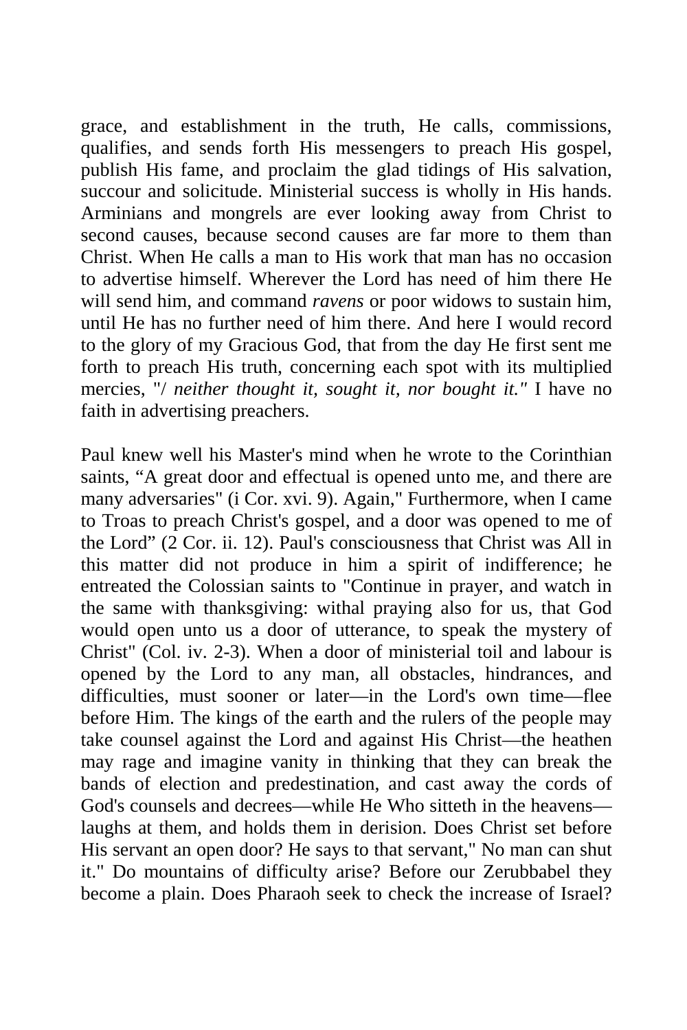grace, and establishment in the truth, He calls, commissions, qualifies, and sends forth His messengers to preach His gospel, publish His fame, and proclaim the glad tidings of His salvation, succour and solicitude. Ministerial success is wholly in His hands. Arminians and mongrels are ever looking away from Christ to second causes, because second causes are far more to them than Christ. When He calls a man to His work that man has no occasion to advertise himself. Wherever the Lord has need of him there He will send him, and command *ravens* or poor widows to sustain him, until He has no further need of him there. And here I would record to the glory of my Gracious God, that from the day He first sent me forth to preach His truth, concerning each spot with its multiplied mercies, "/ *neither thought it, sought it, nor bought it."* I have no faith in advertising preachers.

Paul knew well his Master's mind when he wrote to the Corinthian saints, “A great door and effectual is opened unto me, and there are many adversaries" (i Cor. xvi. 9). Again," Furthermore, when I came to Troas to preach Christ's gospel, and a door was opened to me of the Lord” (2 Cor. ii. 12). Paul's consciousness that Christ was All in this matter did not produce in him a spirit of indifference; he entreated the Colossian saints to "Continue in prayer, and watch in the same with thanksgiving: withal praying also for us, that God would open unto us a door of utterance, to speak the mystery of Christ" (Col. iv. 2-3). When a door of ministerial toil and labour is opened by the Lord to any man, all obstacles, hindrances, and difficulties, must sooner or later—in the Lord's own time—flee before Him. The kings of the earth and the rulers of the people may take counsel against the Lord and against His Christ—the heathen may rage and imagine vanity in thinking that they can break the bands of election and predestination, and cast away the cords of God's counsels and decrees—while He Who sitteth in the heavens—laughs at them, and holds them in derision. Does Christ set before His servant an open door? He says to that servant," No man can shut it." Do mountains of difficulty arise? Before our Zerubbabel they become a plain. Does Pharaoh seek to check the increase of Israel?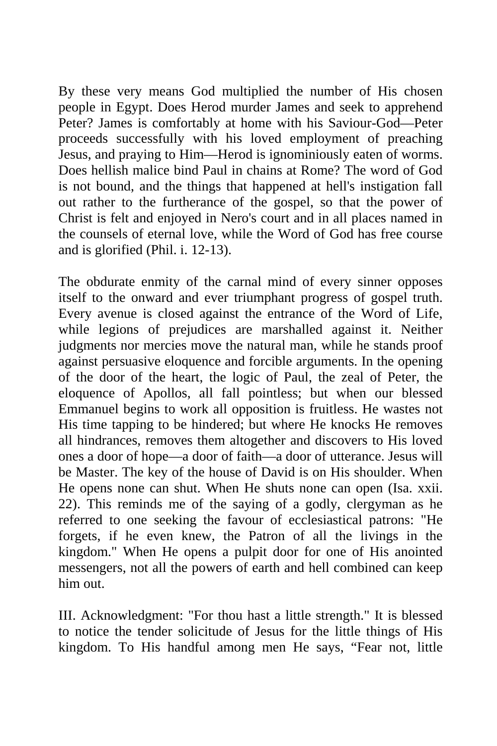By these very means God multiplied the number of His chosen people in Egypt. Does Herod murder James and seek to apprehend Peter? James is comfortably at home with his Saviour-God—Peter proceeds successfully with his loved employment of preaching Jesus, and praying to Him—Herod is ignominiously eaten of worms. Does hellish malice bind Paul in chains at Rome? The word of God is not bound, and the things that happened at hell's instigation fall out rather to the furtherance of the gospel, so that the power of Christ is felt and enjoyed in Nero's court and in all places named in the counsels of eternal love, while the Word of God has free course and is glorified (Phil. i. 12-13).

The obdurate enmity of the carnal mind of every sinner opposes itself to the onward and ever triumphant progress of gospel truth. Every avenue is closed against the entrance of the Word of Life, while legions of prejudices are marshalled against it. Neither judgments nor mercies move the natural man, while he stands proof against persuasive eloquence and forcible arguments. In the opening of the door of the heart, the logic of Paul, the zeal of Peter, the eloquence of Apollos, all fall pointless; but when our blessed Emmanuel begins to work all opposition is fruitless. He wastes not His time tapping to be hindered; but where He knocks He removes all hindrances, removes them altogether and discovers to His loved ones a door of hope—a door of faith—a door of utterance. Jesus will be Master. The key of the house of David is on His shoulder. When He opens none can shut. When He shuts none can open (Isa. xxii. 22). This reminds me of the saying of a godly, clergyman as he referred to one seeking the favour of ecclesiastical patrons: "He forgets, if he even knew, the Patron of all the livings in the kingdom." When He opens a pulpit door for one of His anointed messengers, not all the powers of earth and hell combined can keep him out.

III. Acknowledgment: "For thou hast a little strength." It is blessed to notice the tender solicitude of Jesus for the little things of His kingdom. To His handful among men He says, “Fear not, little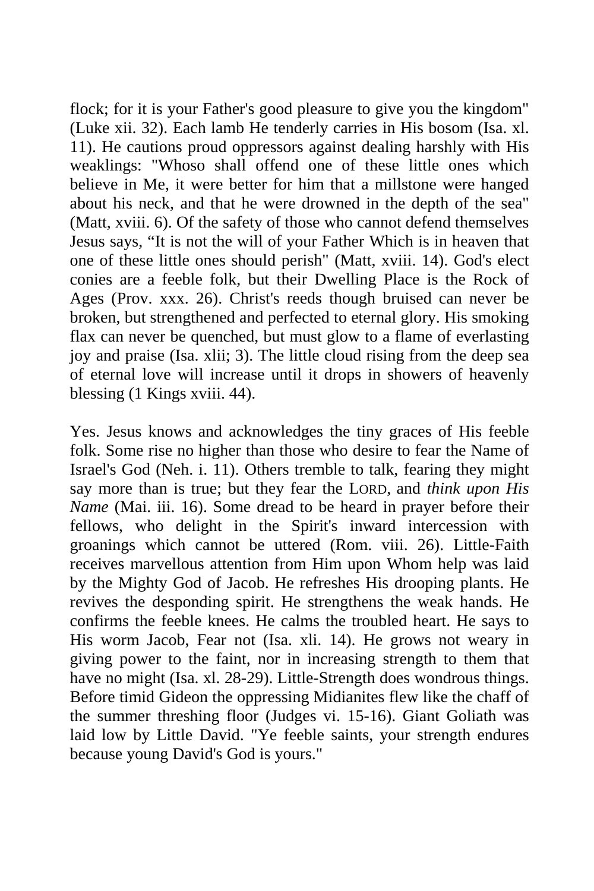flock; for it is your Father's good pleasure to give you the kingdom" (Luke xii. 32). Each lamb He tenderly carries in His bosom (Isa. xl. 11). He cautions proud oppressors against dealing harshly with His weaklings: "Whoso shall offend one of these little ones which believe in Me, it were better for him that a millstone were hanged about his neck, and that he were drowned in the depth of the sea" (Matt, xviii. 6). Of the safety of those who cannot defend themselves Jesus says, "It is not the will of your Father Which is in heaven that one of these little ones should perish" (Matt, xviii. 14). God's elect conies are a feeble folk, but their Dwelling Place is the Rock of Ages (Prov. xxx. 26). Christ's reeds though bruised can never be broken, but strengthened and perfected to eternal glory. His smoking flax can never be quenched, but must glow to a flame of everlasting joy and praise (Isa. xlii; 3). The little cloud rising from the deep sea of eternal love will increase until it drops in showers of heavenly blessing (1 Kings xviii. 44).

Yes. Jesus knows and acknowledges the tiny graces of His feeble folk. Some rise no higher than those who desire to fear the Name of Israel's God (Neh. i. 11). Others tremble to talk, fearing they might say more than is true; but they fear the LORD, and *think upon His Name* (Mai. iii. 16). Some dread to be heard in prayer before their fellows, who delight in the Spirit's inward intercession with groanings which cannot be uttered (Rom. viii. 26). Little-Faith receives marvellous attention from Him upon Whom help was laid by the Mighty God of Jacob. He refreshes His drooping plants. He revives the desponding spirit. He strengthens the weak hands. He confirms the feeble knees. He calms the troubled heart. He says to His worm Jacob, Fear not (Isa. xli. 14). He grows not weary in giving power to the faint, nor in increasing strength to them that have no might (Isa. xl. 28-29). Little-Strength does wondrous things. Before timid Gideon the oppressing Midianites flew like the chaff of the summer threshing floor (Judges vi. 15-16). Giant Goliath was laid low by Little David. "Ye feeble saints, your strength endures because young David's God is yours."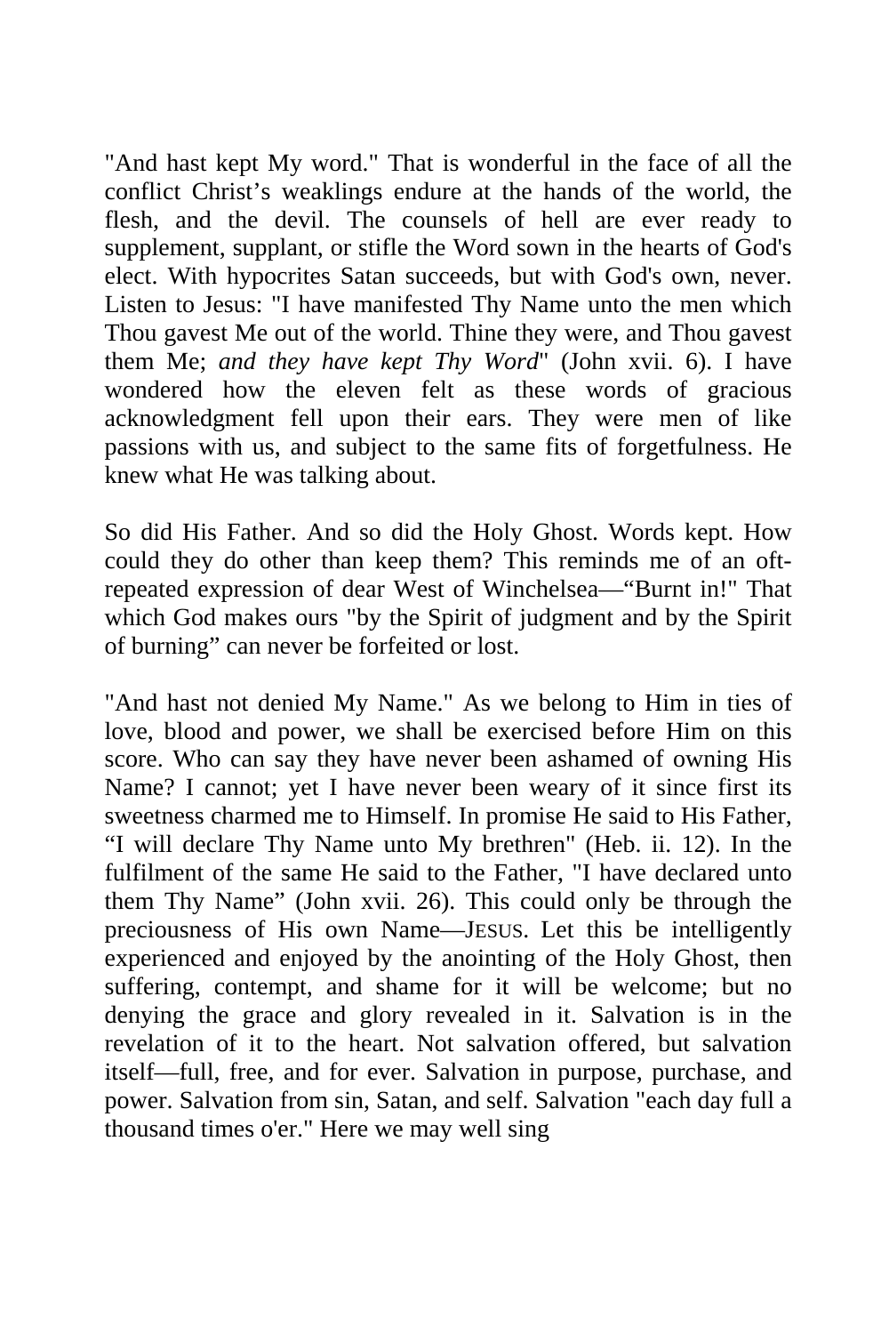"And hast kept My word." That is wonderful in the face of all the conflict Christ's weaklings endure at the hands of the world, the flesh, and the devil. The counsels of hell are ever ready to supplement, supplant, or stifle the Word sown in the hearts of God's elect. With hypocrites Satan succeeds, but with God's own, never. Listen to Jesus: "I have manifested Thy Name unto the men which Thou gavest Me out of the world. Thine they were, and Thou gavest them Me; *and they have kept Thy Word*" (John xvii. 6). I have wondered how the eleven felt as these words of gracious acknowledgment fell upon their ears. They were men of like passions with us, and subject to the same fits of forgetfulness. He knew what He was talking about.

So did His Father. And so did the Holy Ghost. Words kept. How could they do other than keep them? This reminds me of an oft-repeated expression of dear West of Winchelsea—"Burnt in!" That which God makes ours "by the Spirit of judgment and by the Spirit of burning" can never be forfeited or lost.

"And hast not denied My Name." As we belong to Him in ties of love, blood and power, we shall be exercised before Him on this score. Who can say they have never been ashamed of owning His Name? I cannot; yet I have never been weary of it since first its sweetness charmed me to Himself. In promise He said to His Father, "I will declare Thy Name unto My brethren" (Heb. ii. 12). In the fulfilment of the same He said to the Father, "I have declared unto them Thy Name" (John xvii. 26). This could only be through the preciousness of His own Name—JESUS. Let this be intelligently experienced and enjoyed by the anointing of the Holy Ghost, then suffering, contempt, and shame for it will be welcome; but no denying the grace and glory revealed in it. Salvation is in the revelation of it to the heart. Not salvation offered, but salvation itself—full, free, and for ever. Salvation in purpose, purchase, and power. Salvation from sin, Satan, and self. Salvation "each day full a thousand times o'er." Here we may well sing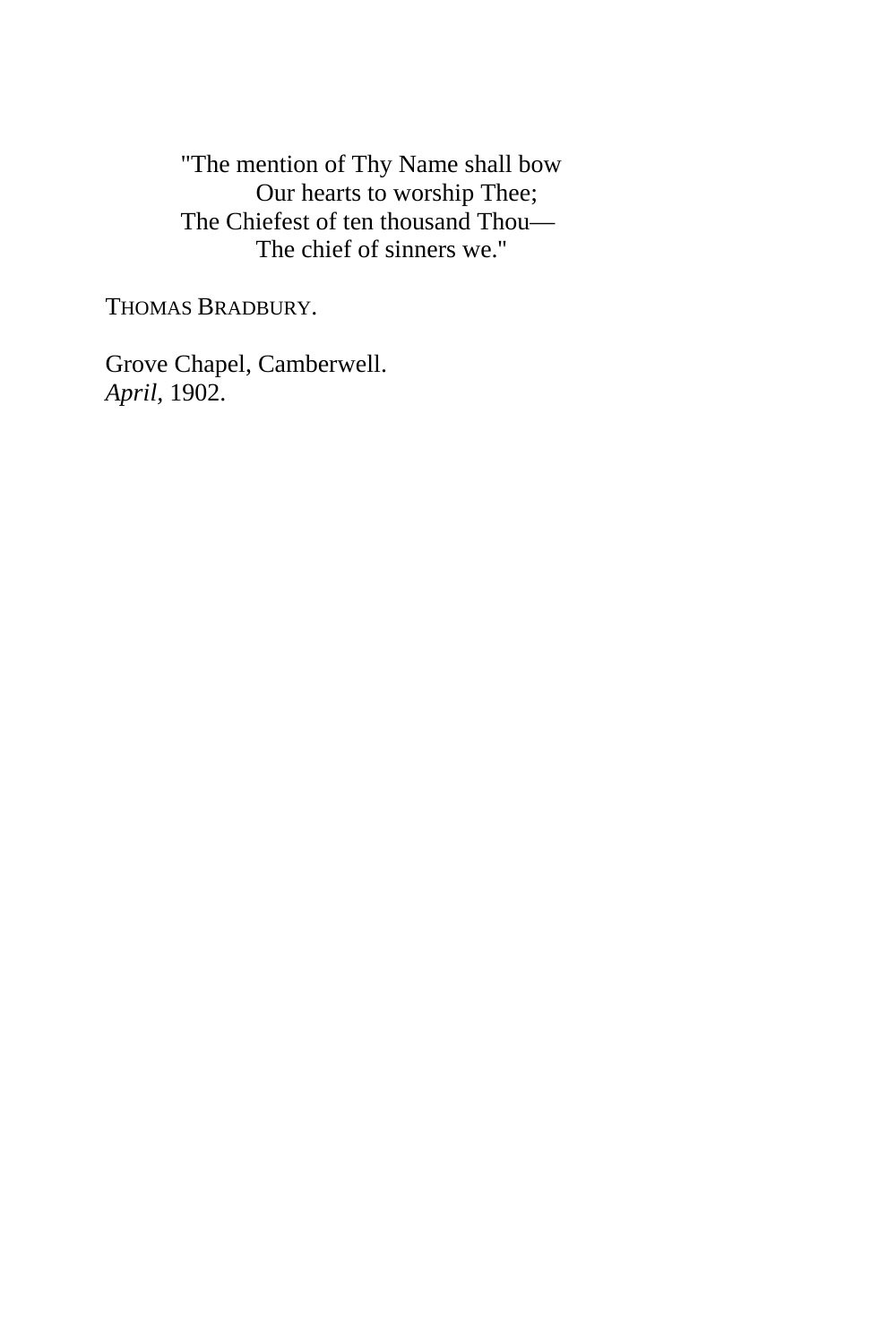"The mention of Thy Name shall bow  
    Our hearts to worship Thee;  
The Chiefest of ten thousand Thou—  
    The chief of sinners we."

THOMAS BRADBURY.

Grove Chapel, Camberwell.  
*April*, 1902.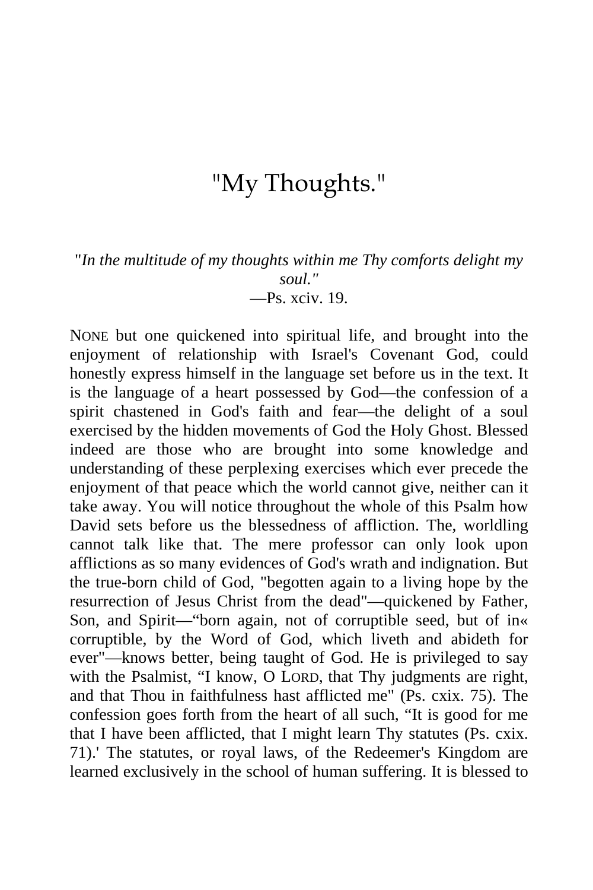# "My Thoughts."

"*In the multitude of my thoughts within me Thy comforts delight my soul."*
—Ps. xciv. 19.

NONE but one quickened into spiritual life, and brought into the enjoyment of relationship with Israel's Covenant God, could honestly express himself in the language set before us in the text. It is the language of a heart possessed by God—the confession of a spirit chastened in God's faith and fear—the delight of a soul exercised by the hidden movements of God the Holy Ghost. Blessed indeed are those who are brought into some knowledge and understanding of these perplexing exercises which ever precede the enjoyment of that peace which the world cannot give, neither can it take away. You will notice throughout the whole of this Psalm how David sets before us the blessedness of affliction. The, worldling cannot talk like that. The mere professor can only look upon afflictions as so many evidences of God's wrath and indignation. But the true-born child of God, "begotten again to a living hope by the resurrection of Jesus Christ from the dead"—quickened by Father, Son, and Spirit—"born again, not of corruptible seed, but of in« corruptible, by the Word of God, which liveth and abideth for ever"—knows better, being taught of God. He is privileged to say with the Psalmist, "I know, O LORD, that Thy judgments are right, and that Thou in faithfulness hast afflicted me" (Ps. cxix. 75). The confession goes forth from the heart of all such, "It is good for me that I have been afflicted, that I might learn Thy statutes (Ps. cxix. 71).' The statutes, or royal laws, of the Redeemer's Kingdom are learned exclusively in the school of human suffering. It is blessed to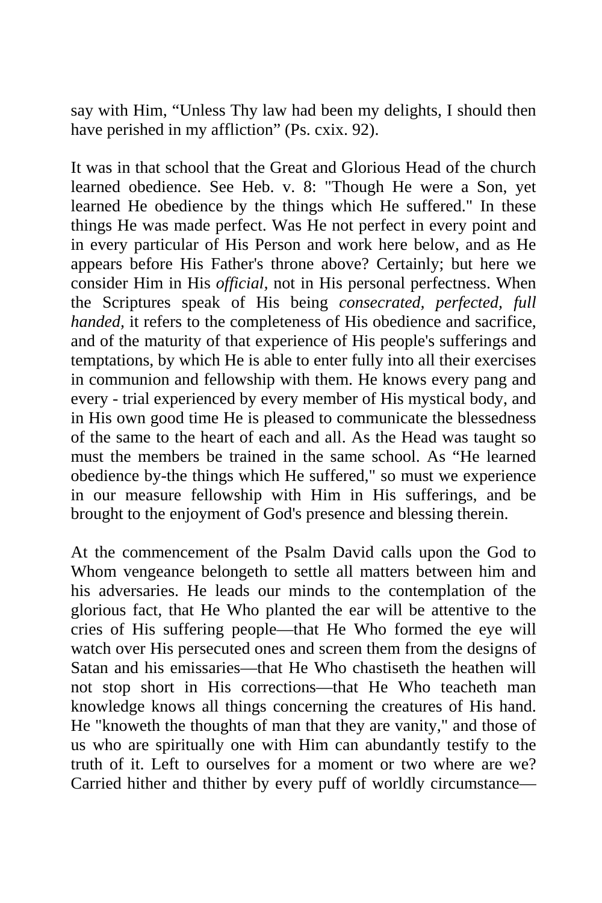say with Him, “Unless Thy law had been my delights, I should then have perished in my affliction” (Ps. cxix. 92).

It was in that school that the Great and Glorious Head of the church learned obedience. See Heb. v. 8: "Though He were a Son, yet learned He obedience by the things which He suffered." In these things He was made perfect. Was He not perfect in every point and in every particular of His Person and work here below, and as He appears before His Father's throne above? Certainly; but here we consider Him in His *official,* not in His personal perfectness. When the Scriptures speak of His being *consecrated, perfected, full handed,* it refers to the completeness of His obedience and sacrifice, and of the maturity of that experience of His people's sufferings and temptations, by which He is able to enter fully into all their exercises in communion and fellowship with them. He knows every pang and every - trial experienced by every member of His mystical body, and in His own good time He is pleased to communicate the blessedness of the same to the heart of each and all. As the Head was taught so must the members be trained in the same school. As “He learned obedience by-the things which He suffered," so must we experience in our measure fellowship with Him in His sufferings, and be brought to the enjoyment of God's presence and blessing therein.

At the commencement of the Psalm David calls upon the God to Whom vengeance belongeth to settle all matters between him and his adversaries. He leads our minds to the contemplation of the glorious fact, that He Who planted the ear will be attentive to the cries of His suffering people—that He Who formed the eye will watch over His persecuted ones and screen them from the designs of Satan and his emissaries—that He Who chastiseth the heathen will not stop short in His corrections—that He Who teacheth man knowledge knows all things concerning the creatures of His hand. He "knoweth the thoughts of man that they are vanity," and those of us who are spiritually one with Him can abundantly testify to the truth of it. Left to ourselves for a moment or two where are we? Carried hither and thither by every puff of worldly circumstance—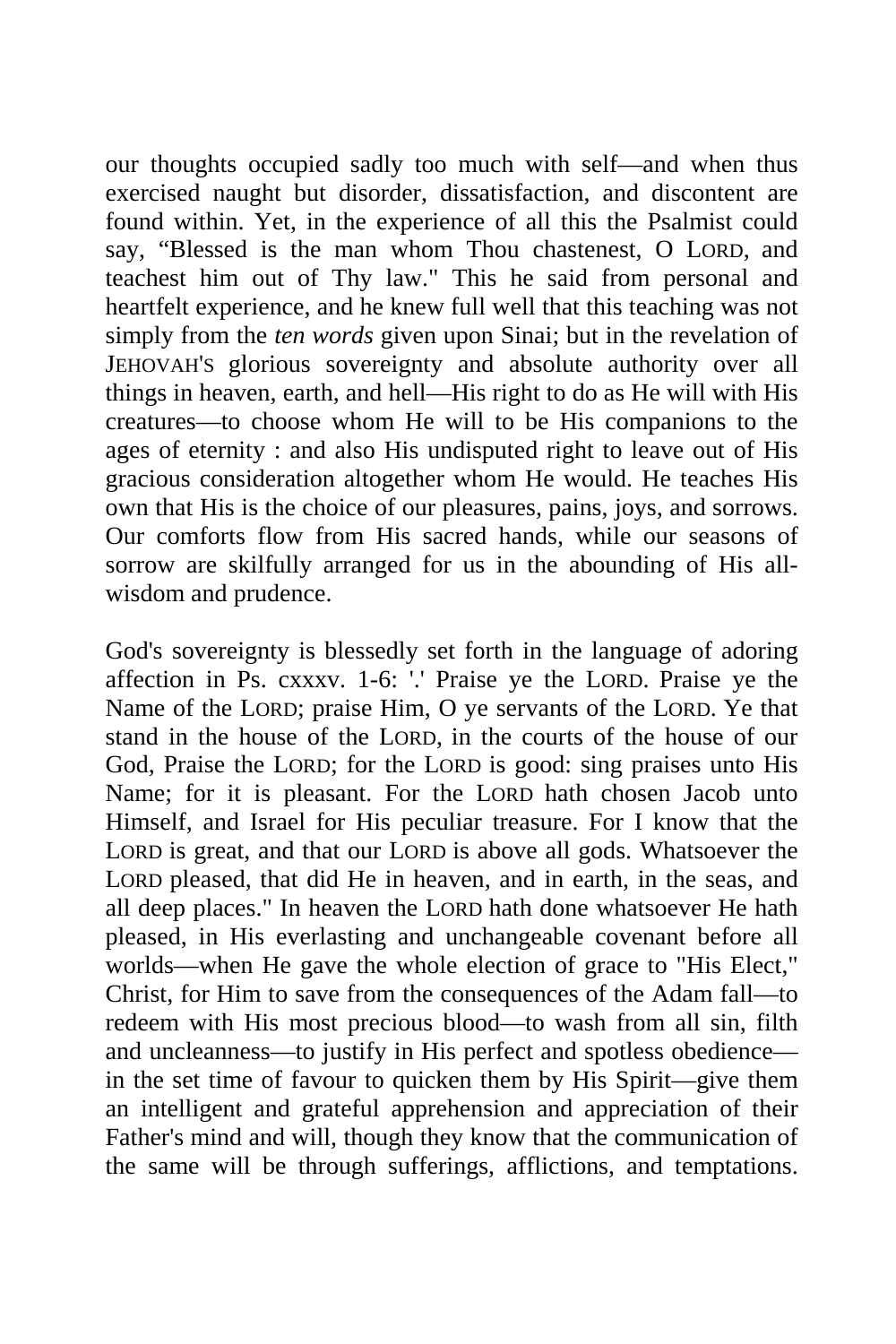our thoughts occupied sadly too much with self—and when thus exercised naught but disorder, dissatisfaction, and discontent are found within. Yet, in the experience of all this the Psalmist could say, "Blessed is the man whom Thou chastenest, O LORD, and teachest him out of Thy law." This he said from personal and heartfelt experience, and he knew full well that this teaching was not simply from the *ten words* given upon Sinai; but in the revelation of JEHOVAH'S glorious sovereignty and absolute authority over all things in heaven, earth, and hell—His right to do as He will with His creatures—to choose whom He will to be His companions to the ages of eternity : and also His undisputed right to leave out of His gracious consideration altogether whom He would. He teaches His own that His is the choice of our pleasures, pains, joys, and sorrows. Our comforts flow from His sacred hands, while our seasons of sorrow are skilfully arranged for us in the abounding of His all-wisdom and prudence.

God's sovereignty is blessedly set forth in the language of adoring affection in Ps. cxxxv. 1-6: '.' Praise ye the LORD. Praise ye the Name of the LORD; praise Him, O ye servants of the LORD. Ye that stand in the house of the LORD, in the courts of the house of our God, Praise the LORD; for the LORD is good: sing praises unto His Name; for it is pleasant. For the LORD hath chosen Jacob unto Himself, and Israel for His peculiar treasure. For I know that the LORD is great, and that our LORD is above all gods. Whatsoever the LORD pleased, that did He in heaven, and in earth, in the seas, and all deep places." In heaven the LORD hath done whatsoever He hath pleased, in His everlasting and unchangeable covenant before all worlds—when He gave the whole election of grace to "His Elect," Christ, for Him to save from the consequences of the Adam fall—to redeem with His most precious blood—to wash from all sin, filth and uncleanness—to justify in His perfect and spotless obedience—in the set time of favour to quicken them by His Spirit—give them an intelligent and grateful apprehension and appreciation of their Father's mind and will, though they know that the communication of the same will be through sufferings, afflictions, and temptations.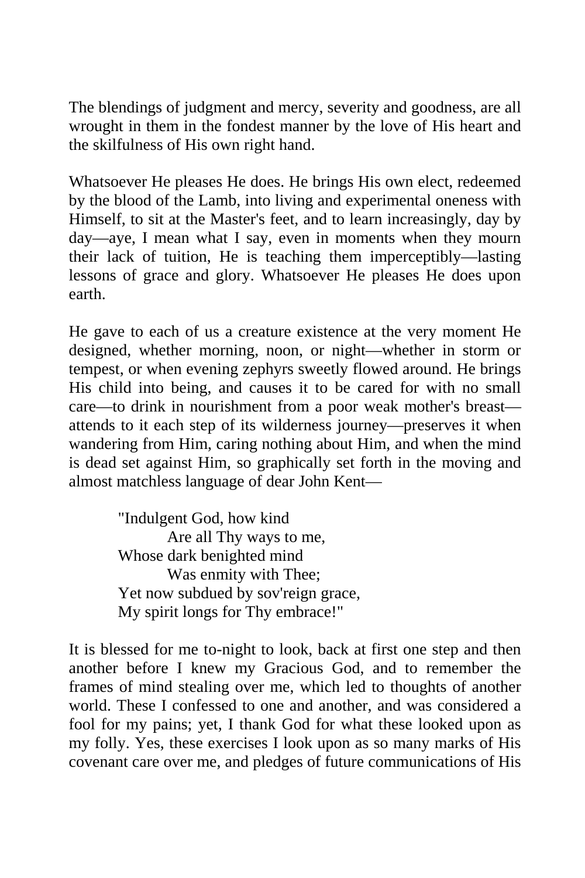The blendings of judgment and mercy, severity and goodness, are all wrought in them in the fondest manner by the love of His heart and the skilfulness of His own right hand.

Whatsoever He pleases He does. He brings His own elect, redeemed by the blood of the Lamb, into living and experimental oneness with Himself, to sit at the Master's feet, and to learn increasingly, day by day—aye, I mean what I say, even in moments when they mourn their lack of tuition, He is teaching them imperceptibly—lasting lessons of grace and glory. Whatsoever He pleases He does upon earth.

He gave to each of us a creature existence at the very moment He designed, whether morning, noon, or night—whether in storm or tempest, or when evening zephyrs sweetly flowed around. He brings His child into being, and causes it to be cared for with no small care—to drink in nourishment from a poor weak mother's breast—attends to it each step of its wilderness journey—preserves it when wandering from Him, caring nothing about Him, and when the mind is dead set against Him, so graphically set forth in the moving and almost matchless language of dear John Kent—

> "Indulgent God, how kind
> Are all Thy ways to me,
> Whose dark benighted mind
> Was enmity with Thee;
> Yet now subdued by sov'reign grace,
> My spirit longs for Thy embrace!"

It is blessed for me to-night to look, back at first one step and then another before I knew my Gracious God, and to remember the frames of mind stealing over me, which led to thoughts of another world. These I confessed to one and another, and was considered a fool for my pains; yet, I thank God for what these looked upon as my folly. Yes, these exercises I look upon as so many marks of His covenant care over me, and pledges of future communications of His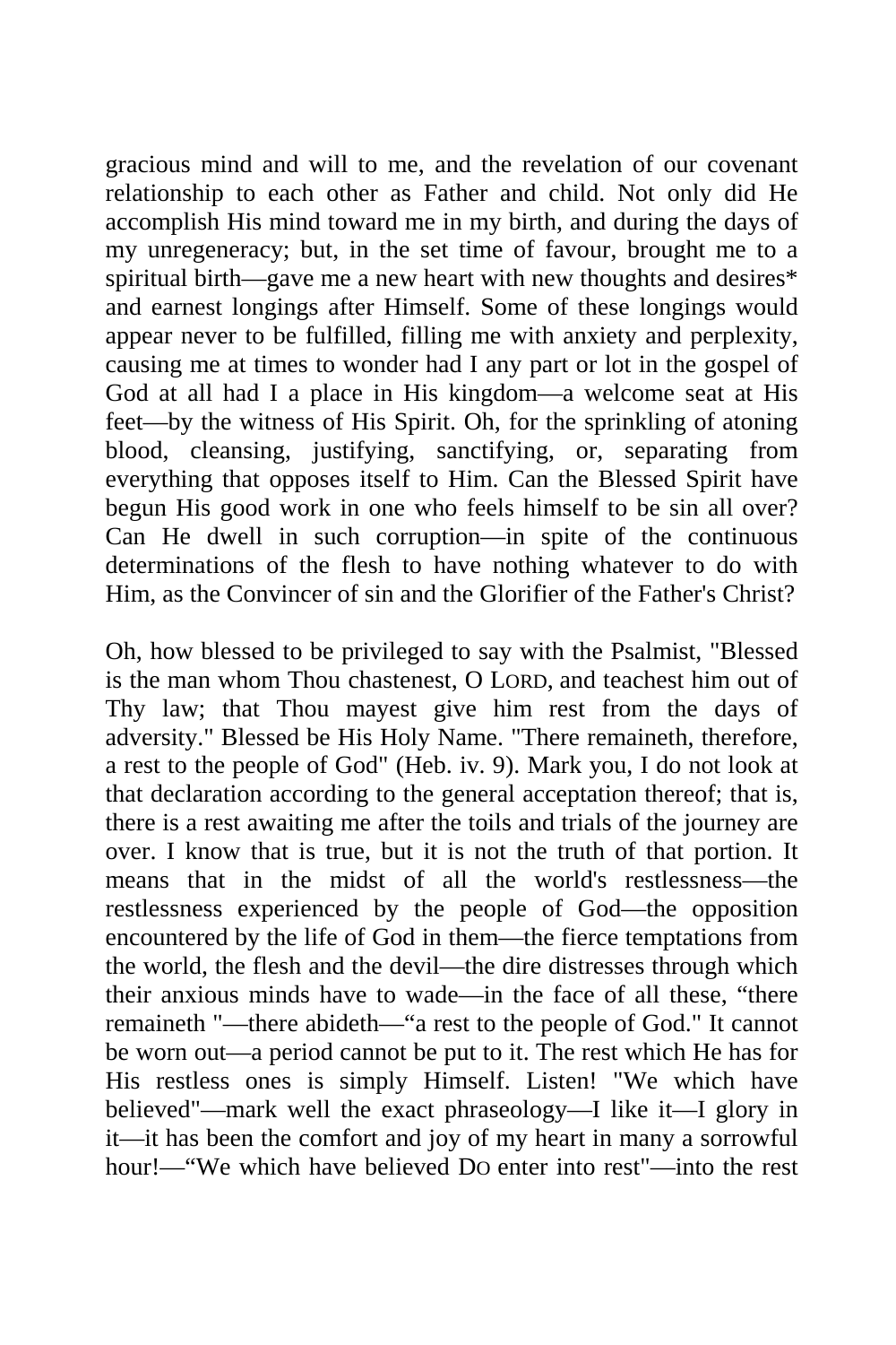gracious mind and will to me, and the revelation of our covenant relationship to each other as Father and child. Not only did He accomplish His mind toward me in my birth, and during the days of my unregeneracy; but, in the set time of favour, brought me to a spiritual birth—gave me a new heart with new thoughts and desires* and earnest longings after Himself. Some of these longings would appear never to be fulfilled, filling me with anxiety and perplexity, causing me at times to wonder had I any part or lot in the gospel of God at all had I a place in His kingdom—a welcome seat at His feet—by the witness of His Spirit. Oh, for the sprinkling of atoning blood, cleansing, justifying, sanctifying, or, separating from everything that opposes itself to Him. Can the Blessed Spirit have begun His good work in one who feels himself to be sin all over? Can He dwell in such corruption—in spite of the continuous determinations of the flesh to have nothing whatever to do with Him, as the Convincer of sin and the Glorifier of the Father's Christ?

Oh, how blessed to be privileged to say with the Psalmist, "Blessed is the man whom Thou chastenest, O LORD, and teachest him out of Thy law; that Thou mayest give him rest from the days of adversity." Blessed be His Holy Name. "There remaineth, therefore, a rest to the people of God" (Heb. iv. 9). Mark you, I do not look at that declaration according to the general acceptation thereof; that is, there is a rest awaiting me after the toils and trials of the journey are over. I know that is true, but it is not the truth of that portion. It means that in the midst of all the world's restlessness—the restlessness experienced by the people of God—the opposition encountered by the life of God in them—the fierce temptations from the world, the flesh and the devil—the dire distresses through which their anxious minds have to wade—in the face of all these, "there remaineth "—there abideth—"a rest to the people of God." It cannot be worn out—a period cannot be put to it. The rest which He has for His restless ones is simply Himself. Listen! "We which have believed"—mark well the exact phraseology—I like it—I glory in it—it has been the comfort and joy of my heart in many a sorrowful hour!—"We which have believed DO enter into rest"—into the rest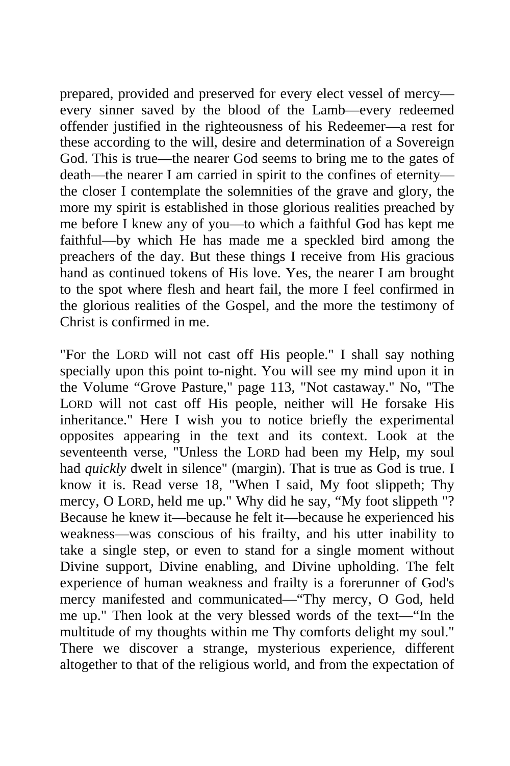prepared, provided and preserved for every elect vessel of mercy—every sinner saved by the blood of the Lamb—every redeemed offender justified in the righteousness of his Redeemer—a rest for these according to the will, desire and determination of a Sovereign God. This is true—the nearer God seems to bring me to the gates of death—the nearer I am carried in spirit to the confines of eternity—the closer I contemplate the solemnities of the grave and glory, the more my spirit is established in those glorious realities preached by me before I knew any of you—to which a faithful God has kept me faithful—by which He has made me a speckled bird among the preachers of the day. But these things I receive from His gracious hand as continued tokens of His love. Yes, the nearer I am brought to the spot where flesh and heart fail, the more I feel confirmed in the glorious realities of the Gospel, and the more the testimony of Christ is confirmed in me.

"For the LORD will not cast off His people." I shall say nothing specially upon this point to-night. You will see my mind upon it in the Volume "Grove Pasture," page 113, "Not castaway." No, "The LORD will not cast off His people, neither will He forsake His inheritance." Here I wish you to notice briefly the experimental opposites appearing in the text and its context. Look at the seventeenth verse, "Unless the LORD had been my Help, my soul had *quickly* dwelt in silence" (margin). That is true as God is true. I know it is. Read verse 18, "When I said, My foot slippeth; Thy mercy, O LORD, held me up." Why did he say, "My foot slippeth "? Because he knew it—because he felt it—because he experienced his weakness—was conscious of his frailty, and his utter inability to take a single step, or even to stand for a single moment without Divine support, Divine enabling, and Divine upholding. The felt experience of human weakness and frailty is a forerunner of God's mercy manifested and communicated—"Thy mercy, O God, held me up." Then look at the very blessed words of the text—"In the multitude of my thoughts within me Thy comforts delight my soul." There we discover a strange, mysterious experience, different altogether to that of the religious world, and from the expectation of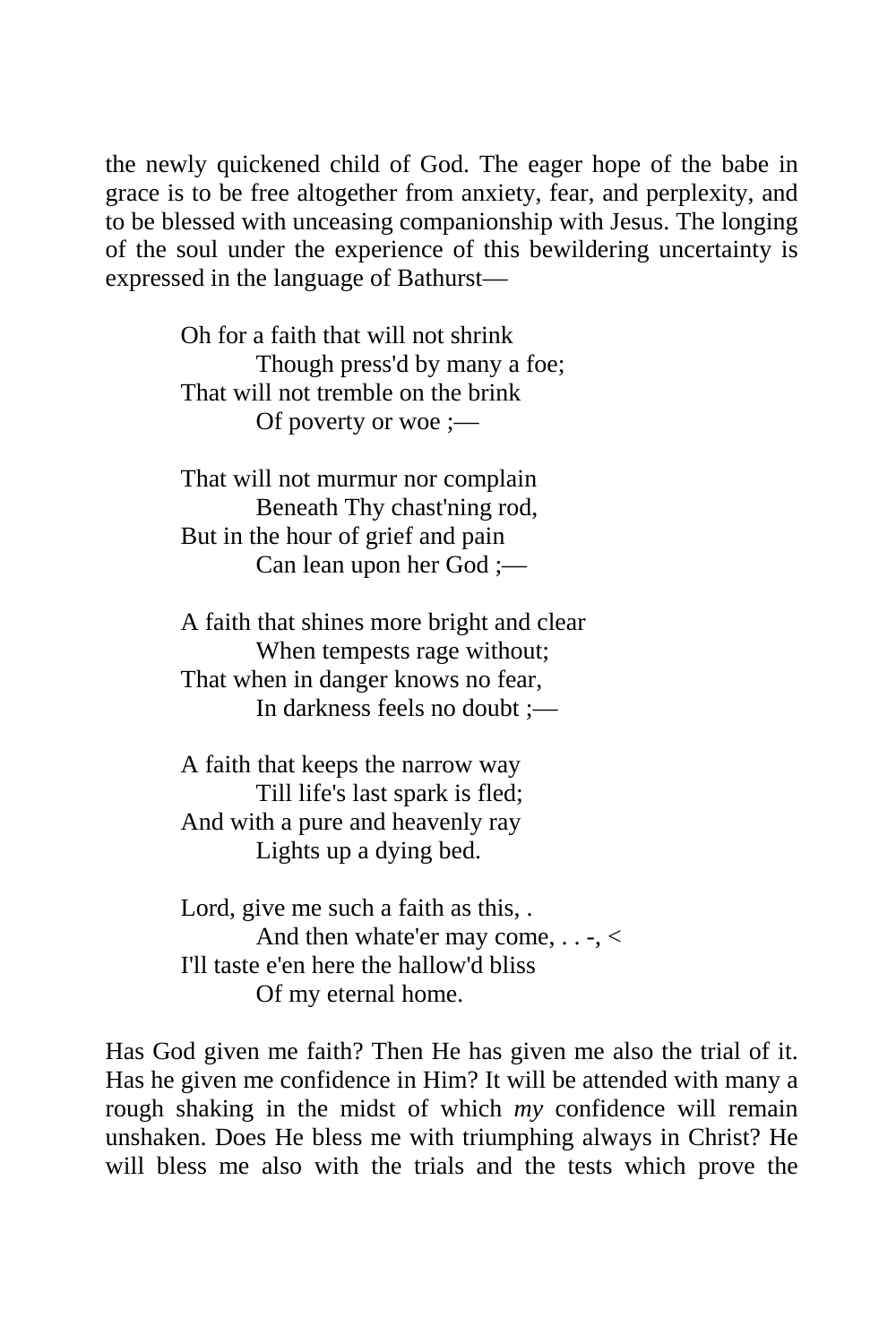the newly quickened child of God. The eager hope of the babe in grace is to be free altogether from anxiety, fear, and perplexity, and to be blessed with unceasing companionship with Jesus. The longing of the soul under the experience of this bewildering uncertainty is expressed in the language of Bathurst—

> Oh for a faith that will not shrink
> Though press'd by many a foe;
> That will not tremble on the brink
> Of poverty or woe ;—
>
> That will not murmur nor complain
> Beneath Thy chast'ning rod,
> But in the hour of grief and pain
> Can lean upon her God ;—
>
> A faith that shines more bright and clear
> When tempests rage without;
> That when in danger knows no fear,
> In darkness feels no doubt ;—
>
> A faith that keeps the narrow way
> Till life's last spark is fled;
> And with a pure and heavenly ray
> Lights up a dying bed.
>
> Lord, give me such a faith as this, .
> And then whate'er may come, . . -, <
> I'll taste e'en here the hallow'd bliss
> Of my eternal home.

Has God given me faith? Then He has given me also the trial of it. Has he given me confidence in Him? It will be attended with many a rough shaking in the midst of which *my* confidence will remain unshaken. Does He bless me with triumphing always in Christ? He will bless me also with the trials and the tests which prove the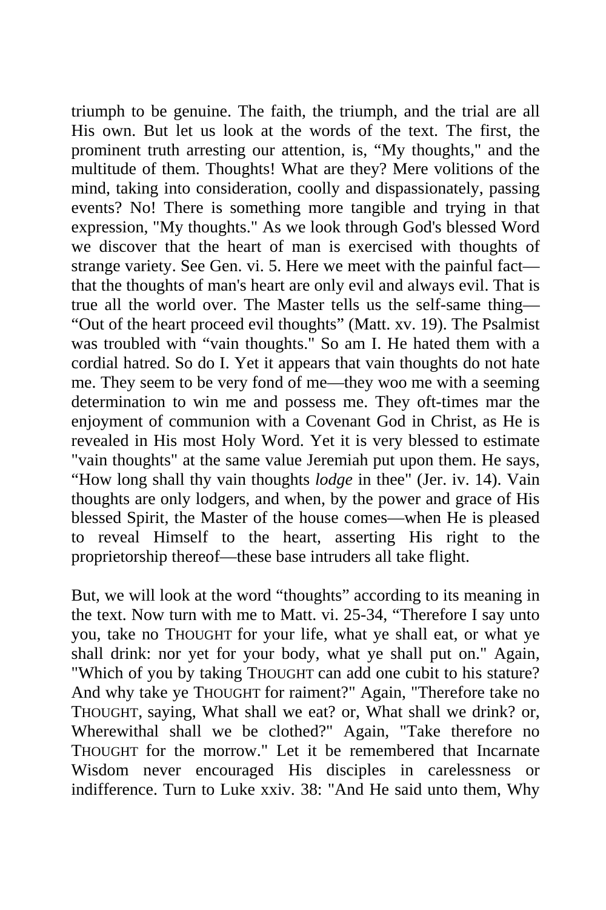triumph to be genuine. The faith, the triumph, and the trial are all His own. But let us look at the words of the text. The first, the prominent truth arresting our attention, is, “My thoughts," and the multitude of them. Thoughts! What are they? Mere volitions of the mind, taking into consideration, coolly and dispassionately, passing events? No! There is something more tangible and trying in that expression, "My thoughts." As we look through God's blessed Word we discover that the heart of man is exercised with thoughts of strange variety. See Gen. vi. 5. Here we meet with the painful fact—that the thoughts of man's heart are only evil and always evil. That is true all the world over. The Master tells us the self-same thing—“Out of the heart proceed evil thoughts” (Matt. xv. 19). The Psalmist was troubled with “vain thoughts." So am I. He hated them with a cordial hatred. So do I. Yet it appears that vain thoughts do not hate me. They seem to be very fond of me—they woo me with a seeming determination to win me and possess me. They oft-times mar the enjoyment of communion with a Covenant God in Christ, as He is revealed in His most Holy Word. Yet it is very blessed to estimate "vain thoughts" at the same value Jeremiah put upon them. He says, “How long shall thy vain thoughts *lodge* in thee" (Jer. iv. 14). Vain thoughts are only lodgers, and when, by the power and grace of His blessed Spirit, the Master of the house comes—when He is pleased to reveal Himself to the heart, asserting His right to the proprietorship thereof—these base intruders all take flight.

But, we will look at the word “thoughts” according to its meaning in the text. Now turn with me to Matt. vi. 25-34, “Therefore I say unto you, take no THOUGHT for your life, what ye shall eat, or what ye shall drink: nor yet for your body, what ye shall put on." Again, "Which of you by taking THOUGHT can add one cubit to his stature? And why take ye THOUGHT for raiment?" Again, "Therefore take no THOUGHT, saying, What shall we eat? or, What shall we drink? or, Wherewithal shall we be clothed?" Again, "Take therefore no THOUGHT for the morrow." Let it be remembered that Incarnate Wisdom never encouraged His disciples in carelessness or indifference. Turn to Luke xxiv. 38: "And He said unto them, Why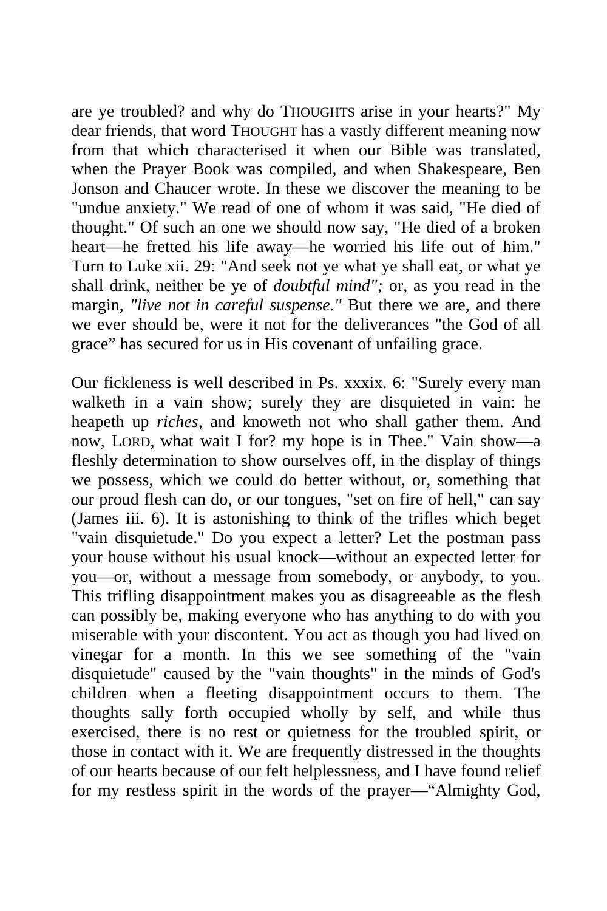are ye troubled? and why do THOUGHTS arise in your hearts?" My dear friends, that word THOUGHT has a vastly different meaning now from that which characterised it when our Bible was translated, when the Prayer Book was compiled, and when Shakespeare, Ben Jonson and Chaucer wrote. In these we discover the meaning to be "undue anxiety." We read of one of whom it was said, "He died of thought." Of such an one we should now say, "He died of a broken heart—he fretted his life away—he worried his life out of him." Turn to Luke xii. 29: "And seek not ye what ye shall eat, or what ye shall drink, neither be ye of *doubtful mind";* or, as you read in the margin, *"live not in careful suspense."* But there we are, and there we ever should be, were it not for the deliverances "the God of all grace" has secured for us in His covenant of unfailing grace.

Our fickleness is well described in Ps. xxxix. 6: "Surely every man walketh in a vain show; surely they are disquieted in vain: he heapeth up *riches,* and knoweth not who shall gather them. And now, LORD, what wait I for? my hope is in Thee." Vain show—a fleshly determination to show ourselves off, in the display of things we possess, which we could do better without, or, something that our proud flesh can do, or our tongues, "set on fire of hell," can say (James iii. 6). It is astonishing to think of the trifles which beget "vain disquietude." Do you expect a letter? Let the postman pass your house without his usual knock—without an expected letter for you—or, without a message from somebody, or anybody, to you. This trifling disappointment makes you as disagreeable as the flesh can possibly be, making everyone who has anything to do with you miserable with your discontent. You act as though you had lived on vinegar for a month. In this we see something of the "vain disquietude" caused by the "vain thoughts" in the minds of God's children when a fleeting disappointment occurs to them. The thoughts sally forth occupied wholly by self, and while thus exercised, there is no rest or quietness for the troubled spirit, or those in contact with it. We are frequently distressed in the thoughts of our hearts because of our felt helplessness, and I have found relief for my restless spirit in the words of the prayer—"Almighty God,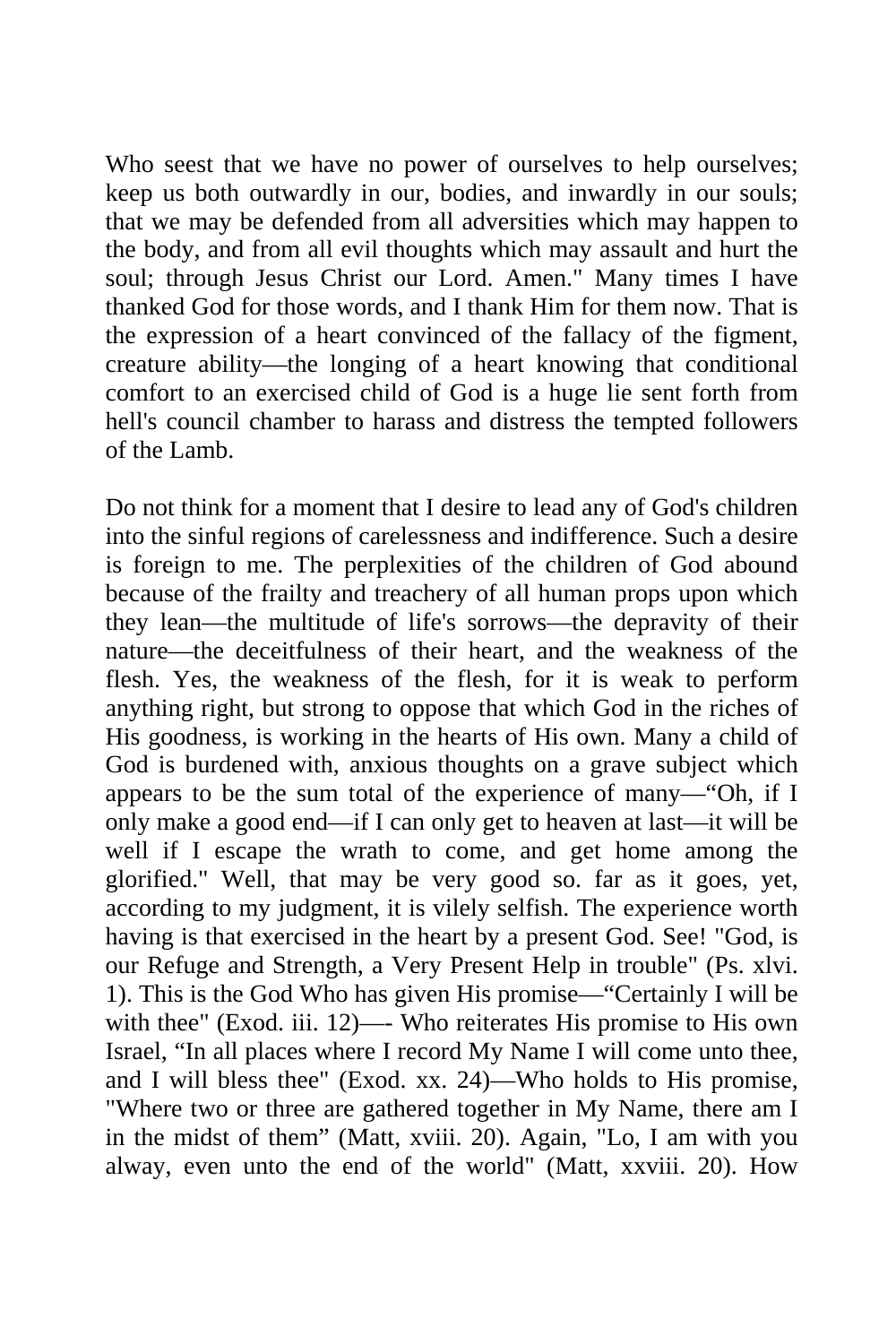Who seest that we have no power of ourselves to help ourselves; keep us both outwardly in our, bodies, and inwardly in our souls; that we may be defended from all adversities which may happen to the body, and from all evil thoughts which may assault and hurt the soul; through Jesus Christ our Lord. Amen." Many times I have thanked God for those words, and I thank Him for them now. That is the expression of a heart convinced of the fallacy of the figment, creature ability—the longing of a heart knowing that conditional comfort to an exercised child of God is a huge lie sent forth from hell's council chamber to harass and distress the tempted followers of the Lamb.

Do not think for a moment that I desire to lead any of God's children into the sinful regions of carelessness and indifference. Such a desire is foreign to me. The perplexities of the children of God abound because of the frailty and treachery of all human props upon which they lean—the multitude of life's sorrows—the depravity of their nature—the deceitfulness of their heart, and the weakness of the flesh. Yes, the weakness of the flesh, for it is weak to perform anything right, but strong to oppose that which God in the riches of His goodness, is working in the hearts of His own. Many a child of God is burdened with, anxious thoughts on a grave subject which appears to be the sum total of the experience of many—"Oh, if I only make a good end—if I can only get to heaven at last—it will be well if I escape the wrath to come, and get home among the glorified." Well, that may be very good so. far as it goes, yet, according to my judgment, it is vilely selfish. The experience worth having is that exercised in the heart by a present God. See! "God, is our Refuge and Strength, a Very Present Help in trouble" (Ps. xlvi. 1). This is the God Who has given His promise—"Certainly I will be with thee" (Exod. iii. 12)—- Who reiterates His promise to His own Israel, "In all places where I record My Name I will come unto thee, and I will bless thee" (Exod. xx. 24)—Who holds to His promise, "Where two or three are gathered together in My Name, there am I in the midst of them" (Matt, xviii. 20). Again, "Lo, I am with you alway, even unto the end of the world" (Matt, xxviii. 20). How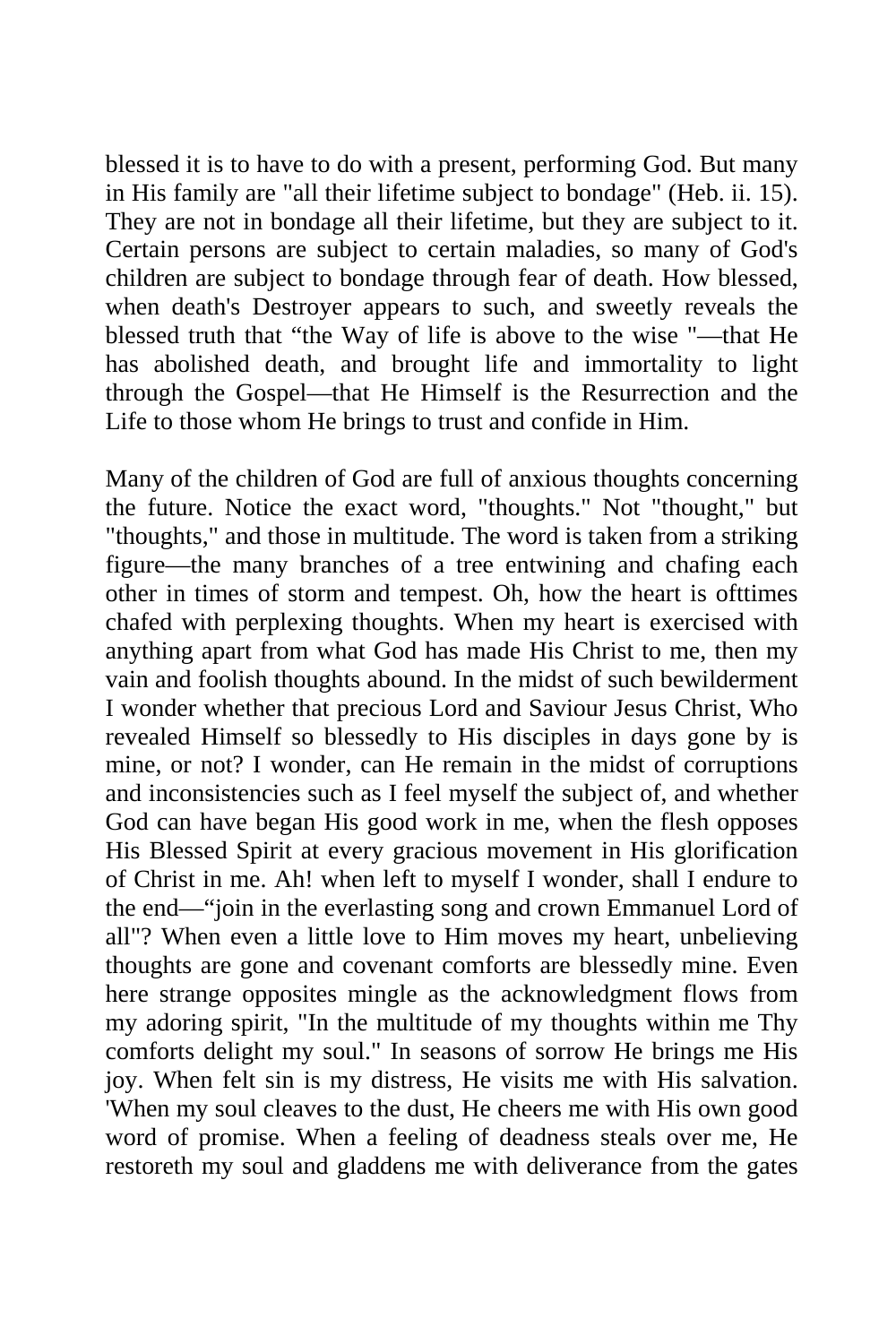blessed it is to have to do with a present, performing God. But many in His family are "all their lifetime subject to bondage" (Heb. ii. 15). They are not in bondage all their lifetime, but they are subject to it. Certain persons are subject to certain maladies, so many of God's children are subject to bondage through fear of death. How blessed, when death's Destroyer appears to such, and sweetly reveals the blessed truth that "the Way of life is above to the wise "—that He has abolished death, and brought life and immortality to light through the Gospel—that He Himself is the Resurrection and the Life to those whom He brings to trust and confide in Him.

Many of the children of God are full of anxious thoughts concerning the future. Notice the exact word, "thoughts." Not "thought," but "thoughts," and those in multitude. The word is taken from a striking figure—the many branches of a tree entwining and chafing each other in times of storm and tempest. Oh, how the heart is ofttimes chafed with perplexing thoughts. When my heart is exercised with anything apart from what God has made His Christ to me, then my vain and foolish thoughts abound. In the midst of such bewilderment I wonder whether that precious Lord and Saviour Jesus Christ, Who revealed Himself so blessedly to His disciples in days gone by is mine, or not? I wonder, can He remain in the midst of corruptions and inconsistencies such as I feel myself the subject of, and whether God can have began His good work in me, when the flesh opposes His Blessed Spirit at every gracious movement in His glorification of Christ in me. Ah! when left to myself I wonder, shall I endure to the end—"join in the everlasting song and crown Emmanuel Lord of all"? When even a little love to Him moves my heart, unbelieving thoughts are gone and covenant comforts are blessedly mine. Even here strange opposites mingle as the acknowledgment flows from my adoring spirit, "In the multitude of my thoughts within me Thy comforts delight my soul." In seasons of sorrow He brings me His joy. When felt sin is my distress, He visits me with His salvation. 'When my soul cleaves to the dust, He cheers me with His own good word of promise. When a feeling of deadness steals over me, He restoreth my soul and gladdens me with deliverance from the gates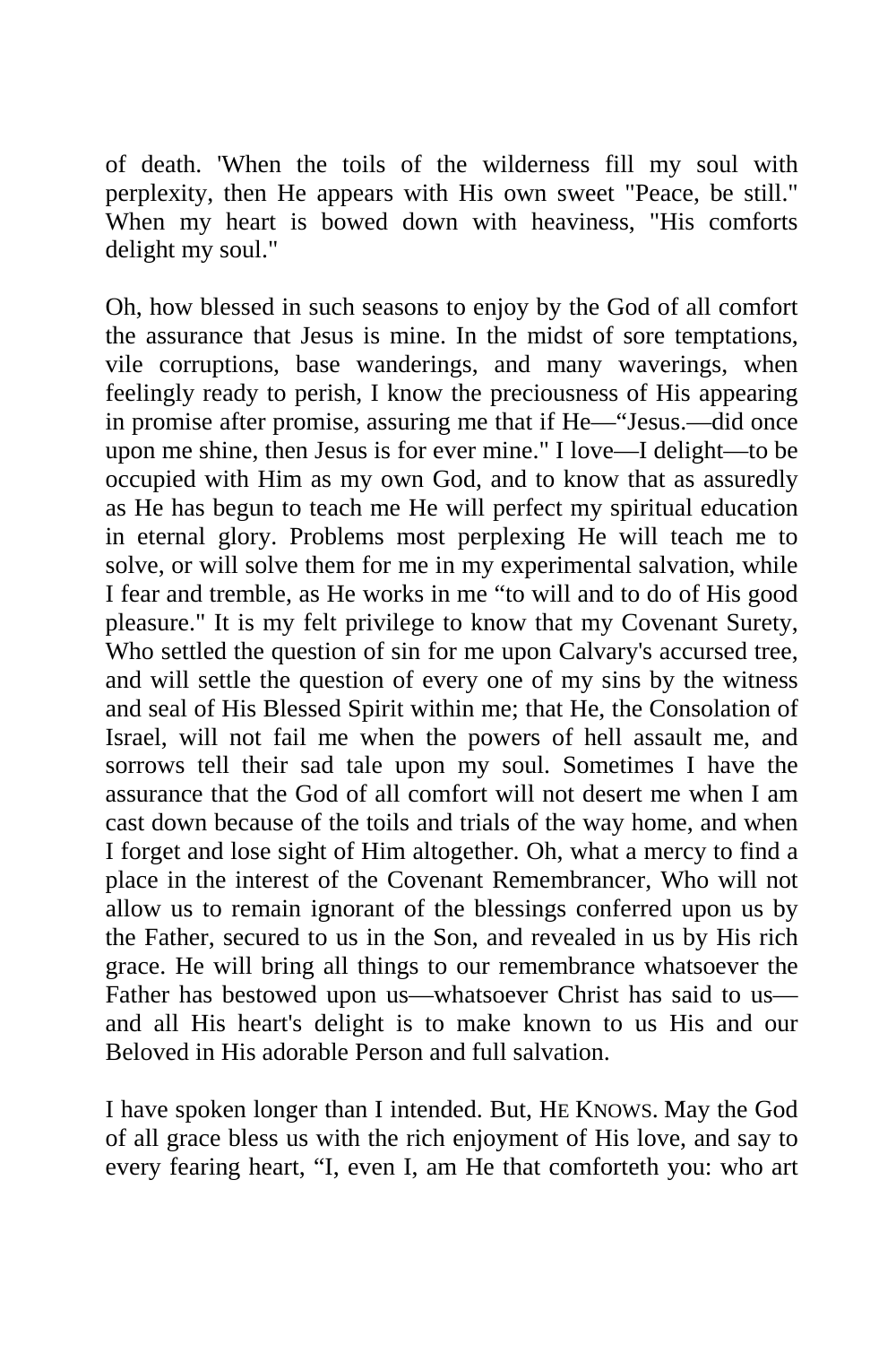of death. 'When the toils of the wilderness fill my soul with perplexity, then He appears with His own sweet "Peace, be still." When my heart is bowed down with heaviness, "His comforts delight my soul."

Oh, how blessed in such seasons to enjoy by the God of all comfort the assurance that Jesus is mine. In the midst of sore temptations, vile corruptions, base wanderings, and many waverings, when feelingly ready to perish, I know the preciousness of His appearing in promise after promise, assuring me that if He—"Jesus.—did once upon me shine, then Jesus is for ever mine." I love—I delight—to be occupied with Him as my own God, and to know that as assuredly as He has begun to teach me He will perfect my spiritual education in eternal glory. Problems most perplexing He will teach me to solve, or will solve them for me in my experimental salvation, while I fear and tremble, as He works in me "to will and to do of His good pleasure." It is my felt privilege to know that my Covenant Surety, Who settled the question of sin for me upon Calvary's accursed tree, and will settle the question of every one of my sins by the witness and seal of His Blessed Spirit within me; that He, the Consolation of Israel, will not fail me when the powers of hell assault me, and sorrows tell their sad tale upon my soul. Sometimes I have the assurance that the God of all comfort will not desert me when I am cast down because of the toils and trials of the way home, and when I forget and lose sight of Him altogether. Oh, what a mercy to find a place in the interest of the Covenant Remembrancer, Who will not allow us to remain ignorant of the blessings conferred upon us by the Father, secured to us in the Son, and revealed in us by His rich grace. He will bring all things to our remembrance whatsoever the Father has bestowed upon us—whatsoever Christ has said to us—and all His heart's delight is to make known to us His and our Beloved in His adorable Person and full salvation.

I have spoken longer than I intended. But, HE KNOWS. May the God of all grace bless us with the rich enjoyment of His love, and say to every fearing heart, "I, even I, am He that comforteth you: who art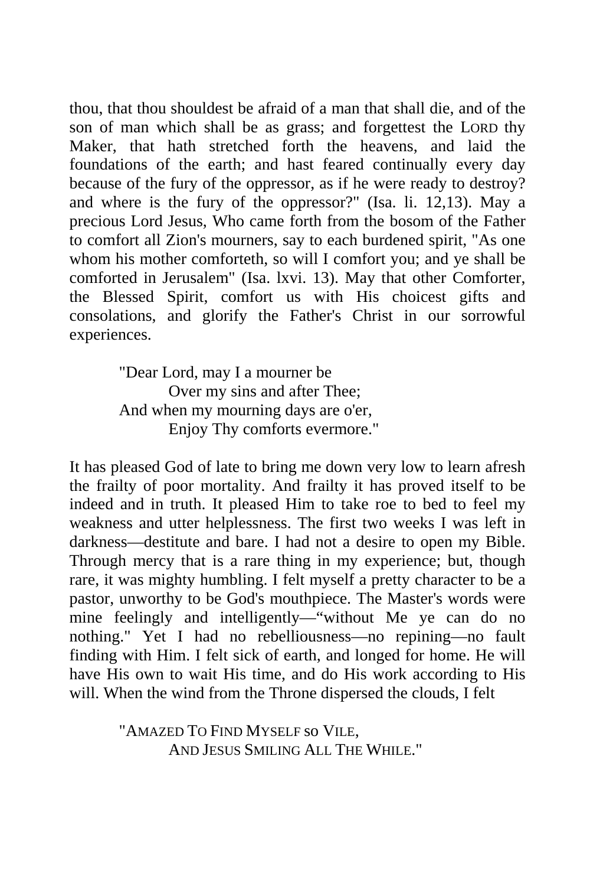thou, that thou shouldest be afraid of a man that shall die, and of the son of man which shall be as grass; and forgettest the LORD thy Maker, that hath stretched forth the heavens, and laid the foundations of the earth; and hast feared continually every day because of the fury of the oppressor, as if he were ready to destroy? and where is the fury of the oppressor?" (Isa. li. 12,13). May a precious Lord Jesus, Who came forth from the bosom of the Father to comfort all Zion's mourners, say to each burdened spirit, "As one whom his mother comforteth, so will I comfort you; and ye shall be comforted in Jerusalem" (Isa. lxvi. 13). May that other Comforter, the Blessed Spirit, comfort us with His choicest gifts and consolations, and glorify the Father's Christ in our sorrowful experiences.

> "Dear Lord, may I a mourner be
> Over my sins and after Thee;
> And when my mourning days are o'er,
> Enjoy Thy comforts evermore."

It has pleased God of late to bring me down very low to learn afresh the frailty of poor mortality. And frailty it has proved itself to be indeed and in truth. It pleased Him to take roe to bed to feel my weakness and utter helplessness. The first two weeks I was left in darkness—destitute and bare. I had not a desire to open my Bible. Through mercy that is a rare thing in my experience; but, though rare, it was mighty humbling. I felt myself a pretty character to be a pastor, unworthy to be God's mouthpiece. The Master's words were mine feelingly and intelligently—"without Me ye can do no nothing." Yet I had no rebelliousness—no repining—no fault finding with Him. I felt sick of earth, and longed for home. He will have His own to wait His time, and do His work according to His will. When the wind from the Throne dispersed the clouds, I felt

> "AMAZED TO FIND MYSELF SO VILE,
> AND JESUS SMILING ALL THE WHILE."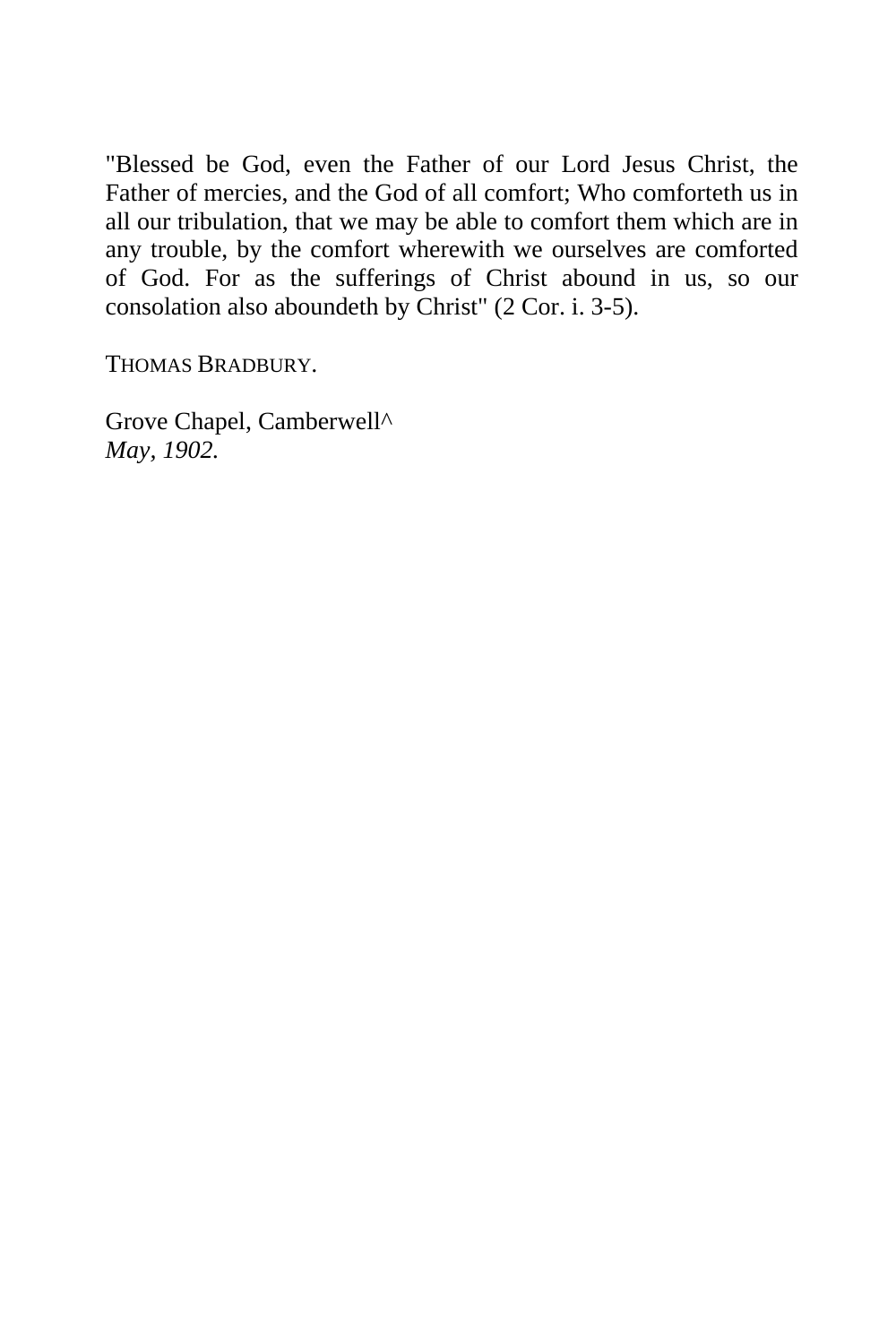"Blessed be God, even the Father of our Lord Jesus Christ, the Father of mercies, and the God of all comfort; Who comforteth us in all our tribulation, that we may be able to comfort them which are in any trouble, by the comfort wherewith we ourselves are comforted of God. For as the sufferings of Christ abound in us, so our consolation also aboundeth by Christ" (2 Cor. i. 3-5).

THOMAS BRADBURY.

Grove Chapel, Camberwell^
*May, 1902.*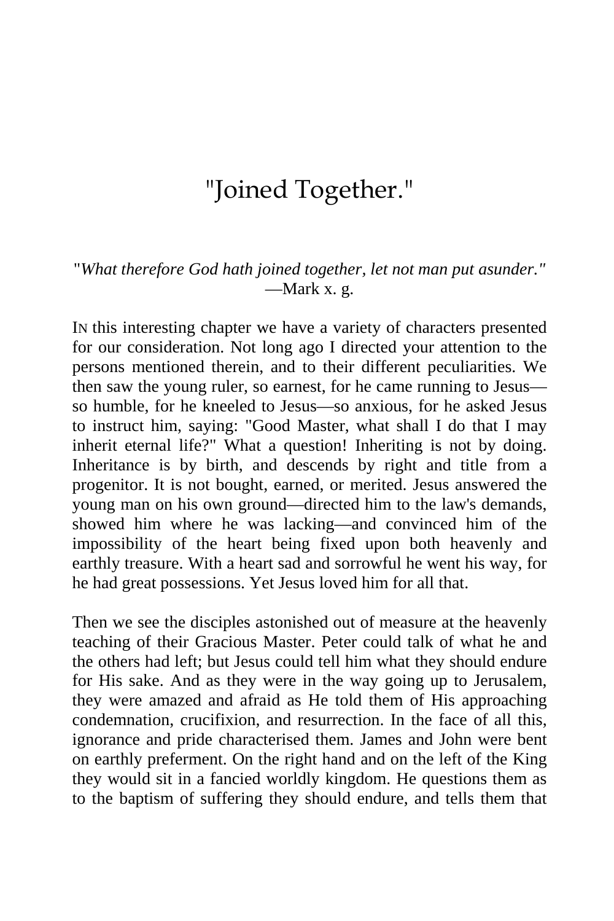# "Joined Together."

*"What therefore God hath joined together, let not man put asunder."* —Mark x. g.

IN this interesting chapter we have a variety of characters presented for our consideration. Not long ago I directed your attention to the persons mentioned therein, and to their different peculiarities. We then saw the young ruler, so earnest, for he came running to Jesus—so humble, for he kneeled to Jesus—so anxious, for he asked Jesus to instruct him, saying: "Good Master, what shall I do that I may inherit eternal life?" What a question! Inheriting is not by doing. Inheritance is by birth, and descends by right and title from a progenitor. It is not bought, earned, or merited. Jesus answered the young man on his own ground—directed him to the law's demands, showed him where he was lacking—and convinced him of the impossibility of the heart being fixed upon both heavenly and earthly treasure. With a heart sad and sorrowful he went his way, for he had great possessions. Yet Jesus loved him for all that.

Then we see the disciples astonished out of measure at the heavenly teaching of their Gracious Master. Peter could talk of what he and the others had left; but Jesus could tell him what they should endure for His sake. And as they were in the way going up to Jerusalem, they were amazed and afraid as He told them of His approaching condemnation, crucifixion, and resurrection. In the face of all this, ignorance and pride characterised them. James and John were bent on earthly preferment. On the right hand and on the left of the King they would sit in a fancied worldly kingdom. He questions them as to the baptism of suffering they should endure, and tells them that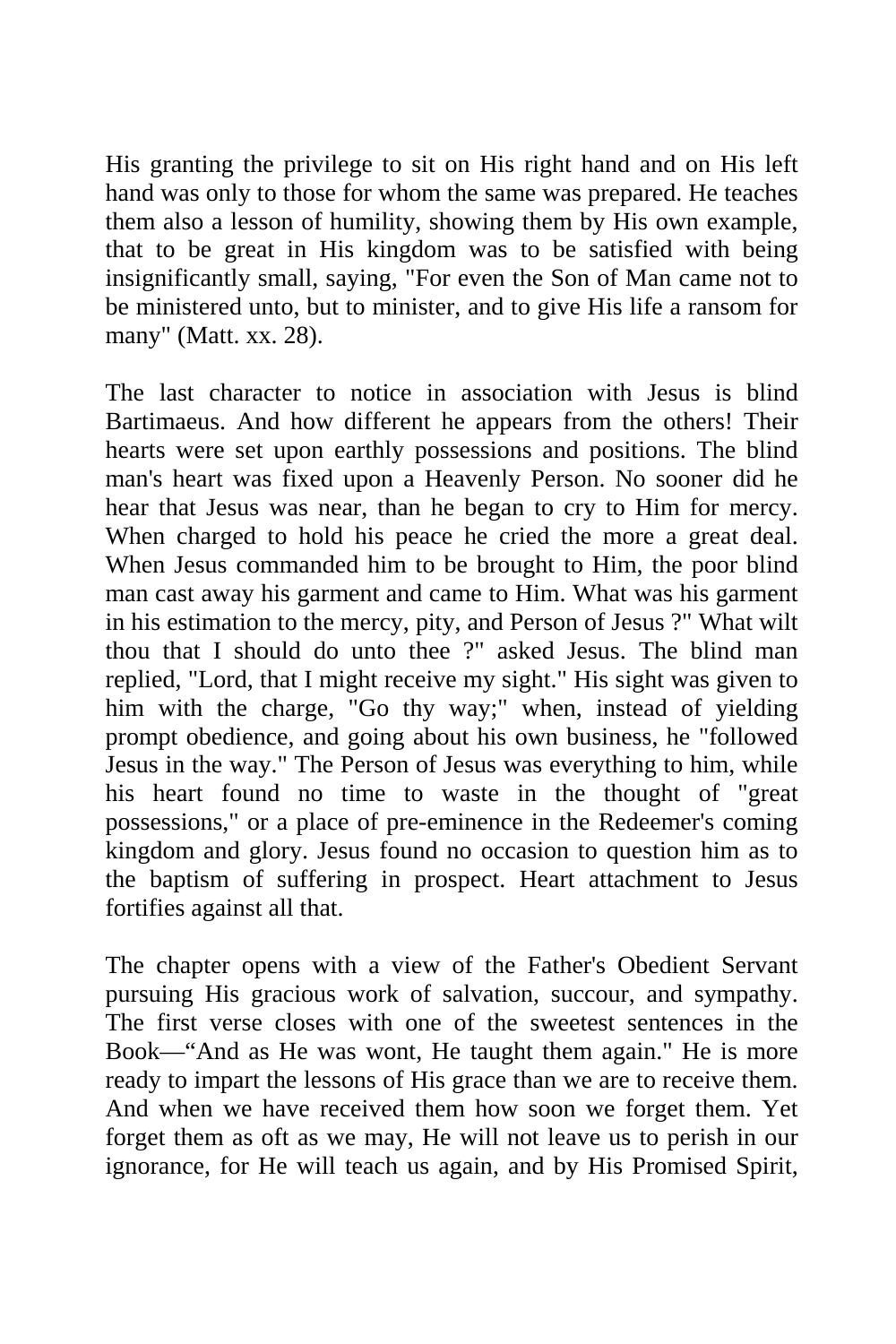His granting the privilege to sit on His right hand and on His left hand was only to those for whom the same was prepared. He teaches them also a lesson of humility, showing them by His own example, that to be great in His kingdom was to be satisfied with being insignificantly small, saying, "For even the Son of Man came not to be ministered unto, but to minister, and to give His life a ransom for many" (Matt. xx. 28).

The last character to notice in association with Jesus is blind Bartimaeus. And how different he appears from the others! Their hearts were set upon earthly possessions and positions. The blind man's heart was fixed upon a Heavenly Person. No sooner did he hear that Jesus was near, than he began to cry to Him for mercy. When charged to hold his peace he cried the more a great deal. When Jesus commanded him to be brought to Him, the poor blind man cast away his garment and came to Him. What was his garment in his estimation to the mercy, pity, and Person of Jesus ?" What wilt thou that I should do unto thee ?" asked Jesus. The blind man replied, "Lord, that I might receive my sight." His sight was given to him with the charge, "Go thy way;" when, instead of yielding prompt obedience, and going about his own business, he "followed Jesus in the way." The Person of Jesus was everything to him, while his heart found no time to waste in the thought of "great possessions," or a place of pre-eminence in the Redeemer's coming kingdom and glory. Jesus found no occasion to question him as to the baptism of suffering in prospect. Heart attachment to Jesus fortifies against all that.

The chapter opens with a view of the Father's Obedient Servant pursuing His gracious work of salvation, succour, and sympathy. The first verse closes with one of the sweetest sentences in the Book—"And as He was wont, He taught them again." He is more ready to impart the lessons of His grace than we are to receive them. And when we have received them how soon we forget them. Yet forget them as oft as we may, He will not leave us to perish in our ignorance, for He will teach us again, and by His Promised Spirit,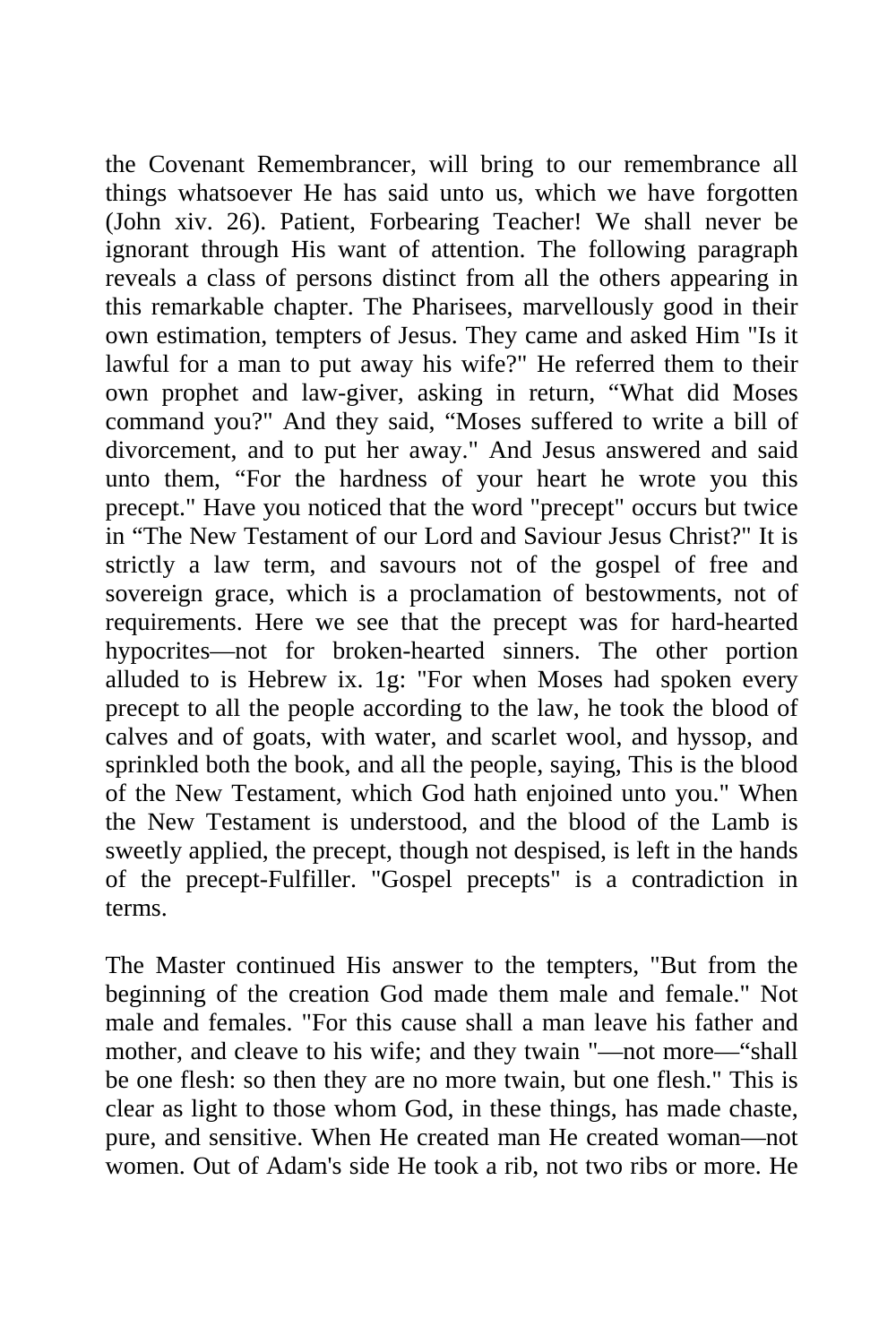the Covenant Remembrancer, will bring to our remembrance all things whatsoever He has said unto us, which we have forgotten (John xiv. 26). Patient, Forbearing Teacher! We shall never be ignorant through His want of attention. The following paragraph reveals a class of persons distinct from all the others appearing in this remarkable chapter. The Pharisees, marvellously good in their own estimation, tempters of Jesus. They came and asked Him "Is it lawful for a man to put away his wife?" He referred them to their own prophet and law-giver, asking in return, "What did Moses command you?" And they said, "Moses suffered to write a bill of divorcement, and to put her away." And Jesus answered and said unto them, "For the hardness of your heart he wrote you this precept." Have you noticed that the word "precept" occurs but twice in "The New Testament of our Lord and Saviour Jesus Christ?" It is strictly a law term, and savours not of the gospel of free and sovereign grace, which is a proclamation of bestowments, not of requirements. Here we see that the precept was for hard-hearted hypocrites—not for broken-hearted sinners. The other portion alluded to is Hebrew ix. 1g: "For when Moses had spoken every precept to all the people according to the law, he took the blood of calves and of goats, with water, and scarlet wool, and hyssop, and sprinkled both the book, and all the people, saying, This is the blood of the New Testament, which God hath enjoined unto you." When the New Testament is understood, and the blood of the Lamb is sweetly applied, the precept, though not despised, is left in the hands of the precept-Fulfiller. "Gospel precepts" is a contradiction in terms.

The Master continued His answer to the tempters, "But from the beginning of the creation God made them male and female." Not male and females. "For this cause shall a man leave his father and mother, and cleave to his wife; and they twain "—not more—"shall be one flesh: so then they are no more twain, but one flesh." This is clear as light to those whom God, in these things, has made chaste, pure, and sensitive. When He created man He created woman—not women. Out of Adam's side He took a rib, not two ribs or more. He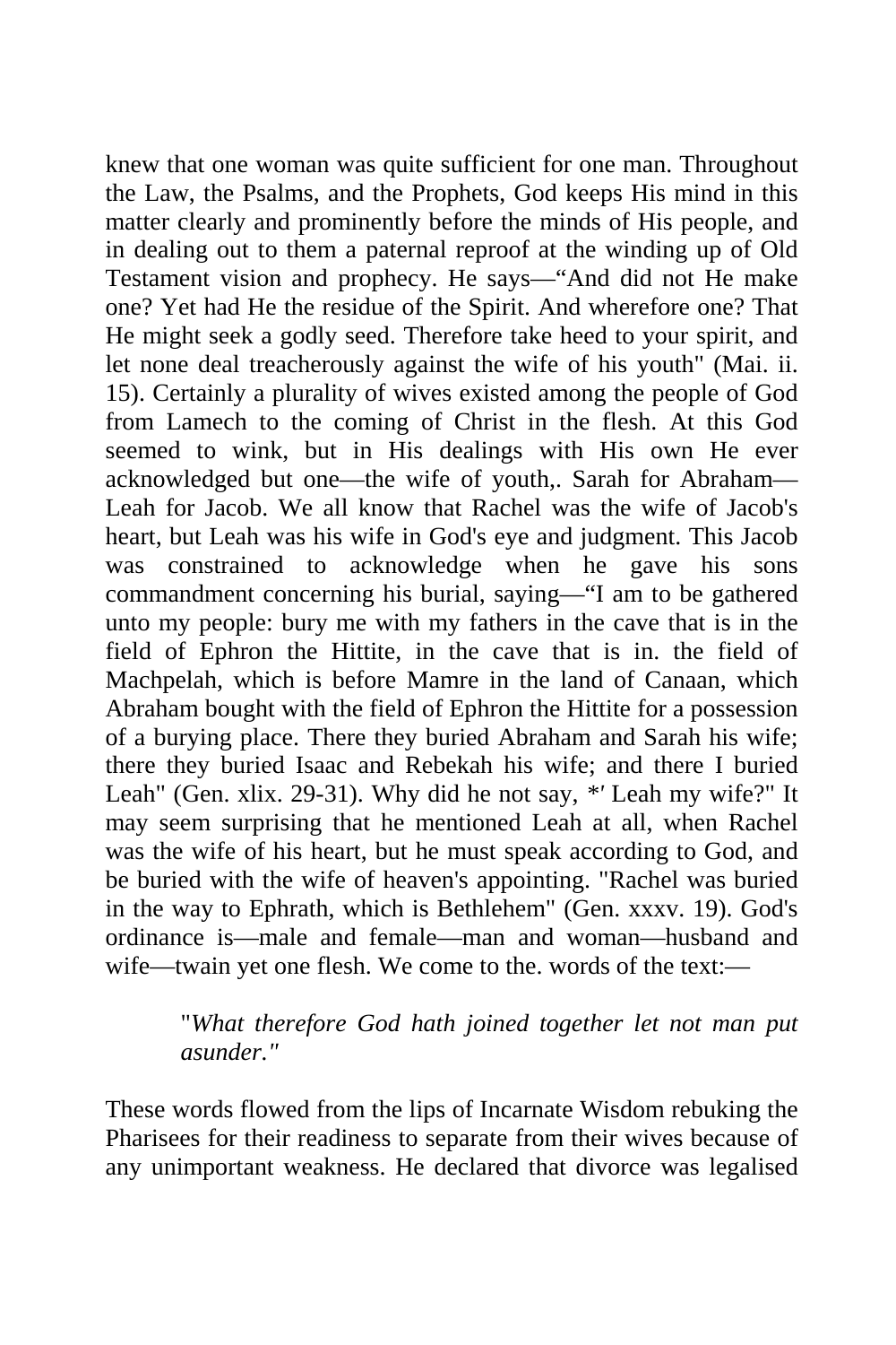knew that one woman was quite sufficient for one man. Throughout the Law, the Psalms, and the Prophets, God keeps His mind in this matter clearly and prominently before the minds of His people, and in dealing out to them a paternal reproof at the winding up of Old Testament vision and prophecy. He says—"And did not He make one? Yet had He the residue of the Spirit. And wherefore one? That He might seek a godly seed. Therefore take heed to your spirit, and let none deal treacherously against the wife of his youth" (Mai. ii. 15). Certainly a plurality of wives existed among the people of God from Lamech to the coming of Christ in the flesh. At this God seemed to wink, but in His dealings with His own He ever acknowledged but one—the wife of youth,. Sarah for Abraham—Leah for Jacob. We all know that Rachel was the wife of Jacob's heart, but Leah was his wife in God's eye and judgment. This Jacob was constrained to acknowledge when he gave his sons commandment concerning his burial, saying—"I am to be gathered unto my people: bury me with my fathers in the cave that is in the field of Ephron the Hittite, in the cave that is in. the field of Machpelah, which is before Mamre in the land of Canaan, which Abraham bought with the field of Ephron the Hittite for a possession of a burying place. There they buried Abraham and Sarah his wife; there they buried Isaac and Rebekah his wife; and there I buried Leah" (Gen. xlix. 29-31). Why did he not say, *′ Leah my wife?" It may seem surprising that he mentioned Leah at all, when Rachel was the wife of his heart, but he must speak according to God, and be buried with the wife of heaven's appointing. "Rachel was buried in the way to Ephrath, which is Bethlehem" (Gen. xxxv. 19). God's ordinance is—male and female—man and woman—husband and wife—twain yet one flesh. We come to the. words of the text:—

> "*What therefore God hath joined together let not man put asunder.*"

These words flowed from the lips of Incarnate Wisdom rebuking the Pharisees for their readiness to separate from their wives because of any unimportant weakness. He declared that divorce was legalised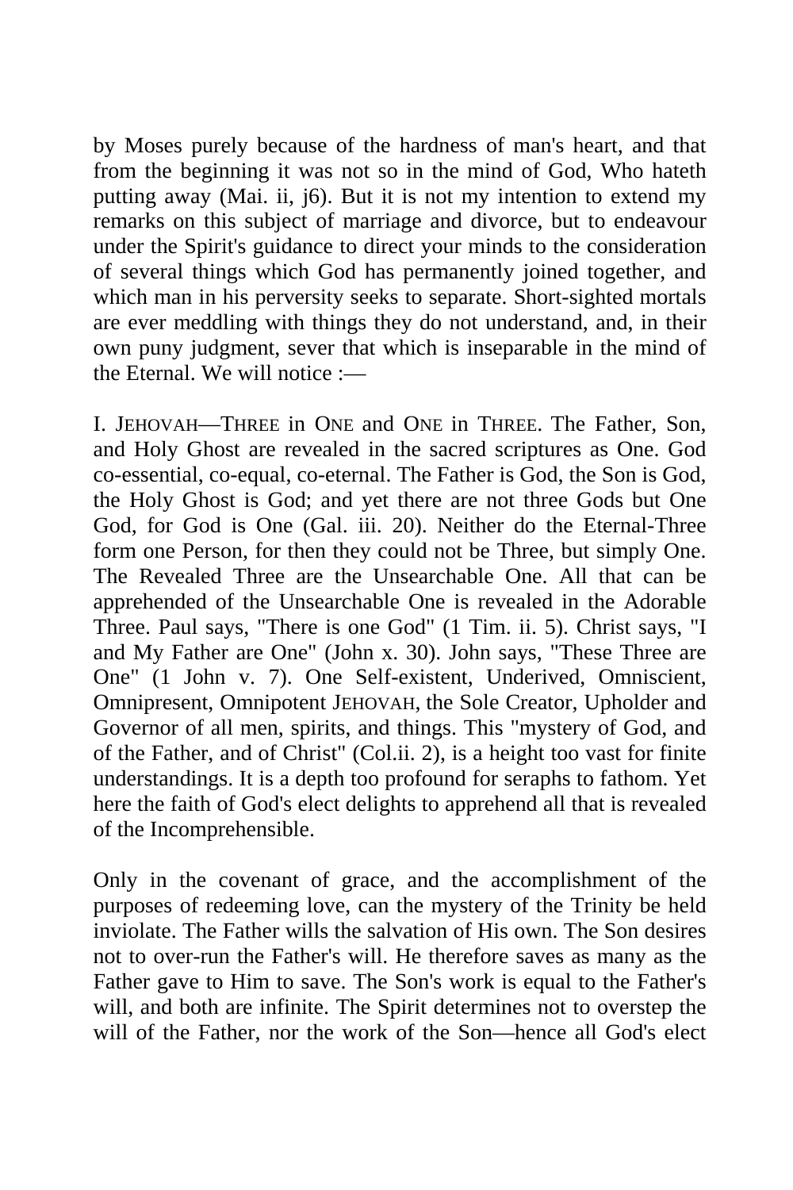by Moses purely because of the hardness of man's heart, and that from the beginning it was not so in the mind of God, Who hateth putting away (Mai. ii, j6). But it is not my intention to extend my remarks on this subject of marriage and divorce, but to endeavour under the Spirit's guidance to direct your minds to the consideration of several things which God has permanently joined together, and which man in his perversity seeks to separate. Short-sighted mortals are ever meddling with things they do not understand, and, in their own puny judgment, sever that which is inseparable in the mind of the Eternal. We will notice :—

I. JEHOVAH—THREE in ONE and ONE in THREE. The Father, Son, and Holy Ghost are revealed in the sacred scriptures as One. God co-essential, co-equal, co-eternal. The Father is God, the Son is God, the Holy Ghost is God; and yet there are not three Gods but One God, for God is One (Gal. iii. 20). Neither do the Eternal-Three form one Person, for then they could not be Three, but simply One. The Revealed Three are the Unsearchable One. All that can be apprehended of the Unsearchable One is revealed in the Adorable Three. Paul says, "There is one God" (1 Tim. ii. 5). Christ says, "I and My Father are One" (John x. 30). John says, "These Three are One" (1 John v. 7). One Self-existent, Underived, Omniscient, Omnipresent, Omnipotent JEHOVAH, the Sole Creator, Upholder and Governor of all men, spirits, and things. This "mystery of God, and of the Father, and of Christ" (Col.ii. 2), is a height too vast for finite understandings. It is a depth too profound for seraphs to fathom. Yet here the faith of God's elect delights to apprehend all that is revealed of the Incomprehensible.

Only in the covenant of grace, and the accomplishment of the purposes of redeeming love, can the mystery of the Trinity be held inviolate. The Father wills the salvation of His own. The Son desires not to over-run the Father's will. He therefore saves as many as the Father gave to Him to save. The Son's work is equal to the Father's will, and both are infinite. The Spirit determines not to overstep the will of the Father, nor the work of the Son—hence all God's elect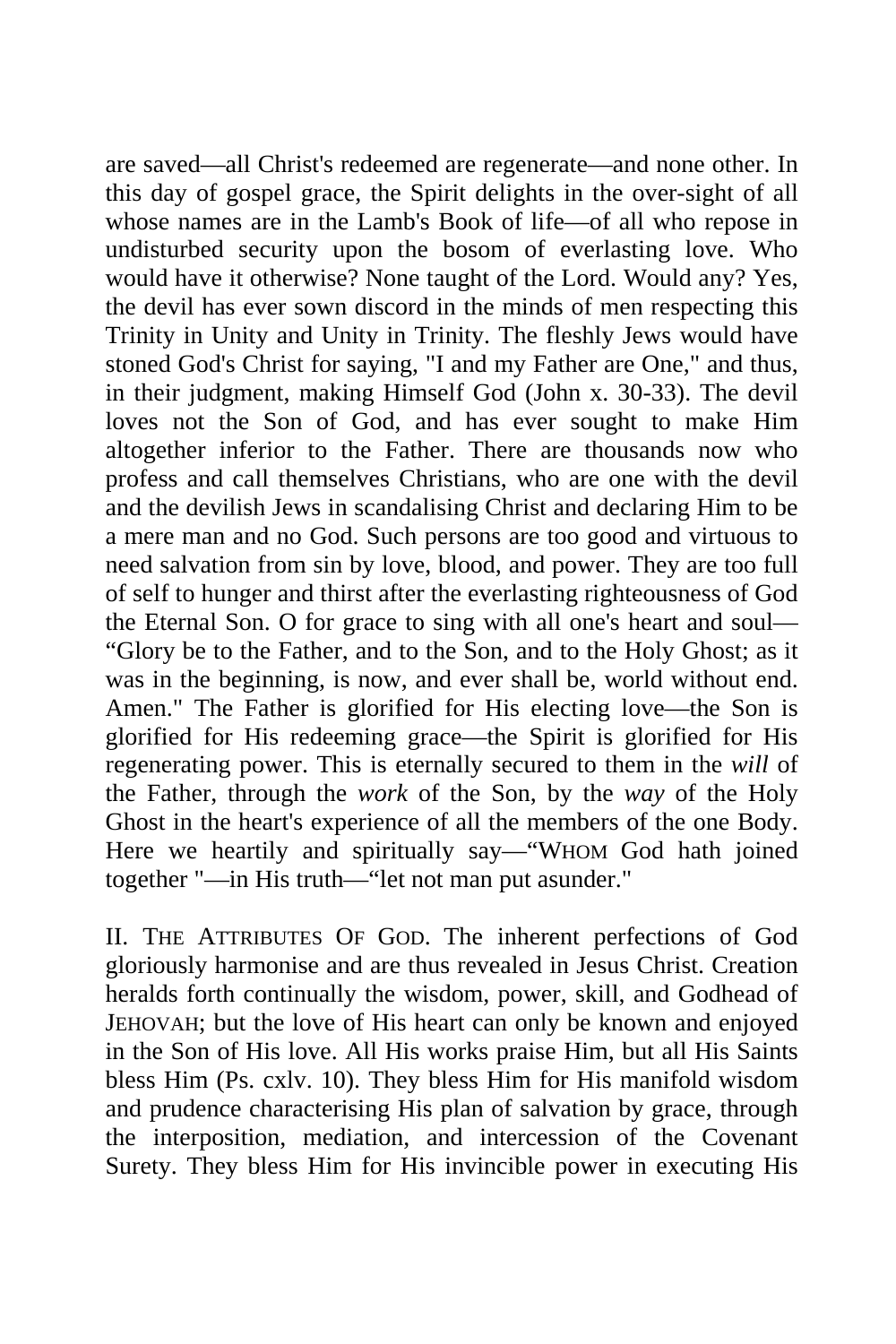are saved—all Christ's redeemed are regenerate—and none other. In this day of gospel grace, the Spirit delights in the over-sight of all whose names are in the Lamb's Book of life—of all who repose in undisturbed security upon the bosom of everlasting love. Who would have it otherwise? None taught of the Lord. Would any? Yes, the devil has ever sown discord in the minds of men respecting this Trinity in Unity and Unity in Trinity. The fleshly Jews would have stoned God's Christ for saying, "I and my Father are One," and thus, in their judgment, making Himself God (John x. 30-33). The devil loves not the Son of God, and has ever sought to make Him altogether inferior to the Father. There are thousands now who profess and call themselves Christians, who are one with the devil and the devilish Jews in scandalising Christ and declaring Him to be a mere man and no God. Such persons are too good and virtuous to need salvation from sin by love, blood, and power. They are too full of self to hunger and thirst after the everlasting righteousness of God the Eternal Son. O for grace to sing with all one's heart and soul—"Glory be to the Father, and to the Son, and to the Holy Ghost; as it was in the beginning, is now, and ever shall be, world without end. Amen." The Father is glorified for His electing love—the Son is glorified for His redeeming grace—the Spirit is glorified for His regenerating power. This is eternally secured to them in the *will* of the Father, through the *work* of the Son, by the *way* of the Holy Ghost in the heart's experience of all the members of the one Body. Here we heartily and spiritually say—"WHOM God hath joined together "—in His truth—"let not man put asunder."

II. THE ATTRIBUTES OF GOD. The inherent perfections of God gloriously harmonise and are thus revealed in Jesus Christ. Creation heralds forth continually the wisdom, power, skill, and Godhead of JEHOVAH; but the love of His heart can only be known and enjoyed in the Son of His love. All His works praise Him, but all His Saints bless Him (Ps. cxlv. 10). They bless Him for His manifold wisdom and prudence characterising His plan of salvation by grace, through the interposition, mediation, and intercession of the Covenant Surety. They bless Him for His invincible power in executing His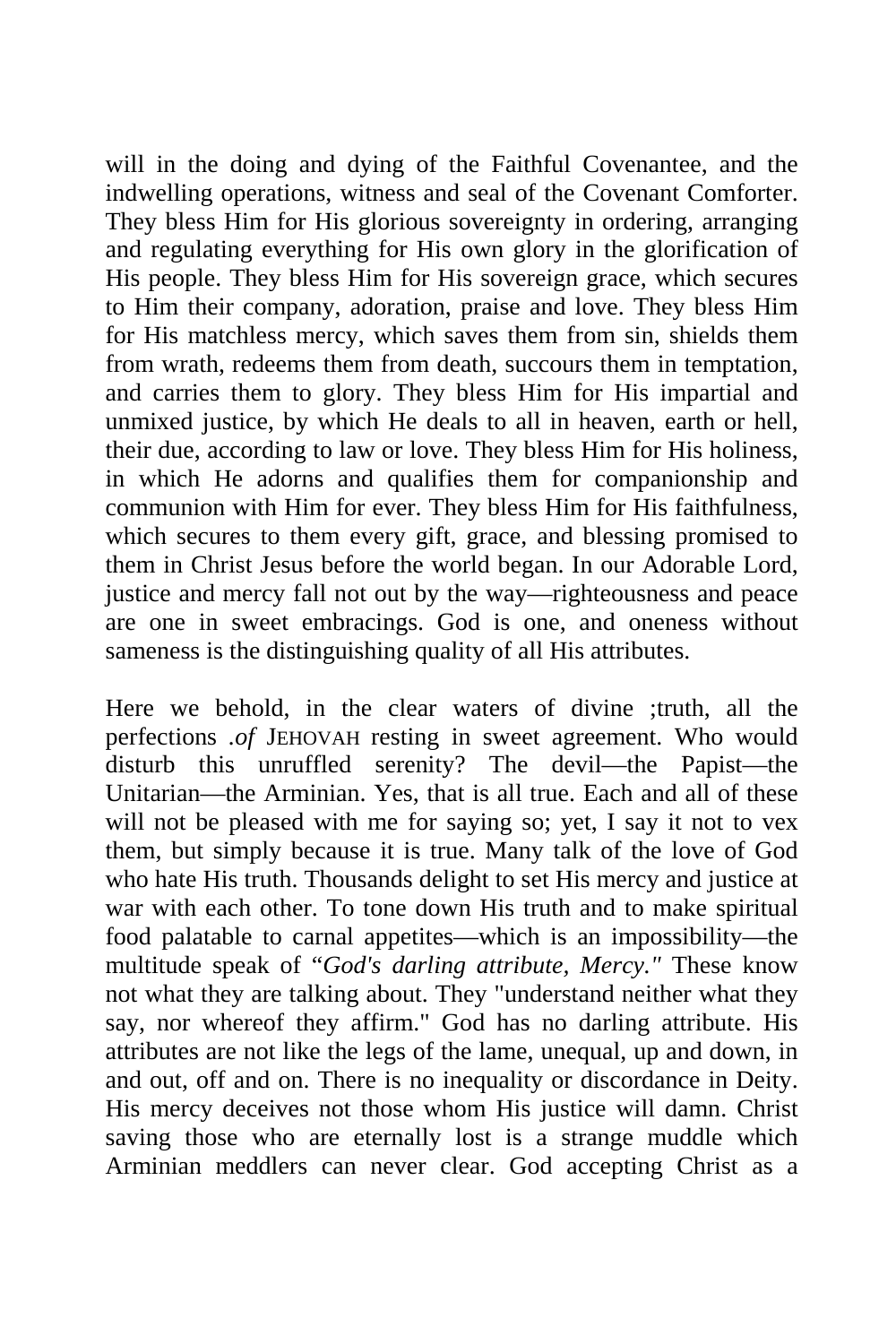will in the doing and dying of the Faithful Covenantee, and the indwelling operations, witness and seal of the Covenant Comforter. They bless Him for His glorious sovereignty in ordering, arranging and regulating everything for His own glory in the glorification of His people. They bless Him for His sovereign grace, which secures to Him their company, adoration, praise and love. They bless Him for His matchless mercy, which saves them from sin, shields them from wrath, redeems them from death, succours them in temptation, and carries them to glory. They bless Him for His impartial and unmixed justice, by which He deals to all in heaven, earth or hell, their due, according to law or love. They bless Him for His holiness, in which He adorns and qualifies them for companionship and communion with Him for ever. They bless Him for His faithfulness, which secures to them every gift, grace, and blessing promised to them in Christ Jesus before the world began. In our Adorable Lord, justice and mercy fall not out by the way—righteousness and peace are one in sweet embracings. God is one, and oneness without sameness is the distinguishing quality of all His attributes.

Here we behold, in the clear waters of divine ;truth, all the perfections *.of* JEHOVAH resting in sweet agreement. Who would disturb this unruffled serenity? The devil—the Papist—the Unitarian—the Arminian. Yes, that is all true. Each and all of these will not be pleased with me for saying so; yet, I say it not to vex them, but simply because it is true. Many talk of the love of God who hate His truth. Thousands delight to set His mercy and justice at war with each other. To tone down His truth and to make spiritual food palatable to carnal appetites—which is an impossibility—the multitude speak of "*God's darling attribute, Mercy."* These know not what they are talking about. They "understand neither what they say, nor whereof they affirm." God has no darling attribute. His attributes are not like the legs of the lame, unequal, up and down, in and out, off and on. There is no inequality or discordance in Deity. His mercy deceives not those whom His justice will damn. Christ saving those who are eternally lost is a strange muddle which Arminian meddlers can never clear. God accepting Christ as a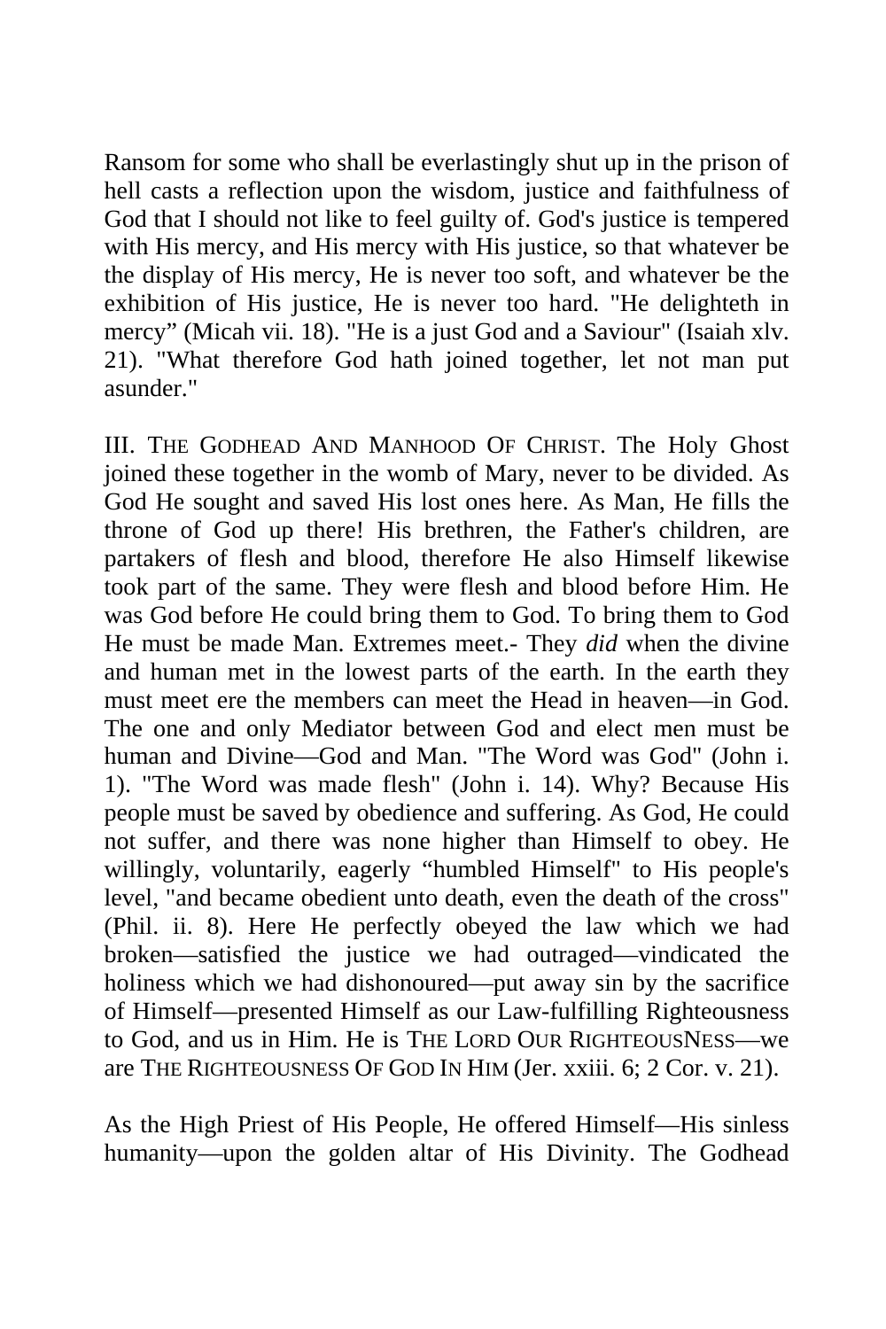Ransom for some who shall be everlastingly shut up in the prison of hell casts a reflection upon the wisdom, justice and faithfulness of God that I should not like to feel guilty of. God's justice is tempered with His mercy, and His mercy with His justice, so that whatever be the display of His mercy, He is never too soft, and whatever be the exhibition of His justice, He is never too hard. "He delighteth in mercy" (Micah vii. 18). "He is a just God and a Saviour" (Isaiah xlv. 21). "What therefore God hath joined together, let not man put asunder."

III. THE GODHEAD AND MANHOOD OF CHRIST. The Holy Ghost joined these together in the womb of Mary, never to be divided. As God He sought and saved His lost ones here. As Man, He fills the throne of God up there! His brethren, the Father's children, are partakers of flesh and blood, therefore He also Himself likewise took part of the same. They were flesh and blood before Him. He was God before He could bring them to God. To bring them to God He must be made Man. Extremes meet.- They *did* when the divine and human met in the lowest parts of the earth. In the earth they must meet ere the members can meet the Head in heaven—in God. The one and only Mediator between God and elect men must be human and Divine—God and Man. "The Word was God" (John i. 1). "The Word was made flesh" (John i. 14). Why? Because His people must be saved by obedience and suffering. As God, He could not suffer, and there was none higher than Himself to obey. He willingly, voluntarily, eagerly "humbled Himself" to His people's level, "and became obedient unto death, even the death of the cross" (Phil. ii. 8). Here He perfectly obeyed the law which we had broken—satisfied the justice we had outraged—vindicated the holiness which we had dishonoured—put away sin by the sacrifice of Himself—presented Himself as our Law-fulfilling Righteousness to God, and us in Him. He is THE LORD OUR RIGHTEOUSNESS—we are THE RIGHTEOUSNESS OF GOD IN HIM (Jer. xxiii. 6; 2 Cor. v. 21).

As the High Priest of His People, He offered Himself—His sinless humanity—upon the golden altar of His Divinity. The Godhead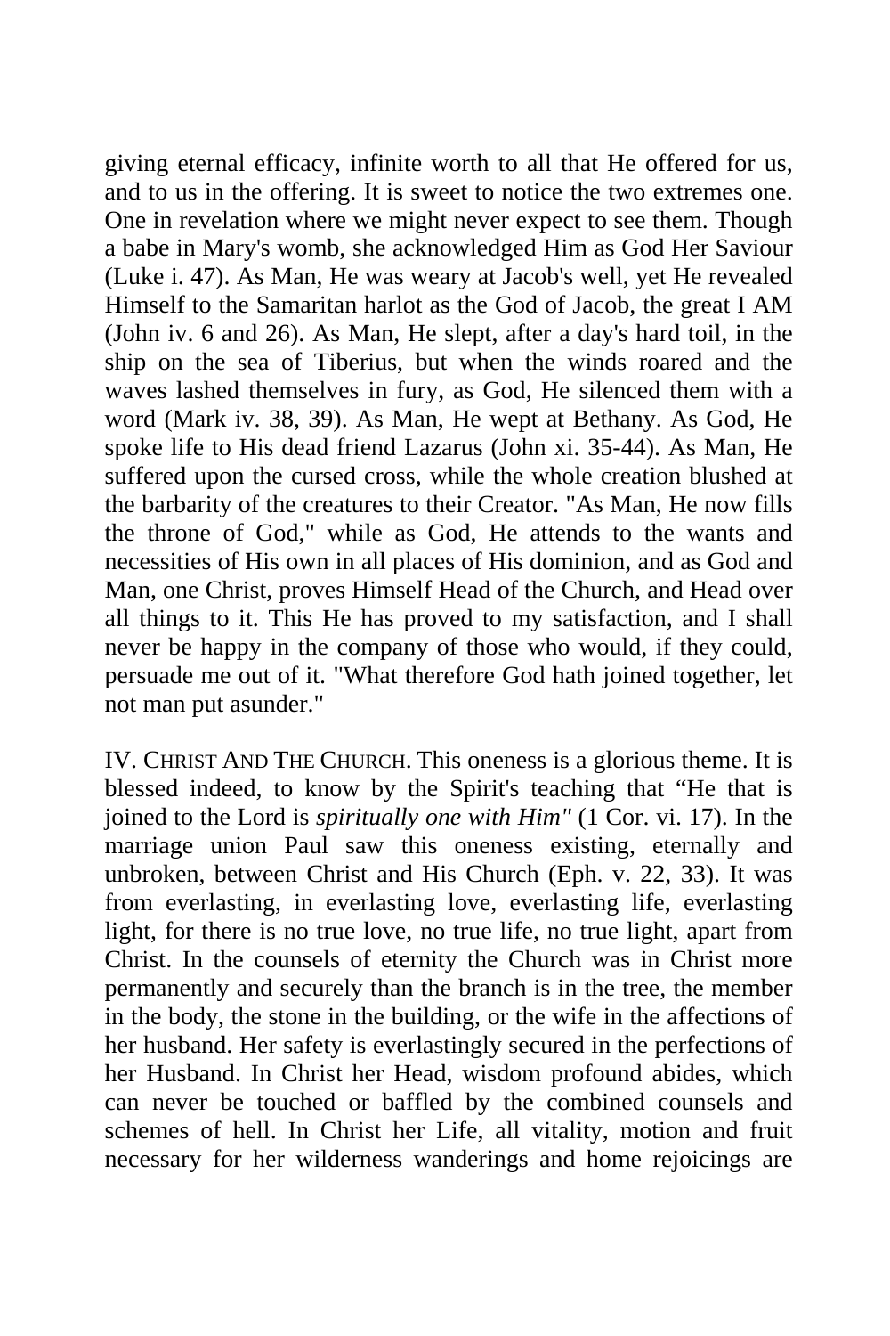giving eternal efficacy, infinite worth to all that He offered for us, and to us in the offering. It is sweet to notice the two extremes one. One in revelation where we might never expect to see them. Though a babe in Mary's womb, she acknowledged Him as God Her Saviour (Luke i. 47). As Man, He was weary at Jacob's well, yet He revealed Himself to the Samaritan harlot as the God of Jacob, the great I AM (John iv. 6 and 26). As Man, He slept, after a day's hard toil, in the ship on the sea of Tiberius, but when the winds roared and the waves lashed themselves in fury, as God, He silenced them with a word (Mark iv. 38, 39). As Man, He wept at Bethany. As God, He spoke life to His dead friend Lazarus (John xi. 35-44). As Man, He suffered upon the cursed cross, while the whole creation blushed at the barbarity of the creatures to their Creator. "As Man, He now fills the throne of God," while as God, He attends to the wants and necessities of His own in all places of His dominion, and as God and Man, one Christ, proves Himself Head of the Church, and Head over all things to it. This He has proved to my satisfaction, and I shall never be happy in the company of those who would, if they could, persuade me out of it. "What therefore God hath joined together, let not man put asunder."

IV. CHRIST AND THE CHURCH. This oneness is a glorious theme. It is blessed indeed, to know by the Spirit's teaching that "He that is joined to the Lord is *spiritually one with Him"* (1 Cor. vi. 17). In the marriage union Paul saw this oneness existing, eternally and unbroken, between Christ and His Church (Eph. v. 22, 33). It was from everlasting, in everlasting love, everlasting life, everlasting light, for there is no true love, no true life, no true light, apart from Christ. In the counsels of eternity the Church was in Christ more permanently and securely than the branch is in the tree, the member in the body, the stone in the building, or the wife in the affections of her husband. Her safety is everlastingly secured in the perfections of her Husband. In Christ her Head, wisdom profound abides, which can never be touched or baffled by the combined counsels and schemes of hell. In Christ her Life, all vitality, motion and fruit necessary for her wilderness wanderings and home rejoicings are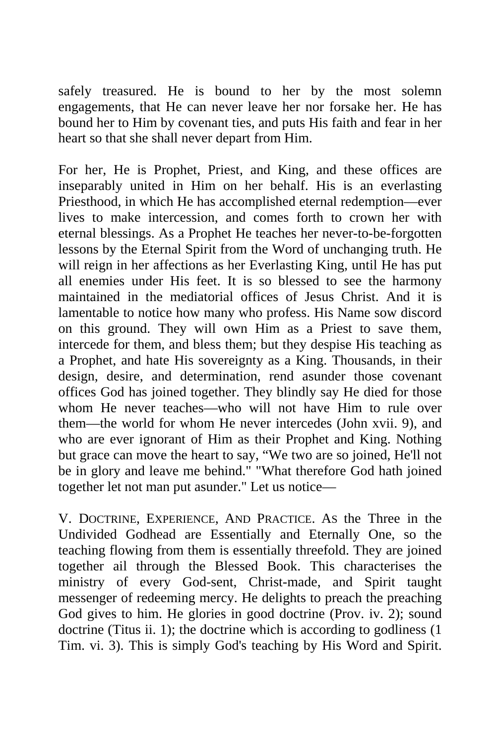safely treasured. He is bound to her by the most solemn engagements, that He can never leave her nor forsake her. He has bound her to Him by covenant ties, and puts His faith and fear in her heart so that she shall never depart from Him.

For her, He is Prophet, Priest, and King, and these offices are inseparably united in Him on her behalf. His is an everlasting Priesthood, in which He has accomplished eternal redemption—ever lives to make intercession, and comes forth to crown her with eternal blessings. As a Prophet He teaches her never-to-be-forgotten lessons by the Eternal Spirit from the Word of unchanging truth. He will reign in her affections as her Everlasting King, until He has put all enemies under His feet. It is so blessed to see the harmony maintained in the mediatorial offices of Jesus Christ. And it is lamentable to notice how many who profess. His Name sow discord on this ground. They will own Him as a Priest to save them, intercede for them, and bless them; but they despise His teaching as a Prophet, and hate His sovereignty as a King. Thousands, in their design, desire, and determination, rend asunder those covenant offices God has joined together. They blindly say He died for those whom He never teaches—who will not have Him to rule over them—the world for whom He never intercedes (John xvii. 9), and who are ever ignorant of Him as their Prophet and King. Nothing but grace can move the heart to say, "We two are so joined, He'll not be in glory and leave me behind." "What therefore God hath joined together let not man put asunder." Let us notice—

V. DOCTRINE, EXPERIENCE, AND PRACTICE. As the Three in the Undivided Godhead are Essentially and Eternally One, so the teaching flowing from them is essentially threefold. They are joined together ail through the Blessed Book. This characterises the ministry of every God-sent, Christ-made, and Spirit taught messenger of redeeming mercy. He delights to preach the preaching God gives to him. He glories in good doctrine (Prov. iv. 2); sound doctrine (Titus ii. 1); the doctrine which is according to godliness (1 Tim. vi. 3). This is simply God's teaching by His Word and Spirit.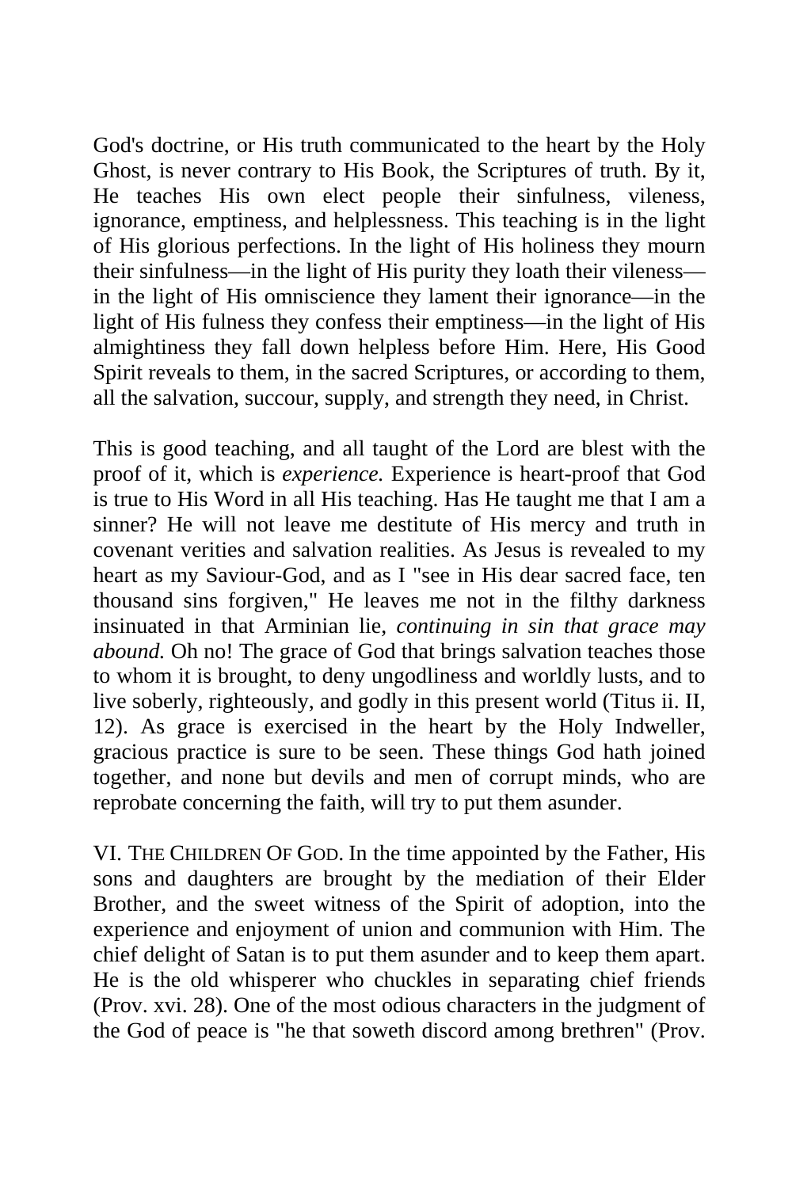God's doctrine, or His truth communicated to the heart by the Holy Ghost, is never contrary to His Book, the Scriptures of truth. By it, He teaches His own elect people their sinfulness, vileness, ignorance, emptiness, and helplessness. This teaching is in the light of His glorious perfections. In the light of His holiness they mourn their sinfulness—in the light of His purity they loath their vileness—in the light of His omniscience they lament their ignorance—in the light of His fulness they confess their emptiness—in the light of His almightiness they fall down helpless before Him. Here, His Good Spirit reveals to them, in the sacred Scriptures, or according to them, all the salvation, succour, supply, and strength they need, in Christ.

This is good teaching, and all taught of the Lord are blest with the proof of it, which is *experience.* Experience is heart-proof that God is true to His Word in all His teaching. Has He taught me that I am a sinner? He will not leave me destitute of His mercy and truth in covenant verities and salvation realities. As Jesus is revealed to my heart as my Saviour-God, and as I "see in His dear sacred face, ten thousand sins forgiven," He leaves me not in the filthy darkness insinuated in that Arminian lie, *continuing in sin that grace may abound.* Oh no! The grace of God that brings salvation teaches those to whom it is brought, to deny ungodliness and worldly lusts, and to live soberly, righteously, and godly in this present world (Titus ii. II, 12). As grace is exercised in the heart by the Holy Indweller, gracious practice is sure to be seen. These things God hath joined together, and none but devils and men of corrupt minds, who are reprobate concerning the faith, will try to put them asunder.

VI. THE CHILDREN OF GOD. In the time appointed by the Father, His sons and daughters are brought by the mediation of their Elder Brother, and the sweet witness of the Spirit of adoption, into the experience and enjoyment of union and communion with Him. The chief delight of Satan is to put them asunder and to keep them apart. He is the old whisperer who chuckles in separating chief friends (Prov. xvi. 28). One of the most odious characters in the judgment of the God of peace is "he that soweth discord among brethren" (Prov.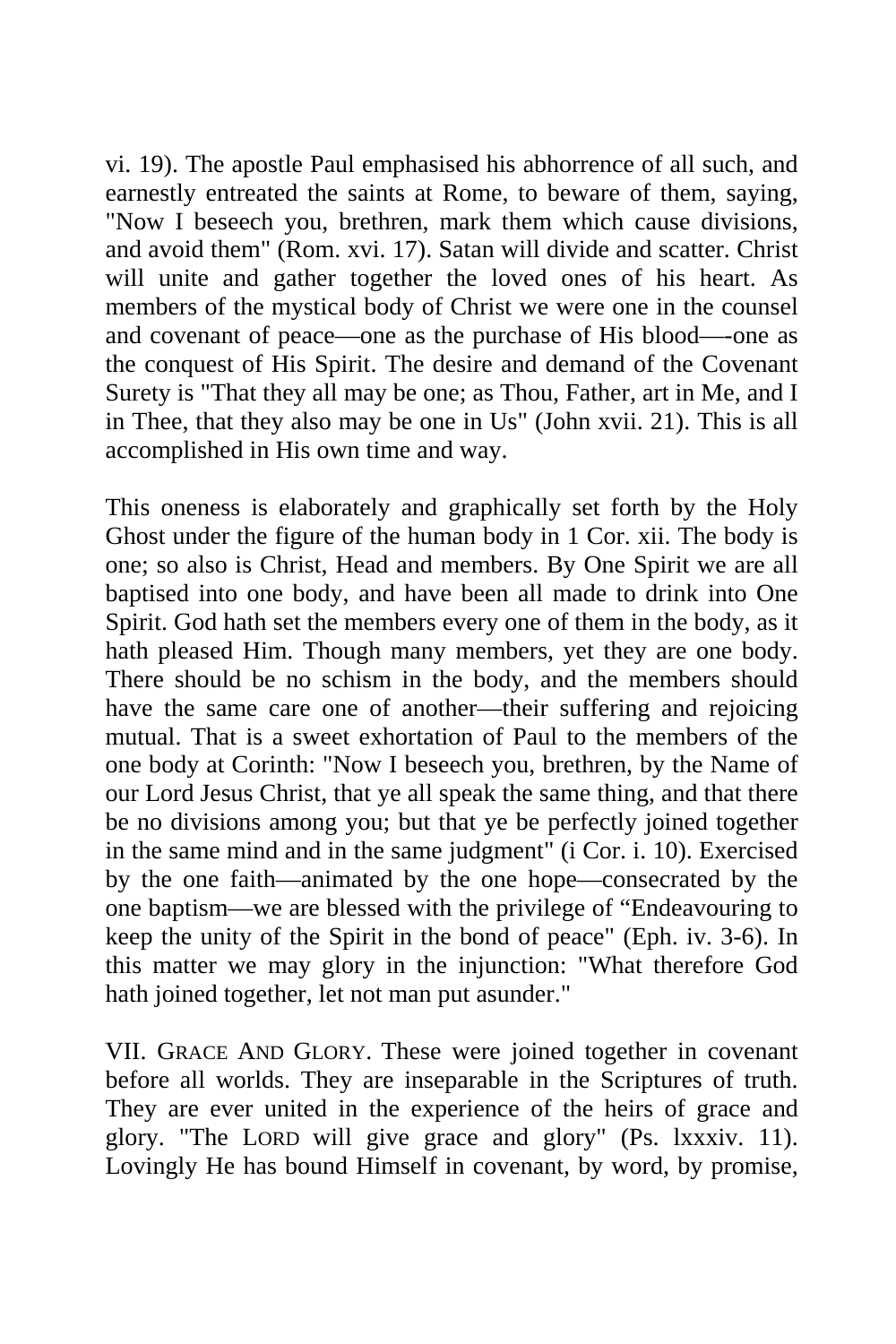vi. 19). The apostle Paul emphasised his abhorrence of all such, and earnestly entreated the saints at Rome, to beware of them, saying, "Now I beseech you, brethren, mark them which cause divisions, and avoid them" (Rom. xvi. 17). Satan will divide and scatter. Christ will unite and gather together the loved ones of his heart. As members of the mystical body of Christ we were one in the counsel and covenant of peace—one as the purchase of His blood—-one as the conquest of His Spirit. The desire and demand of the Covenant Surety is "That they all may be one; as Thou, Father, art in Me, and I in Thee, that they also may be one in Us" (John xvii. 21). This is all accomplished in His own time and way.

This oneness is elaborately and graphically set forth by the Holy Ghost under the figure of the human body in 1 Cor. xii. The body is one; so also is Christ, Head and members. By One Spirit we are all baptised into one body, and have been all made to drink into One Spirit. God hath set the members every one of them in the body, as it hath pleased Him. Though many members, yet they are one body. There should be no schism in the body, and the members should have the same care one of another—their suffering and rejoicing mutual. That is a sweet exhortation of Paul to the members of the one body at Corinth: "Now I beseech you, brethren, by the Name of our Lord Jesus Christ, that ye all speak the same thing, and that there be no divisions among you; but that ye be perfectly joined together in the same mind and in the same judgment" (i Cor. i. 10). Exercised by the one faith—animated by the one hope—consecrated by the one baptism—we are blessed with the privilege of "Endeavouring to keep the unity of the Spirit in the bond of peace" (Eph. iv. 3-6). In this matter we may glory in the injunction: "What therefore God hath joined together, let not man put asunder."

VII. GRACE AND GLORY. These were joined together in covenant before all worlds. They are inseparable in the Scriptures of truth. They are ever united in the experience of the heirs of grace and glory. "The LORD will give grace and glory" (Ps. lxxxiv. 11). Lovingly He has bound Himself in covenant, by word, by promise,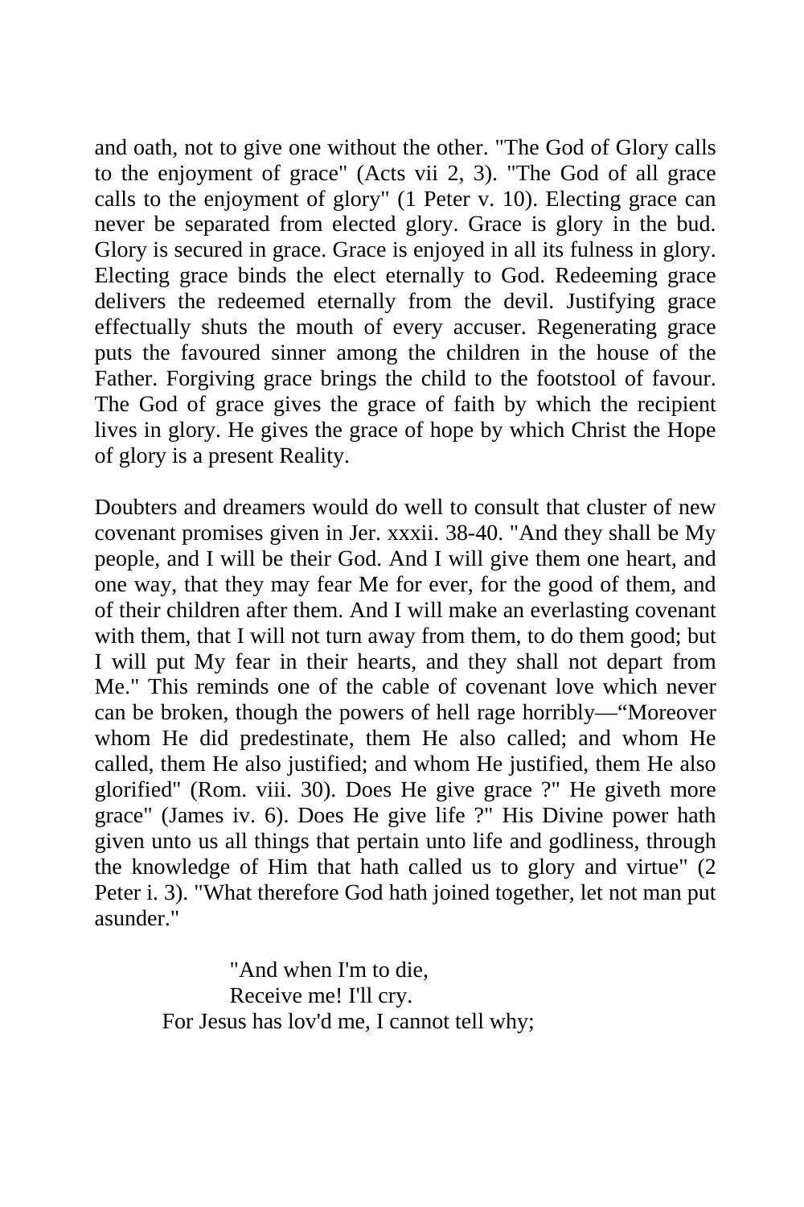and oath, not to give one without the other. "The God of Glory calls to the enjoyment of grace" (Acts vii 2, 3). "The God of all grace calls to the enjoyment of glory" (1 Peter v. 10). Electing grace can never be separated from elected glory. Grace is glory in the bud. Glory is secured in grace. Grace is enjoyed in all its fulness in glory. Electing grace binds the elect eternally to God. Redeeming grace delivers the redeemed eternally from the devil. Justifying grace effectually shuts the mouth of every accuser. Regenerating grace puts the favoured sinner among the children in the house of the Father. Forgiving grace brings the child to the footstool of favour. The God of grace gives the grace of faith by which the recipient lives in glory. He gives the grace of hope by which Christ the Hope of glory is a present Reality.

Doubters and dreamers would do well to consult that cluster of new covenant promises given in Jer. xxxii. 38-40. "And they shall be My people, and I will be their God. And I will give them one heart, and one way, that they may fear Me for ever, for the good of them, and of their children after them. And I will make an everlasting covenant with them, that I will not turn away from them, to do them good; but I will put My fear in their hearts, and they shall not depart from Me." This reminds one of the cable of covenant love which never can be broken, though the powers of hell rage horribly—"Moreover whom He did predestinate, them He also called; and whom He called, them He also justified; and whom He justified, them He also glorified" (Rom. viii. 30). Does He give grace ?" He giveth more grace" (James iv. 6). Does He give life ?" His Divine power hath given unto us all things that pertain unto life and godliness, through the knowledge of Him that hath called us to glory and virtue" (2 Peter i. 3). "What therefore God hath joined together, let not man put asunder."

"And when I'm to die,  
Receive me! I'll cry.  
For Jesus has lov'd me, I cannot tell why;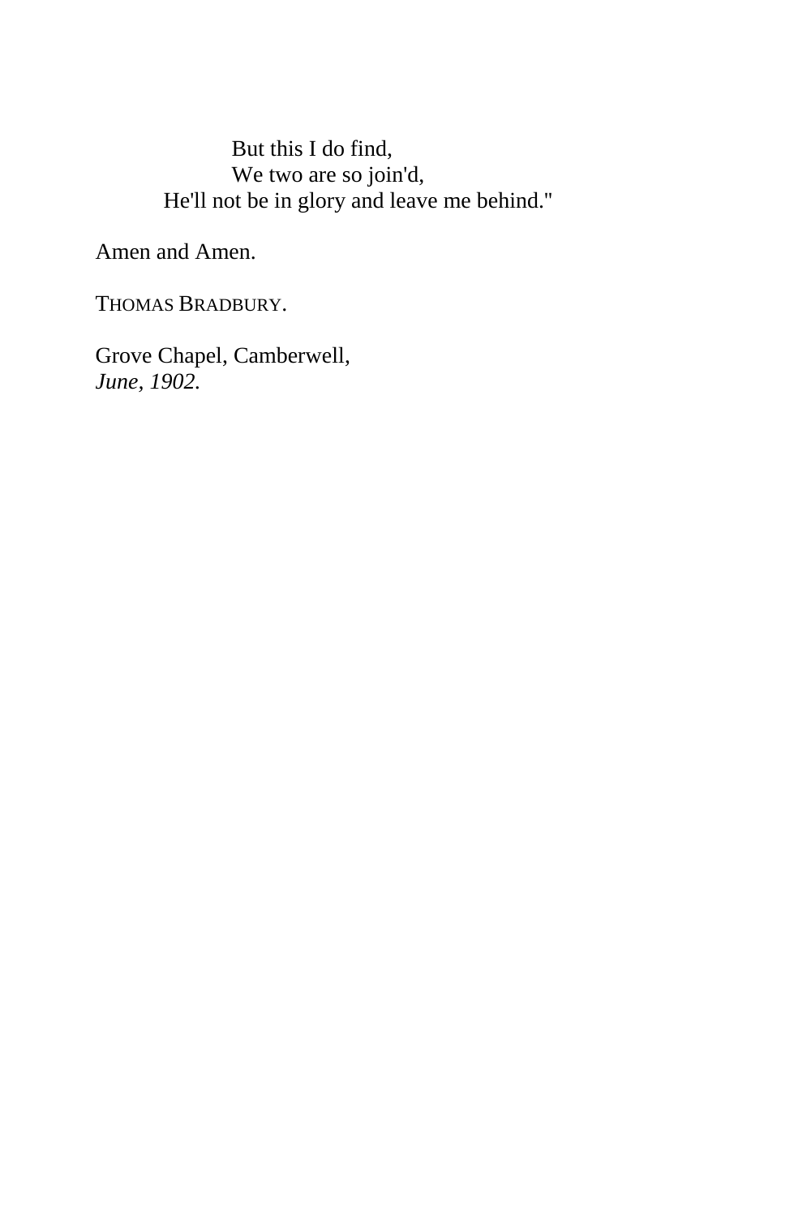But this I do find,  
We two are so join'd,  
He'll not be in glory and leave me behind."

Amen and Amen.

THOMAS BRADBURY.

Grove Chapel, Camberwell,  
*June, 1902.*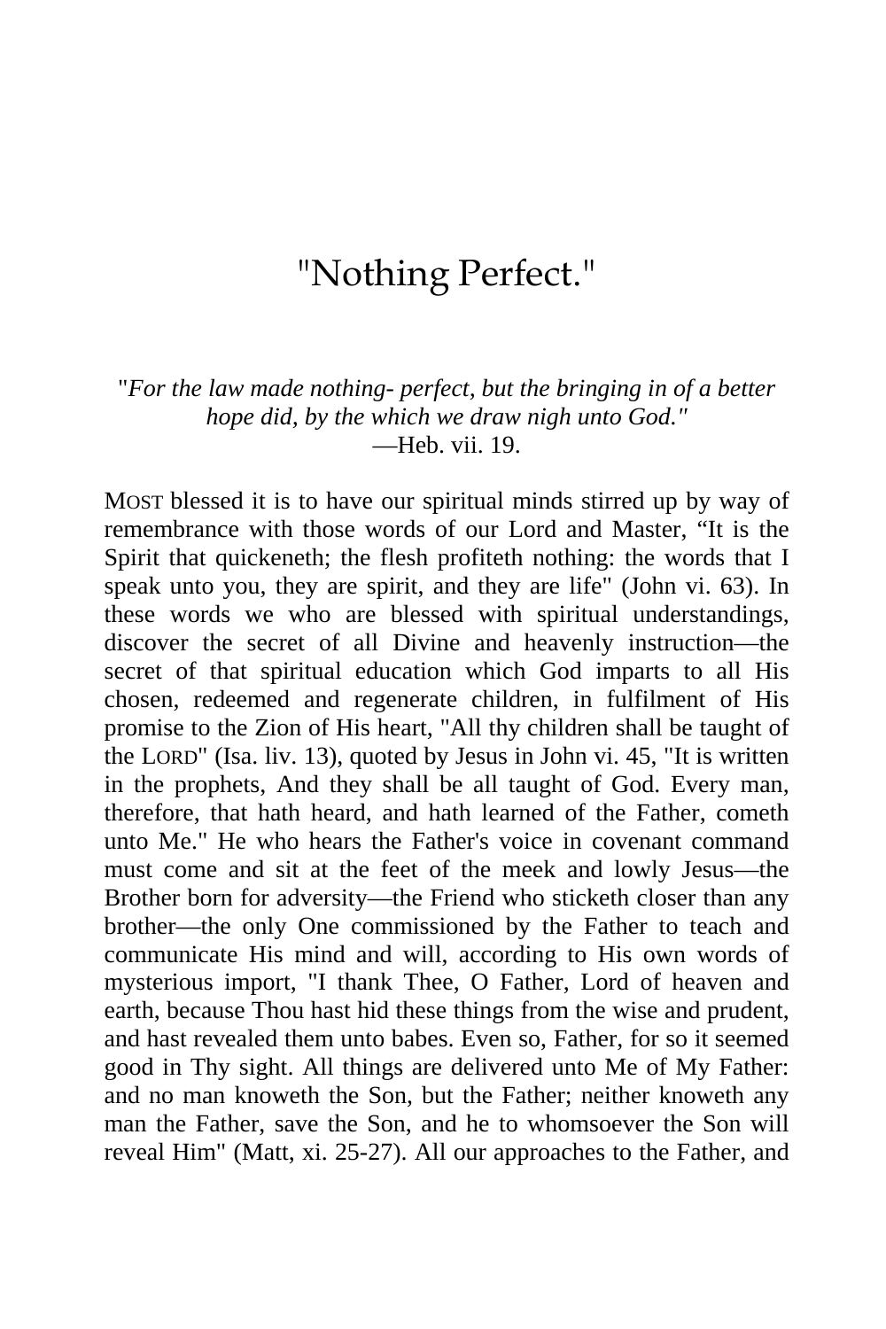# "Nothing Perfect."

*"For the law made nothing- perfect, but the bringing in of a better hope did, by the which we draw nigh unto God."*
—Heb. vii. 19.

MOST blessed it is to have our spiritual minds stirred up by way of remembrance with those words of our Lord and Master, "It is the Spirit that quickeneth; the flesh profiteth nothing: the words that I speak unto you, they are spirit, and they are life" (John vi. 63). In these words we who are blessed with spiritual understandings, discover the secret of all Divine and heavenly instruction—the secret of that spiritual education which God imparts to all His chosen, redeemed and regenerate children, in fulfilment of His promise to the Zion of His heart, "All thy children shall be taught of the LORD" (Isa. liv. 13), quoted by Jesus in John vi. 45, "It is written in the prophets, And they shall be all taught of God. Every man, therefore, that hath heard, and hath learned of the Father, cometh unto Me." He who hears the Father's voice in covenant command must come and sit at the feet of the meek and lowly Jesus—the Brother born for adversity—the Friend who sticketh closer than any brother—the only One commissioned by the Father to teach and communicate His mind and will, according to His own words of mysterious import, "I thank Thee, O Father, Lord of heaven and earth, because Thou hast hid these things from the wise and prudent, and hast revealed them unto babes. Even so, Father, for so it seemed good in Thy sight. All things are delivered unto Me of My Father: and no man knoweth the Son, but the Father; neither knoweth any man the Father, save the Son, and he to whomsoever the Son will reveal Him" (Matt, xi. 25-27). All our approaches to the Father, and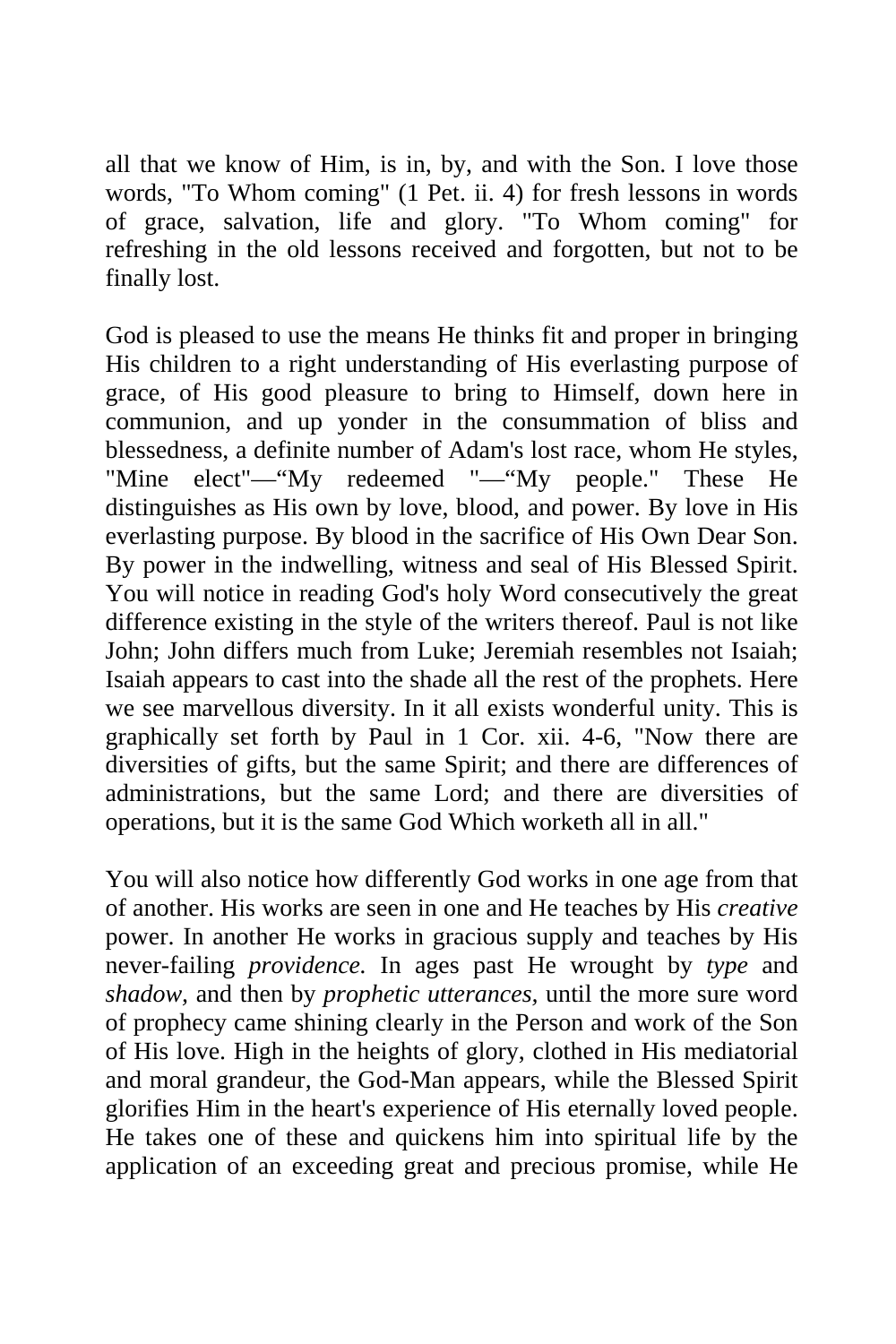all that we know of Him, is in, by, and with the Son. I love those words, "To Whom coming" (1 Pet. ii. 4) for fresh lessons in words of grace, salvation, life and glory. "To Whom coming" for refreshing in the old lessons received and forgotten, but not to be finally lost.

God is pleased to use the means He thinks fit and proper in bringing His children to a right understanding of His everlasting purpose of grace, of His good pleasure to bring to Himself, down here in communion, and up yonder in the consummation of bliss and blessedness, a definite number of Adam's lost race, whom He styles, "Mine elect"—"My redeemed "—"My people." These He distinguishes as His own by love, blood, and power. By love in His everlasting purpose. By blood in the sacrifice of His Own Dear Son. By power in the indwelling, witness and seal of His Blessed Spirit. You will notice in reading God's holy Word consecutively the great difference existing in the style of the writers thereof. Paul is not like John; John differs much from Luke; Jeremiah resembles not Isaiah; Isaiah appears to cast into the shade all the rest of the prophets. Here we see marvellous diversity. In it all exists wonderful unity. This is graphically set forth by Paul in 1 Cor. xii. 4-6, "Now there are diversities of gifts, but the same Spirit; and there are differences of administrations, but the same Lord; and there are diversities of operations, but it is the same God Which worketh all in all."

You will also notice how differently God works in one age from that of another. His works are seen in one and He teaches by His *creative* power. In another He works in gracious supply and teaches by His never-failing *providence.* In ages past He wrought by *type* and *shadow,* and then by *prophetic utterances,* until the more sure word of prophecy came shining clearly in the Person and work of the Son of His love. High in the heights of glory, clothed in His mediatorial and moral grandeur, the God-Man appears, while the Blessed Spirit glorifies Him in the heart's experience of His eternally loved people. He takes one of these and quickens him into spiritual life by the application of an exceeding great and precious promise, while He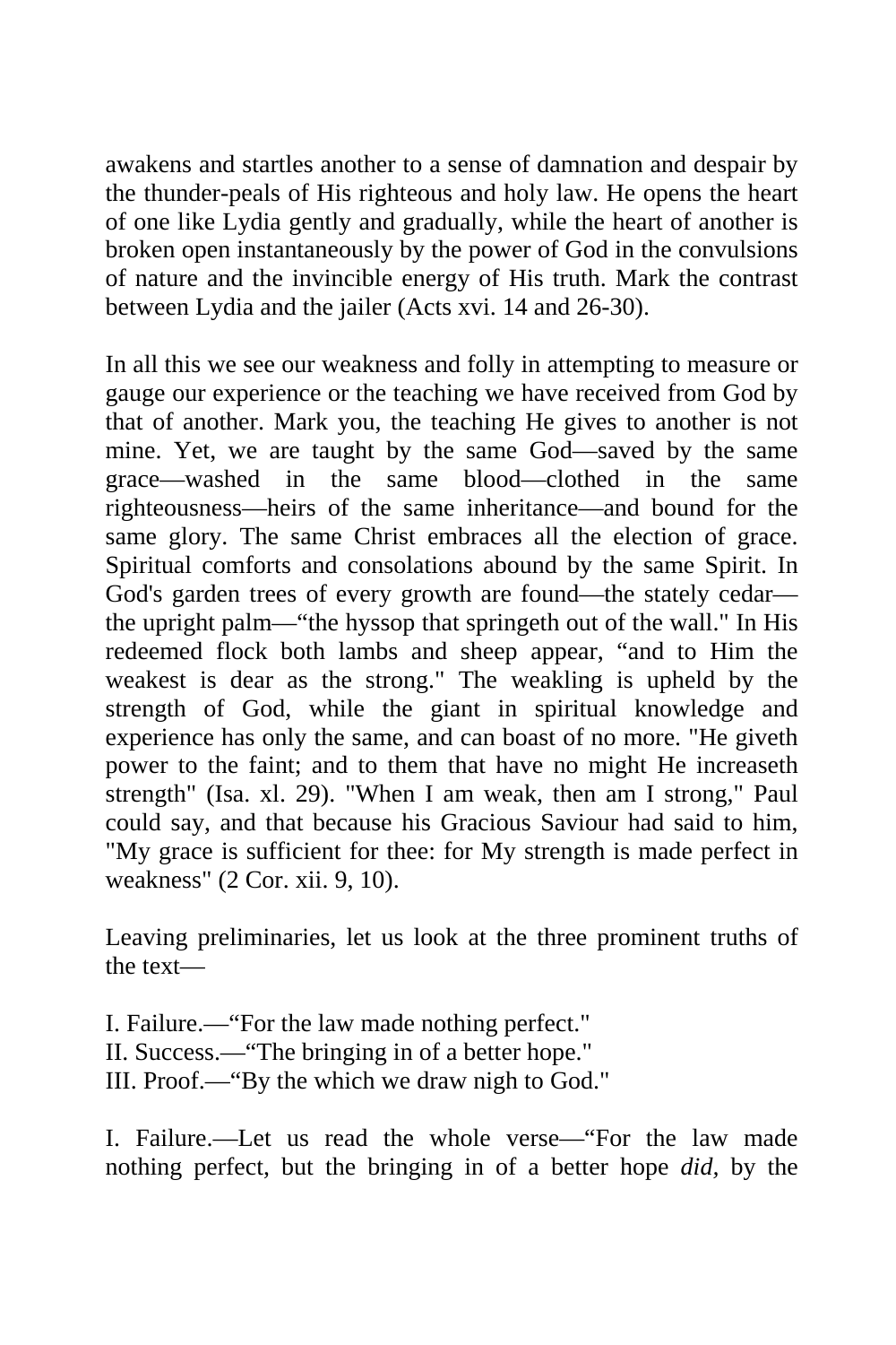awakens and startles another to a sense of damnation and despair by the thunder-peals of His righteous and holy law. He opens the heart of one like Lydia gently and gradually, while the heart of another is broken open instantaneously by the power of God in the convulsions of nature and the invincible energy of His truth. Mark the contrast between Lydia and the jailer (Acts xvi. 14 and 26-30).

In all this we see our weakness and folly in attempting to measure or gauge our experience or the teaching we have received from God by that of another. Mark you, the teaching He gives to another is not mine. Yet, we are taught by the same God—saved by the same grace—washed in the same blood—clothed in the same righteousness—heirs of the same inheritance—and bound for the same glory. The same Christ embraces all the election of grace. Spiritual comforts and consolations abound by the same Spirit. In God's garden trees of every growth are found—the stately cedar—the upright palm—"the hyssop that springeth out of the wall." In His redeemed flock both lambs and sheep appear, "and to Him the weakest is dear as the strong." The weakling is upheld by the strength of God, while the giant in spiritual knowledge and experience has only the same, and can boast of no more. "He giveth power to the faint; and to them that have no might He increaseth strength" (Isa. xl. 29). "When I am weak, then am I strong," Paul could say, and that because his Gracious Saviour had said to him, "My grace is sufficient for thee: for My strength is made perfect in weakness" (2 Cor. xii. 9, 10).

Leaving preliminaries, let us look at the three prominent truths of the text—

I. Failure.—"For the law made nothing perfect."
II. Success.—"The bringing in of a better hope."
III. Proof.—"By the which we draw nigh to God."

I. Failure.—Let us read the whole verse—"For the law made nothing perfect, but the bringing in of a better hope *did*, by the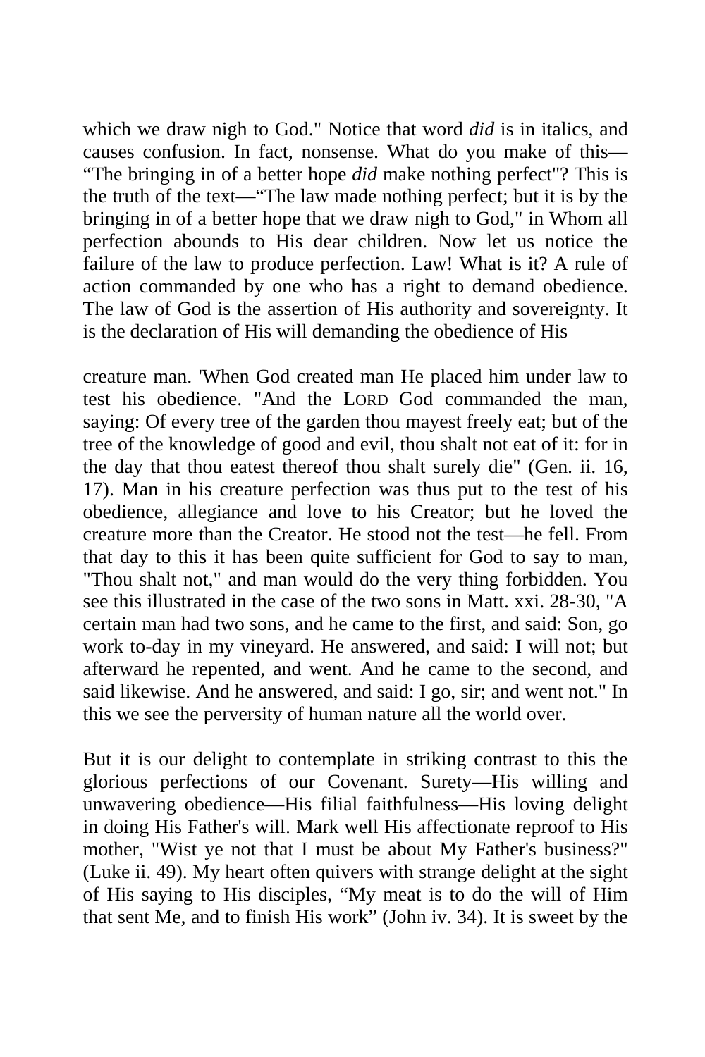which we draw nigh to God." Notice that word *did* is in italics, and causes confusion. In fact, nonsense. What do you make of this— “The bringing in of a better hope *did* make nothing perfect"? This is the truth of the text—“The law made nothing perfect; but it is by the bringing in of a better hope that we draw nigh to God," in Whom all perfection abounds to His dear children. Now let us notice the failure of the law to produce perfection. Law! What is it? A rule of action commanded by one who has a right to demand obedience. The law of God is the assertion of His authority and sovereignty. It is the declaration of His will demanding the obedience of His

creature man. 'When God created man He placed him under law to test his obedience. "And the LORD God commanded the man, saying: Of every tree of the garden thou mayest freely eat; but of the tree of the knowledge of good and evil, thou shalt not eat of it: for in the day that thou eatest thereof thou shalt surely die" (Gen. ii. 16, 17). Man in his creature perfection was thus put to the test of his obedience, allegiance and love to his Creator; but he loved the creature more than the Creator. He stood not the test—he fell. From that day to this it has been quite sufficient for God to say to man, "Thou shalt not," and man would do the very thing forbidden. You see this illustrated in the case of the two sons in Matt. xxi. 28-30, "A certain man had two sons, and he came to the first, and said: Son, go work to-day in my vineyard. He answered, and said: I will not; but afterward he repented, and went. And he came to the second, and said likewise. And he answered, and said: I go, sir; and went not." In this we see the perversity of human nature all the world over.

But it is our delight to contemplate in striking contrast to this the glorious perfections of our Covenant. Surety—His willing and unwavering obedience—His filial faithfulness—His loving delight in doing His Father's will. Mark well His affectionate reproof to His mother, "Wist ye not that I must be about My Father's business?" (Luke ii. 49). My heart often quivers with strange delight at the sight of His saying to His disciples, “My meat is to do the will of Him that sent Me, and to finish His work” (John iv. 34). It is sweet by the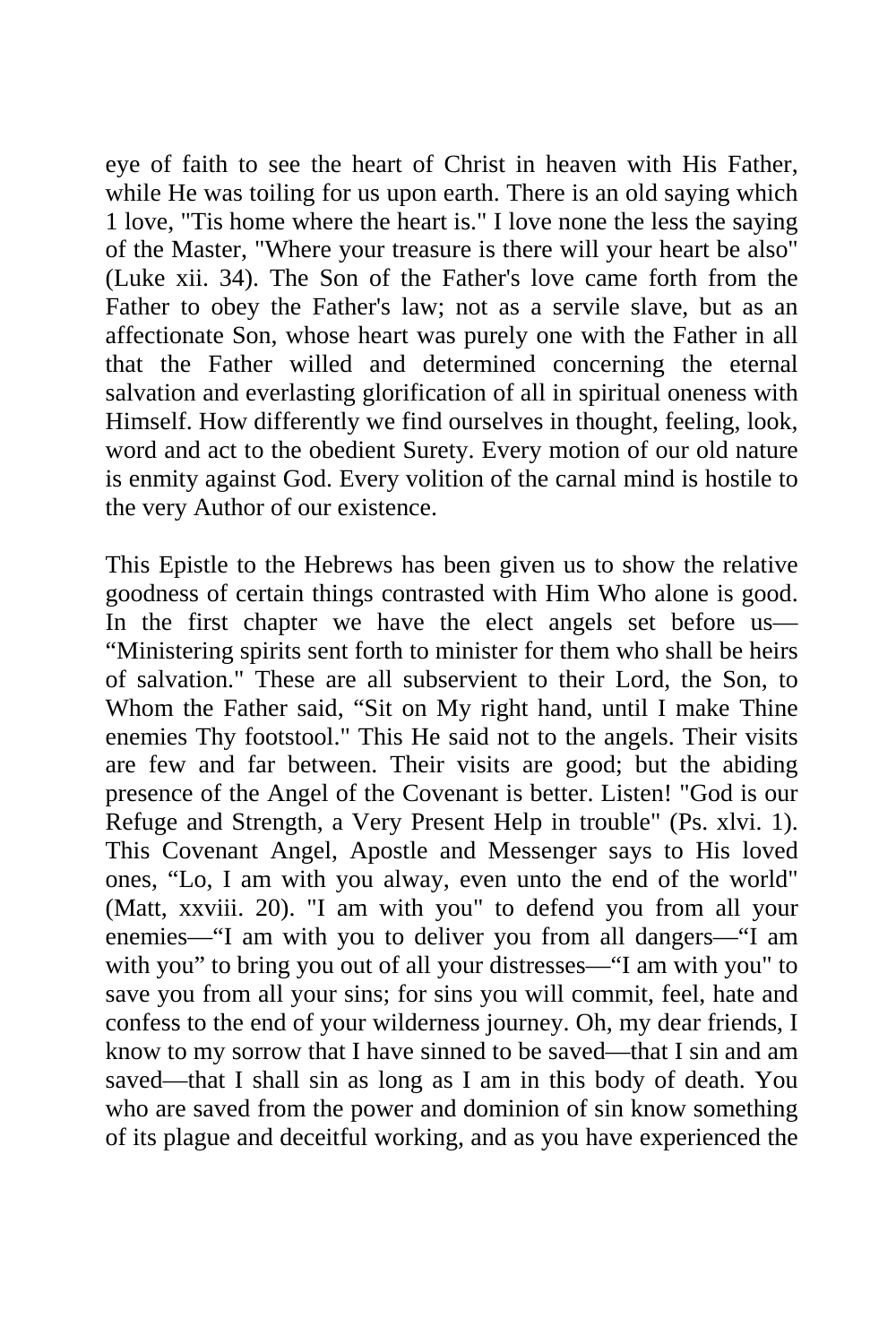eye of faith to see the heart of Christ in heaven with His Father, while He was toiling for us upon earth. There is an old saying which 1 love, "Tis home where the heart is." I love none the less the saying of the Master, "Where your treasure is there will your heart be also" (Luke xii. 34). The Son of the Father's love came forth from the Father to obey the Father's law; not as a servile slave, but as an affectionate Son, whose heart was purely one with the Father in all that the Father willed and determined concerning the eternal salvation and everlasting glorification of all in spiritual oneness with Himself. How differently we find ourselves in thought, feeling, look, word and act to the obedient Surety. Every motion of our old nature is enmity against God. Every volition of the carnal mind is hostile to the very Author of our existence.

This Epistle to the Hebrews has been given us to show the relative goodness of certain things contrasted with Him Who alone is good. In the first chapter we have the elect angels set before us—"Ministering spirits sent forth to minister for them who shall be heirs of salvation." These are all subservient to their Lord, the Son, to Whom the Father said, "Sit on My right hand, until I make Thine enemies Thy footstool." This He said not to the angels. Their visits are few and far between. Their visits are good; but the abiding presence of the Angel of the Covenant is better. Listen! "God is our Refuge and Strength, a Very Present Help in trouble" (Ps. xlvi. 1). This Covenant Angel, Apostle and Messenger says to His loved ones, "Lo, I am with you alway, even unto the end of the world" (Matt, xxviii. 20). "I am with you" to defend you from all your enemies—"I am with you to deliver you from all dangers—"I am with you" to bring you out of all your distresses—"I am with you" to save you from all your sins; for sins you will commit, feel, hate and confess to the end of your wilderness journey. Oh, my dear friends, I know to my sorrow that I have sinned to be saved—that I sin and am saved—that I shall sin as long as I am in this body of death. You who are saved from the power and dominion of sin know something of its plague and deceitful working, and as you have experienced the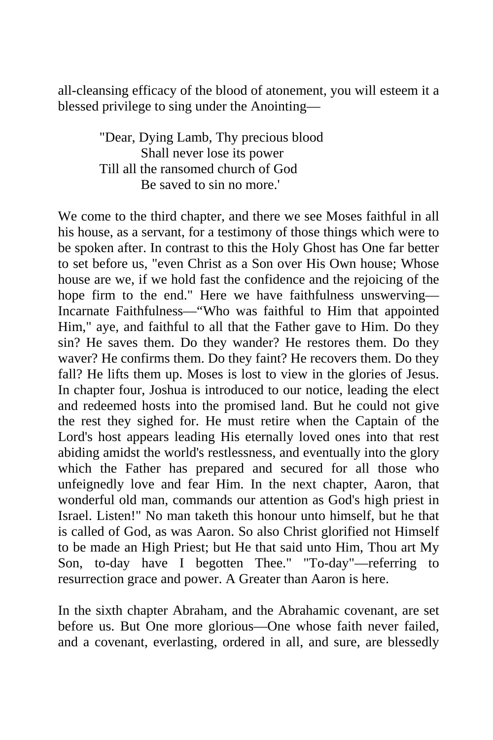all-cleansing efficacy of the blood of atonement, you will esteem it a blessed privilege to sing under the Anointing—

> "Dear, Dying Lamb, Thy precious blood
> Shall never lose its power
> Till all the ransomed church of God
> Be saved to sin no more.'

We come to the third chapter, and there we see Moses faithful in all his house, as a servant, for a testimony of those things which were to be spoken after. In contrast to this the Holy Ghost has One far better to set before us, "even Christ as a Son over His Own house; Whose house are we, if we hold fast the confidence and the rejoicing of the hope firm to the end." Here we have faithfulness unswerving—Incarnate Faithfulness—"Who was faithful to Him that appointed Him," aye, and faithful to all that the Father gave to Him. Do they sin? He saves them. Do they wander? He restores them. Do they waver? He confirms them. Do they faint? He recovers them. Do they fall? He lifts them up. Moses is lost to view in the glories of Jesus. In chapter four, Joshua is introduced to our notice, leading the elect and redeemed hosts into the promised land. But he could not give the rest they sighed for. He must retire when the Captain of the Lord's host appears leading His eternally loved ones into that rest abiding amidst the world's restlessness, and eventually into the glory which the Father has prepared and secured for all those who unfeignedly love and fear Him. In the next chapter, Aaron, that wonderful old man, commands our attention as God's high priest in Israel. Listen!" No man taketh this honour unto himself, but he that is called of God, as was Aaron. So also Christ glorified not Himself to be made an High Priest; but He that said unto Him, Thou art My Son, to-day have I begotten Thee." "To-day"—referring to resurrection grace and power. A Greater than Aaron is here.

In the sixth chapter Abraham, and the Abrahamic covenant, are set before us. But One more glorious—One whose faith never failed, and a covenant, everlasting, ordered in all, and sure, are blessedly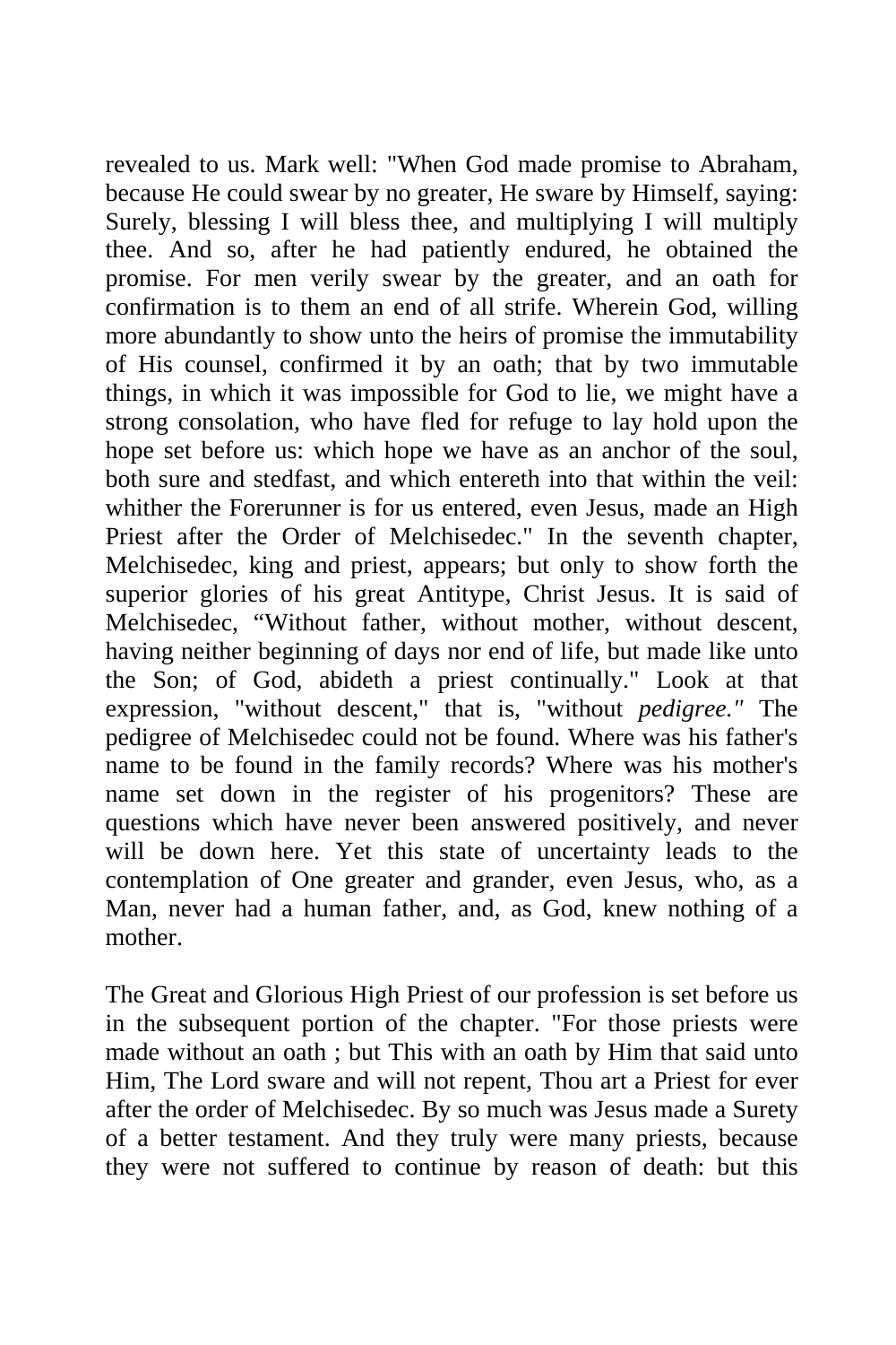revealed to us. Mark well: "When God made promise to Abraham, because He could swear by no greater, He sware by Himself, saying: Surely, blessing I will bless thee, and multiplying I will multiply thee. And so, after he had patiently endured, he obtained the promise. For men verily swear by the greater, and an oath for confirmation is to them an end of all strife. Wherein God, willing more abundantly to show unto the heirs of promise the immutability of His counsel, confirmed it by an oath; that by two immutable things, in which it was impossible for God to lie, we might have a strong consolation, who have fled for refuge to lay hold upon the hope set before us: which hope we have as an anchor of the soul, both sure and stedfast, and which entereth into that within the veil: whither the Forerunner is for us entered, even Jesus, made an High Priest after the Order of Melchisedec." In the seventh chapter, Melchisedec, king and priest, appears; but only to show forth the superior glories of his great Antitype, Christ Jesus. It is said of Melchisedec, "Without father, without mother, without descent, having neither beginning of days nor end of life, but made like unto the Son; of God, abideth a priest continually." Look at that expression, "without descent," that is, "without *pedigree."* The pedigree of Melchisedec could not be found. Where was his father's name to be found in the family records? Where was his mother's name set down in the register of his progenitors? These are questions which have never been answered positively, and never will be down here. Yet this state of uncertainty leads to the contemplation of One greater and grander, even Jesus, who, as a Man, never had a human father, and, as God, knew nothing of a mother.

The Great and Glorious High Priest of our profession is set before us in the subsequent portion of the chapter. "For those priests were made without an oath ; but This with an oath by Him that said unto Him, The Lord sware and will not repent, Thou art a Priest for ever after the order of Melchisedec. By so much was Jesus made a Surety of a better testament. And they truly were many priests, because they were not suffered to continue by reason of death: but this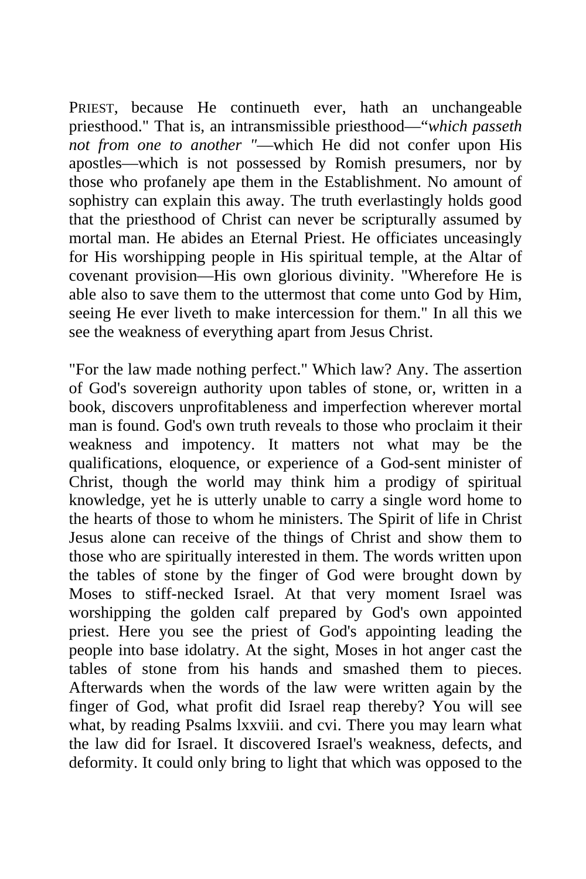PRIEST, because He continueth ever, hath an unchangeable priesthood." That is, an intransmissible priesthood—"*which passeth not from one to another "*—which He did not confer upon His apostles—which is not possessed by Romish presumers, nor by those who profanely ape them in the Establishment. No amount of sophistry can explain this away. The truth everlastingly holds good that the priesthood of Christ can never be scripturally assumed by mortal man. He abides an Eternal Priest. He officiates unceasingly for His worshipping people in His spiritual temple, at the Altar of covenant provision—His own glorious divinity. "Wherefore He is able also to save them to the uttermost that come unto God by Him, seeing He ever liveth to make intercession for them." In all this we see the weakness of everything apart from Jesus Christ.

"For the law made nothing perfect." Which law? Any. The assertion of God's sovereign authority upon tables of stone, or, written in a book, discovers unprofitableness and imperfection wherever mortal man is found. God's own truth reveals to those who proclaim it their weakness and impotency. It matters not what may be the qualifications, eloquence, or experience of a God-sent minister of Christ, though the world may think him a prodigy of spiritual knowledge, yet he is utterly unable to carry a single word home to the hearts of those to whom he ministers. The Spirit of life in Christ Jesus alone can receive of the things of Christ and show them to those who are spiritually interested in them. The words written upon the tables of stone by the finger of God were brought down by Moses to stiff-necked Israel. At that very moment Israel was worshipping the golden calf prepared by God's own appointed priest. Here you see the priest of God's appointing leading the people into base idolatry. At the sight, Moses in hot anger cast the tables of stone from his hands and smashed them to pieces. Afterwards when the words of the law were written again by the finger of God, what profit did Israel reap thereby? You will see what, by reading Psalms lxxviii. and cvi. There you may learn what the law did for Israel. It discovered Israel's weakness, defects, and deformity. It could only bring to light that which was opposed to the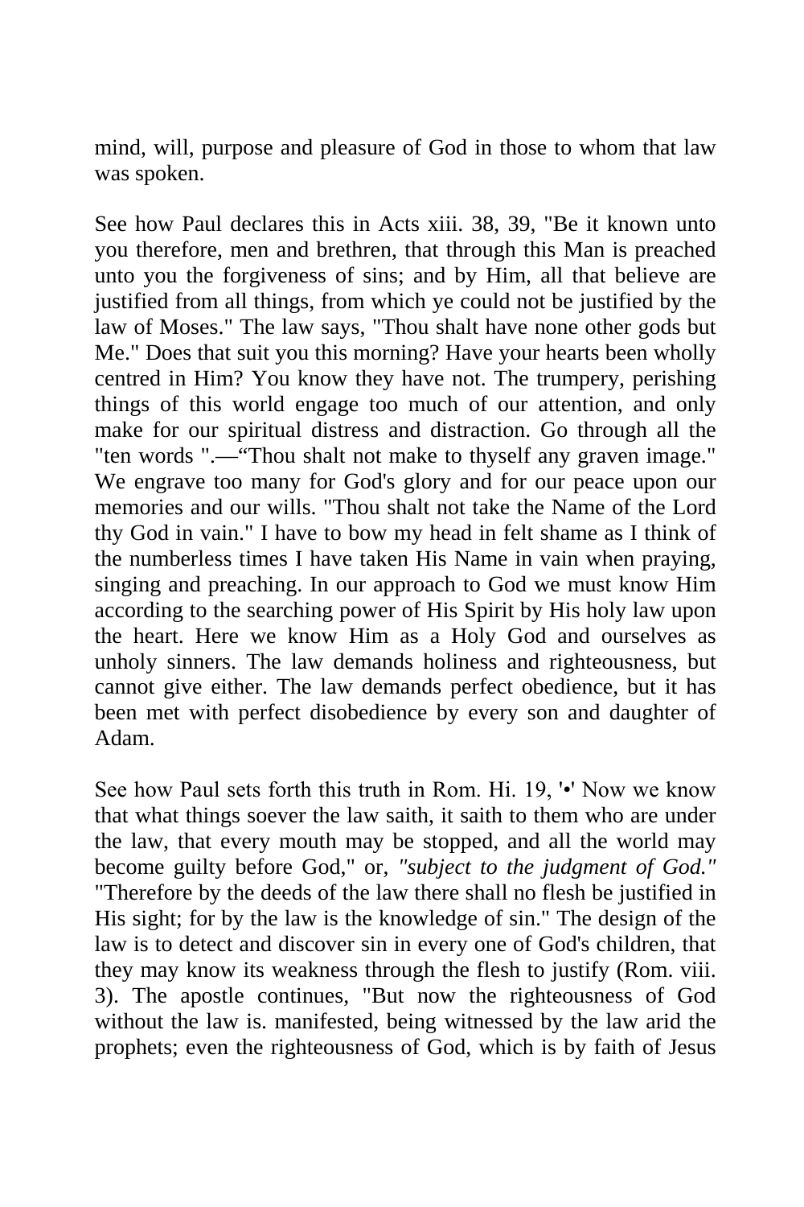mind, will, purpose and pleasure of God in those to whom that law was spoken.

See how Paul declares this in Acts xiii. 38, 39, "Be it known unto you therefore, men and brethren, that through this Man is preached unto you the forgiveness of sins; and by Him, all that believe are justified from all things, from which ye could not be justified by the law of Moses." The law says, "Thou shalt have none other gods but Me." Does that suit you this morning? Have your hearts been wholly centred in Him? You know they have not. The trumpery, perishing things of this world engage too much of our attention, and only make for our spiritual distress and distraction. Go through all the "ten words ".—"Thou shalt not make to thyself any graven image." We engrave too many for God's glory and for our peace upon our memories and our wills. "Thou shalt not take the Name of the Lord thy God in vain." I have to bow my head in felt shame as I think of the numberless times I have taken His Name in vain when praying, singing and preaching. In our approach to God we must know Him according to the searching power of His Spirit by His holy law upon the heart. Here we know Him as a Holy God and ourselves as unholy sinners. The law demands holiness and righteousness, but cannot give either. The law demands perfect obedience, but it has been met with perfect disobedience by every son and daughter of Adam.

See how Paul sets forth this truth in Rom. Hi. 19, '•' Now we know that what things soever the law saith, it saith to them who are under the law, that every mouth may be stopped, and all the world may become guilty before God," or, *"subject to the judgment of God."* "Therefore by the deeds of the law there shall no flesh be justified in His sight; for by the law is the knowledge of sin." The design of the law is to detect and discover sin in every one of God's children, that they may know its weakness through the flesh to justify (Rom. viii. 3). The apostle continues, "But now the righteousness of God without the law is. manifested, being witnessed by the law arid the prophets; even the righteousness of God, which is by faith of Jesus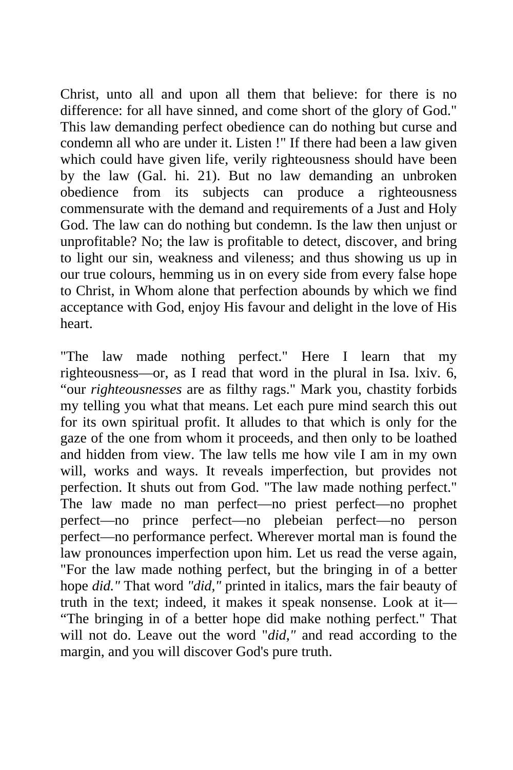Christ, unto all and upon all them that believe: for there is no difference: for all have sinned, and come short of the glory of God." This law demanding perfect obedience can do nothing but curse and condemn all who are under it. Listen !" If there had been a law given which could have given life, verily righteousness should have been by the law (Gal. hi. 21). But no law demanding an unbroken obedience from its subjects can produce a righteousness commensurate with the demand and requirements of a Just and Holy God. The law can do nothing but condemn. Is the law then unjust or unprofitable? No; the law is profitable to detect, discover, and bring to light our sin, weakness and vileness; and thus showing us up in our true colours, hemming us in on every side from every false hope to Christ, in Whom alone that perfection abounds by which we find acceptance with God, enjoy His favour and delight in the love of His heart.

"The law made nothing perfect." Here I learn that my righteousness—or, as I read that word in the plural in Isa. lxiv. 6, "our *righteousnesses* are as filthy rags." Mark you, chastity forbids my telling you what that means. Let each pure mind search this out for its own spiritual profit. It alludes to that which is only for the gaze of the one from whom it proceeds, and then only to be loathed and hidden from view. The law tells me how vile I am in my own will, works and ways. It reveals imperfection, but provides not perfection. It shuts out from God. "The law made nothing perfect." The law made no man perfect—no priest perfect—no prophet perfect—no prince perfect—no plebeian perfect—no person perfect—no performance perfect. Wherever mortal man is found the law pronounces imperfection upon him. Let us read the verse again, "For the law made nothing perfect, but the bringing in of a better hope *did."* That word *"did,"* printed in italics, mars the fair beauty of truth in the text; indeed, it makes it speak nonsense. Look at it—"The bringing in of a better hope did make nothing perfect." That will not do. Leave out the word "*did,"* and read according to the margin, and you will discover God's pure truth.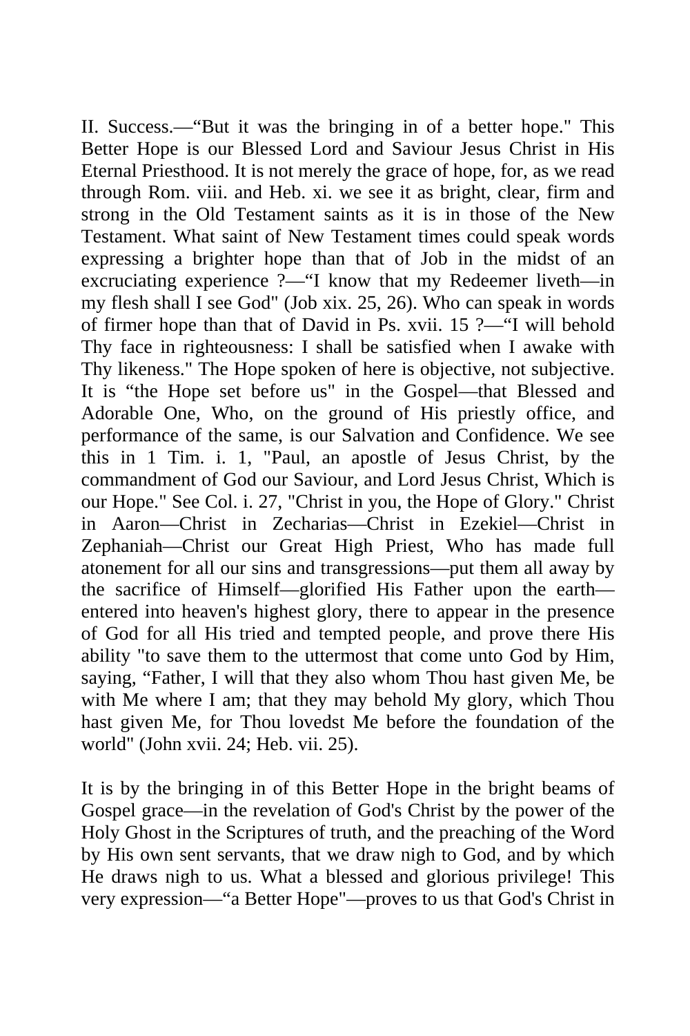II. Success.—"But it was the bringing in of a better hope." This Better Hope is our Blessed Lord and Saviour Jesus Christ in His Eternal Priesthood. It is not merely the grace of hope, for, as we read through Rom. viii. and Heb. xi. we see it as bright, clear, firm and strong in the Old Testament saints as it is in those of the New Testament. What saint of New Testament times could speak words expressing a brighter hope than that of Job in the midst of an excruciating experience ?—"I know that my Redeemer liveth—in my flesh shall I see God" (Job xix. 25, 26). Who can speak in words of firmer hope than that of David in Ps. xvii. 15 ?—"I will behold Thy face in righteousness: I shall be satisfied when I awake with Thy likeness." The Hope spoken of here is objective, not subjective. It is "the Hope set before us" in the Gospel—that Blessed and Adorable One, Who, on the ground of His priestly office, and performance of the same, is our Salvation and Confidence. We see this in 1 Tim. i. 1, "Paul, an apostle of Jesus Christ, by the commandment of God our Saviour, and Lord Jesus Christ, Which is our Hope." See Col. i. 27, "Christ in you, the Hope of Glory." Christ in Aaron—Christ in Zecharias—Christ in Ezekiel—Christ in Zephaniah—Christ our Great High Priest, Who has made full atonement for all our sins and transgressions—put them all away by the sacrifice of Himself—glorified His Father upon the earth—entered into heaven's highest glory, there to appear in the presence of God for all His tried and tempted people, and prove there His ability "to save them to the uttermost that come unto God by Him, saying, "Father, I will that they also whom Thou hast given Me, be with Me where I am; that they may behold My glory, which Thou hast given Me, for Thou lovedst Me before the foundation of the world" (John xvii. 24; Heb. vii. 25).

It is by the bringing in of this Better Hope in the bright beams of Gospel grace—in the revelation of God's Christ by the power of the Holy Ghost in the Scriptures of truth, and the preaching of the Word by His own sent servants, that we draw nigh to God, and by which He draws nigh to us. What a blessed and glorious privilege! This very expression—"a Better Hope"—proves to us that God's Christ in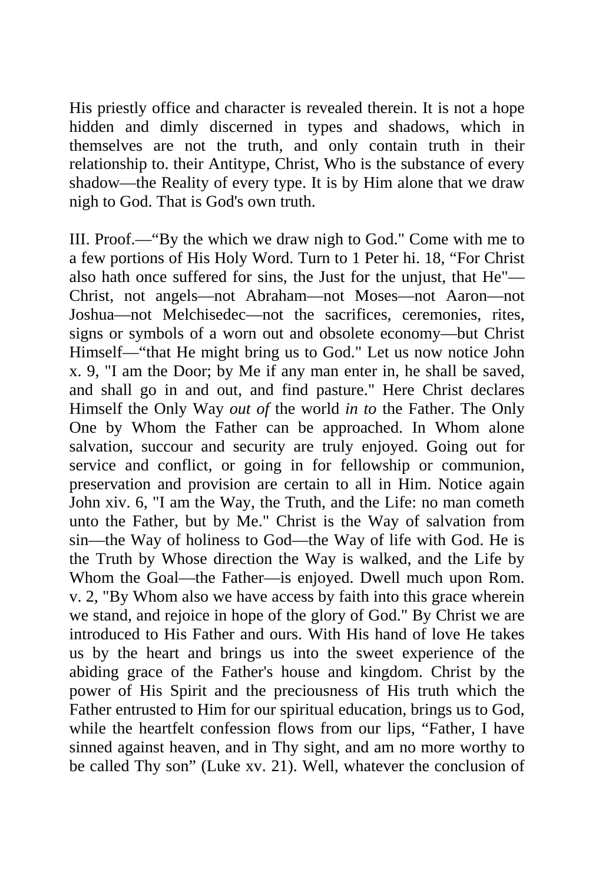His priestly office and character is revealed therein. It is not a hope hidden and dimly discerned in types and shadows, which in themselves are not the truth, and only contain truth in their relationship to. their Antitype, Christ, Who is the substance of every shadow—the Reality of every type. It is by Him alone that we draw nigh to God. That is God's own truth.

III. Proof.—"By the which we draw nigh to God." Come with me to a few portions of His Holy Word. Turn to 1 Peter hi. 18, "For Christ also hath once suffered for sins, the Just for the unjust, that He"—Christ, not angels—not Abraham—not Moses—not Aaron—not Joshua—not Melchisedec—not the sacrifices, ceremonies, rites, signs or symbols of a worn out and obsolete economy—but Christ Himself—"that He might bring us to God." Let us now notice John x. 9, "I am the Door; by Me if any man enter in, he shall be saved, and shall go in and out, and find pasture." Here Christ declares Himself the Only Way *out of* the world *in to* the Father. The Only One by Whom the Father can be approached. In Whom alone salvation, succour and security are truly enjoyed. Going out for service and conflict, or going in for fellowship or communion, preservation and provision are certain to all in Him. Notice again John xiv. 6, "I am the Way, the Truth, and the Life: no man cometh unto the Father, but by Me." Christ is the Way of salvation from sin—the Way of holiness to God—the Way of life with God. He is the Truth by Whose direction the Way is walked, and the Life by Whom the Goal—the Father—is enjoyed. Dwell much upon Rom. v. 2, "By Whom also we have access by faith into this grace wherein we stand, and rejoice in hope of the glory of God." By Christ we are introduced to His Father and ours. With His hand of love He takes us by the heart and brings us into the sweet experience of the abiding grace of the Father's house and kingdom. Christ by the power of His Spirit and the preciousness of His truth which the Father entrusted to Him for our spiritual education, brings us to God, while the heartfelt confession flows from our lips, "Father, I have sinned against heaven, and in Thy sight, and am no more worthy to be called Thy son" (Luke xv. 21). Well, whatever the conclusion of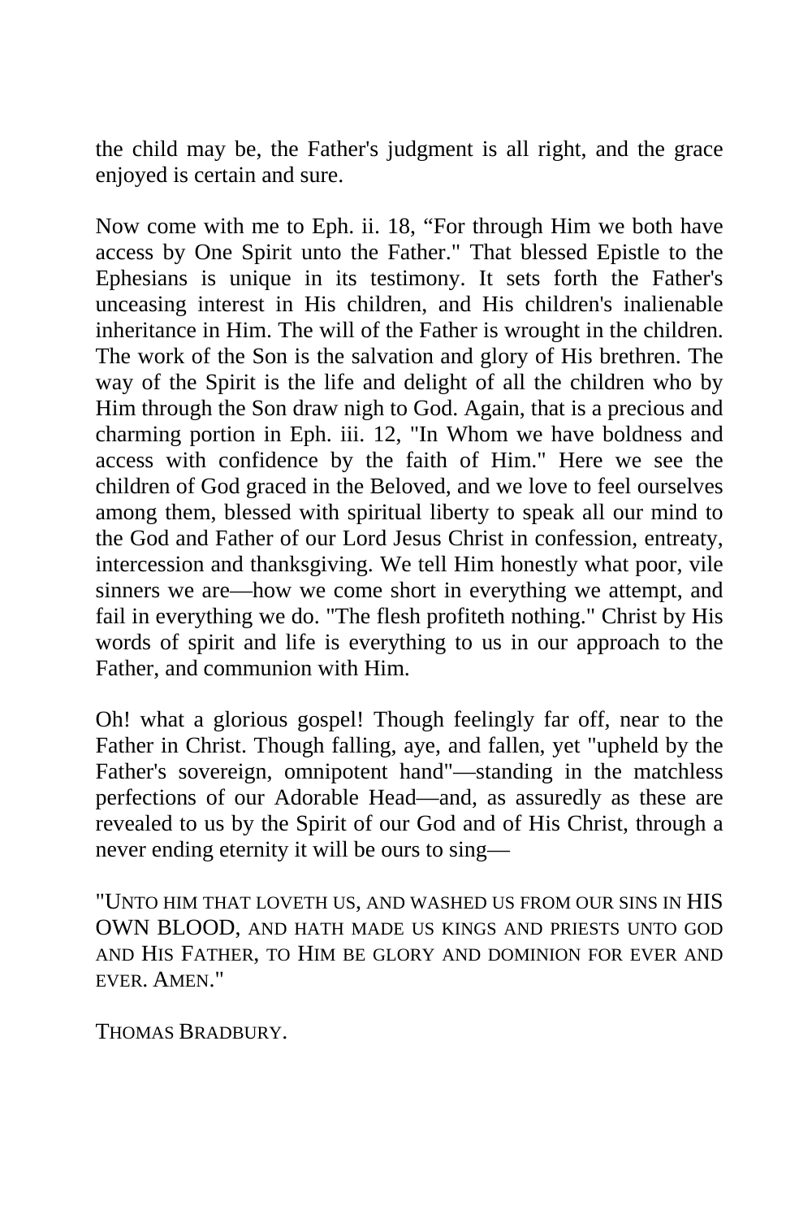the child may be, the Father's judgment is all right, and the grace enjoyed is certain and sure.

Now come with me to Eph. ii. 18, "For through Him we both have access by One Spirit unto the Father." That blessed Epistle to the Ephesians is unique in its testimony. It sets forth the Father's unceasing interest in His children, and His children's inalienable inheritance in Him. The will of the Father is wrought in the children. The work of the Son is the salvation and glory of His brethren. The way of the Spirit is the life and delight of all the children who by Him through the Son draw nigh to God. Again, that is a precious and charming portion in Eph. iii. 12, "In Whom we have boldness and access with confidence by the faith of Him." Here we see the children of God graced in the Beloved, and we love to feel ourselves among them, blessed with spiritual liberty to speak all our mind to the God and Father of our Lord Jesus Christ in confession, entreaty, intercession and thanksgiving. We tell Him honestly what poor, vile sinners we are—how we come short in everything we attempt, and fail in everything we do. "The flesh profiteth nothing." Christ by His words of spirit and life is everything to us in our approach to the Father, and communion with Him.

Oh! what a glorious gospel! Though feelingly far off, near to the Father in Christ. Though falling, aye, and fallen, yet "upheld by the Father's sovereign, omnipotent hand"—standing in the matchless perfections of our Adorable Head—and, as assuredly as these are revealed to us by the Spirit of our God and of His Christ, through a never ending eternity it will be ours to sing—

"UNTO HIM THAT LOVETH US, AND WASHED US FROM OUR SINS IN HIS OWN BLOOD, AND HATH MADE US KINGS AND PRIESTS UNTO GOD AND HIS FATHER, TO HIM BE GLORY AND DOMINION FOR EVER AND EVER. AMEN."

THOMAS BRADBURY.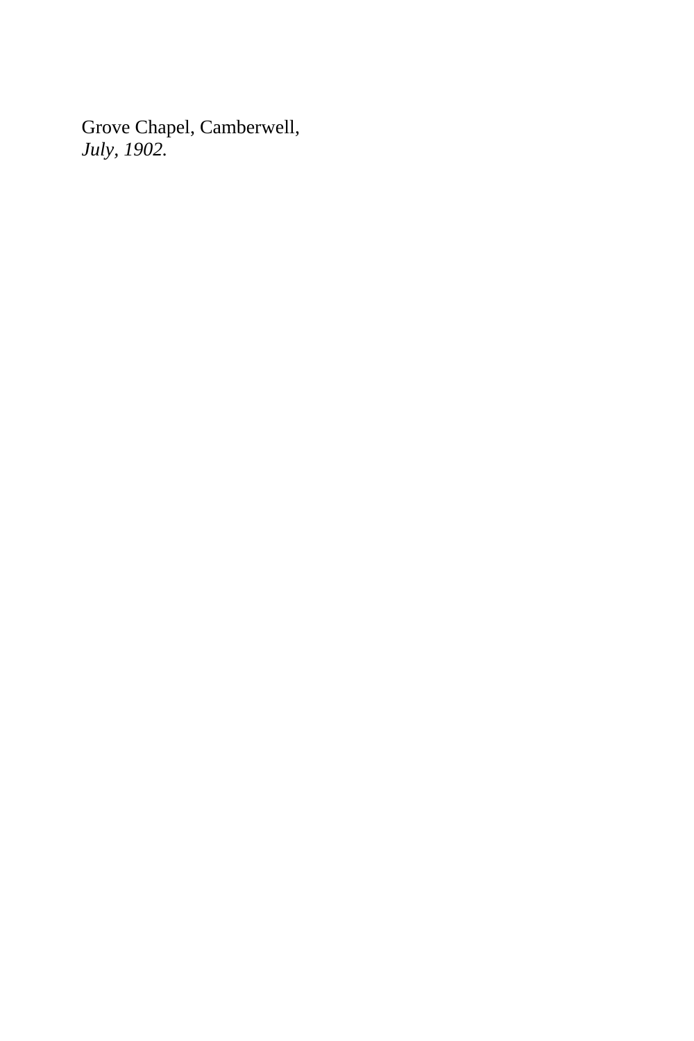Grove Chapel, Camberwell,
*July, 1902*.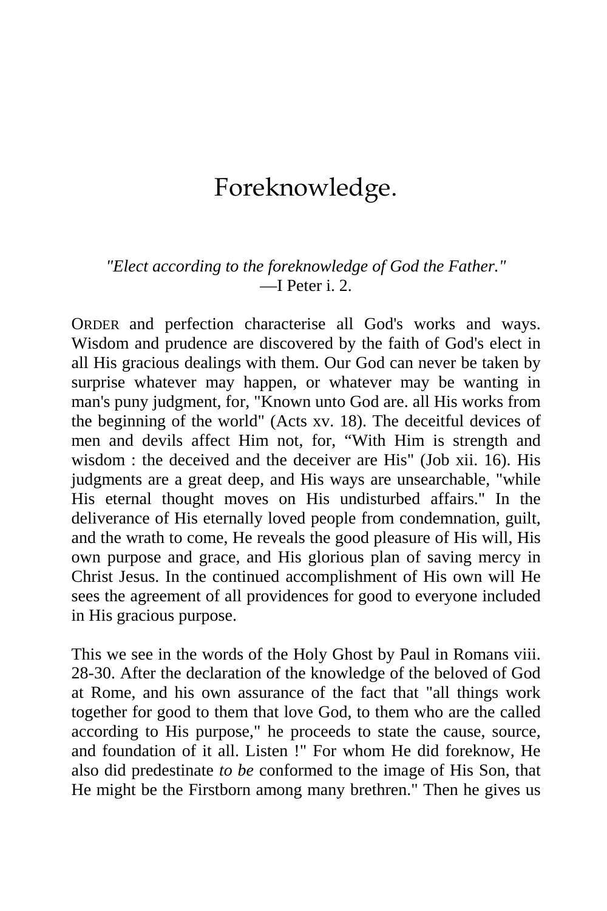# Foreknowledge.

*"Elect according to the foreknowledge of God the Father."*
—I Peter i. 2.

ORDER and perfection characterise all God's works and ways. Wisdom and prudence are discovered by the faith of God's elect in all His gracious dealings with them. Our God can never be taken by surprise whatever may happen, or whatever may be wanting in man's puny judgment, for, "Known unto God are. all His works from the beginning of the world" (Acts xv. 18). The deceitful devices of men and devils affect Him not, for, "With Him is strength and wisdom : the deceived and the deceiver are His" (Job xii. 16). His judgments are a great deep, and His ways are unsearchable, "while His eternal thought moves on His undisturbed affairs." In the deliverance of His eternally loved people from condemnation, guilt, and the wrath to come, He reveals the good pleasure of His will, His own purpose and grace, and His glorious plan of saving mercy in Christ Jesus. In the continued accomplishment of His own will He sees the agreement of all providences for good to everyone included in His gracious purpose.

This we see in the words of the Holy Ghost by Paul in Romans viii. 28-30. After the declaration of the knowledge of the beloved of God at Rome, and his own assurance of the fact that "all things work together for good to them that love God, to them who are the called according to His purpose," he proceeds to state the cause, source, and foundation of it all. Listen !" For whom He did foreknow, He also did predestinate *to be* conformed to the image of His Son, that He might be the Firstborn among many brethren." Then he gives us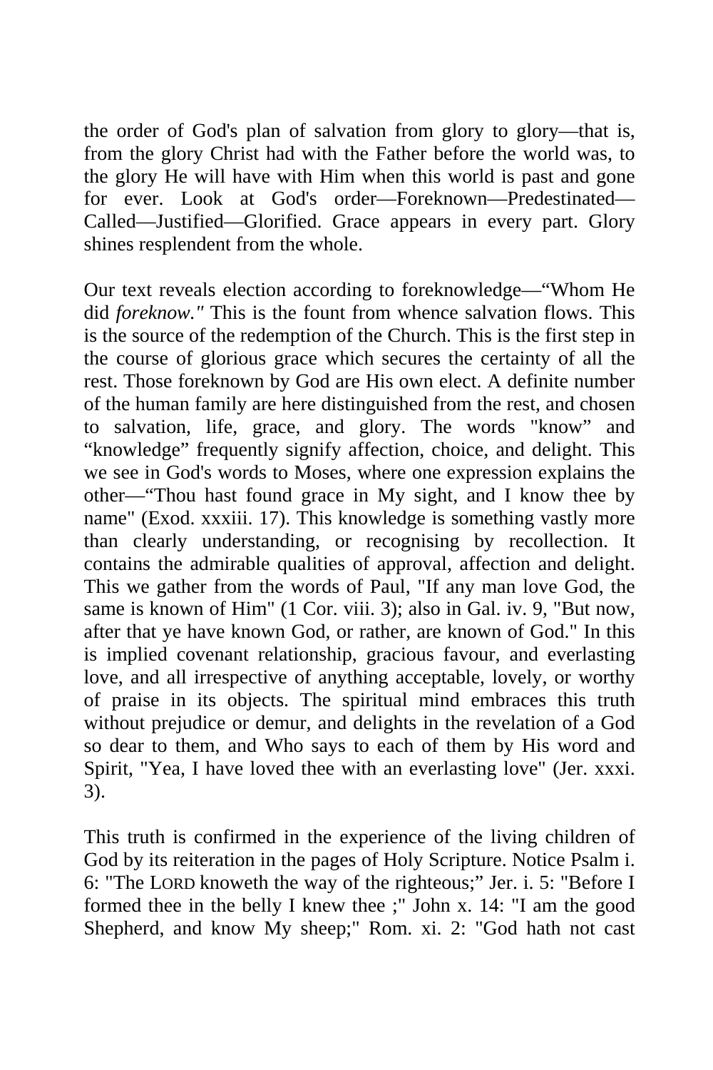the order of God's plan of salvation from glory to glory—that is, from the glory Christ had with the Father before the world was, to the glory He will have with Him when this world is past and gone for ever. Look at God's order—Foreknown—Predestinated—Called—Justified—Glorified. Grace appears in every part. Glory shines resplendent from the whole.

Our text reveals election according to foreknowledge—“Whom He did *foreknow."* This is the fount from whence salvation flows. This is the source of the redemption of the Church. This is the first step in the course of glorious grace which secures the certainty of all the rest. Those foreknown by God are His own elect. A definite number of the human family are here distinguished from the rest, and chosen to salvation, life, grace, and glory. The words "know” and “knowledge” frequently signify affection, choice, and delight. This we see in God's words to Moses, where one expression explains the other—“Thou hast found grace in My sight, and I know thee by name" (Exod. xxxiii. 17). This knowledge is something vastly more than clearly understanding, or recognising by recollection. It contains the admirable qualities of approval, affection and delight. This we gather from the words of Paul, "If any man love God, the same is known of Him" (1 Cor. viii. 3); also in Gal. iv. 9, "But now, after that ye have known God, or rather, are known of God." In this is implied covenant relationship, gracious favour, and everlasting love, and all irrespective of anything acceptable, lovely, or worthy of praise in its objects. The spiritual mind embraces this truth without prejudice or demur, and delights in the revelation of a God so dear to them, and Who says to each of them by His word and Spirit, "Yea, I have loved thee with an everlasting love" (Jer. xxxi. 3).

This truth is confirmed in the experience of the living children of God by its reiteration in the pages of Holy Scripture. Notice Psalm i. 6: "The LORD knoweth the way of the righteous;” Jer. i. 5: "Before I formed thee in the belly I knew thee ;" John x. 14: "I am the good Shepherd, and know My sheep;" Rom. xi. 2: "God hath not cast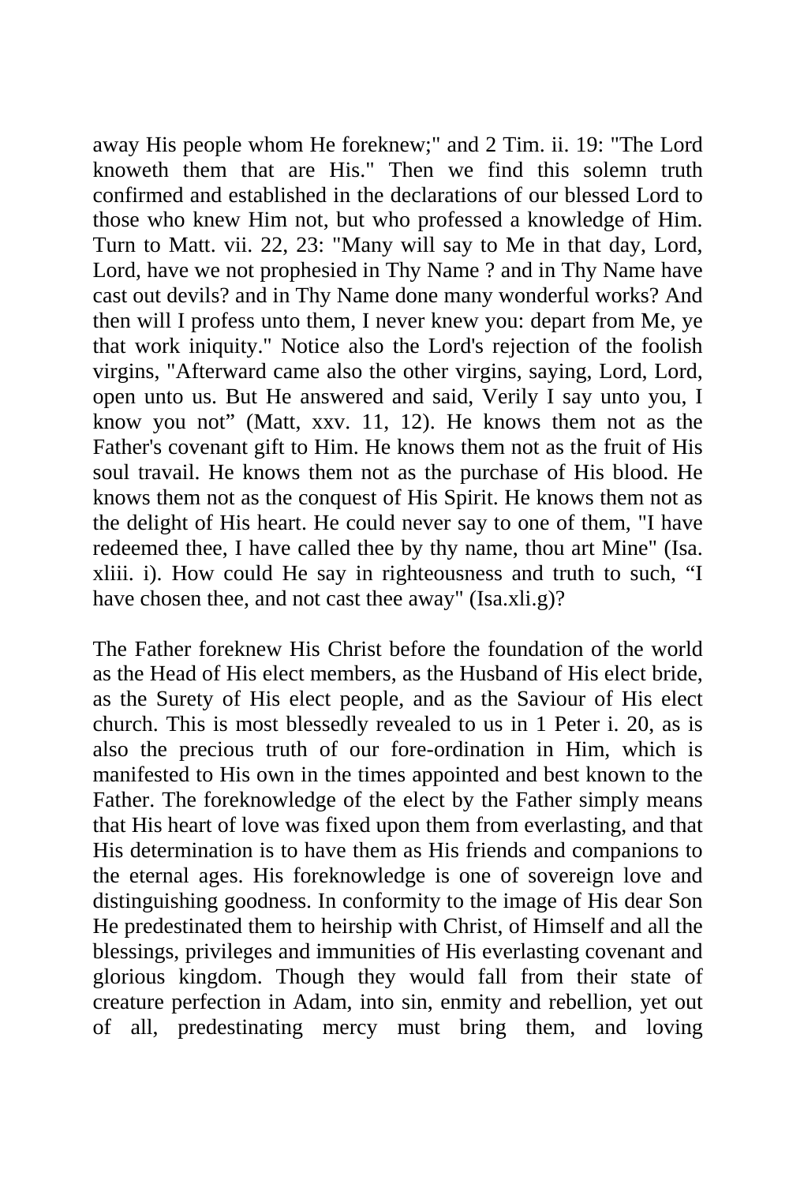away His people whom He foreknew;" and 2 Tim. ii. 19: "The Lord knoweth them that are His." Then we find this solemn truth confirmed and established in the declarations of our blessed Lord to those who knew Him not, but who professed a knowledge of Him. Turn to Matt. vii. 22, 23: "Many will say to Me in that day, Lord, Lord, have we not prophesied in Thy Name ? and in Thy Name have cast out devils? and in Thy Name done many wonderful works? And then will I profess unto them, I never knew you: depart from Me, ye that work iniquity." Notice also the Lord's rejection of the foolish virgins, "Afterward came also the other virgins, saying, Lord, Lord, open unto us. But He answered and said, Verily I say unto you, I know you not" (Matt, xxv. 11, 12). He knows them not as the Father's covenant gift to Him. He knows them not as the fruit of His soul travail. He knows them not as the purchase of His blood. He knows them not as the conquest of His Spirit. He knows them not as the delight of His heart. He could never say to one of them, "I have redeemed thee, I have called thee by thy name, thou art Mine" (Isa. xliii. i). How could He say in righteousness and truth to such, "I have chosen thee, and not cast thee away" (Isa.xli.g)?

The Father foreknew His Christ before the foundation of the world as the Head of His elect members, as the Husband of His elect bride, as the Surety of His elect people, and as the Saviour of His elect church. This is most blessedly revealed to us in 1 Peter i. 20, as is also the precious truth of our fore-ordination in Him, which is manifested to His own in the times appointed and best known to the Father. The foreknowledge of the elect by the Father simply means that His heart of love was fixed upon them from everlasting, and that His determination is to have them as His friends and companions to the eternal ages. His foreknowledge is one of sovereign love and distinguishing goodness. In conformity to the image of His dear Son He predestinated them to heirship with Christ, of Himself and all the blessings, privileges and immunities of His everlasting covenant and glorious kingdom. Though they would fall from their state of creature perfection in Adam, into sin, enmity and rebellion, yet out of all, predestinating mercy must bring them, and loving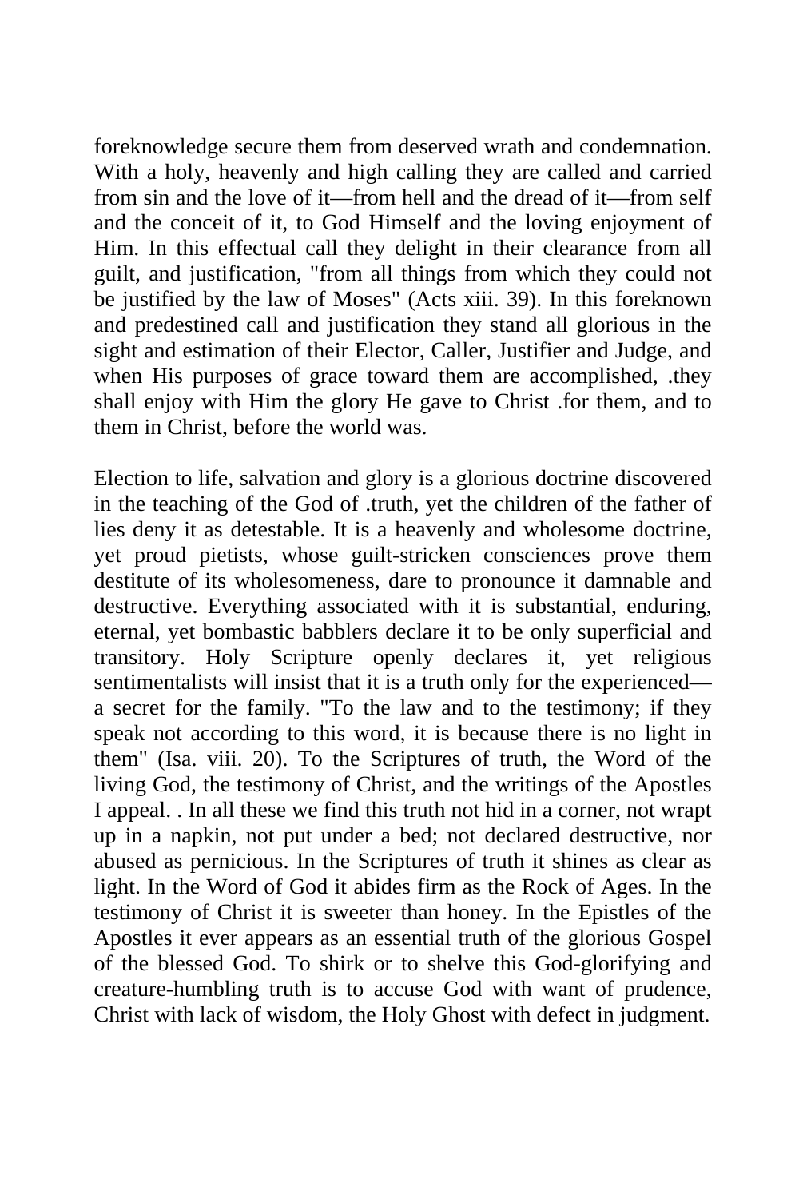foreknowledge secure them from deserved wrath and condemnation. With a holy, heavenly and high calling they are called and carried from sin and the love of it—from hell and the dread of it—from self and the conceit of it, to God Himself and the loving enjoyment of Him. In this effectual call they delight in their clearance from all guilt, and justification, "from all things from which they could not be justified by the law of Moses" (Acts xiii. 39). In this foreknown and predestined call and justification they stand all glorious in the sight and estimation of their Elector, Caller, Justifier and Judge, and when His purposes of grace toward them are accomplished, .they shall enjoy with Him the glory He gave to Christ .for them, and to them in Christ, before the world was.

Election to life, salvation and glory is a glorious doctrine discovered in the teaching of the God of .truth, yet the children of the father of lies deny it as detestable. It is a heavenly and wholesome doctrine, yet proud pietists, whose guilt-stricken consciences prove them destitute of its wholesomeness, dare to pronounce it damnable and destructive. Everything associated with it is substantial, enduring, eternal, yet bombastic babblers declare it to be only superficial and transitory. Holy Scripture openly declares it, yet religious sentimentalists will insist that it is a truth only for the experienced—a secret for the family. "To the law and to the testimony; if they speak not according to this word, it is because there is no light in them" (Isa. viii. 20). To the Scriptures of truth, the Word of the living God, the testimony of Christ, and the writings of the Apostles I appeal. . In all these we find this truth not hid in a corner, not wrapt up in a napkin, not put under a bed; not declared destructive, nor abused as pernicious. In the Scriptures of truth it shines as clear as light. In the Word of God it abides firm as the Rock of Ages. In the testimony of Christ it is sweeter than honey. In the Epistles of the Apostles it ever appears as an essential truth of the glorious Gospel of the blessed God. To shirk or to shelve this God-glorifying and creature-humbling truth is to accuse God with want of prudence, Christ with lack of wisdom, the Holy Ghost with defect in judgment.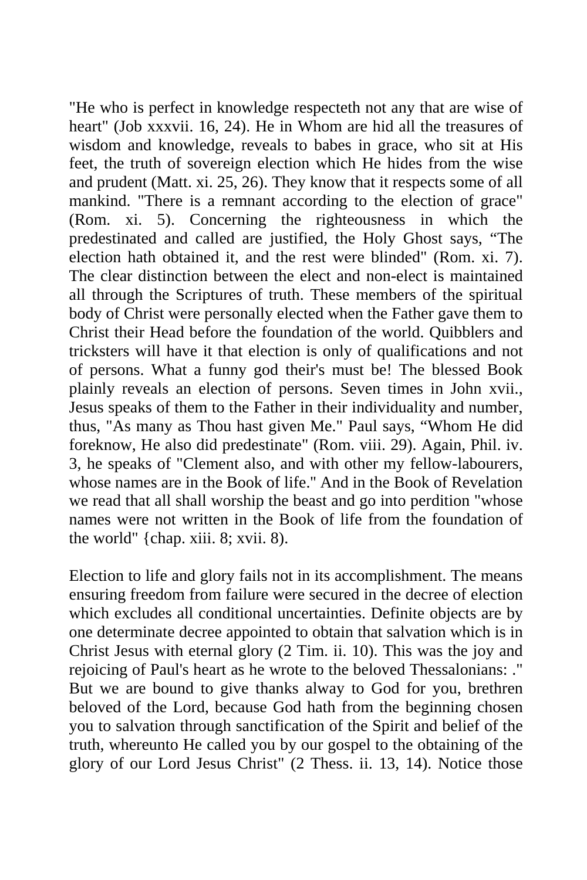"He who is perfect in knowledge respecteth not any that are wise of heart" (Job xxxvii. 16, 24). He in Whom are hid all the treasures of wisdom and knowledge, reveals to babes in grace, who sit at His feet, the truth of sovereign election which He hides from the wise and prudent (Matt. xi. 25, 26). They know that it respects some of all mankind. "There is a remnant according to the election of grace" (Rom. xi. 5). Concerning the righteousness in which the predestinated and called are justified, the Holy Ghost says, “The election hath obtained it, and the rest were blinded" (Rom. xi. 7). The clear distinction between the elect and non-elect is maintained all through the Scriptures of truth. These members of the spiritual body of Christ were personally elected when the Father gave them to Christ their Head before the foundation of the world. Quibblers and tricksters will have it that election is only of qualifications and not of persons. What a funny god their's must be! The blessed Book plainly reveals an election of persons. Seven times in John xvii., Jesus speaks of them to the Father in their individuality and number, thus, "As many as Thou hast given Me." Paul says, “Whom He did foreknow, He also did predestinate" (Rom. viii. 29). Again, Phil. iv. 3, he speaks of "Clement also, and with other my fellow-labourers, whose names are in the Book of life." And in the Book of Revelation we read that all shall worship the beast and go into perdition "whose names were not written in the Book of life from the foundation of the world" {chap. xiii. 8; xvii. 8).

Election to life and glory fails not in its accomplishment. The means ensuring freedom from failure were secured in the decree of election which excludes all conditional uncertainties. Definite objects are by one determinate decree appointed to obtain that salvation which is in Christ Jesus with eternal glory (2 Tim. ii. 10). This was the joy and rejoicing of Paul's heart as he wrote to the beloved Thessalonians: ." But we are bound to give thanks alway to God for you, brethren beloved of the Lord, because God hath from the beginning chosen you to salvation through sanctification of the Spirit and belief of the truth, whereunto He called you by our gospel to the obtaining of the glory of our Lord Jesus Christ" (2 Thess. ii. 13, 14). Notice those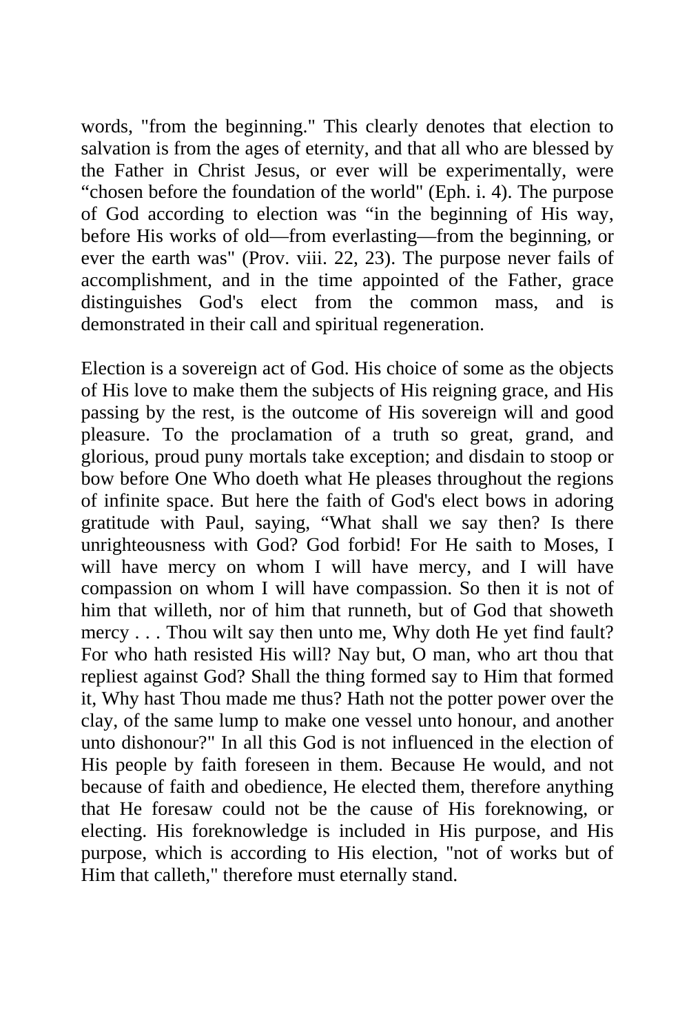words, "from the beginning." This clearly denotes that election to salvation is from the ages of eternity, and that all who are blessed by the Father in Christ Jesus, or ever will be experimentally, were “chosen before the foundation of the world" (Eph. i. 4). The purpose of God according to election was “in the beginning of His way, before His works of old—from everlasting—from the beginning, or ever the earth was" (Prov. viii. 22, 23). The purpose never fails of accomplishment, and in the time appointed of the Father, grace distinguishes God's elect from the common mass, and is demonstrated in their call and spiritual regeneration.

Election is a sovereign act of God. His choice of some as the objects of His love to make them the subjects of His reigning grace, and His passing by the rest, is the outcome of His sovereign will and good pleasure. To the proclamation of a truth so great, grand, and glorious, proud puny mortals take exception; and disdain to stoop or bow before One Who doeth what He pleases throughout the regions of infinite space. But here the faith of God's elect bows in adoring gratitude with Paul, saying, “What shall we say then? Is there unrighteousness with God? God forbid! For He saith to Moses, I will have mercy on whom I will have mercy, and I will have compassion on whom I will have compassion. So then it is not of him that willeth, nor of him that runneth, but of God that showeth mercy . . . Thou wilt say then unto me, Why doth He yet find fault? For who hath resisted His will? Nay but, O man, who art thou that repliest against God? Shall the thing formed say to Him that formed it, Why hast Thou made me thus? Hath not the potter power over the clay, of the same lump to make one vessel unto honour, and another unto dishonour?" In all this God is not influenced in the election of His people by faith foreseen in them. Because He would, and not because of faith and obedience, He elected them, therefore anything that He foresaw could not be the cause of His foreknowing, or electing. His foreknowledge is included in His purpose, and His purpose, which is according to His election, "not of works but of Him that calleth," therefore must eternally stand.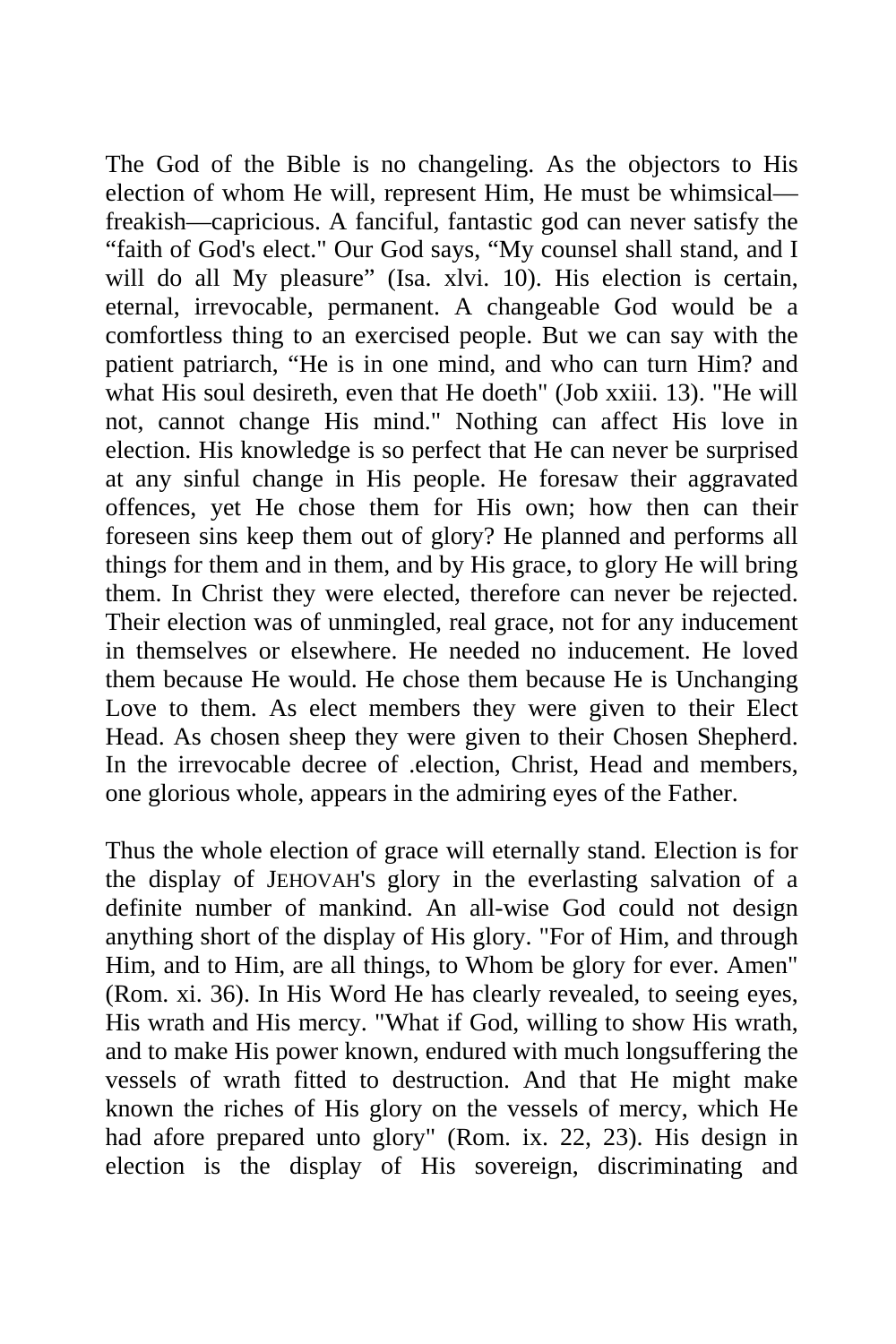The God of the Bible is no changeling. As the objectors to His election of whom He will, represent Him, He must be whimsical—freakish—capricious. A fanciful, fantastic god can never satisfy the "faith of God's elect." Our God says, "My counsel shall stand, and I will do all My pleasure" (Isa. xlvi. 10). His election is certain, eternal, irrevocable, permanent. A changeable God would be a comfortless thing to an exercised people. But we can say with the patient patriarch, "He is in one mind, and who can turn Him? and what His soul desireth, even that He doeth" (Job xxiii. 13). "He will not, cannot change His mind." Nothing can affect His love in election. His knowledge is so perfect that He can never be surprised at any sinful change in His people. He foresaw their aggravated offences, yet He chose them for His own; how then can their foreseen sins keep them out of glory? He planned and performs all things for them and in them, and by His grace, to glory He will bring them. In Christ they were elected, therefore can never be rejected. Their election was of unmingled, real grace, not for any inducement in themselves or elsewhere. He needed no inducement. He loved them because He would. He chose them because He is Unchanging Love to them. As elect members they were given to their Elect Head. As chosen sheep they were given to their Chosen Shepherd. In the irrevocable decree of .election, Christ, Head and members, one glorious whole, appears in the admiring eyes of the Father.

Thus the whole election of grace will eternally stand. Election is for the display of JEHOVAH'S glory in the everlasting salvation of a definite number of mankind. An all-wise God could not design anything short of the display of His glory. "For of Him, and through Him, and to Him, are all things, to Whom be glory for ever. Amen" (Rom. xi. 36). In His Word He has clearly revealed, to seeing eyes, His wrath and His mercy. "What if God, willing to show His wrath, and to make His power known, endured with much longsuffering the vessels of wrath fitted to destruction. And that He might make known the riches of His glory on the vessels of mercy, which He had afore prepared unto glory" (Rom. ix. 22, 23). His design in election is the display of His sovereign, discriminating and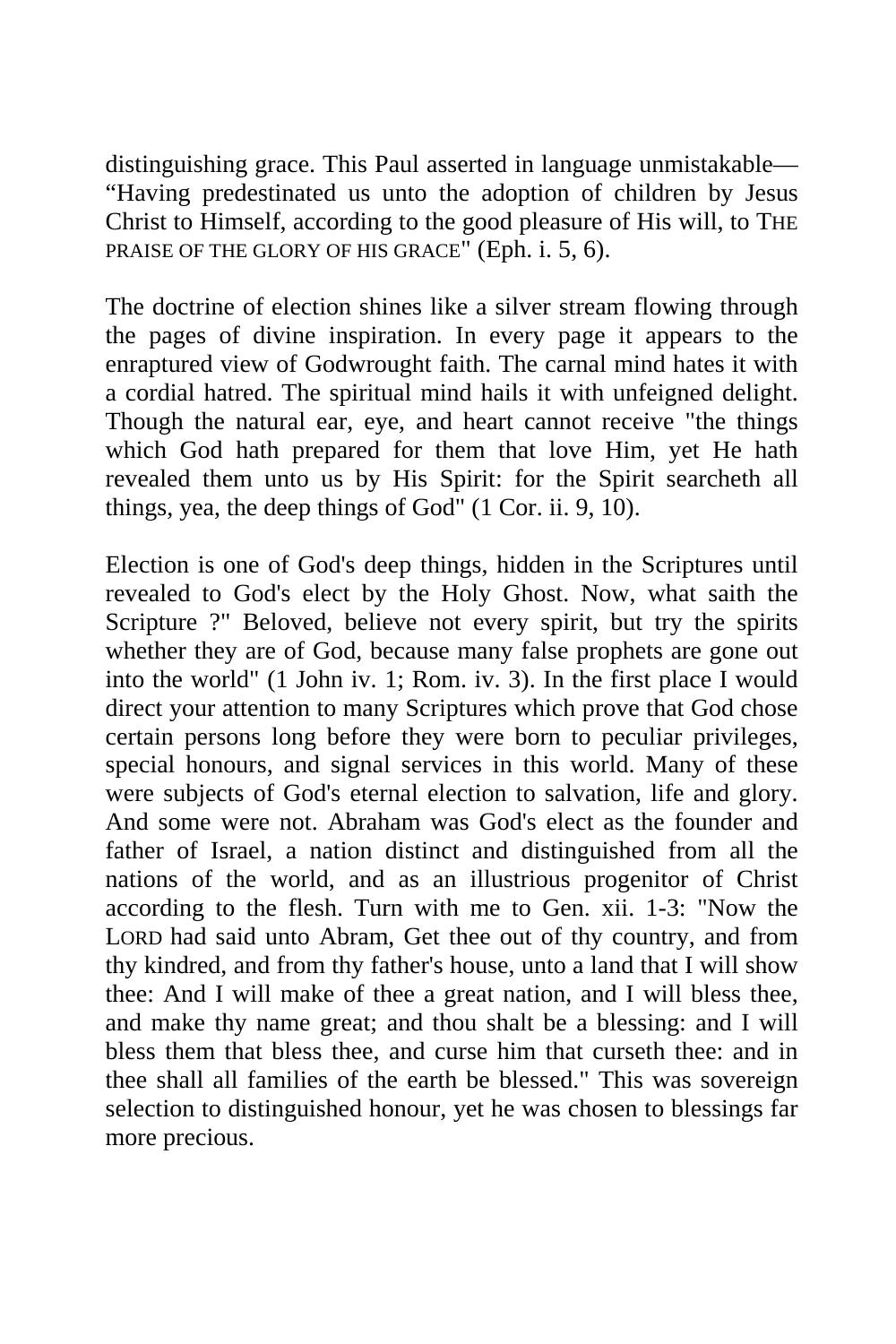distinguishing grace. This Paul asserted in language unmistakable—"Having predestinated us unto the adoption of children by Jesus Christ to Himself, according to the good pleasure of His will, to THE PRAISE OF THE GLORY OF HIS GRACE" (Eph. i. 5, 6).

The doctrine of election shines like a silver stream flowing through the pages of divine inspiration. In every page it appears to the enraptured view of Godwrought faith. The carnal mind hates it with a cordial hatred. The spiritual mind hails it with unfeigned delight. Though the natural ear, eye, and heart cannot receive "the things which God hath prepared for them that love Him, yet He hath revealed them unto us by His Spirit: for the Spirit searcheth all things, yea, the deep things of God" (1 Cor. ii. 9, 10).

Election is one of God's deep things, hidden in the Scriptures until revealed to God's elect by the Holy Ghost. Now, what saith the Scripture ?" Beloved, believe not every spirit, but try the spirits whether they are of God, because many false prophets are gone out into the world" (1 John iv. 1; Rom. iv. 3). In the first place I would direct your attention to many Scriptures which prove that God chose certain persons long before they were born to peculiar privileges, special honours, and signal services in this world. Many of these were subjects of God's eternal election to salvation, life and glory. And some were not. Abraham was God's elect as the founder and father of Israel, a nation distinct and distinguished from all the nations of the world, and as an illustrious progenitor of Christ according to the flesh. Turn with me to Gen. xii. 1-3: "Now the LORD had said unto Abram, Get thee out of thy country, and from thy kindred, and from thy father's house, unto a land that I will show thee: And I will make of thee a great nation, and I will bless thee, and make thy name great; and thou shalt be a blessing: and I will bless them that bless thee, and curse him that curseth thee: and in thee shall all families of the earth be blessed." This was sovereign selection to distinguished honour, yet he was chosen to blessings far more precious.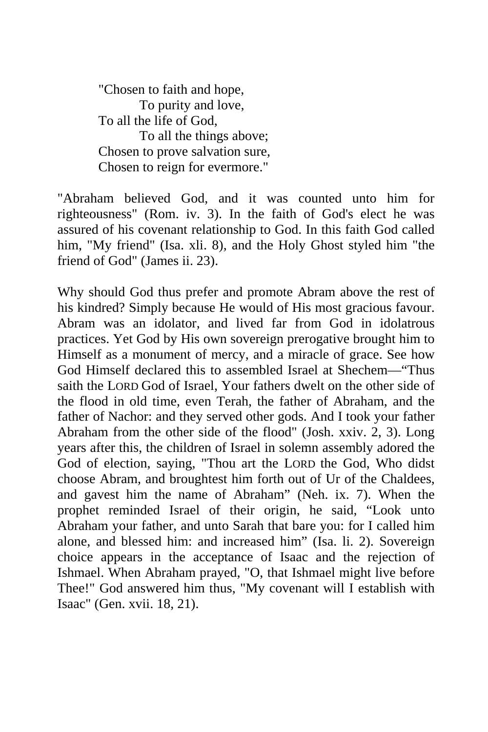> "Chosen to faith and hope,
> To purity and love,
> To all the life of God,
> To all the things above;
> Chosen to prove salvation sure,
> Chosen to reign for evermore."

"Abraham believed God, and it was counted unto him for righteousness" (Rom. iv. 3). In the faith of God's elect he was assured of his covenant relationship to God. In this faith God called him, "My friend" (Isa. xli. 8), and the Holy Ghost styled him "the friend of God" (James ii. 23).

Why should God thus prefer and promote Abram above the rest of his kindred? Simply because He would of His most gracious favour. Abram was an idolator, and lived far from God in idolatrous practices. Yet God by His own sovereign prerogative brought him to Himself as a monument of mercy, and a miracle of grace. See how God Himself declared this to assembled Israel at Shechem—"Thus saith the LORD God of Israel, Your fathers dwelt on the other side of the flood in old time, even Terah, the father of Abraham, and the father of Nachor: and they served other gods. And I took your father Abraham from the other side of the flood" (Josh. xxiv. 2, 3). Long years after this, the children of Israel in solemn assembly adored the God of election, saying, "Thou art the LORD the God, Who didst choose Abram, and broughtest him forth out of Ur of the Chaldees, and gavest him the name of Abraham" (Neh. ix. 7). When the prophet reminded Israel of their origin, he said, "Look unto Abraham your father, and unto Sarah that bare you: for I called him alone, and blessed him: and increased him" (Isa. li. 2). Sovereign choice appears in the acceptance of Isaac and the rejection of Ishmael. When Abraham prayed, "O, that Ishmael might live before Thee!" God answered him thus, "My covenant will I establish with Isaac" (Gen. xvii. 18, 21).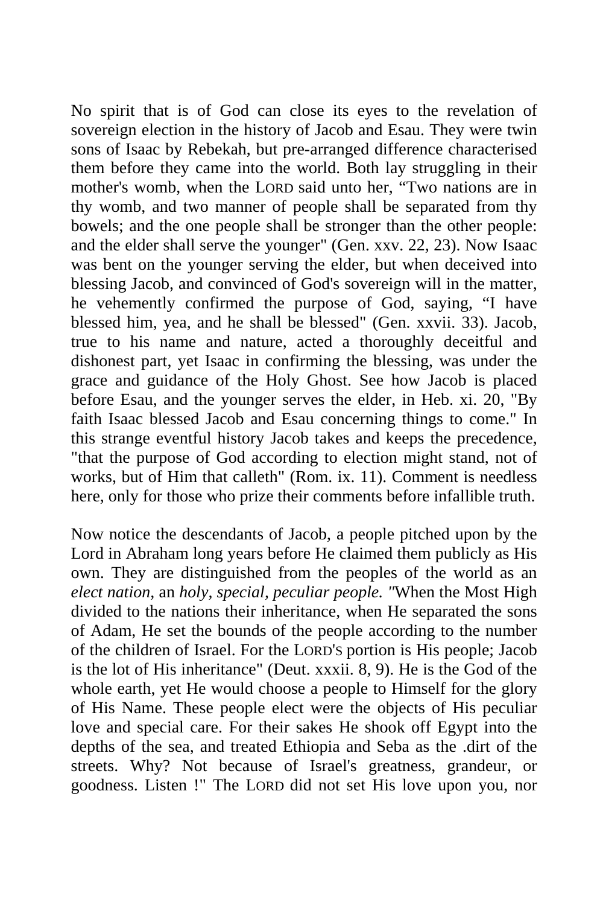No spirit that is of God can close its eyes to the revelation of sovereign election in the history of Jacob and Esau. They were twin sons of Isaac by Rebekah, but pre-arranged difference characterised them before they came into the world. Both lay struggling in their mother's womb, when the LORD said unto her, "Two nations are in thy womb, and two manner of people shall be separated from thy bowels; and the one people shall be stronger than the other people: and the elder shall serve the younger" (Gen. xxv. 22, 23). Now Isaac was bent on the younger serving the elder, but when deceived into blessing Jacob, and convinced of God's sovereign will in the matter, he vehemently confirmed the purpose of God, saying, "I have blessed him, yea, and he shall be blessed" (Gen. xxvii. 33). Jacob, true to his name and nature, acted a thoroughly deceitful and dishonest part, yet Isaac in confirming the blessing, was under the grace and guidance of the Holy Ghost. See how Jacob is placed before Esau, and the younger serves the elder, in Heb. xi. 20, "By faith Isaac blessed Jacob and Esau concerning things to come." In this strange eventful history Jacob takes and keeps the precedence, "that the purpose of God according to election might stand, not of works, but of Him that calleth" (Rom. ix. 11). Comment is needless here, only for those who prize their comments before infallible truth.

Now notice the descendants of Jacob, a people pitched upon by the Lord in Abraham long years before He claimed them publicly as His own. They are distinguished from the peoples of the world as an *elect nation,* an *holy, special, peculiar people.* "When the Most High divided to the nations their inheritance, when He separated the sons of Adam, He set the bounds of the people according to the number of the children of Israel. For the LORD'S portion is His people; Jacob is the lot of His inheritance" (Deut. xxxii. 8, 9). He is the God of the whole earth, yet He would choose a people to Himself for the glory of His Name. These people elect were the objects of His peculiar love and special care. For their sakes He shook off Egypt into the depths of the sea, and treated Ethiopia and Seba as the .dirt of the streets. Why? Not because of Israel's greatness, grandeur, or goodness. Listen !" The LORD did not set His love upon you, nor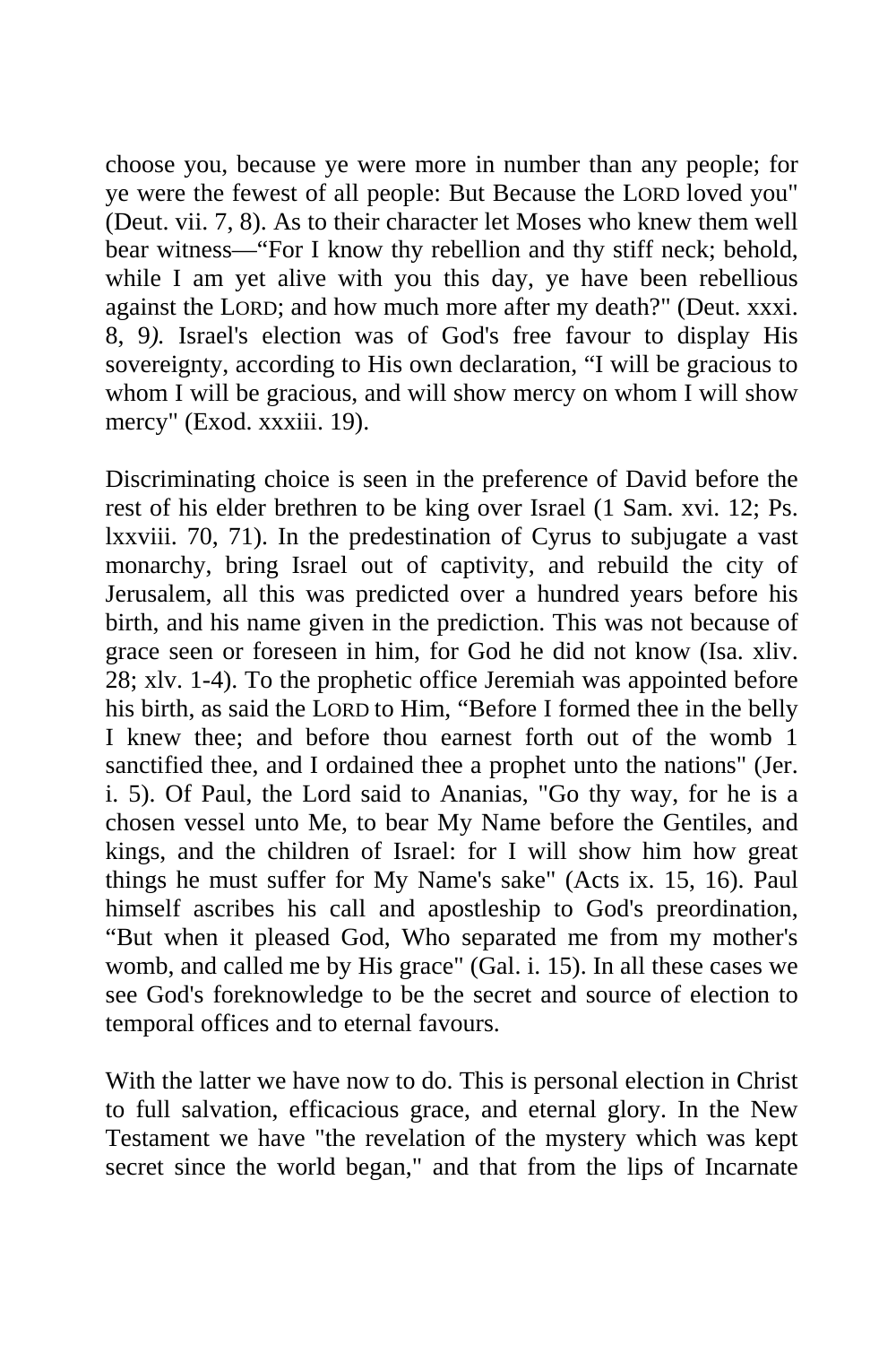choose you, because ye were more in number than any people; for ye were the fewest of all people: But Because the LORD loved you" (Deut. vii. 7, 8). As to their character let Moses who knew them well bear witness—"For I know thy rebellion and thy stiff neck; behold, while I am yet alive with you this day, ye have been rebellious against the LORD; and how much more after my death?" (Deut. xxxi. 8, 9*).* Israel's election was of God's free favour to display His sovereignty, according to His own declaration, "I will be gracious to whom I will be gracious, and will show mercy on whom I will show mercy" (Exod. xxxiii. 19).

Discriminating choice is seen in the preference of David before the rest of his elder brethren to be king over Israel (1 Sam. xvi. 12; Ps. lxxviii. 70, 71). In the predestination of Cyrus to subjugate a vast monarchy, bring Israel out of captivity, and rebuild the city of Jerusalem, all this was predicted over a hundred years before his birth, and his name given in the prediction. This was not because of grace seen or foreseen in him, for God he did not know (Isa. xliv. 28; xlv. 1-4). To the prophetic office Jeremiah was appointed before his birth, as said the LORD to Him, "Before I formed thee in the belly I knew thee; and before thou earnest forth out of the womb 1 sanctified thee, and I ordained thee a prophet unto the nations" (Jer. i. 5). Of Paul, the Lord said to Ananias, "Go thy way, for he is a chosen vessel unto Me, to bear My Name before the Gentiles, and kings, and the children of Israel: for I will show him how great things he must suffer for My Name's sake" (Acts ix. 15, 16). Paul himself ascribes his call and apostleship to God's preordination, "But when it pleased God, Who separated me from my mother's womb, and called me by His grace" (Gal. i. 15). In all these cases we see God's foreknowledge to be the secret and source of election to temporal offices and to eternal favours.

With the latter we have now to do. This is personal election in Christ to full salvation, efficacious grace, and eternal glory. In the New Testament we have "the revelation of the mystery which was kept secret since the world began," and that from the lips of Incarnate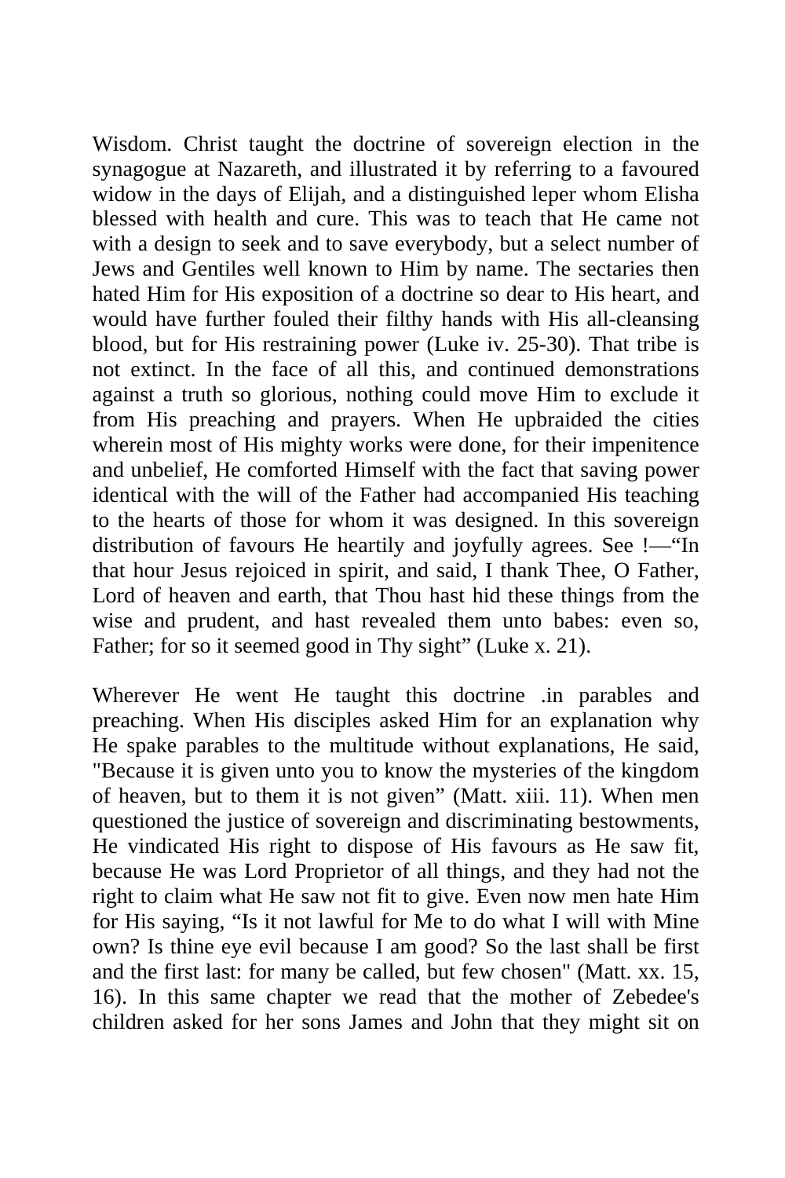Wisdom. Christ taught the doctrine of sovereign election in the synagogue at Nazareth, and illustrated it by referring to a favoured widow in the days of Elijah, and a distinguished leper whom Elisha blessed with health and cure. This was to teach that He came not with a design to seek and to save everybody, but a select number of Jews and Gentiles well known to Him by name. The sectaries then hated Him for His exposition of a doctrine so dear to His heart, and would have further fouled their filthy hands with His all-cleansing blood, but for His restraining power (Luke iv. 25-30). That tribe is not extinct. In the face of all this, and continued demonstrations against a truth so glorious, nothing could move Him to exclude it from His preaching and prayers. When He upbraided the cities wherein most of His mighty works were done, for their impenitence and unbelief, He comforted Himself with the fact that saving power identical with the will of the Father had accompanied His teaching to the hearts of those for whom it was designed. In this sovereign distribution of favours He heartily and joyfully agrees. See !—"In that hour Jesus rejoiced in spirit, and said, I thank Thee, O Father, Lord of heaven and earth, that Thou hast hid these things from the wise and prudent, and hast revealed them unto babes: even so, Father; for so it seemed good in Thy sight" (Luke x. 21).

Wherever He went He taught this doctrine .in parables and preaching. When His disciples asked Him for an explanation why He spake parables to the multitude without explanations, He said, "Because it is given unto you to know the mysteries of the kingdom of heaven, but to them it is not given" (Matt. xiii. 11). When men questioned the justice of sovereign and discriminating bestowments, He vindicated His right to dispose of His favours as He saw fit, because He was Lord Proprietor of all things, and they had not the right to claim what He saw not fit to give. Even now men hate Him for His saying, "Is it not lawful for Me to do what I will with Mine own? Is thine eye evil because I am good? So the last shall be first and the first last: for many be called, but few chosen" (Matt. xx. 15, 16). In this same chapter we read that the mother of Zebedee's children asked for her sons James and John that they might sit on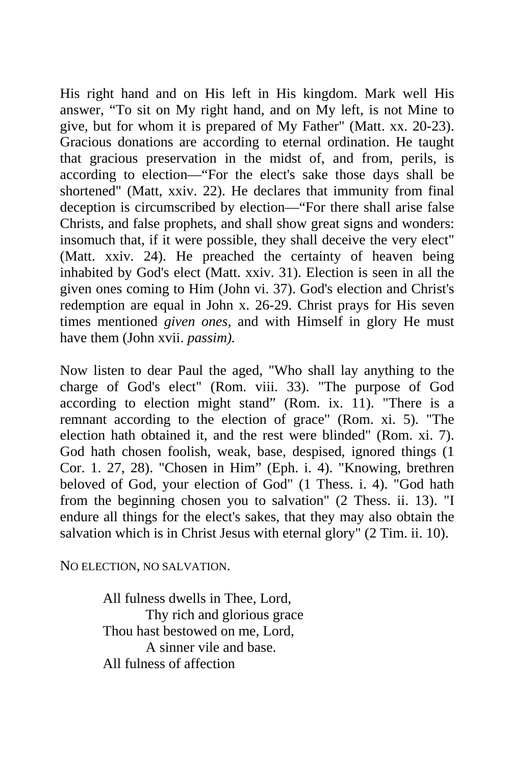His right hand and on His left in His kingdom. Mark well His answer, “To sit on My right hand, and on My left, is not Mine to give, but for whom it is prepared of My Father" (Matt. xx. 20-23). Gracious donations are according to eternal ordination. He taught that gracious preservation in the midst of, and from, perils, is according to election—“For the elect's sake those days shall be shortened" (Matt, xxiv. 22). He declares that immunity from final deception is circumscribed by election—“For there shall arise false Christs, and false prophets, and shall show great signs and wonders: insomuch that, if it were possible, they shall deceive the very elect" (Matt. xxiv. 24). He preached the certainty of heaven being inhabited by God's elect (Matt. xxiv. 31). Election is seen in all the given ones coming to Him (John vi. 37). God's election and Christ's redemption are equal in John x. 26-29. Christ prays for His seven times mentioned *given ones*, and with Himself in glory He must have them (John xvii. *passim).*

Now listen to dear Paul the aged, "Who shall lay anything to the charge of God's elect" (Rom. viii. 33). "The purpose of God according to election might stand” (Rom. ix. 11). "There is a remnant according to the election of grace" (Rom. xi. 5). "The election hath obtained it, and the rest were blinded" (Rom. xi. 7). God hath chosen foolish, weak, base, despised, ignored things (1 Cor. 1. 27, 28). "Chosen in Him” (Eph. i. 4). "Knowing, brethren beloved of God, your election of God" (1 Thess. i. 4). "God hath from the beginning chosen you to salvation" (2 Thess. ii. 13). "I endure all things for the elect's sakes, that they may also obtain the salvation which is in Christ Jesus with eternal glory" (2 Tim. ii. 10).

NO ELECTION, NO SALVATION.

> All fulness dwells in Thee, Lord,
> Thy rich and glorious grace
> Thou hast bestowed on me, Lord,
> A sinner vile and base.
> All fulness of affection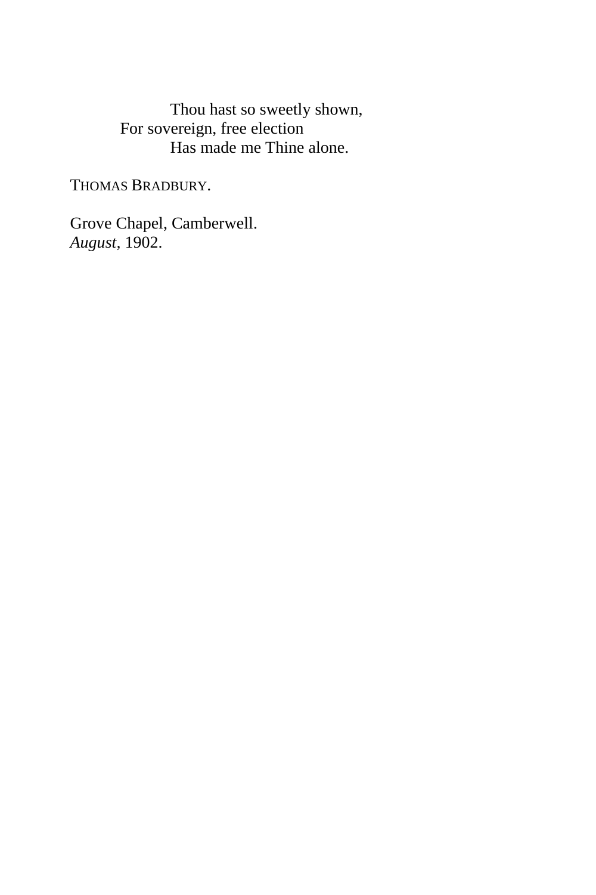Thou hast so sweetly shown,  
For sovereign, free election  
Has made me Thine alone.

THOMAS BRADBURY.

Grove Chapel, Camberwell.  
*August*, 1902.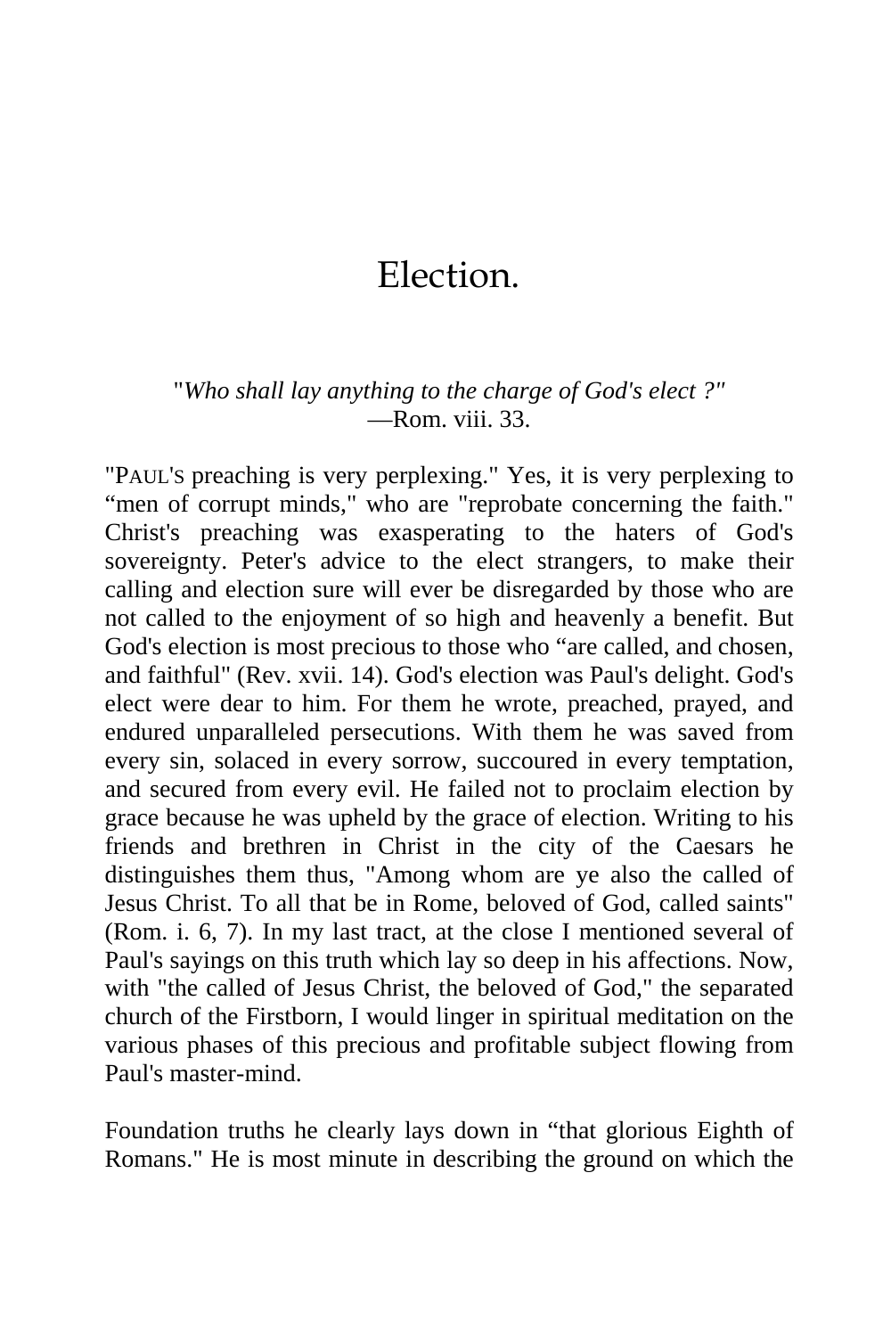# Election.

"*Who shall lay anything to the charge of God's elect ?"*
—Rom. viii. 33.

"PAUL'S preaching is very perplexing." Yes, it is very perplexing to "men of corrupt minds," who are "reprobate concerning the faith." Christ's preaching was exasperating to the haters of God's sovereignty. Peter's advice to the elect strangers, to make their calling and election sure will ever be disregarded by those who are not called to the enjoyment of so high and heavenly a benefit. But God's election is most precious to those who "are called, and chosen, and faithful" (Rev. xvii. 14). God's election was Paul's delight. God's elect were dear to him. For them he wrote, preached, prayed, and endured unparalleled persecutions. With them he was saved from every sin, solaced in every sorrow, succoured in every temptation, and secured from every evil. He failed not to proclaim election by grace because he was upheld by the grace of election. Writing to his friends and brethren in Christ in the city of the Caesars he distinguishes them thus, "Among whom are ye also the called of Jesus Christ. To all that be in Rome, beloved of God, called saints" (Rom. i. 6, 7). In my last tract, at the close I mentioned several of Paul's sayings on this truth which lay so deep in his affections. Now, with "the called of Jesus Christ, the beloved of God," the separated church of the Firstborn, I would linger in spiritual meditation on the various phases of this precious and profitable subject flowing from Paul's master-mind.

Foundation truths he clearly lays down in "that glorious Eighth of Romans." He is most minute in describing the ground on which the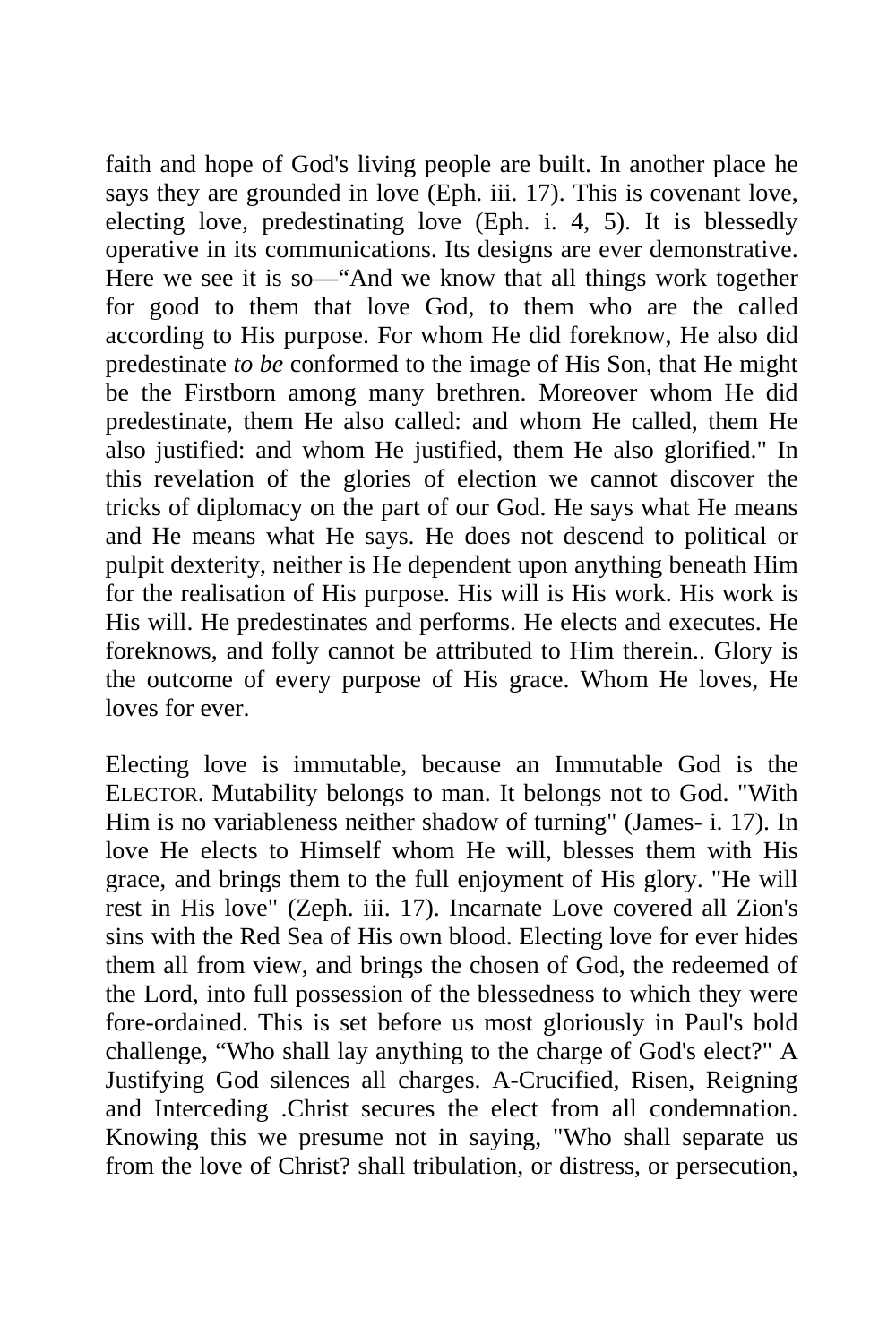faith and hope of God's living people are built. In another place he says they are grounded in love (Eph. iii. 17). This is covenant love, electing love, predestinating love (Eph. i. 4, 5). It is blessedly operative in its communications. Its designs are ever demonstrative. Here we see it is so—"And we know that all things work together for good to them that love God, to them who are the called according to His purpose. For whom He did foreknow, He also did predestinate *to be* conformed to the image of His Son, that He might be the Firstborn among many brethren. Moreover whom He did predestinate, them He also called: and whom He called, them He also justified: and whom He justified, them He also glorified." In this revelation of the glories of election we cannot discover the tricks of diplomacy on the part of our God. He says what He means and He means what He says. He does not descend to political or pulpit dexterity, neither is He dependent upon anything beneath Him for the realisation of His purpose. His will is His work. His work is His will. He predestinates and performs. He elects and executes. He foreknows, and folly cannot be attributed to Him therein.. Glory is the outcome of every purpose of His grace. Whom He loves, He loves for ever.

Electing love is immutable, because an Immutable God is the ELECTOR. Mutability belongs to man. It belongs not to God. "With Him is no variableness neither shadow of turning" (James- i. 17). In love He elects to Himself whom He will, blesses them with His grace, and brings them to the full enjoyment of His glory. "He will rest in His love" (Zeph. iii. 17). Incarnate Love covered all Zion's sins with the Red Sea of His own blood. Electing love for ever hides them all from view, and brings the chosen of God, the redeemed of the Lord, into full possession of the blessedness to which they were fore-ordained. This is set before us most gloriously in Paul's bold challenge, "Who shall lay anything to the charge of God's elect?" A Justifying God silences all charges. A-Crucified, Risen, Reigning and Interceding .Christ secures the elect from all condemnation. Knowing this we presume not in saying, "Who shall separate us from the love of Christ? shall tribulation, or distress, or persecution,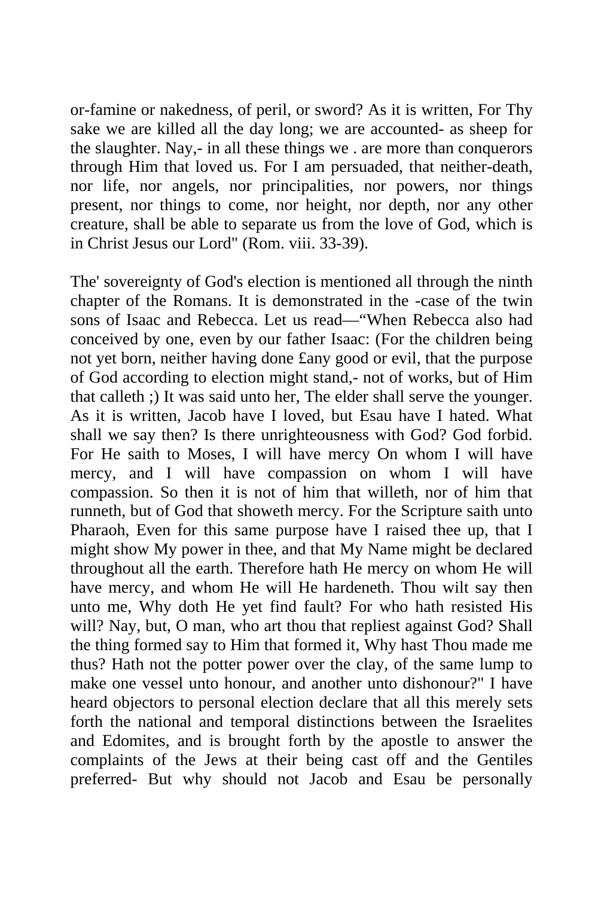or-famine or nakedness, of peril, or sword? As it is written, For Thy sake we are killed all the day long; we are accounted- as sheep for the slaughter. Nay,- in all these things we . are more than conquerors through Him that loved us. For I am persuaded, that neither-death, nor life, nor angels, nor principalities, nor powers, nor things present, nor things to come, nor height, nor depth, nor any other creature, shall be able to separate us from the love of God, which is in Christ Jesus our Lord" (Rom. viii. 33-39).

The' sovereignty of God's election is mentioned all through the ninth chapter of the Romans. It is demonstrated in the -case of the twin sons of Isaac and Rebecca. Let us read—"When Rebecca also had conceived by one, even by our father Isaac: (For the children being not yet born, neither having done £any good or evil, that the purpose of God according to election might stand,- not of works, but of Him that calleth ;) It was said unto her, The elder shall serve the younger. As it is written, Jacob have I loved, but Esau have I hated. What shall we say then? Is there unrighteousness with God? God forbid. For He saith to Moses, I will have mercy On whom I will have mercy, and I will have compassion on whom I will have compassion. So then it is not of him that willeth, nor of him that runneth, but of God that showeth mercy. For the Scripture saith unto Pharaoh, Even for this same purpose have I raised thee up, that I might show My power in thee, and that My Name might be declared throughout all the earth. Therefore hath He mercy on whom He will have mercy, and whom He will He hardeneth. Thou wilt say then unto me, Why doth He yet find fault? For who hath resisted His will? Nay, but, O man, who art thou that repliest against God? Shall the thing formed say to Him that formed it, Why hast Thou made me thus? Hath not the potter power over the clay, of the same lump to make one vessel unto honour, and another unto dishonour?" I have heard objectors to personal election declare that all this merely sets forth the national and temporal distinctions between the Israelites and Edomites, and is brought forth by the apostle to answer the complaints of the Jews at their being cast off and the Gentiles preferred- But why should not Jacob and Esau be personally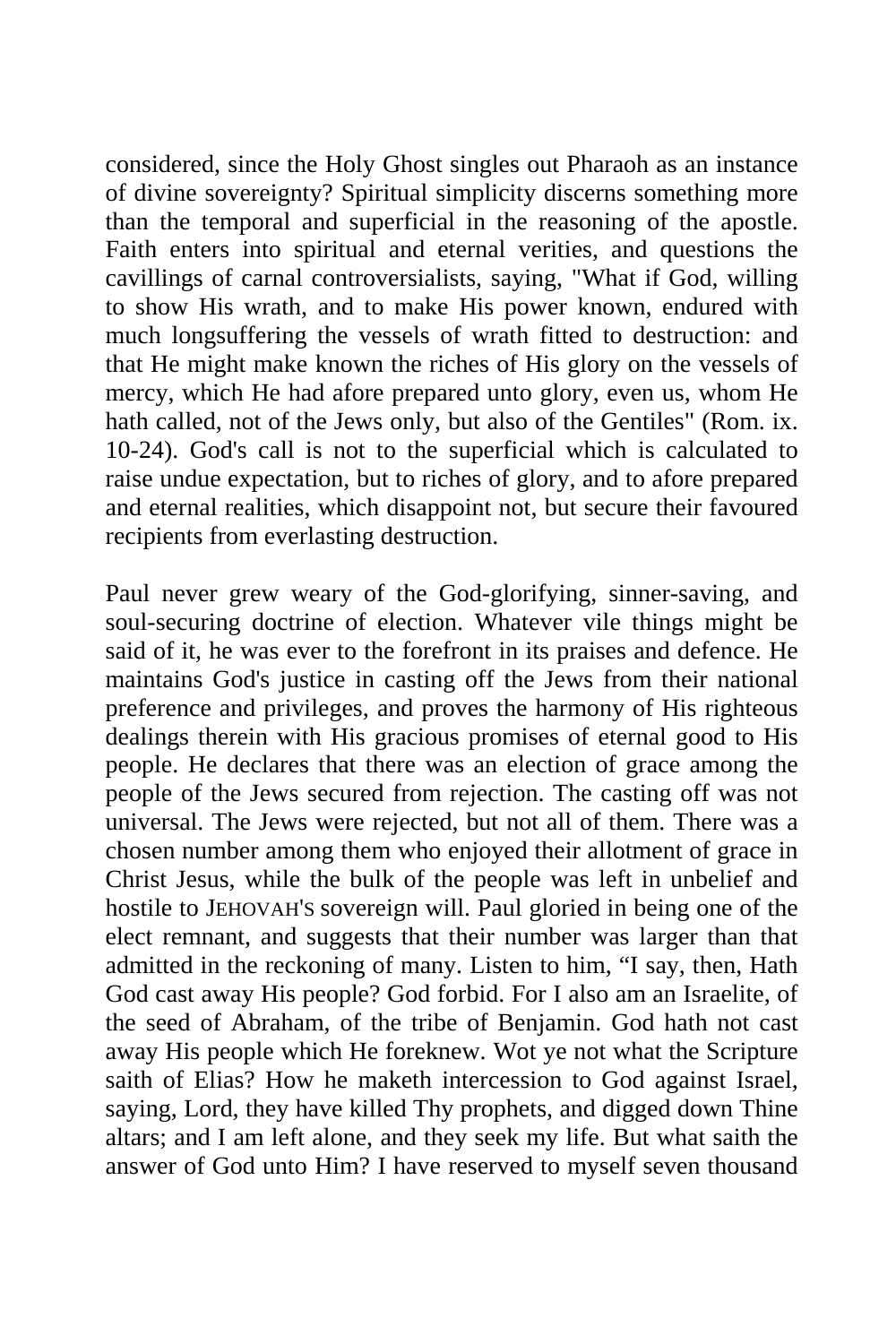considered, since the Holy Ghost singles out Pharaoh as an instance of divine sovereignty? Spiritual simplicity discerns something more than the temporal and superficial in the reasoning of the apostle. Faith enters into spiritual and eternal verities, and questions the cavillings of carnal controversialists, saying, "What if God, willing to show His wrath, and to make His power known, endured with much longsuffering the vessels of wrath fitted to destruction: and that He might make known the riches of His glory on the vessels of mercy, which He had afore prepared unto glory, even us, whom He hath called, not of the Jews only, but also of the Gentiles" (Rom. ix. 10-24). God's call is not to the superficial which is calculated to raise undue expectation, but to riches of glory, and to afore prepared and eternal realities, which disappoint not, but secure their favoured recipients from everlasting destruction.

Paul never grew weary of the God-glorifying, sinner-saving, and soul-securing doctrine of election. Whatever vile things might be said of it, he was ever to the forefront in its praises and defence. He maintains God's justice in casting off the Jews from their national preference and privileges, and proves the harmony of His righteous dealings therein with His gracious promises of eternal good to His people. He declares that there was an election of grace among the people of the Jews secured from rejection. The casting off was not universal. The Jews were rejected, but not all of them. There was a chosen number among them who enjoyed their allotment of grace in Christ Jesus, while the bulk of the people was left in unbelief and hostile to JEHOVAH'S sovereign will. Paul gloried in being one of the elect remnant, and suggests that their number was larger than that admitted in the reckoning of many. Listen to him, "I say, then, Hath God cast away His people? God forbid. For I also am an Israelite, of the seed of Abraham, of the tribe of Benjamin. God hath not cast away His people which He foreknew. Wot ye not what the Scripture saith of Elias? How he maketh intercession to God against Israel, saying, Lord, they have killed Thy prophets, and digged down Thine altars; and I am left alone, and they seek my life. But what saith the answer of God unto Him? I have reserved to myself seven thousand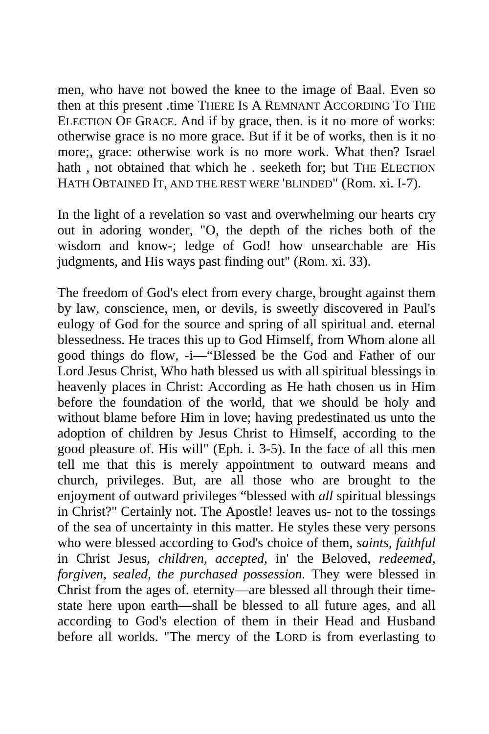men, who have not bowed the knee to the image of Baal. Even so then at this present .time THERE IS A REMNANT ACCORDING TO THE ELECTION OF GRACE. And if by grace, then. is it no more of works: otherwise grace is no more grace. But if it be of works, then is it no more;, grace: otherwise work is no more work. What then? Israel hath , not obtained that which he . seeketh for; but THE ELECTION HATH OBTAINED IT, AND THE REST WERE 'BLINDED" (Rom. xi. I-7).

In the light of a revelation so vast and overwhelming our hearts cry out in adoring wonder, "O, the depth of the riches both of the wisdom and know-; ledge of God! how unsearchable are His judgments, and His ways past finding out" (Rom. xi. 33).

The freedom of God's elect from every charge, brought against them by law, conscience, men, or devils, is sweetly discovered in Paul's eulogy of God for the source and spring of all spiritual and. eternal blessedness. He traces this up to God Himself, from Whom alone all good things do flow, -i—"Blessed be the God and Father of our Lord Jesus Christ, Who hath blessed us with all spiritual blessings in heavenly places in Christ: According as He hath chosen us in Him before the foundation of the world, that we should be holy and without blame before Him in love; having predestinated us unto the adoption of children by Jesus Christ to Himself, according to the good pleasure of. His will" (Eph. i. 3-5). In the face of all this men tell me that this is merely appointment to outward means and church, privileges. But, are all those who are brought to the enjoyment of outward privileges "blessed with *all* spiritual blessings in Christ?" Certainly not. The Apostle! leaves us- not to the tossings of the sea of uncertainty in this matter. He styles these very persons who were blessed according to God's choice of them, *saints, faithful* in Christ Jesus, *children, accepted,* in' the Beloved, *redeemed, forgiven, sealed, the purchased possession.* They were blessed in Christ from the ages of. eternity—are blessed all through their time-state here upon earth—shall be blessed to all future ages, and all according to God's election of them in their Head and Husband before all worlds. "The mercy of the LORD is from everlasting to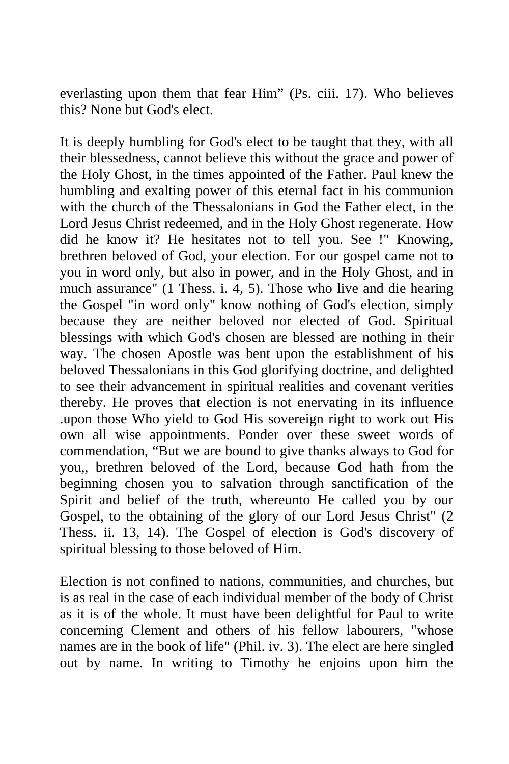everlasting upon them that fear Him" (Ps. ciii. 17). Who believes this? None but God's elect.

It is deeply humbling for God's elect to be taught that they, with all their blessedness, cannot believe this without the grace and power of the Holy Ghost, in the times appointed of the Father. Paul knew the humbling and exalting power of this eternal fact in his communion with the church of the Thessalonians in God the Father elect, in the Lord Jesus Christ redeemed, and in the Holy Ghost regenerate. How did he know it? He hesitates not to tell you. See !" Knowing, brethren beloved of God, your election. For our gospel came not to you in word only, but also in power, and in the Holy Ghost, and in much assurance" (1 Thess. i. 4, 5). Those who live and die hearing the Gospel "in word only" know nothing of God's election, simply because they are neither beloved nor elected of God. Spiritual blessings with which God's chosen are blessed are nothing in their way. The chosen Apostle was bent upon the establishment of his beloved Thessalonians in this God glorifying doctrine, and delighted to see their advancement in spiritual realities and covenant verities thereby. He proves that election is not enervating in its influence .upon those Who yield to God His sovereign right to work out His own all wise appointments. Ponder over these sweet words of commendation, "But we are bound to give thanks always to God for you,, brethren beloved of the Lord, because God hath from the beginning chosen you to salvation through sanctification of the Spirit and belief of the truth, whereunto He called you by our Gospel, to the obtaining of the glory of our Lord Jesus Christ" (2 Thess. ii. 13, 14). The Gospel of election is God's discovery of spiritual blessing to those beloved of Him.

Election is not confined to nations, communities, and churches, but is as real in the case of each individual member of the body of Christ as it is of the whole. It must have been delightful for Paul to write concerning Clement and others of his fellow labourers, "whose names are in the book of life" (Phil. iv. 3). The elect are here singled out by name. In writing to Timothy he enjoins upon him the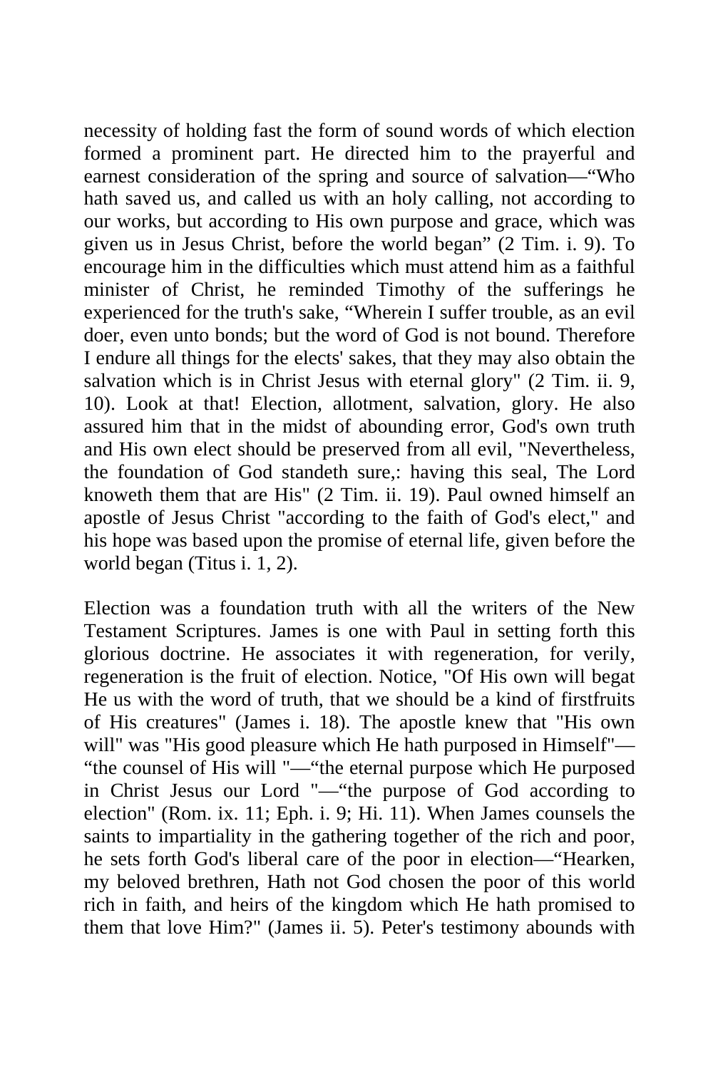necessity of holding fast the form of sound words of which election formed a prominent part. He directed him to the prayerful and earnest consideration of the spring and source of salvation—“Who hath saved us, and called us with an holy calling, not according to our works, but according to His own purpose and grace, which was given us in Jesus Christ, before the world began” (2 Tim. i. 9). To encourage him in the difficulties which must attend him as a faithful minister of Christ, he reminded Timothy of the sufferings he experienced for the truth's sake, “Wherein I suffer trouble, as an evil doer, even unto bonds; but the word of God is not bound. Therefore I endure all things for the elects' sakes, that they may also obtain the salvation which is in Christ Jesus with eternal glory" (2 Tim. ii. 9, 10). Look at that! Election, allotment, salvation, glory. He also assured him that in the midst of abounding error, God's own truth and His own elect should be preserved from all evil, "Nevertheless, the foundation of God standeth sure,: having this seal, The Lord knoweth them that are His" (2 Tim. ii. 19). Paul owned himself an apostle of Jesus Christ "according to the faith of God's elect," and his hope was based upon the promise of eternal life, given before the world began (Titus i. 1, 2).

Election was a foundation truth with all the writers of the New Testament Scriptures. James is one with Paul in setting forth this glorious doctrine. He associates it with regeneration, for verily, regeneration is the fruit of election. Notice, "Of His own will begat He us with the word of truth, that we should be a kind of firstfruits of His creatures" (James i. 18). The apostle knew that "His own will" was "His good pleasure which He hath purposed in Himself"—“the counsel of His will "—“the eternal purpose which He purposed in Christ Jesus our Lord "—“the purpose of God according to election" (Rom. ix. 11; Eph. i. 9; Hi. 11). When James counsels the saints to impartiality in the gathering together of the rich and poor, he sets forth God's liberal care of the poor in election—“Hearken, my beloved brethren, Hath not God chosen the poor of this world rich in faith, and heirs of the kingdom which He hath promised to them that love Him?" (James ii. 5). Peter's testimony abounds with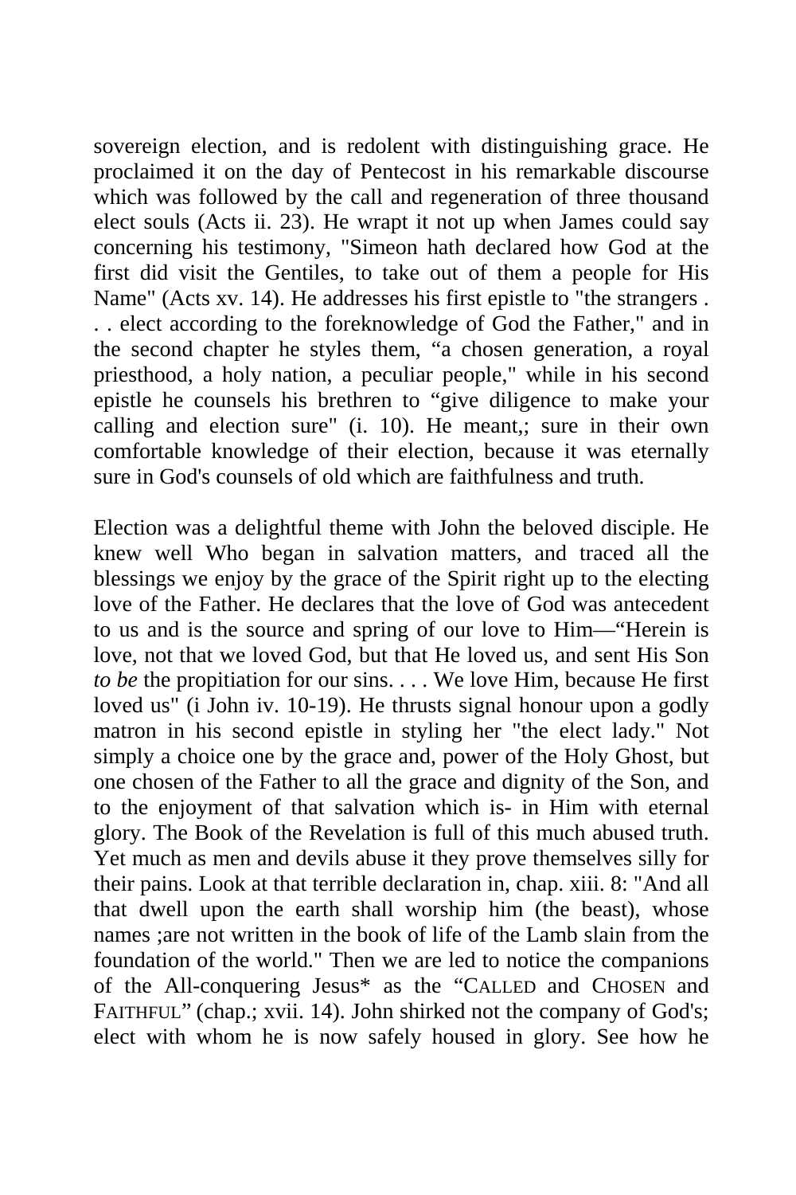sovereign election, and is redolent with distinguishing grace. He proclaimed it on the day of Pentecost in his remarkable discourse which was followed by the call and regeneration of three thousand elect souls (Acts ii. 23). He wrapt it not up when James could say concerning his testimony, "Simeon hath declared how God at the first did visit the Gentiles, to take out of them a people for His Name" (Acts xv. 14). He addresses his first epistle to "the strangers . . . elect according to the foreknowledge of God the Father," and in the second chapter he styles them, "a chosen generation, a royal priesthood, a holy nation, a peculiar people," while in his second epistle he counsels his brethren to "give diligence to make your calling and election sure" (i. 10). He meant,; sure in their own comfortable knowledge of their election, because it was eternally sure in God's counsels of old which are faithfulness and truth.

Election was a delightful theme with John the beloved disciple. He knew well Who began in salvation matters, and traced all the blessings we enjoy by the grace of the Spirit right up to the electing love of the Father. He declares that the love of God was antecedent to us and is the source and spring of our love to Him—"Herein is love, not that we loved God, but that He loved us, and sent His Son *to be* the propitiation for our sins. . . . We love Him, because He first loved us" (i John iv. 10-19). He thrusts signal honour upon a godly matron in his second epistle in styling her "the elect lady." Not simply a choice one by the grace and, power of the Holy Ghost, but one chosen of the Father to all the grace and dignity of the Son, and to the enjoyment of that salvation which is- in Him with eternal glory. The Book of the Revelation is full of this much abused truth. Yet much as men and devils abuse it they prove themselves silly for their pains. Look at that terrible declaration in, chap. xiii. 8: "And all that dwell upon the earth shall worship him (the beast), whose names ;are not written in the book of life of the Lamb slain from the foundation of the world." Then we are led to notice the companions of the All-conquering Jesus* as the "CALLED and CHOSEN and FAITHFUL" (chap.; xvii. 14). John shirked not the company of God's; elect with whom he is now safely housed in glory. See how he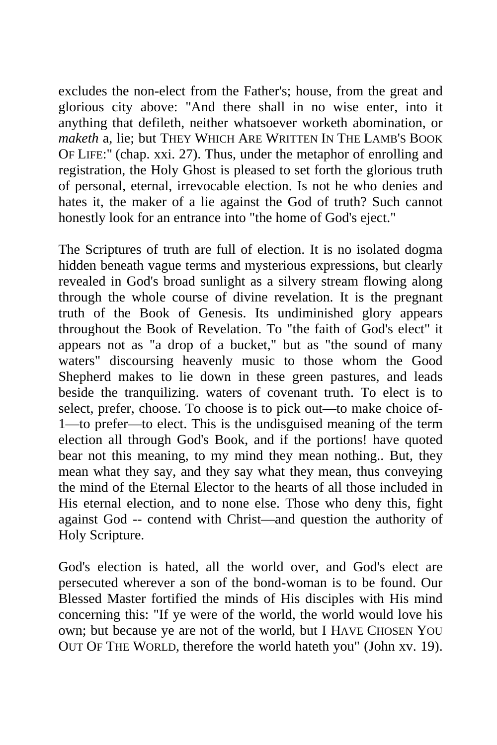excludes the non-elect from the Father's; house, from the great and glorious city above: "And there shall in no wise enter, into it anything that defileth, neither whatsoever worketh abomination, or *maketh* a, lie; but THEY WHICH ARE WRITTEN IN THE LAMB'S BOOK OF LIFE:" (chap. xxi. 27). Thus, under the metaphor of enrolling and registration, the Holy Ghost is pleased to set forth the glorious truth of personal, eternal, irrevocable election. Is not he who denies and hates it, the maker of a lie against the God of truth? Such cannot honestly look for an entrance into "the home of God's eject."

The Scriptures of truth are full of election. It is no isolated dogma hidden beneath vague terms and mysterious expressions, but clearly revealed in God's broad sunlight as a silvery stream flowing along through the whole course of divine revelation. It is the pregnant truth of the Book of Genesis. Its undiminished glory appears throughout the Book of Revelation. To "the faith of God's elect" it appears not as "a drop of a bucket," but as "the sound of many waters" discoursing heavenly music to those whom the Good Shepherd makes to lie down in these green pastures, and leads beside the tranquilizing. waters of covenant truth. To elect is to select, prefer, choose. To choose is to pick out—to make choice of-1—to prefer—to elect. This is the undisguised meaning of the term election all through God's Book, and if the portions! have quoted bear not this meaning, to my mind they mean nothing.. But, they mean what they say, and they say what they mean, thus conveying the mind of the Eternal Elector to the hearts of all those included in His eternal election, and to none else. Those who deny this, fight against God -- contend with Christ—and question the authority of Holy Scripture.

God's election is hated, all the world over, and God's elect are persecuted wherever a son of the bond-woman is to be found. Our Blessed Master fortified the minds of His disciples with His mind concerning this: "If ye were of the world, the world would love his own; but because ye are not of the world, but I HAVE CHOSEN YOU OUT OF THE WORLD, therefore the world hateth you" (John xv. 19).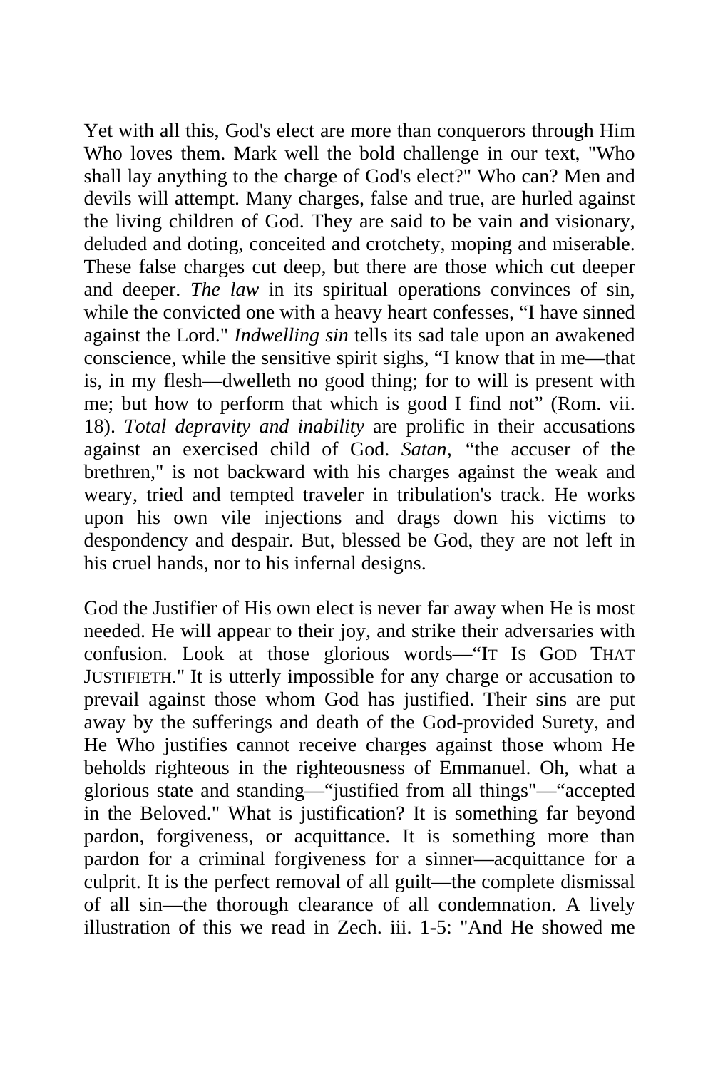Yet with all this, God's elect are more than conquerors through Him Who loves them. Mark well the bold challenge in our text, "Who shall lay anything to the charge of God's elect?" Who can? Men and devils will attempt. Many charges, false and true, are hurled against the living children of God. They are said to be vain and visionary, deluded and doting, conceited and crotchety, moping and miserable. These false charges cut deep, but there are those which cut deeper and deeper. *The law* in its spiritual operations convinces of sin, while the convicted one with a heavy heart confesses, "I have sinned against the Lord." *Indwelling sin* tells its sad tale upon an awakened conscience, while the sensitive spirit sighs, "I know that in me—that is, in my flesh—dwelleth no good thing; for to will is present with me; but how to perform that which is good I find not" (Rom. vii. 18). *Total depravity and inability* are prolific in their accusations against an exercised child of God. *Satan,* "the accuser of the brethren," is not backward with his charges against the weak and weary, tried and tempted traveler in tribulation's track. He works upon his own vile injections and drags down his victims to despondency and despair. But, blessed be God, they are not left in his cruel hands, nor to his infernal designs.

God the Justifier of His own elect is never far away when He is most needed. He will appear to their joy, and strike their adversaries with confusion. Look at those glorious words—"IT IS GOD THAT JUSTIFIETH." It is utterly impossible for any charge or accusation to prevail against those whom God has justified. Their sins are put away by the sufferings and death of the God-provided Surety, and He Who justifies cannot receive charges against those whom He beholds righteous in the righteousness of Emmanuel. Oh, what a glorious state and standing—"justified from all things"—"accepted in the Beloved." What is justification? It is something far beyond pardon, forgiveness, or acquittance. It is something more than pardon for a criminal forgiveness for a sinner—acquittance for a culprit. It is the perfect removal of all guilt—the complete dismissal of all sin—the thorough clearance of all condemnation. A lively illustration of this we read in Zech. iii. 1-5: "And He showed me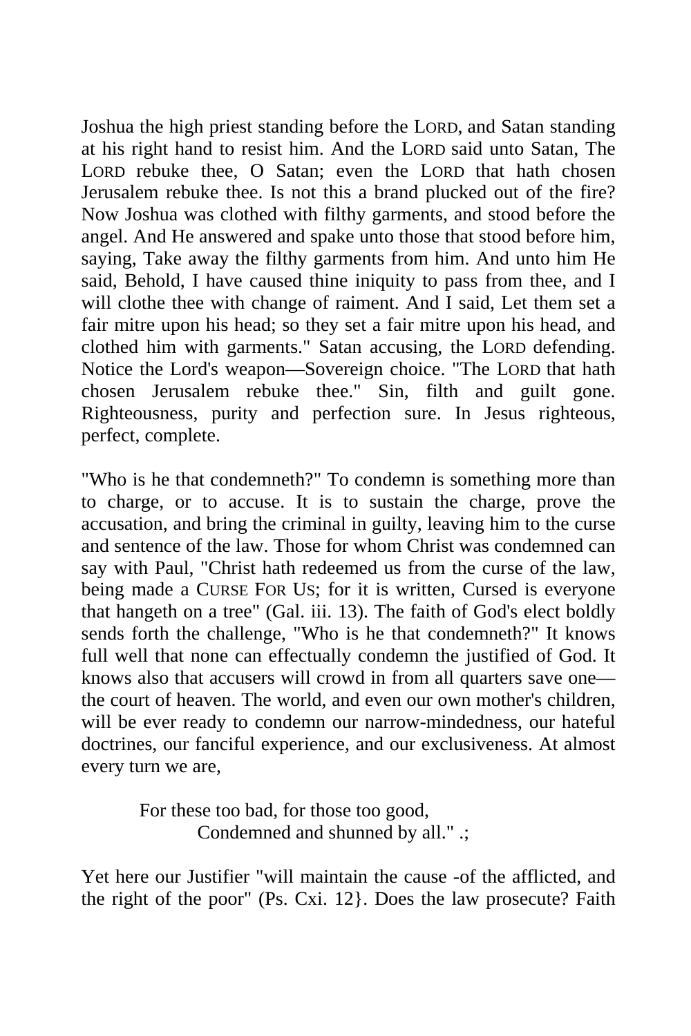Joshua the high priest standing before the LORD, and Satan standing at his right hand to resist him. And the LORD said unto Satan, The LORD rebuke thee, O Satan; even the LORD that hath chosen Jerusalem rebuke thee. Is not this a brand plucked out of the fire? Now Joshua was clothed with filthy garments, and stood before the angel. And He answered and spake unto those that stood before him, saying, Take away the filthy garments from him. And unto him He said, Behold, I have caused thine iniquity to pass from thee, and I will clothe thee with change of raiment. And I said, Let them set a fair mitre upon his head; so they set a fair mitre upon his head, and clothed him with garments." Satan accusing, the LORD defending. Notice the Lord's weapon—Sovereign choice. "The LORD that hath chosen Jerusalem rebuke thee." Sin, filth and guilt gone. Righteousness, purity and perfection sure. In Jesus righteous, perfect, complete.

"Who is he that condemneth?" To condemn is something more than to charge, or to accuse. It is to sustain the charge, prove the accusation, and bring the criminal in guilty, leaving him to the curse and sentence of the law. Those for whom Christ was condemned can say with Paul, "Christ hath redeemed us from the curse of the law, being made a CURSE FOR US; for it is written, Cursed is everyone that hangeth on a tree" (Gal. iii. 13). The faith of God's elect boldly sends forth the challenge, "Who is he that condemneth?" It knows full well that none can effectually condemn the justified of God. It knows also that accusers will crowd in from all quarters save one—the court of heaven. The world, and even our own mother's children, will be ever ready to condemn our narrow-mindedness, our hateful doctrines, our fanciful experience, and our exclusiveness. At almost every turn we are,

> For these too bad, for those too good,
> Condemned and shunned by all." .;

Yet here our Justifier "will maintain the cause -of the afflicted, and the right of the poor" (Ps. Cxi. 12}. Does the law prosecute? Faith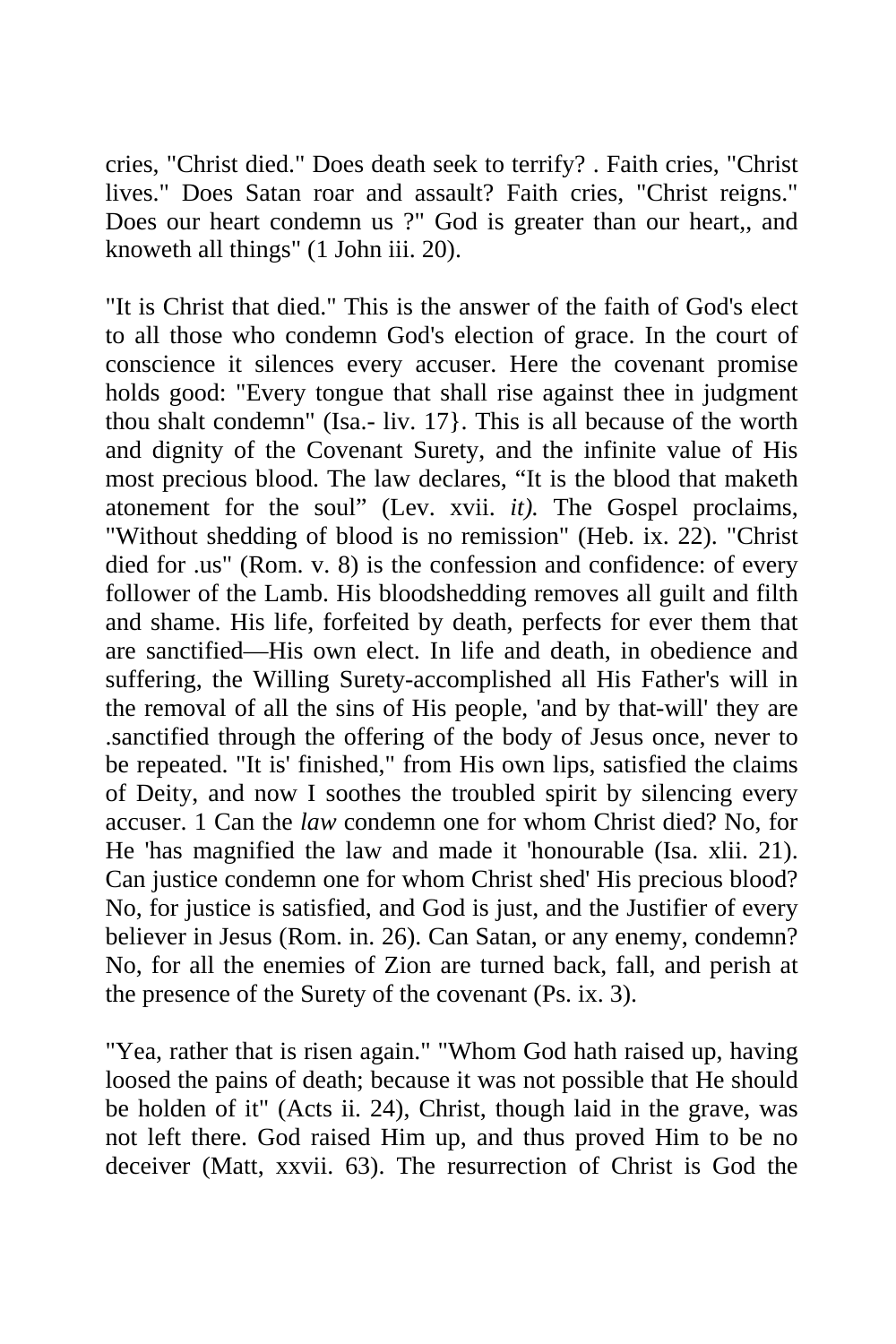cries, "Christ died." Does death seek to terrify? . Faith cries, "Christ lives." Does Satan roar and assault? Faith cries, "Christ reigns." Does our heart condemn us ?" God is greater than our heart,, and knoweth all things" (1 John iii. 20).

"It is Christ that died." This is the answer of the faith of God's elect to all those who condemn God's election of grace. In the court of conscience it silences every accuser. Here the covenant promise holds good: "Every tongue that shall rise against thee in judgment thou shalt condemn" (Isa.- liv. 17}. This is all because of the worth and dignity of the Covenant Surety, and the infinite value of His most precious blood. The law declares, “It is the blood that maketh atonement for the soul” (Lev. xvii. *it).* The Gospel proclaims, "Without shedding of blood is no remission" (Heb. ix. 22). "Christ died for .us" (Rom. v. 8) is the confession and confidence: of every follower of the Lamb. His bloodshedding removes all guilt and filth and shame. His life, forfeited by death, perfects for ever them that are sanctified—His own elect. In life and death, in obedience and suffering, the Willing Surety-accomplished all His Father's will in the removal of all the sins of His people, 'and by that-will' they are .sanctified through the offering of the body of Jesus once, never to be repeated. "It is' finished," from His own lips, satisfied the claims of Deity, and now I soothes the troubled spirit by silencing every accuser. 1 Can the *law* condemn one for whom Christ died? No, for He 'has magnified the law and made it 'honourable (Isa. xlii. 21). Can justice condemn one for whom Christ shed' His precious blood? No, for justice is satisfied, and God is just, and the Justifier of every believer in Jesus (Rom. in. 26). Can Satan, or any enemy, condemn? No, for all the enemies of Zion are turned back, fall, and perish at the presence of the Surety of the covenant (Ps. ix. 3).

"Yea, rather that is risen again." "Whom God hath raised up, having loosed the pains of death; because it was not possible that He should be holden of it" (Acts ii. 24), Christ, though laid in the grave, was not left there. God raised Him up, and thus proved Him to be no deceiver (Matt, xxvii. 63). The resurrection of Christ is God the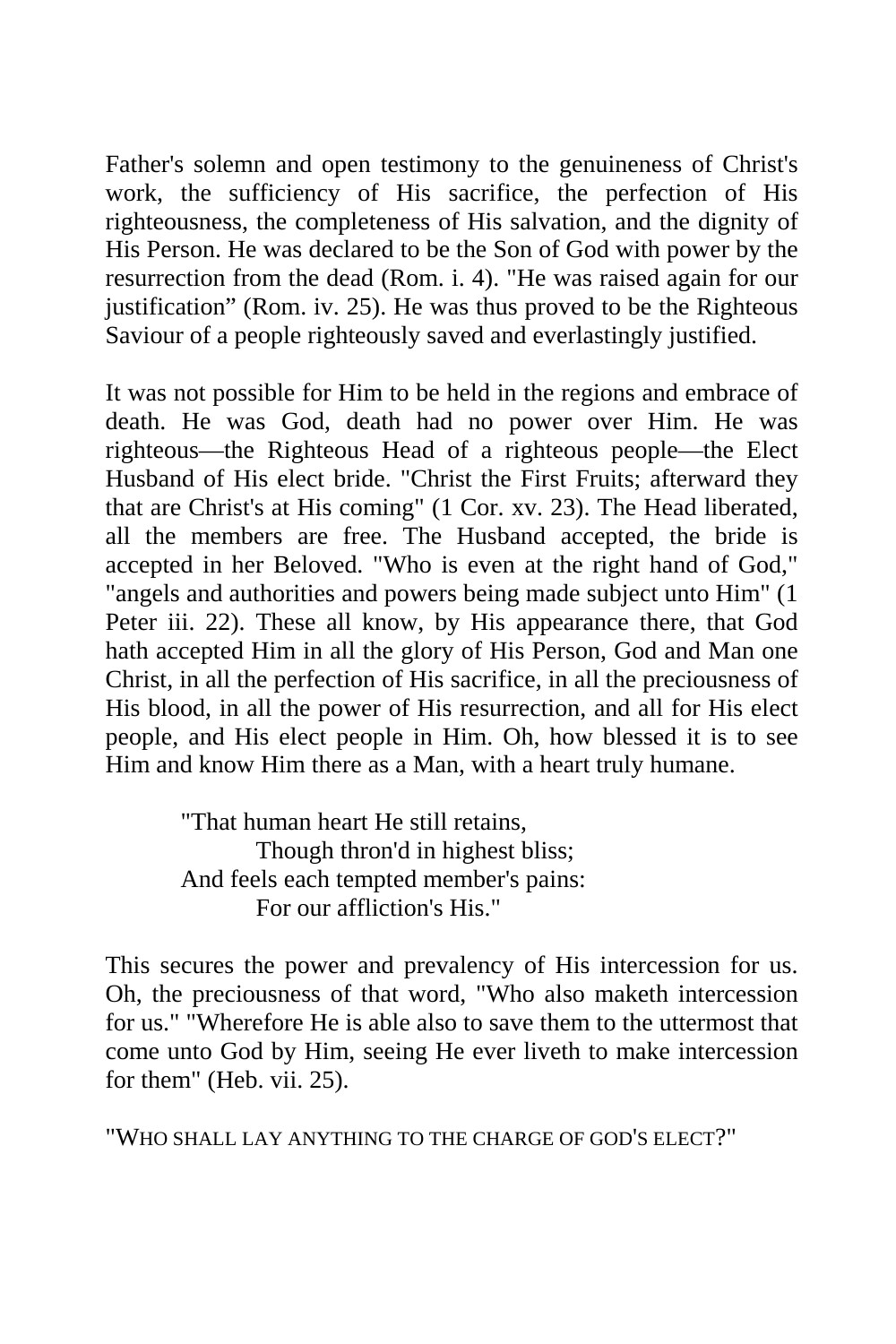Father's solemn and open testimony to the genuineness of Christ's work, the sufficiency of His sacrifice, the perfection of His righteousness, the completeness of His salvation, and the dignity of His Person. He was declared to be the Son of God with power by the resurrection from the dead (Rom. i. 4). "He was raised again for our justification" (Rom. iv. 25). He was thus proved to be the Righteous Saviour of a people righteously saved and everlastingly justified.

It was not possible for Him to be held in the regions and embrace of death. He was God, death had no power over Him. He was righteous—the Righteous Head of a righteous people—the Elect Husband of His elect bride. "Christ the First Fruits; afterward they that are Christ's at His coming" (1 Cor. xv. 23). The Head liberated, all the members are free. The Husband accepted, the bride is accepted in her Beloved. "Who is even at the right hand of God," "angels and authorities and powers being made subject unto Him" (1 Peter iii. 22). These all know, by His appearance there, that God hath accepted Him in all the glory of His Person, God and Man one Christ, in all the perfection of His sacrifice, in all the preciousness of His blood, in all the power of His resurrection, and all for His elect people, and His elect people in Him. Oh, how blessed it is to see Him and know Him there as a Man, with a heart truly humane.

> "That human heart He still retains,
> Though thron'd in highest bliss;
> And feels each tempted member's pains:
> For our affliction's His."

This secures the power and prevalency of His intercession for us. Oh, the preciousness of that word, "Who also maketh intercession for us." "Wherefore He is able also to save them to the uttermost that come unto God by Him, seeing He ever liveth to make intercession for them" (Heb. vii. 25).

"WHO SHALL LAY ANYTHING TO THE CHARGE OF GOD'S ELECT?"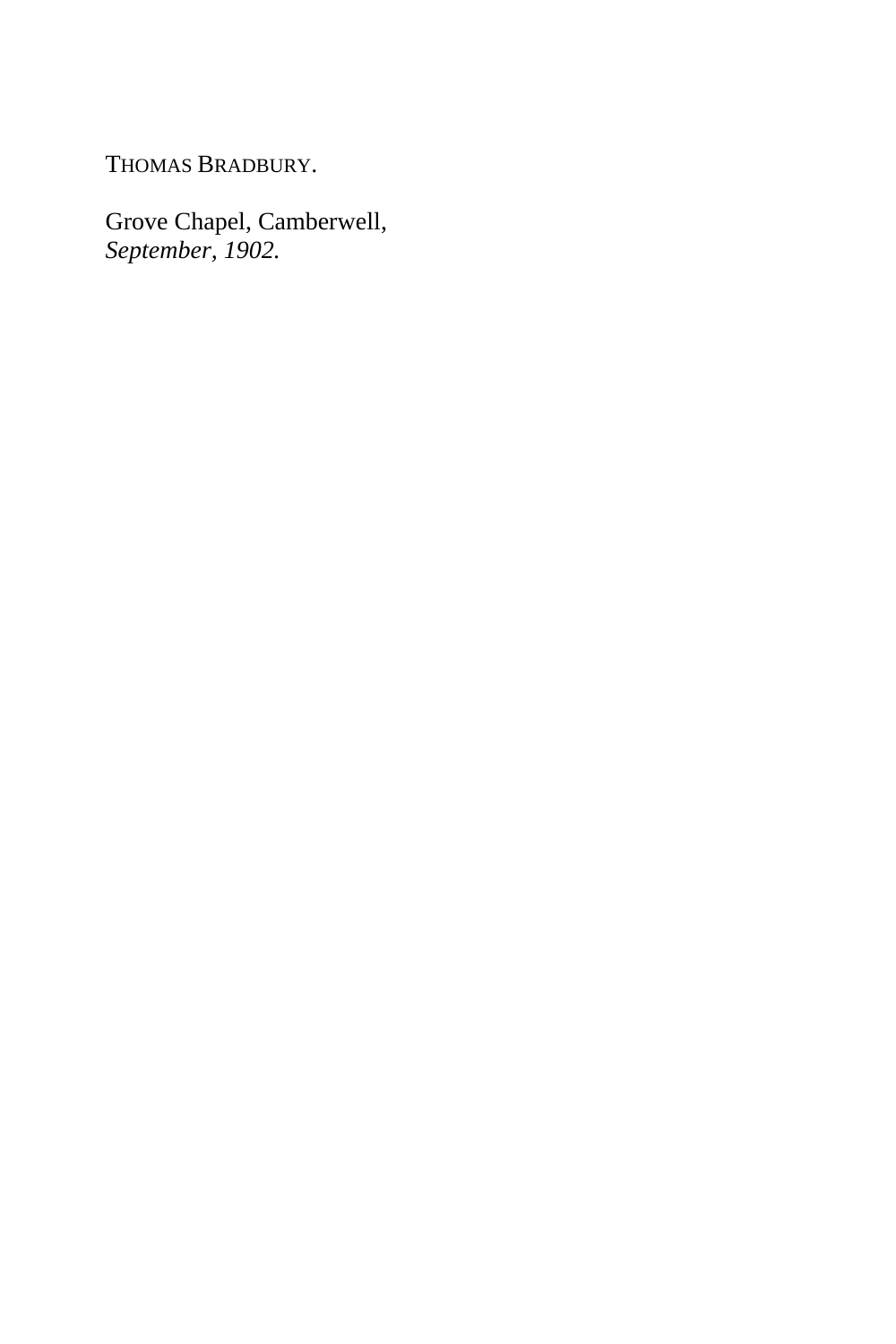THOMAS BRADBURY.

Grove Chapel, Camberwell,
*September, 1902.*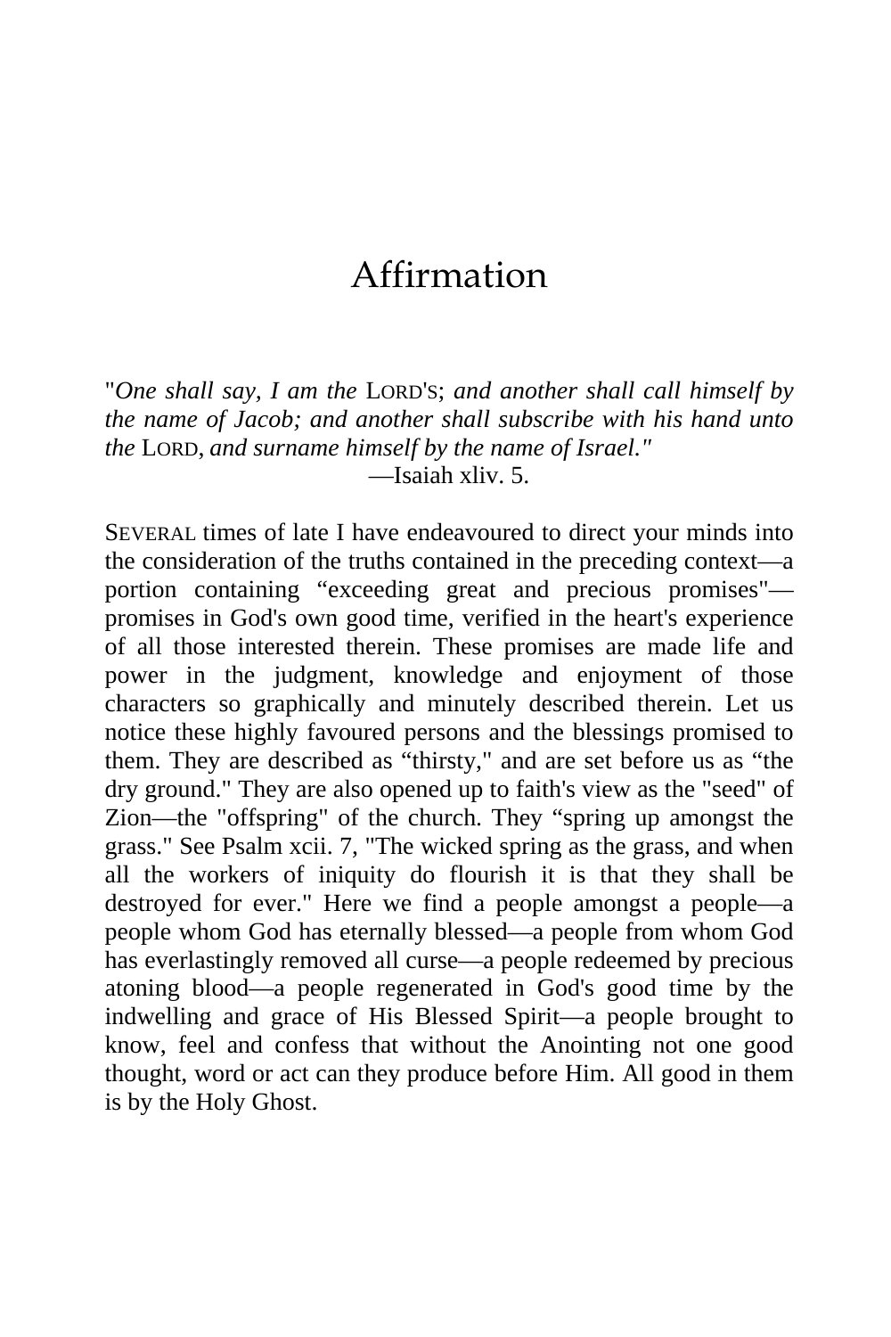# Affirmation

"*One shall say, I am the* LORD'S; *and another shall call himself by the name of Jacob; and another shall subscribe with his hand unto the* LORD, *and surname himself by the name of Israel."*

—Isaiah xliv. 5.

SEVERAL times of late I have endeavoured to direct your minds into the consideration of the truths contained in the preceding context—a portion containing "exceeding great and precious promises"—promises in God's own good time, verified in the heart's experience of all those interested therein. These promises are made life and power in the judgment, knowledge and enjoyment of those characters so graphically and minutely described therein. Let us notice these highly favoured persons and the blessings promised to them. They are described as "thirsty," and are set before us as "the dry ground." They are also opened up to faith's view as the "seed" of Zion—the "offspring" of the church. They "spring up amongst the grass." See Psalm xcii. 7, "The wicked spring as the grass, and when all the workers of iniquity do flourish it is that they shall be destroyed for ever." Here we find a people amongst a people—a people whom God has eternally blessed—a people from whom God has everlastingly removed all curse—a people redeemed by precious atoning blood—a people regenerated in God's good time by the indwelling and grace of His Blessed Spirit—a people brought to know, feel and confess that without the Anointing not one good thought, word or act can they produce before Him. All good in them is by the Holy Ghost.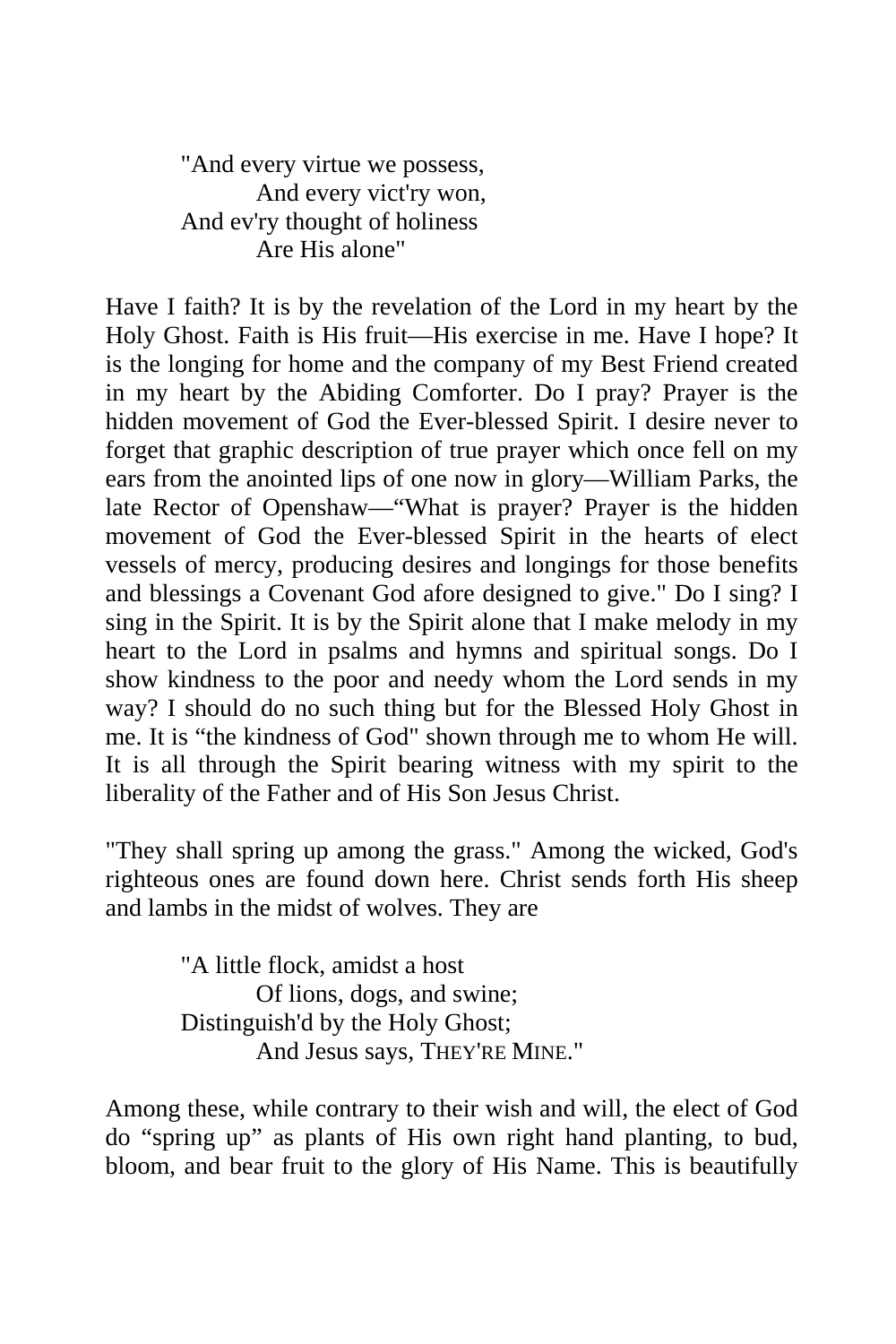> "And every virtue we possess,
> And every vict'ry won,
> And ev'ry thought of holiness
> Are His alone"

Have I faith? It is by the revelation of the Lord in my heart by the Holy Ghost. Faith is His fruit—His exercise in me. Have I hope? It is the longing for home and the company of my Best Friend created in my heart by the Abiding Comforter. Do I pray? Prayer is the hidden movement of God the Ever-blessed Spirit. I desire never to forget that graphic description of true prayer which once fell on my ears from the anointed lips of one now in glory—William Parks, the late Rector of Openshaw—"What is prayer? Prayer is the hidden movement of God the Ever-blessed Spirit in the hearts of elect vessels of mercy, producing desires and longings for those benefits and blessings a Covenant God afore designed to give." Do I sing? I sing in the Spirit. It is by the Spirit alone that I make melody in my heart to the Lord in psalms and hymns and spiritual songs. Do I show kindness to the poor and needy whom the Lord sends in my way? I should do no such thing but for the Blessed Holy Ghost in me. It is "the kindness of God" shown through me to whom He will. It is all through the Spirit bearing witness with my spirit to the liberality of the Father and of His Son Jesus Christ.

"They shall spring up among the grass." Among the wicked, God's righteous ones are found down here. Christ sends forth His sheep and lambs in the midst of wolves. They are

> "A little flock, amidst a host
> Of lions, dogs, and swine;
> Distinguish'd by the Holy Ghost;
> And Jesus says, THEY'RE MINE."

Among these, while contrary to their wish and will, the elect of God do "spring up" as plants of His own right hand planting, to bud, bloom, and bear fruit to the glory of His Name. This is beautifully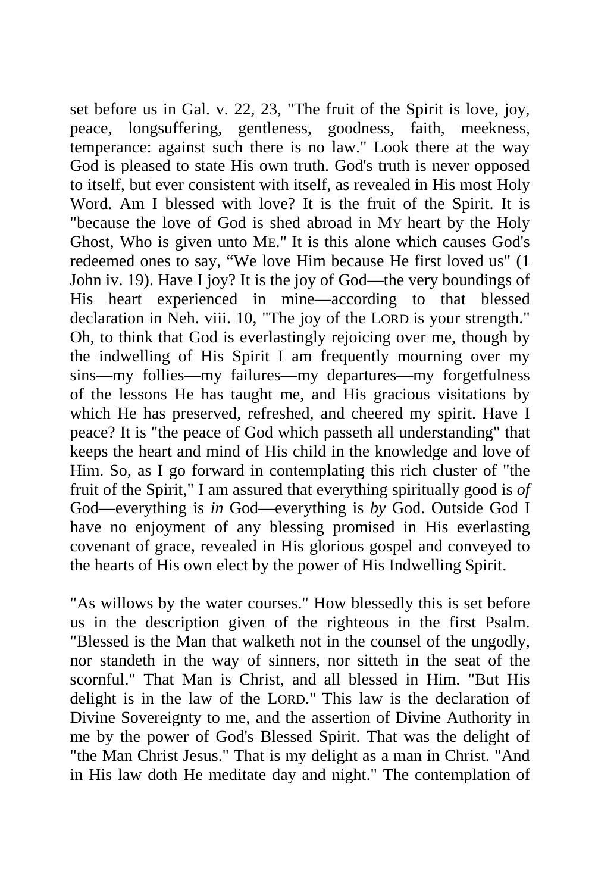set before us in Gal. v. 22, 23, "The fruit of the Spirit is love, joy, peace, longsuffering, gentleness, goodness, faith, meekness, temperance: against such there is no law." Look there at the way God is pleased to state His own truth. God's truth is never opposed to itself, but ever consistent with itself, as revealed in His most Holy Word. Am I blessed with love? It is the fruit of the Spirit. It is "because the love of God is shed abroad in MY heart by the Holy Ghost, Who is given unto ME." It is this alone which causes God's redeemed ones to say, "We love Him because He first loved us" (1 John iv. 19). Have I joy? It is the joy of God—the very boundings of His heart experienced in mine—according to that blessed declaration in Neh. viii. 10, "The joy of the LORD is your strength." Oh, to think that God is everlastingly rejoicing over me, though by the indwelling of His Spirit I am frequently mourning over my sins—my follies—my failures—my departures—my forgetfulness of the lessons He has taught me, and His gracious visitations by which He has preserved, refreshed, and cheered my spirit. Have I peace? It is "the peace of God which passeth all understanding" that keeps the heart and mind of His child in the knowledge and love of Him. So, as I go forward in contemplating this rich cluster of "the fruit of the Spirit," I am assured that everything spiritually good is *of* God—everything is *in* God—everything is *by* God. Outside God I have no enjoyment of any blessing promised in His everlasting covenant of grace, revealed in His glorious gospel and conveyed to the hearts of His own elect by the power of His Indwelling Spirit.

"As willows by the water courses." How blessedly this is set before us in the description given of the righteous in the first Psalm. "Blessed is the Man that walketh not in the counsel of the ungodly, nor standeth in the way of sinners, nor sitteth in the seat of the scornful." That Man is Christ, and all blessed in Him. "But His delight is in the law of the LORD." This law is the declaration of Divine Sovereignty to me, and the assertion of Divine Authority in me by the power of God's Blessed Spirit. That was the delight of "the Man Christ Jesus." That is my delight as a man in Christ. "And in His law doth He meditate day and night." The contemplation of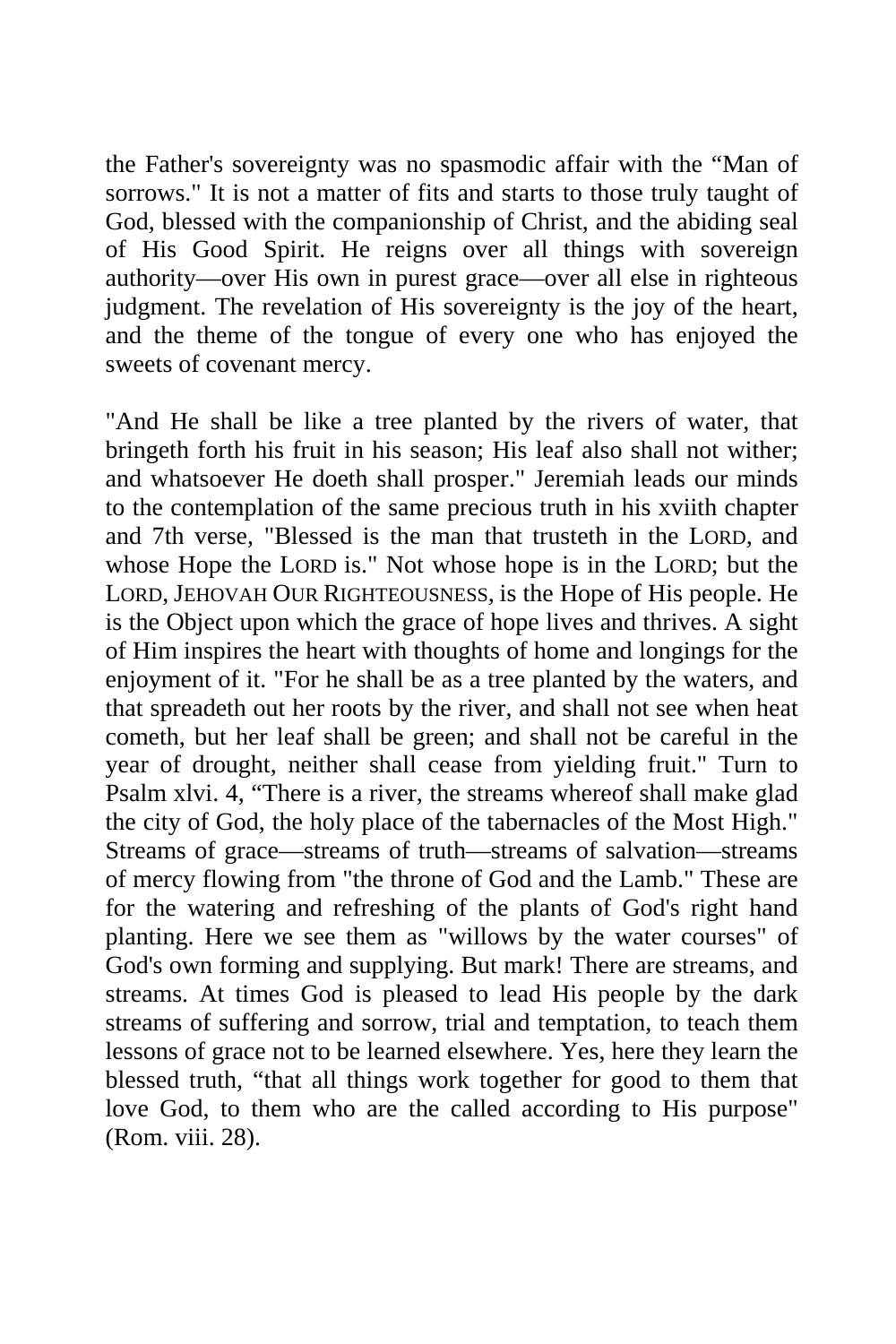the Father's sovereignty was no spasmodic affair with the “Man of sorrows." It is not a matter of fits and starts to those truly taught of God, blessed with the companionship of Christ, and the abiding seal of His Good Spirit. He reigns over all things with sovereign authority—over His own in purest grace—over all else in righteous judgment. The revelation of His sovereignty is the joy of the heart, and the theme of the tongue of every one who has enjoyed the sweets of covenant mercy.

"And He shall be like a tree planted by the rivers of water, that bringeth forth his fruit in his season; His leaf also shall not wither; and whatsoever He doeth shall prosper." Jeremiah leads our minds to the contemplation of the same precious truth in his xviith chapter and 7th verse, "Blessed is the man that trusteth in the LORD, and whose Hope the LORD is." Not whose hope is in the LORD; but the LORD, JEHOVAH OUR RIGHTEOUSNESS, is the Hope of His people. He is the Object upon which the grace of hope lives and thrives. A sight of Him inspires the heart with thoughts of home and longings for the enjoyment of it. "For he shall be as a tree planted by the waters, and that spreadeth out her roots by the river, and shall not see when heat cometh, but her leaf shall be green; and shall not be careful in the year of drought, neither shall cease from yielding fruit." Turn to Psalm xlvi. 4, “There is a river, the streams whereof shall make glad the city of God, the holy place of the tabernacles of the Most High." Streams of grace—streams of truth—streams of salvation—streams of mercy flowing from "the throne of God and the Lamb." These are for the watering and refreshing of the plants of God's right hand planting. Here we see them as "willows by the water courses" of God's own forming and supplying. But mark! There are streams, and streams. At times God is pleased to lead His people by the dark streams of suffering and sorrow, trial and temptation, to teach them lessons of grace not to be learned elsewhere. Yes, here they learn the blessed truth, “that all things work together for good to them that love God, to them who are the called according to His purpose" (Rom. viii. 28).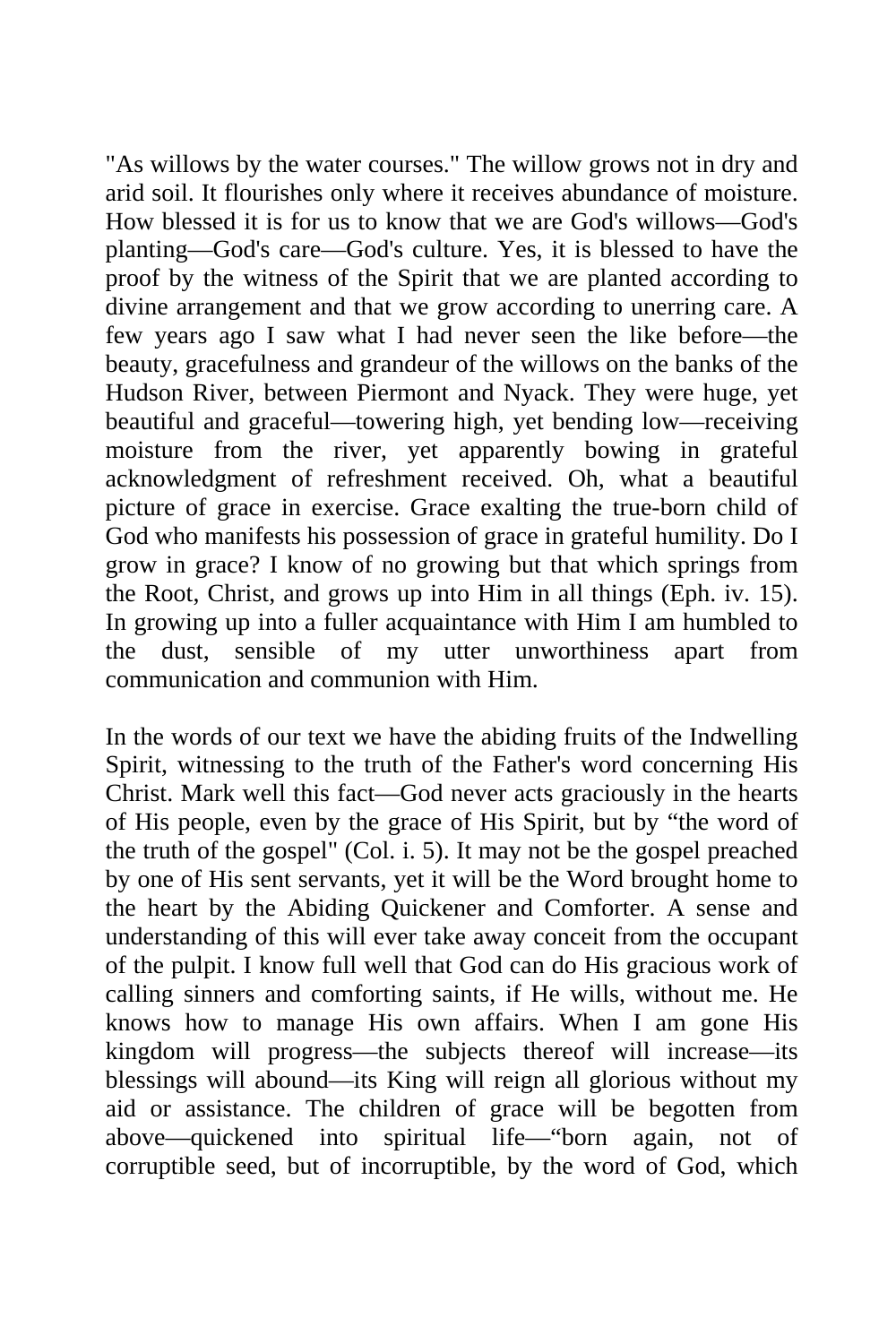"As willows by the water courses." The willow grows not in dry and arid soil. It flourishes only where it receives abundance of moisture. How blessed it is for us to know that we are God's willows—God's planting—God's care—God's culture. Yes, it is blessed to have the proof by the witness of the Spirit that we are planted according to divine arrangement and that we grow according to unerring care. A few years ago I saw what I had never seen the like before—the beauty, gracefulness and grandeur of the willows on the banks of the Hudson River, between Piermont and Nyack. They were huge, yet beautiful and graceful—towering high, yet bending low—receiving moisture from the river, yet apparently bowing in grateful acknowledgment of refreshment received. Oh, what a beautiful picture of grace in exercise. Grace exalting the true-born child of God who manifests his possession of grace in grateful humility. Do I grow in grace? I know of no growing but that which springs from the Root, Christ, and grows up into Him in all things (Eph. iv. 15). In growing up into a fuller acquaintance with Him I am humbled to the dust, sensible of my utter unworthiness apart from communication and communion with Him.

In the words of our text we have the abiding fruits of the Indwelling Spirit, witnessing to the truth of the Father's word concerning His Christ. Mark well this fact—God never acts graciously in the hearts of His people, even by the grace of His Spirit, but by "the word of the truth of the gospel" (Col. i. 5). It may not be the gospel preached by one of His sent servants, yet it will be the Word brought home to the heart by the Abiding Quickener and Comforter. A sense and understanding of this will ever take away conceit from the occupant of the pulpit. I know full well that God can do His gracious work of calling sinners and comforting saints, if He wills, without me. He knows how to manage His own affairs. When I am gone His kingdom will progress—the subjects thereof will increase—its blessings will abound—its King will reign all glorious without my aid or assistance. The children of grace will be begotten from above—quickened into spiritual life—"born again, not of corruptible seed, but of incorruptible, by the word of God, which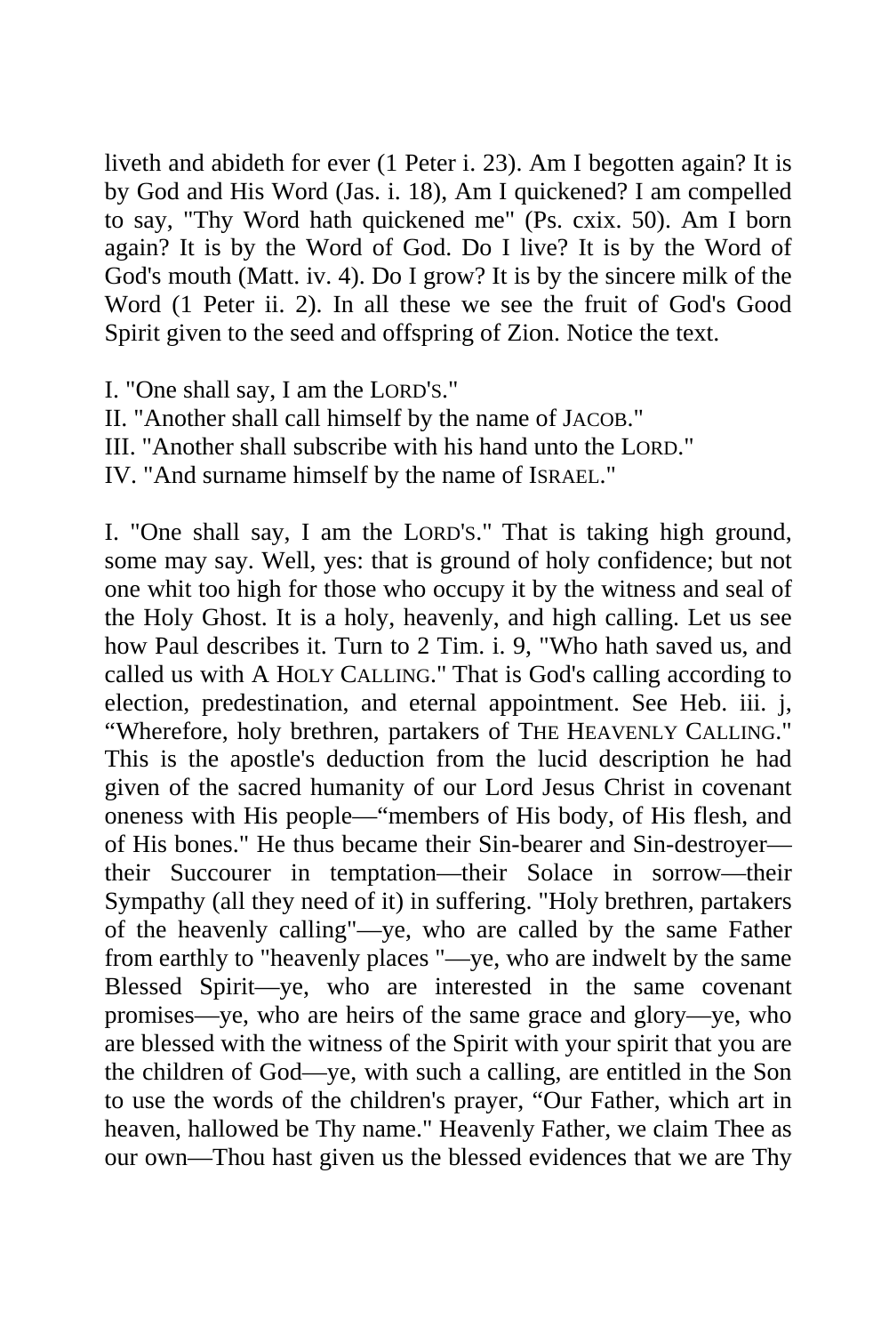liveth and abideth for ever (1 Peter i. 23). Am I begotten again? It is by God and His Word (Jas. i. 18), Am I quickened? I am compelled to say, "Thy Word hath quickened me" (Ps. cxix. 50). Am I born again? It is by the Word of God. Do I live? It is by the Word of God's mouth (Matt. iv. 4). Do I grow? It is by the sincere milk of the Word (1 Peter ii. 2). In all these we see the fruit of God's Good Spirit given to the seed and offspring of Zion. Notice the text.

I. "One shall say, I am the LORD'S."
II. "Another shall call himself by the name of JACOB."
III. "Another shall subscribe with his hand unto the LORD."
IV. "And surname himself by the name of ISRAEL."

I. "One shall say, I am the LORD'S." That is taking high ground, some may say. Well, yes: that is ground of holy confidence; but not one whit too high for those who occupy it by the witness and seal of the Holy Ghost. It is a holy, heavenly, and high calling. Let us see how Paul describes it. Turn to 2 Tim. i. 9, "Who hath saved us, and called us with A HOLY CALLING." That is God's calling according to election, predestination, and eternal appointment. See Heb. iii. j, "Wherefore, holy brethren, partakers of THE HEAVENLY CALLING." This is the apostle's deduction from the lucid description he had given of the sacred humanity of our Lord Jesus Christ in covenant oneness with His people—"members of His body, of His flesh, and of His bones." He thus became their Sin-bearer and Sin-destroyer—their Succourer in temptation—their Solace in sorrow—their Sympathy (all they need of it) in suffering. "Holy brethren, partakers of the heavenly calling"—ye, who are called by the same Father from earthly to "heavenly places "—ye, who are indwelt by the same Blessed Spirit—ye, who are interested in the same covenant promises—ye, who are heirs of the same grace and glory—ye, who are blessed with the witness of the Spirit with your spirit that you are the children of God—ye, with such a calling, are entitled in the Son to use the words of the children's prayer, "Our Father, which art in heaven, hallowed be Thy name." Heavenly Father, we claim Thee as our own—Thou hast given us the blessed evidences that we are Thy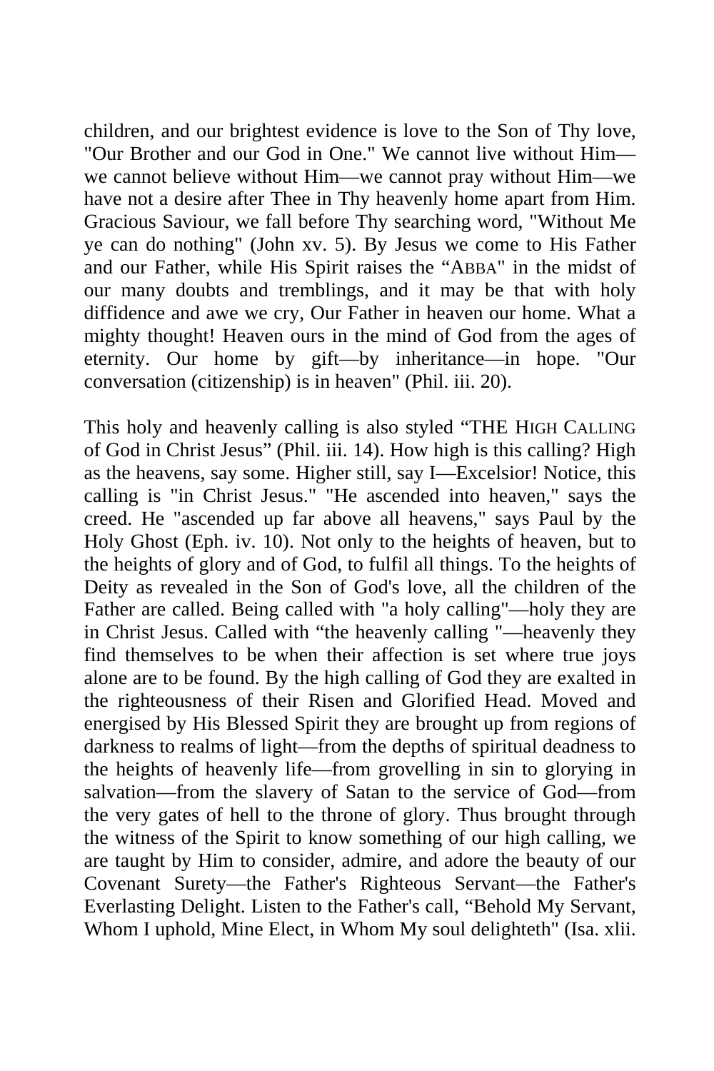children, and our brightest evidence is love to the Son of Thy love, "Our Brother and our God in One." We cannot live without Him—we cannot believe without Him—we cannot pray without Him—we have not a desire after Thee in Thy heavenly home apart from Him. Gracious Saviour, we fall before Thy searching word, "Without Me ye can do nothing" (John xv. 5). By Jesus we come to His Father and our Father, while His Spirit raises the "ABBA" in the midst of our many doubts and tremblings, and it may be that with holy diffidence and awe we cry, Our Father in heaven our home. What a mighty thought! Heaven ours in the mind of God from the ages of eternity. Our home by gift—by inheritance—in hope. "Our conversation (citizenship) is in heaven" (Phil. iii. 20).

This holy and heavenly calling is also styled "THE HIGH CALLING of God in Christ Jesus" (Phil. iii. 14). How high is this calling? High as the heavens, say some. Higher still, say I—Excelsior! Notice, this calling is "in Christ Jesus." "He ascended into heaven," says the creed. He "ascended up far above all heavens," says Paul by the Holy Ghost (Eph. iv. 10). Not only to the heights of heaven, but to the heights of glory and of God, to fulfil all things. To the heights of Deity as revealed in the Son of God's love, all the children of the Father are called. Being called with "a holy calling"—holy they are in Christ Jesus. Called with "the heavenly calling "—heavenly they find themselves to be when their affection is set where true joys alone are to be found. By the high calling of God they are exalted in the righteousness of their Risen and Glorified Head. Moved and energised by His Blessed Spirit they are brought up from regions of darkness to realms of light—from the depths of spiritual deadness to the heights of heavenly life—from grovelling in sin to glorying in salvation—from the slavery of Satan to the service of God—from the very gates of hell to the throne of glory. Thus brought through the witness of the Spirit to know something of our high calling, we are taught by Him to consider, admire, and adore the beauty of our Covenant Surety—the Father's Righteous Servant—the Father's Everlasting Delight. Listen to the Father's call, "Behold My Servant, Whom I uphold, Mine Elect, in Whom My soul delighteth" (Isa. xlii.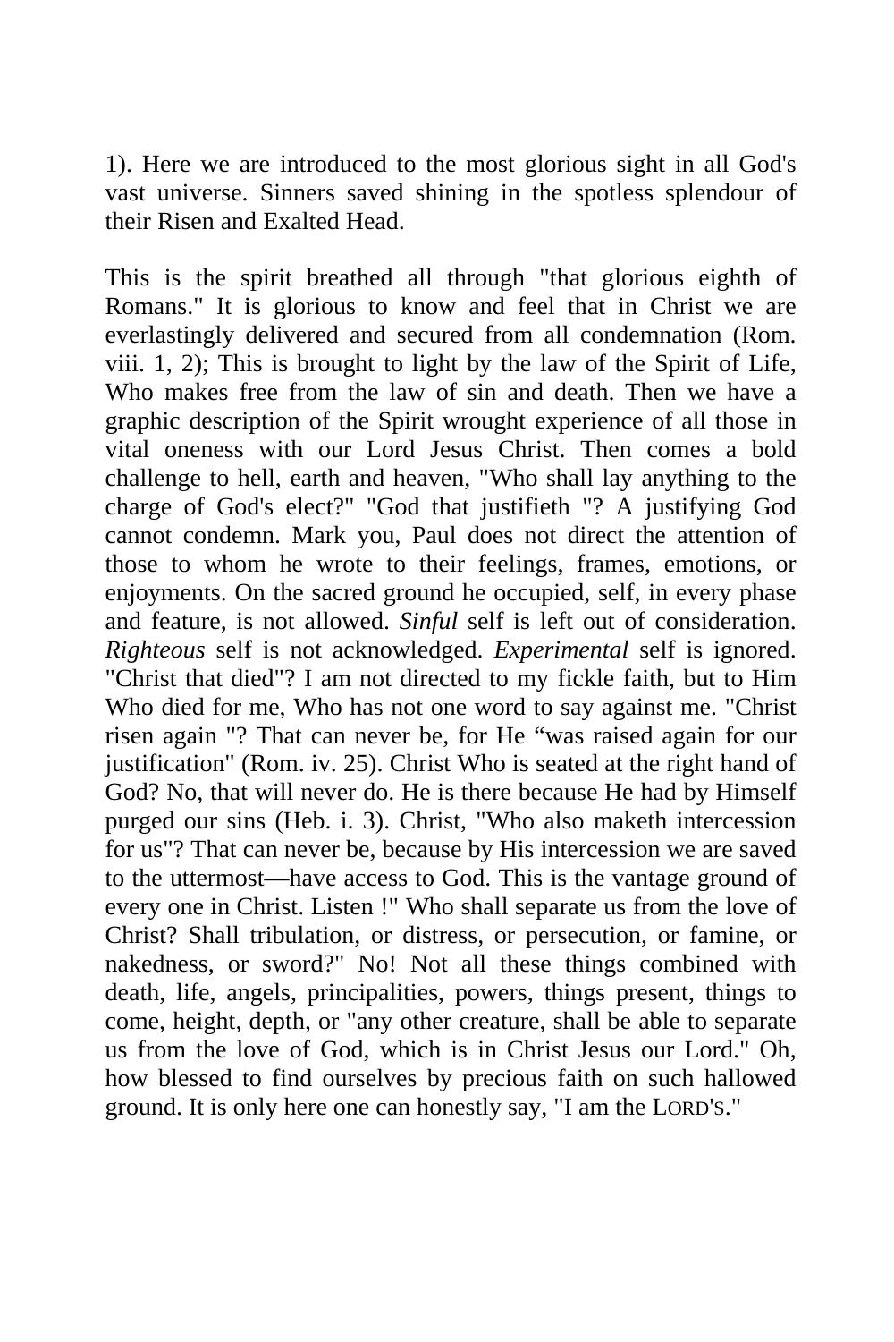1). Here we are introduced to the most glorious sight in all God's vast universe. Sinners saved shining in the spotless splendour of their Risen and Exalted Head.

This is the spirit breathed all through "that glorious eighth of Romans." It is glorious to know and feel that in Christ we are everlastingly delivered and secured from all condemnation (Rom. viii. 1, 2); This is brought to light by the law of the Spirit of Life, Who makes free from the law of sin and death. Then we have a graphic description of the Spirit wrought experience of all those in vital oneness with our Lord Jesus Christ. Then comes a bold challenge to hell, earth and heaven, "Who shall lay anything to the charge of God's elect?" "God that justifieth "? A justifying God cannot condemn. Mark you, Paul does not direct the attention of those to whom he wrote to their feelings, frames, emotions, or enjoyments. On the sacred ground he occupied, self, in every phase and feature, is not allowed. *Sinful* self is left out of consideration. *Righteous* self is not acknowledged. *Experimental* self is ignored. "Christ that died"? I am not directed to my fickle faith, but to Him Who died for me, Who has not one word to say against me. "Christ risen again "? That can never be, for He "was raised again for our justification" (Rom. iv. 25). Christ Who is seated at the right hand of God? No, that will never do. He is there because He had by Himself purged our sins (Heb. i. 3). Christ, "Who also maketh intercession for us"? That can never be, because by His intercession we are saved to the uttermost—have access to God. This is the vantage ground of every one in Christ. Listen !" Who shall separate us from the love of Christ? Shall tribulation, or distress, or persecution, or famine, or nakedness, or sword?" No! Not all these things combined with death, life, angels, principalities, powers, things present, things to come, height, depth, or "any other creature, shall be able to separate us from the love of God, which is in Christ Jesus our Lord." Oh, how blessed to find ourselves by precious faith on such hallowed ground. It is only here one can honestly say, "I am the LORD'S."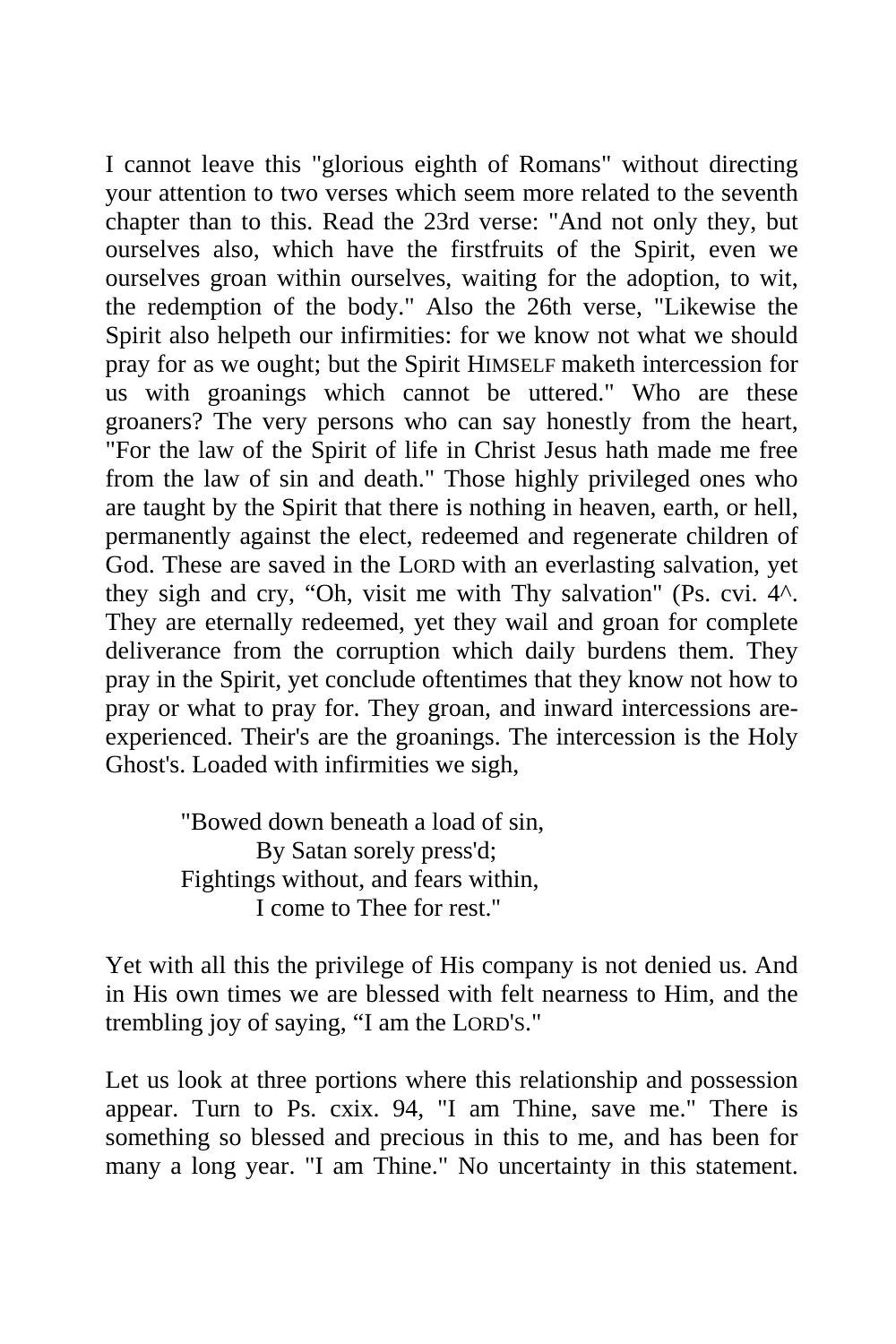I cannot leave this "glorious eighth of Romans" without directing your attention to two verses which seem more related to the seventh chapter than to this. Read the 23rd verse: "And not only they, but ourselves also, which have the firstfruits of the Spirit, even we ourselves groan within ourselves, waiting for the adoption, to wit, the redemption of the body." Also the 26th verse, "Likewise the Spirit also helpeth our infirmities: for we know not what we should pray for as we ought; but the Spirit HIMSELF maketh intercession for us with groanings which cannot be uttered." Who are these groaners? The very persons who can say honestly from the heart, "For the law of the Spirit of life in Christ Jesus hath made me free from the law of sin and death." Those highly privileged ones who are taught by the Spirit that there is nothing in heaven, earth, or hell, permanently against the elect, redeemed and regenerate children of God. These are saved in the LORD with an everlasting salvation, yet they sigh and cry, "Oh, visit me with Thy salvation" (Ps. cvi. 4^. They are eternally redeemed, yet they wail and groan for complete deliverance from the corruption which daily burdens them. They pray in the Spirit, yet conclude oftentimes that they know not how to pray or what to pray for. They groan, and inward intercessions are-experienced. Their's are the groanings. The intercession is the Holy Ghost's. Loaded with infirmities we sigh,

> "Bowed down beneath a load of sin,
> By Satan sorely press'd;
> Fightings without, and fears within,
> I come to Thee for rest."

Yet with all this the privilege of His company is not denied us. And in His own times we are blessed with felt nearness to Him, and the trembling joy of saying, "I am the LORD'S."

Let us look at three portions where this relationship and possession appear. Turn to Ps. cxix. 94, "I am Thine, save me." There is something so blessed and precious in this to me, and has been for many a long year. "I am Thine." No uncertainty in this statement.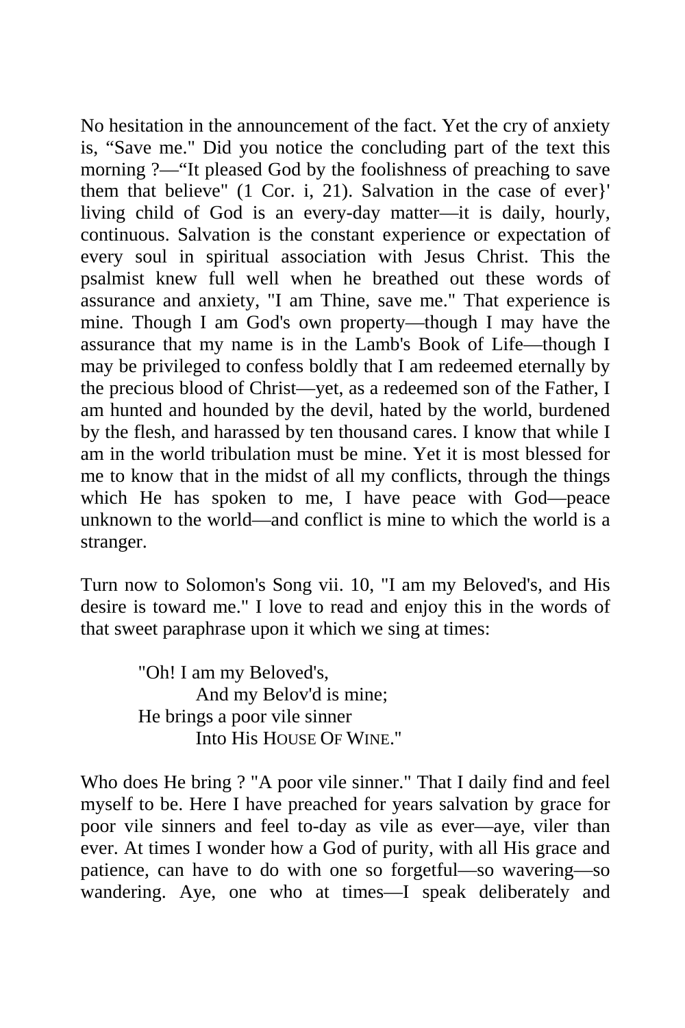No hesitation in the announcement of the fact. Yet the cry of anxiety is, “Save me." Did you notice the concluding part of the text this morning ?—“It pleased God by the foolishness of preaching to save them that believe" (1 Cor. i, 21). Salvation in the case of ever}' living child of God is an every-day matter—it is daily, hourly, continuous. Salvation is the constant experience or expectation of every soul in spiritual association with Jesus Christ. This the psalmist knew full well when he breathed out these words of assurance and anxiety, "I am Thine, save me." That experience is mine. Though I am God's own property—though I may have the assurance that my name is in the Lamb's Book of Life—though I may be privileged to confess boldly that I am redeemed eternally by the precious blood of Christ—yet, as a redeemed son of the Father, I am hunted and hounded by the devil, hated by the world, burdened by the flesh, and harassed by ten thousand cares. I know that while I am in the world tribulation must be mine. Yet it is most blessed for me to know that in the midst of all my conflicts, through the things which He has spoken to me, I have peace with God—peace unknown to the world—and conflict is mine to which the world is a stranger.

Turn now to Solomon's Song vii. 10, "I am my Beloved's, and His desire is toward me." I love to read and enjoy this in the words of that sweet paraphrase upon it which we sing at times:

> "Oh! I am my Beloved's,
> And my Belov'd is mine;
> He brings a poor vile sinner
> Into His HOUSE OF WINE."

Who does He bring ? "A poor vile sinner." That I daily find and feel myself to be. Here I have preached for years salvation by grace for poor vile sinners and feel to-day as vile as ever—aye, viler than ever. At times I wonder how a God of purity, with all His grace and patience, can have to do with one so forgetful—so wavering—so wandering. Aye, one who at times—I speak deliberately and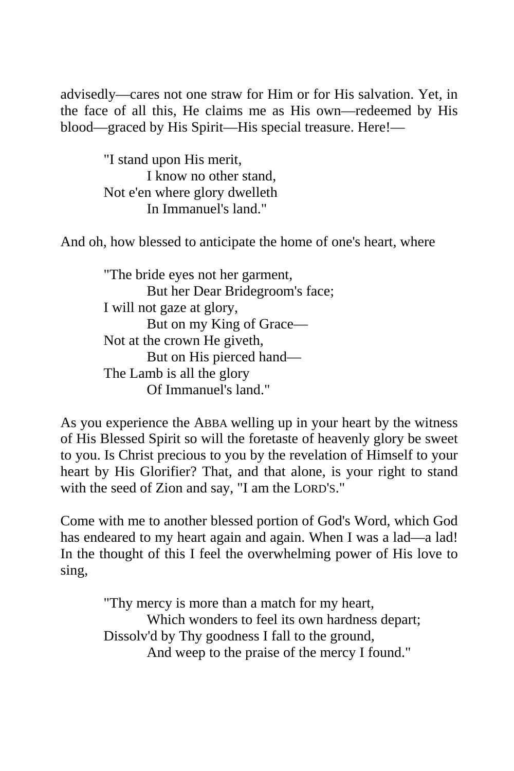advisedly—cares not one straw for Him or for His salvation. Yet, in the face of all this, He claims me as His own—redeemed by His blood—graced by His Spirit—His special treasure. Here!—

> "I stand upon His merit,
> I know no other stand,
> Not e'en where glory dwelleth
> In Immanuel's land."

And oh, how blessed to anticipate the home of one's heart, where

> "The bride eyes not her garment,
> But her Dear Bridegroom's face;
> I will not gaze at glory,
> But on my King of Grace—
> Not at the crown He giveth,
> But on His pierced hand—
> The Lamb is all the glory
> Of Immanuel's land."

As you experience the ABBA welling up in your heart by the witness of His Blessed Spirit so will the foretaste of heavenly glory be sweet to you. Is Christ precious to you by the revelation of Himself to your heart by His Glorifier? That, and that alone, is your right to stand with the seed of Zion and say, "I am the LORD'S."

Come with me to another blessed portion of God's Word, which God has endeared to my heart again and again. When I was a lad—a lad! In the thought of this I feel the overwhelming power of His love to sing,

> "Thy mercy is more than a match for my heart,
> Which wonders to feel its own hardness depart;
> Dissolv'd by Thy goodness I fall to the ground,
> And weep to the praise of the mercy I found."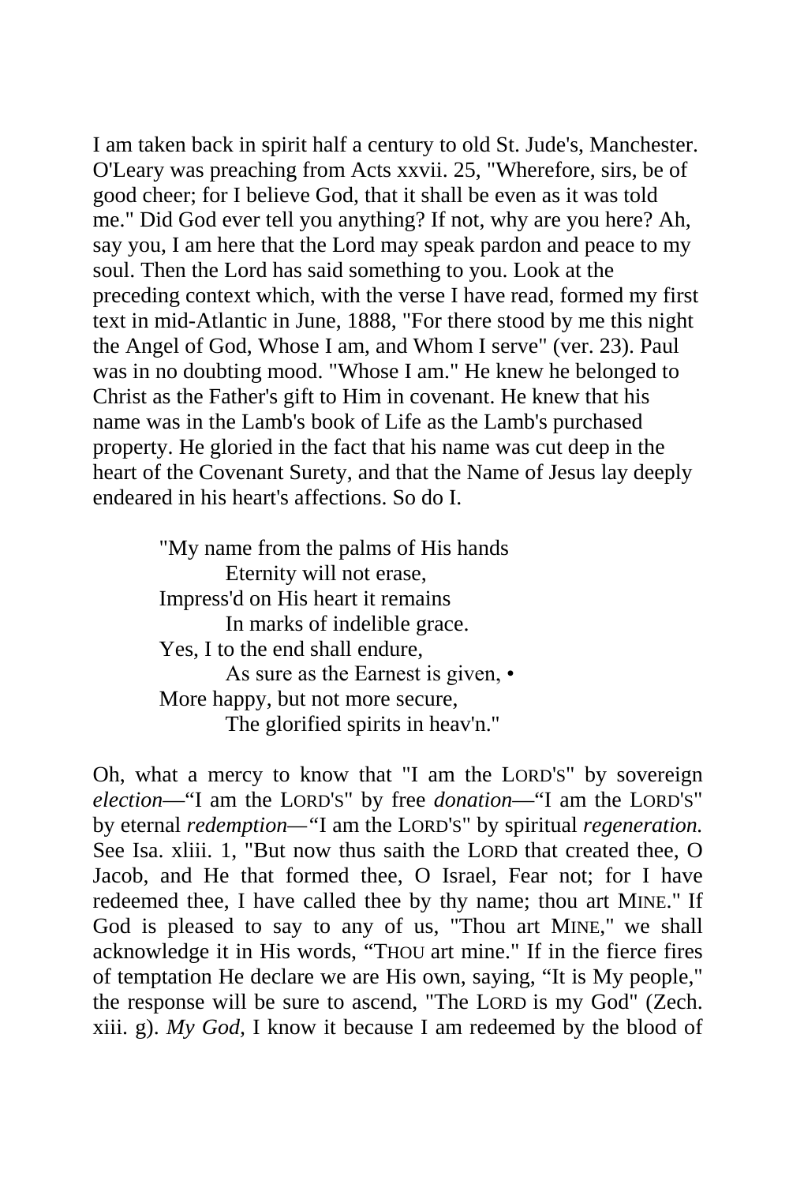I am taken back in spirit half a century to old St. Jude's, Manchester. O'Leary was preaching from Acts xxvii. 25, "Wherefore, sirs, be of good cheer; for I believe God, that it shall be even as it was told me." Did God ever tell you anything? If not, why are you here? Ah, say you, I am here that the Lord may speak pardon and peace to my soul. Then the Lord has said something to you. Look at the preceding context which, with the verse I have read, formed my first text in mid-Atlantic in June, 1888, "For there stood by me this night the Angel of God, Whose I am, and Whom I serve" (ver. 23). Paul was in no doubting mood. "Whose I am." He knew he belonged to Christ as the Father's gift to Him in covenant. He knew that his name was in the Lamb's book of Life as the Lamb's purchased property. He gloried in the fact that his name was cut deep in the heart of the Covenant Surety, and that the Name of Jesus lay deeply endeared in his heart's affections. So do I.

> "My name from the palms of His hands
> Eternity will not erase,
> Impress'd on His heart it remains
> In marks of indelible grace.
> Yes, I to the end shall endure,
> As sure as the Earnest is given, •
> More happy, but not more secure,
> The glorified spirits in heav'n."

Oh, what a mercy to know that "I am the LORD'S" by sovereign *election*—"I am the LORD'S" by free *donation*—"I am the LORD'S" by eternal *redemption*—"I am the LORD'S" by spiritual *regeneration.* See Isa. xliii. 1, "But now thus saith the LORD that created thee, O Jacob, and He that formed thee, O Israel, Fear not; for I have redeemed thee, I have called thee by thy name; thou art MINE." If God is pleased to say to any of us, "Thou art MINE," we shall acknowledge it in His words, "THOU art mine." If in the fierce fires of temptation He declare we are His own, saying, "It is My people," the response will be sure to ascend, "The LORD is my God" (Zech. xiii. g). *My God,* I know it because I am redeemed by the blood of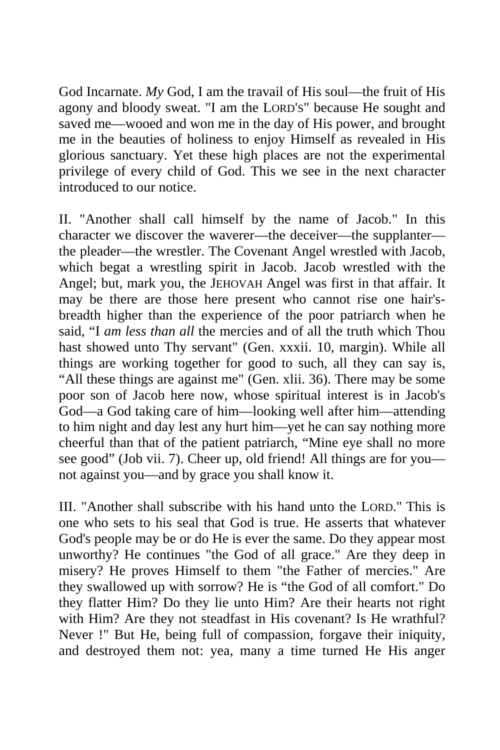God Incarnate. *My* God, I am the travail of His soul—the fruit of His agony and bloody sweat. "I am the LORD'S" because He sought and saved me—wooed and won me in the day of His power, and brought me in the beauties of holiness to enjoy Himself as revealed in His glorious sanctuary. Yet these high places are not the experimental privilege of every child of God. This we see in the next character introduced to our notice.

II. "Another shall call himself by the name of Jacob." In this character we discover the waverer—the deceiver—the supplanter—the pleader—the wrestler. The Covenant Angel wrestled with Jacob, which begat a wrestling spirit in Jacob. Jacob wrestled with the Angel; but, mark you, the JEHOVAH Angel was first in that affair. It may be there are those here present who cannot rise one hair's-breadth higher than the experience of the poor patriarch when he said, "I *am less than all* the mercies and of all the truth which Thou hast showed unto Thy servant" (Gen. xxxii. 10, margin). While all things are working together for good to such, all they can say is, "All these things are against me" (Gen. xlii. 36). There may be some poor son of Jacob here now, whose spiritual interest is in Jacob's God—a God taking care of him—looking well after him—attending to him night and day lest any hurt him—yet he can say nothing more cheerful than that of the patient patriarch, "Mine eye shall no more see good" (Job vii. 7). Cheer up, old friend! All things are for you—not against you—and by grace you shall know it.

III. "Another shall subscribe with his hand unto the LORD." This is one who sets to his seal that God is true. He asserts that whatever God's people may be or do He is ever the same. Do they appear most unworthy? He continues "the God of all grace." Are they deep in misery? He proves Himself to them "the Father of mercies." Are they swallowed up with sorrow? He is "the God of all comfort." Do they flatter Him? Do they lie unto Him? Are their hearts not right with Him? Are they not steadfast in His covenant? Is He wrathful? Never !" But He, being full of compassion, forgave their iniquity, and destroyed them not: yea, many a time turned He His anger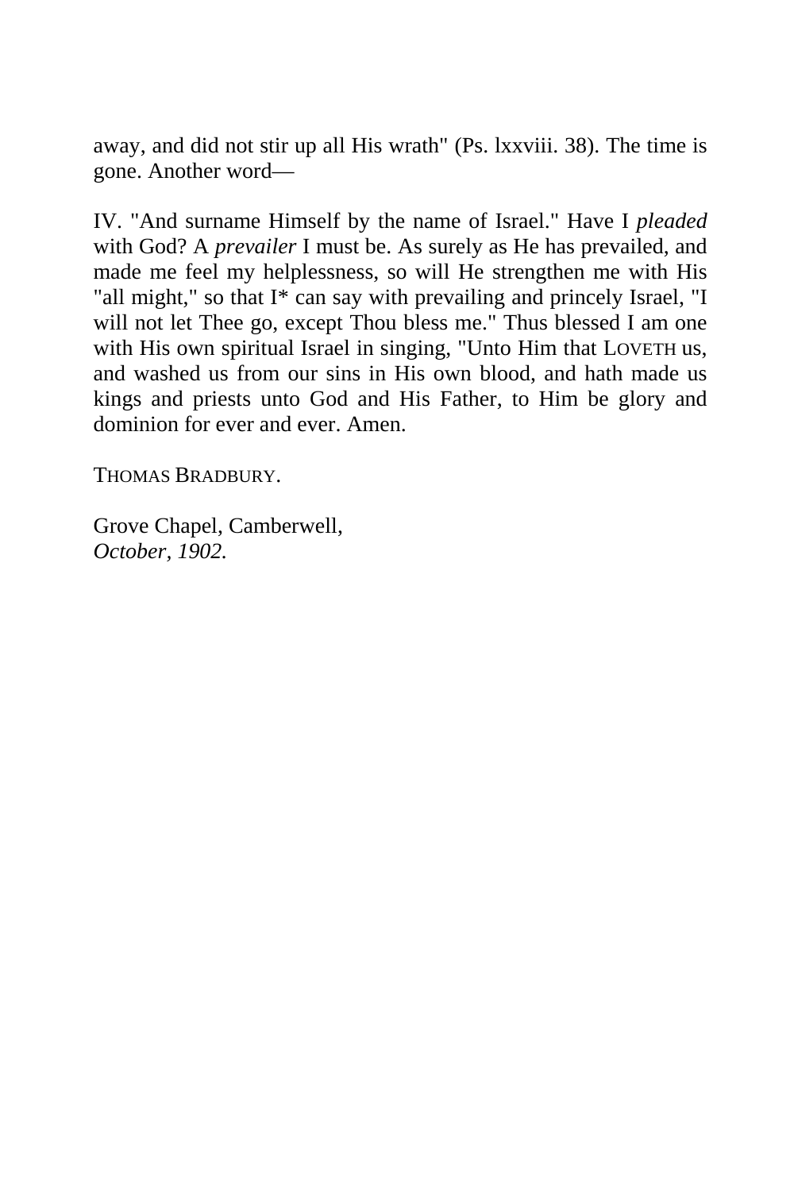away, and did not stir up all His wrath" (Ps. lxxviii. 38). The time is gone. Another word—

IV. "And surname Himself by the name of Israel." Have I *pleaded* with God? A *prevailer* I must be. As surely as He has prevailed, and made me feel my helplessness, so will He strengthen me with His "all might," so that I* can say with prevailing and princely Israel, "I will not let Thee go, except Thou bless me." Thus blessed I am one with His own spiritual Israel in singing, "Unto Him that LOVETH us, and washed us from our sins in His own blood, and hath made us kings and priests unto God and His Father, to Him be glory and dominion for ever and ever. Amen.

THOMAS BRADBURY.

Grove Chapel, Camberwell,
*October, 1902.*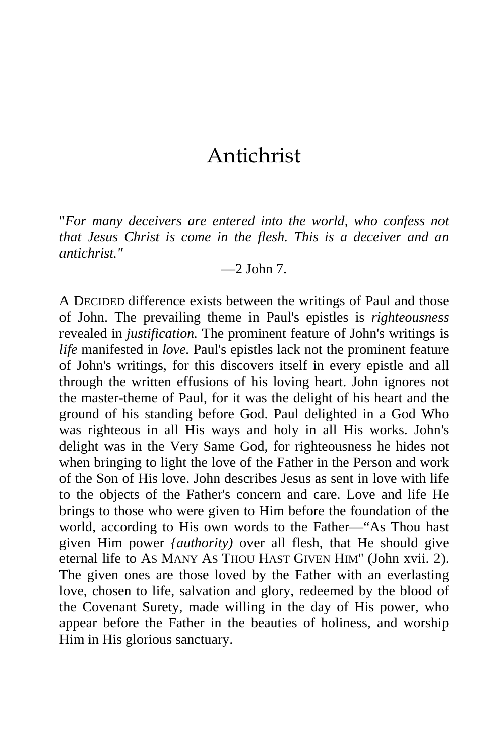# Antichrist

"*For many deceivers are entered into the world, who confess not that Jesus Christ is come in the flesh. This is a deceiver and an antichrist."*

—2 John 7.

A DECIDED difference exists between the writings of Paul and those of John. The prevailing theme in Paul's epistles is *righteousness* revealed in *justification.* The prominent feature of John's writings is *life* manifested in *love.* Paul's epistles lack not the prominent feature of John's writings, for this discovers itself in every epistle and all through the written effusions of his loving heart. John ignores not the master-theme of Paul, for it was the delight of his heart and the ground of his standing before God. Paul delighted in a God Who was righteous in all His ways and holy in all His works. John's delight was in the Very Same God, for righteousness he hides not when bringing to light the love of the Father in the Person and work of the Son of His love. John describes Jesus as sent in love with life to the objects of the Father's concern and care. Love and life He brings to those who were given to Him before the foundation of the world, according to His own words to the Father—"As Thou hast given Him power *{authority)* over all flesh, that He should give eternal life to AS MANY AS THOU HAST GIVEN HIM" (John xvii. 2). The given ones are those loved by the Father with an everlasting love, chosen to life, salvation and glory, redeemed by the blood of the Covenant Surety, made willing in the day of His power, who appear before the Father in the beauties of holiness, and worship Him in His glorious sanctuary.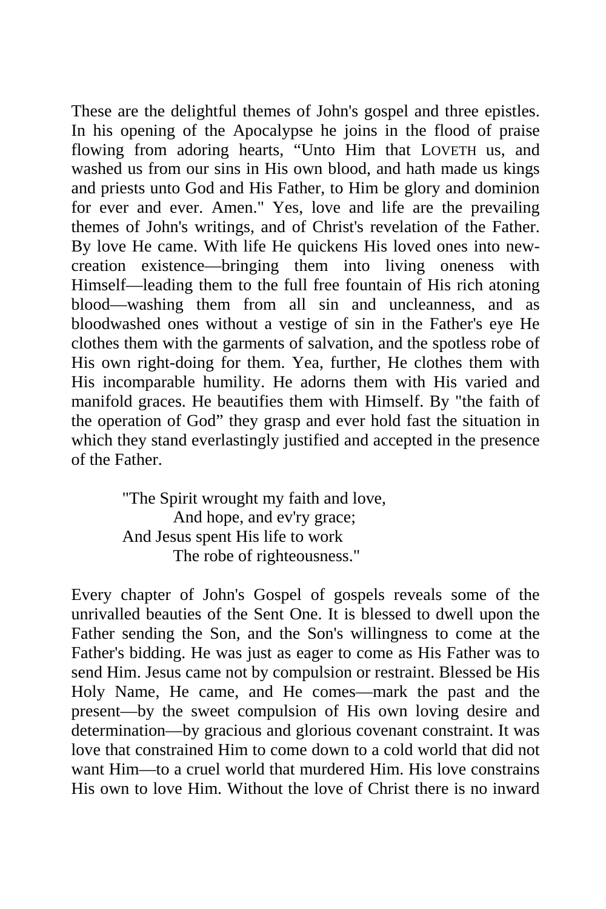These are the delightful themes of John's gospel and three epistles. In his opening of the Apocalypse he joins in the flood of praise flowing from adoring hearts, “Unto Him that LOVETH us, and washed us from our sins in His own blood, and hath made us kings and priests unto God and His Father, to Him be glory and dominion for ever and ever. Amen." Yes, love and life are the prevailing themes of John's writings, and of Christ's revelation of the Father. By love He came. With life He quickens His loved ones into new-creation existence—bringing them into living oneness with Himself—leading them to the full free fountain of His rich atoning blood—washing them from all sin and uncleanness, and as bloodwashed ones without a vestige of sin in the Father's eye He clothes them with the garments of salvation, and the spotless robe of His own right-doing for them. Yea, further, He clothes them with His incomparable humility. He adorns them with His varied and manifold graces. He beautifies them with Himself. By "the faith of the operation of God” they grasp and ever hold fast the situation in which they stand everlastingly justified and accepted in the presence of the Father.

> "The Spirit wrought my faith and love,
> And hope, and ev'ry grace;
> And Jesus spent His life to work
> The robe of righteousness."

Every chapter of John's Gospel of gospels reveals some of the unrivalled beauties of the Sent One. It is blessed to dwell upon the Father sending the Son, and the Son's willingness to come at the Father's bidding. He was just as eager to come as His Father was to send Him. Jesus came not by compulsion or restraint. Blessed be His Holy Name, He came, and He comes—mark the past and the present—by the sweet compulsion of His own loving desire and determination—by gracious and glorious covenant constraint. It was love that constrained Him to come down to a cold world that did not want Him—to a cruel world that murdered Him. His love constrains His own to love Him. Without the love of Christ there is no inward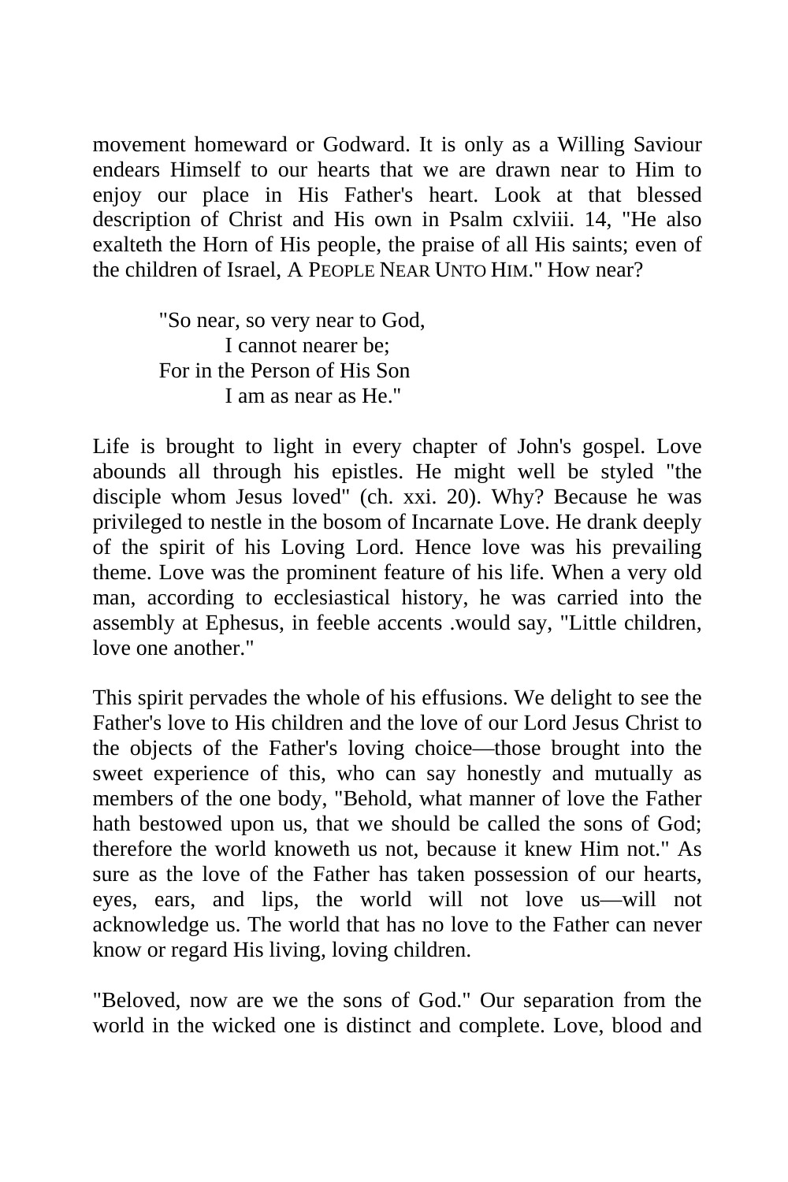movement homeward or Godward. It is only as a Willing Saviour endears Himself to our hearts that we are drawn near to Him to enjoy our place in His Father's heart. Look at that blessed description of Christ and His own in Psalm cxlviii. 14, "He also exalteth the Horn of His people, the praise of all His saints; even of the children of Israel, A PEOPLE NEAR UNTO HIM." How near?

> "So near, so very near to God,
> I cannot nearer be;
> For in the Person of His Son
> I am as near as He."

Life is brought to light in every chapter of John's gospel. Love abounds all through his epistles. He might well be styled "the disciple whom Jesus loved" (ch. xxi. 20). Why? Because he was privileged to nestle in the bosom of Incarnate Love. He drank deeply of the spirit of his Loving Lord. Hence love was his prevailing theme. Love was the prominent feature of his life. When a very old man, according to ecclesiastical history, he was carried into the assembly at Ephesus, in feeble accents .would say, "Little children, love one another."

This spirit pervades the whole of his effusions. We delight to see the Father's love to His children and the love of our Lord Jesus Christ to the objects of the Father's loving choice—those brought into the sweet experience of this, who can say honestly and mutually as members of the one body, "Behold, what manner of love the Father hath bestowed upon us, that we should be called the sons of God; therefore the world knoweth us not, because it knew Him not." As sure as the love of the Father has taken possession of our hearts, eyes, ears, and lips, the world will not love us—will not acknowledge us. The world that has no love to the Father can never know or regard His living, loving children.

"Beloved, now are we the sons of God." Our separation from the world in the wicked one is distinct and complete. Love, blood and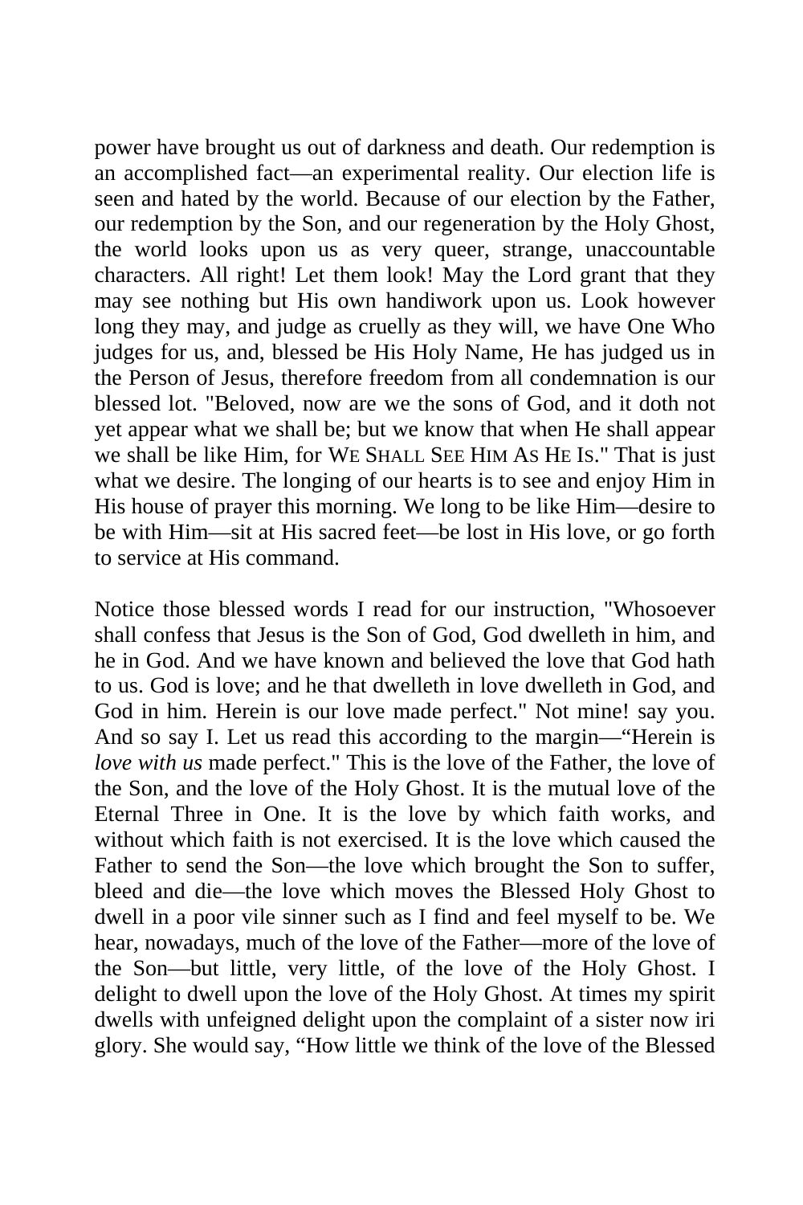power have brought us out of darkness and death. Our redemption is an accomplished fact—an experimental reality. Our election life is seen and hated by the world. Because of our election by the Father, our redemption by the Son, and our regeneration by the Holy Ghost, the world looks upon us as very queer, strange, unaccountable characters. All right! Let them look! May the Lord grant that they may see nothing but His own handiwork upon us. Look however long they may, and judge as cruelly as they will, we have One Who judges for us, and, blessed be His Holy Name, He has judged us in the Person of Jesus, therefore freedom from all condemnation is our blessed lot. "Beloved, now are we the sons of God, and it doth not yet appear what we shall be; but we know that when He shall appear we shall be like Him, for WE SHALL SEE HIM AS HE IS." That is just what we desire. The longing of our hearts is to see and enjoy Him in His house of prayer this morning. We long to be like Him—desire to be with Him—sit at His sacred feet—be lost in His love, or go forth to service at His command.

Notice those blessed words I read for our instruction, "Whosoever shall confess that Jesus is the Son of God, God dwelleth in him, and he in God. And we have known and believed the love that God hath to us. God is love; and he that dwelleth in love dwelleth in God, and God in him. Herein is our love made perfect." Not mine! say you. And so say I. Let us read this according to the margin—"Herein is *love with us* made perfect." This is the love of the Father, the love of the Son, and the love of the Holy Ghost. It is the mutual love of the Eternal Three in One. It is the love by which faith works, and without which faith is not exercised. It is the love which caused the Father to send the Son—the love which brought the Son to suffer, bleed and die—the love which moves the Blessed Holy Ghost to dwell in a poor vile sinner such as I find and feel myself to be. We hear, nowadays, much of the love of the Father—more of the love of the Son—but little, very little, of the love of the Holy Ghost. I delight to dwell upon the love of the Holy Ghost. At times my spirit dwells with unfeigned delight upon the complaint of a sister now iri glory. She would say, "How little we think of the love of the Blessed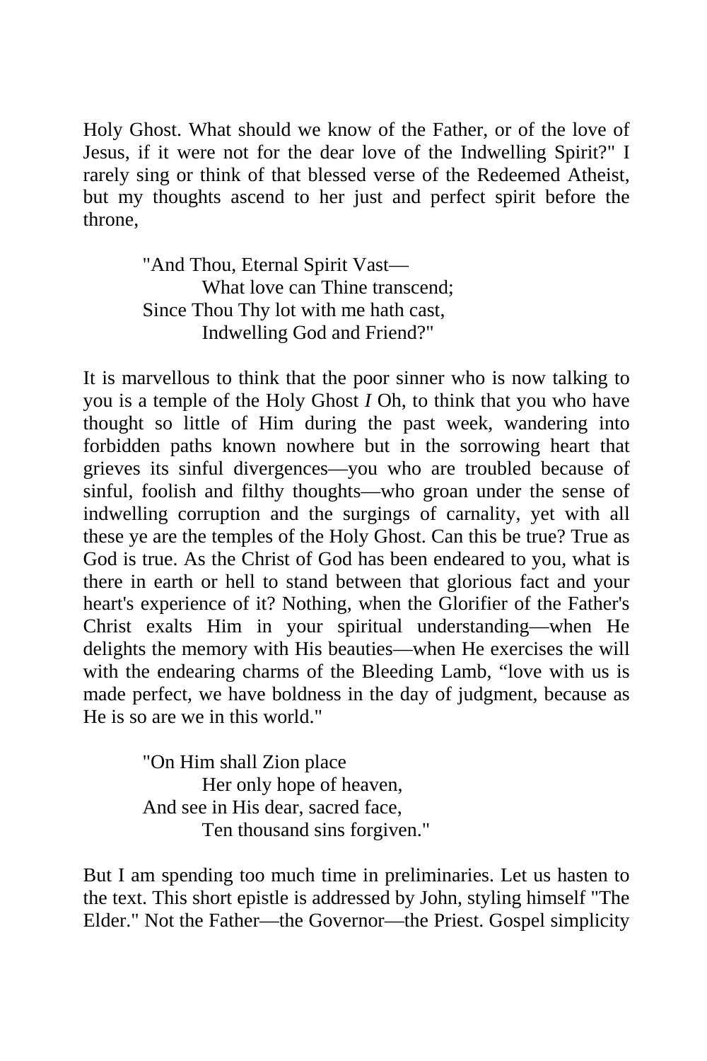Holy Ghost. What should we know of the Father, or of the love of Jesus, if it were not for the dear love of the Indwelling Spirit?" I rarely sing or think of that blessed verse of the Redeemed Atheist, but my thoughts ascend to her just and perfect spirit before the throne,

> "And Thou, Eternal Spirit Vast—
> What love can Thine transcend;
> Since Thou Thy lot with me hath cast,
> Indwelling God and Friend?"

It is marvellous to think that the poor sinner who is now talking to you is a temple of the Holy Ghost *I* Oh, to think that you who have thought so little of Him during the past week, wandering into forbidden paths known nowhere but in the sorrowing heart that grieves its sinful divergences—you who are troubled because of sinful, foolish and filthy thoughts—who groan under the sense of indwelling corruption and the surgings of carnality, yet with all these ye are the temples of the Holy Ghost. Can this be true? True as God is true. As the Christ of God has been endeared to you, what is there in earth or hell to stand between that glorious fact and your heart's experience of it? Nothing, when the Glorifier of the Father's Christ exalts Him in your spiritual understanding—when He delights the memory with His beauties—when He exercises the will with the endearing charms of the Bleeding Lamb, "love with us is made perfect, we have boldness in the day of judgment, because as He is so are we in this world."

> "On Him shall Zion place
> Her only hope of heaven,
> And see in His dear, sacred face,
> Ten thousand sins forgiven."

But I am spending too much time in preliminaries. Let us hasten to the text. This short epistle is addressed by John, styling himself "The Elder." Not the Father—the Governor—the Priest. Gospel simplicity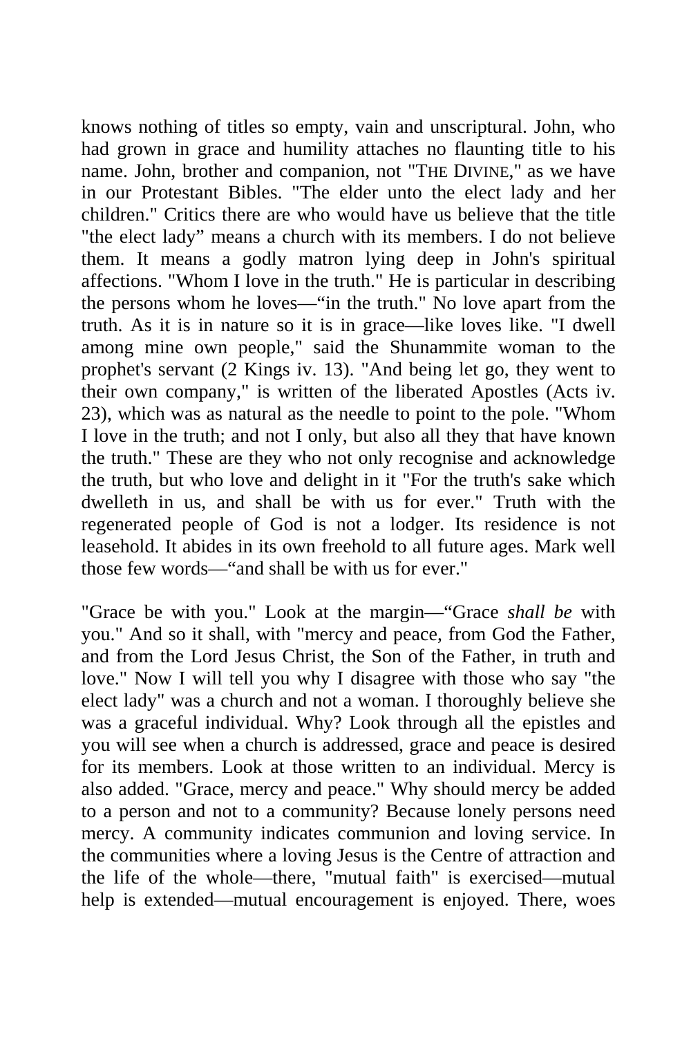knows nothing of titles so empty, vain and unscriptural. John, who had grown in grace and humility attaches no flaunting title to his name. John, brother and companion, not "THE DIVINE," as we have in our Protestant Bibles. "The elder unto the elect lady and her children." Critics there are who would have us believe that the title "the elect lady" means a church with its members. I do not believe them. It means a godly matron lying deep in John's spiritual affections. "Whom I love in the truth." He is particular in describing the persons whom he loves—"in the truth." No love apart from the truth. As it is in nature so it is in grace—like loves like. "I dwell among mine own people," said the Shunammite woman to the prophet's servant (2 Kings iv. 13). "And being let go, they went to their own company," is written of the liberated Apostles (Acts iv. 23), which was as natural as the needle to point to the pole. "Whom I love in the truth; and not I only, but also all they that have known the truth." These are they who not only recognise and acknowledge the truth, but who love and delight in it "For the truth's sake which dwelleth in us, and shall be with us for ever." Truth with the regenerated people of God is not a lodger. Its residence is not leasehold. It abides in its own freehold to all future ages. Mark well those few words—"and shall be with us for ever."

"Grace be with you." Look at the margin—"Grace *shall be* with you." And so it shall, with "mercy and peace, from God the Father, and from the Lord Jesus Christ, the Son of the Father, in truth and love." Now I will tell you why I disagree with those who say "the elect lady" was a church and not a woman. I thoroughly believe she was a graceful individual. Why? Look through all the epistles and you will see when a church is addressed, grace and peace is desired for its members. Look at those written to an individual. Mercy is also added. "Grace, mercy and peace." Why should mercy be added to a person and not to a community? Because lonely persons need mercy. A community indicates communion and loving service. In the communities where a loving Jesus is the Centre of attraction and the life of the whole—there, "mutual faith" is exercised—mutual help is extended—mutual encouragement is enjoyed. There, woes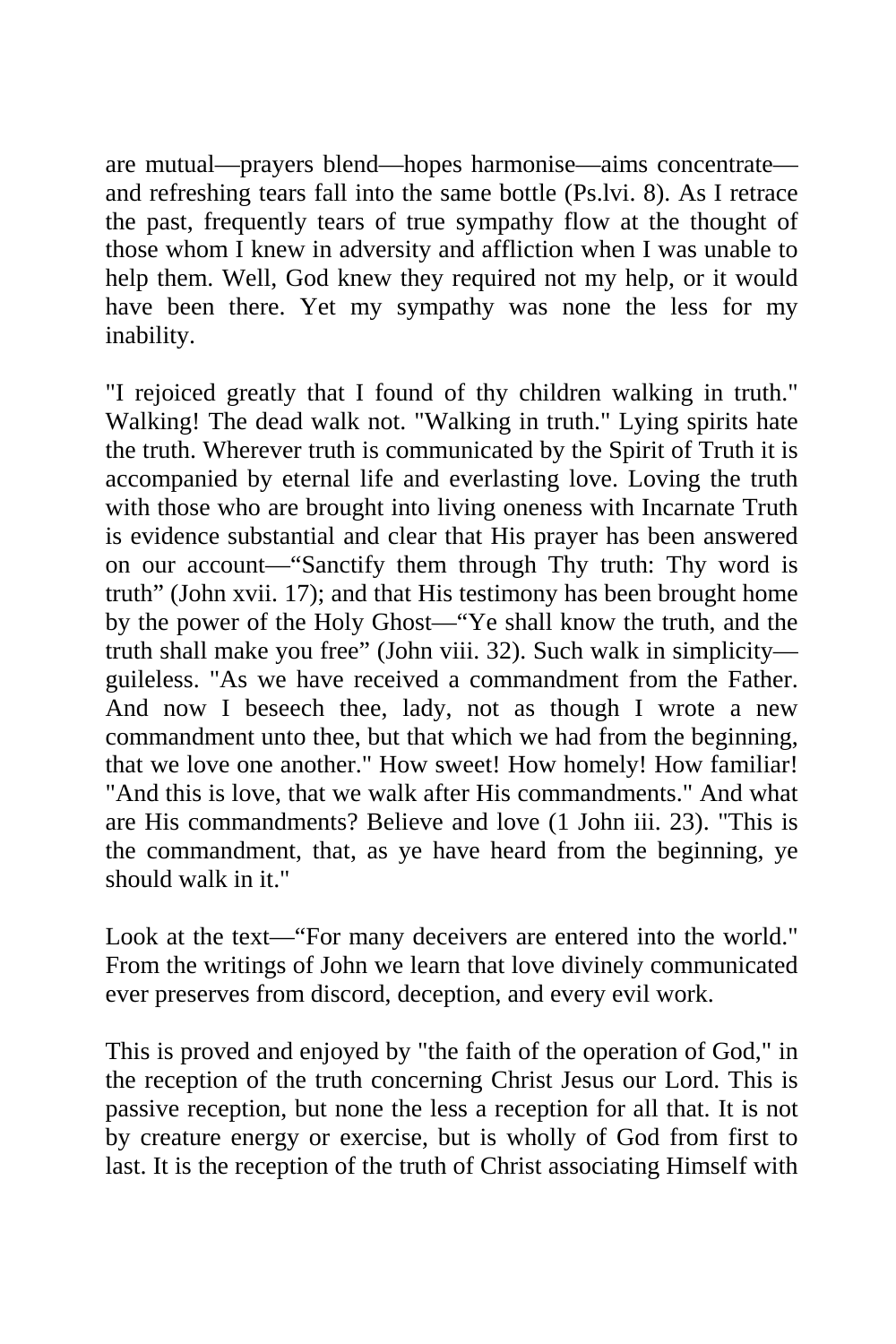are mutual—prayers blend—hopes harmonise—aims concentrate—and refreshing tears fall into the same bottle (Ps.lvi. 8). As I retrace the past, frequently tears of true sympathy flow at the thought of those whom I knew in adversity and affliction when I was unable to help them. Well, God knew they required not my help, or it would have been there. Yet my sympathy was none the less for my inability.

"I rejoiced greatly that I found of thy children walking in truth." Walking! The dead walk not. "Walking in truth." Lying spirits hate the truth. Wherever truth is communicated by the Spirit of Truth it is accompanied by eternal life and everlasting love. Loving the truth with those who are brought into living oneness with Incarnate Truth is evidence substantial and clear that His prayer has been answered on our account—"Sanctify them through Thy truth: Thy word is truth" (John xvii. 17); and that His testimony has been brought home by the power of the Holy Ghost—"Ye shall know the truth, and the truth shall make you free" (John viii. 32). Such walk in simplicity—guileless. "As we have received a commandment from the Father. And now I beseech thee, lady, not as though I wrote a new commandment unto thee, but that which we had from the beginning, that we love one another." How sweet! How homely! How familiar! "And this is love, that we walk after His commandments." And what are His commandments? Believe and love (1 John iii. 23). "This is the commandment, that, as ye have heard from the beginning, ye should walk in it."

Look at the text—"For many deceivers are entered into the world." From the writings of John we learn that love divinely communicated ever preserves from discord, deception, and every evil work.

This is proved and enjoyed by "the faith of the operation of God," in the reception of the truth concerning Christ Jesus our Lord. This is passive reception, but none the less a reception for all that. It is not by creature energy or exercise, but is wholly of God from first to last. It is the reception of the truth of Christ associating Himself with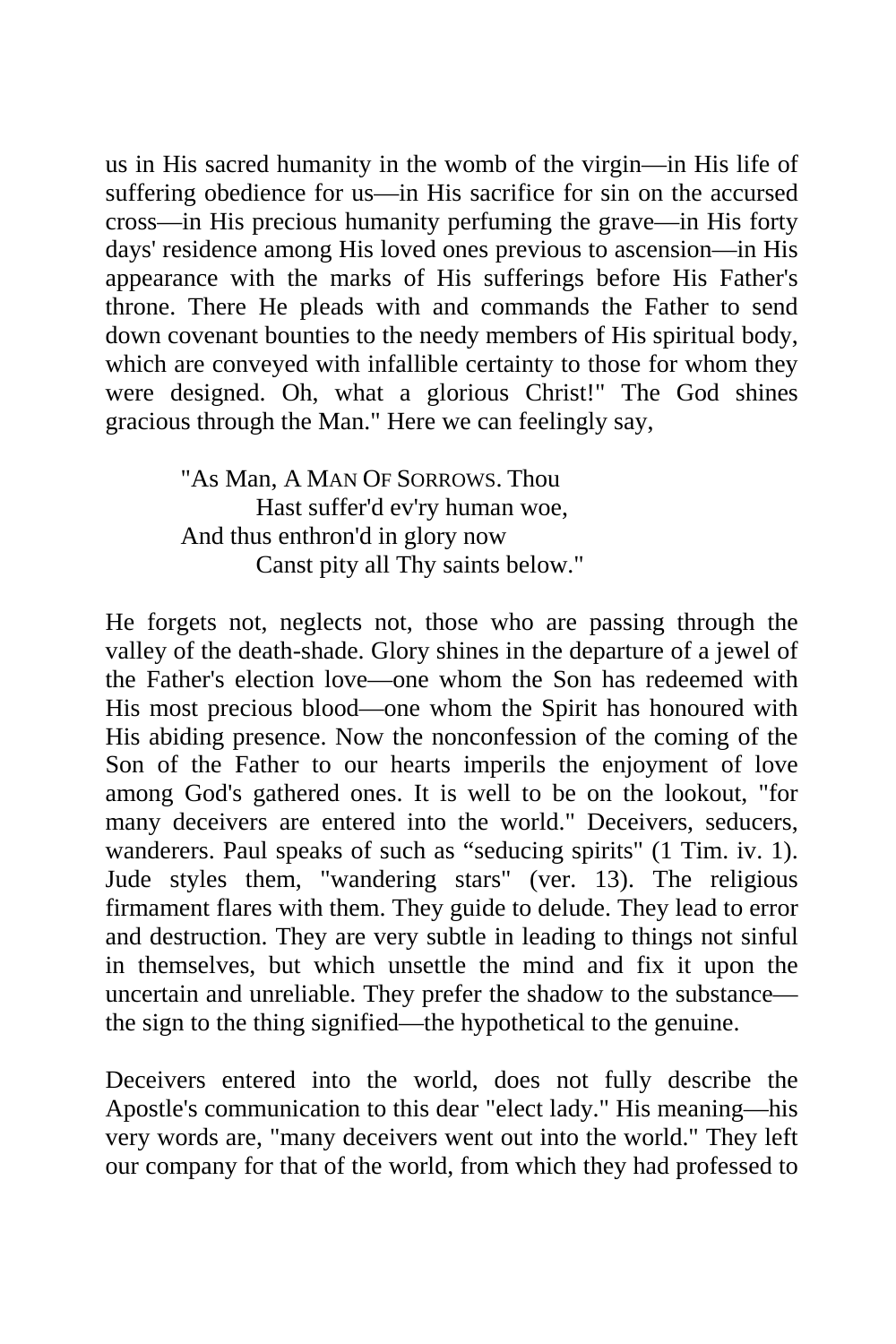us in His sacred humanity in the womb of the virgin—in His life of suffering obedience for us—in His sacrifice for sin on the accursed cross—in His precious humanity perfuming the grave—in His forty days' residence among His loved ones previous to ascension—in His appearance with the marks of His sufferings before His Father's throne. There He pleads with and commands the Father to send down covenant bounties to the needy members of His spiritual body, which are conveyed with infallible certainty to those for whom they were designed. Oh, what a glorious Christ!" The God shines gracious through the Man." Here we can feelingly say,

> "As Man, A Man Of Sorrows. Thou
> Hast suffer'd ev'ry human woe,
> And thus enthron'd in glory now
> Canst pity all Thy saints below."

He forgets not, neglects not, those who are passing through the valley of the death-shade. Glory shines in the departure of a jewel of the Father's election love—one whom the Son has redeemed with His most precious blood—one whom the Spirit has honoured with His abiding presence. Now the nonconfession of the coming of the Son of the Father to our hearts imperils the enjoyment of love among God's gathered ones. It is well to be on the lookout, "for many deceivers are entered into the world." Deceivers, seducers, wanderers. Paul speaks of such as "seducing spirits" (1 Tim. iv. 1). Jude styles them, "wandering stars" (ver. 13). The religious firmament flares with them. They guide to delude. They lead to error and destruction. They are very subtle in leading to things not sinful in themselves, but which unsettle the mind and fix it upon the uncertain and unreliable. They prefer the shadow to the substance—the sign to the thing signified—the hypothetical to the genuine.

Deceivers entered into the world, does not fully describe the Apostle's communication to this dear "elect lady." His meaning—his very words are, "many deceivers went out into the world." They left our company for that of the world, from which they had professed to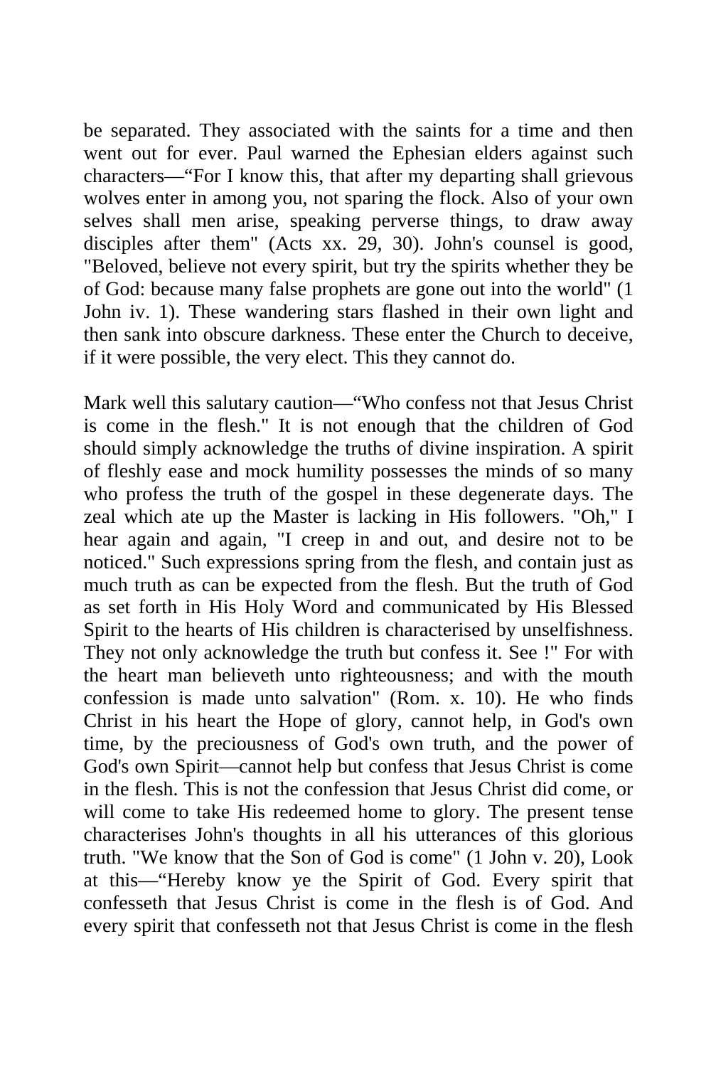be separated. They associated with the saints for a time and then went out for ever. Paul warned the Ephesian elders against such characters—“For I know this, that after my departing shall grievous wolves enter in among you, not sparing the flock. Also of your own selves shall men arise, speaking perverse things, to draw away disciples after them" (Acts xx. 29, 30). John's counsel is good, "Beloved, believe not every spirit, but try the spirits whether they be of God: because many false prophets are gone out into the world" (1 John iv. 1). These wandering stars flashed in their own light and then sank into obscure darkness. These enter the Church to deceive, if it were possible, the very elect. This they cannot do.

Mark well this salutary caution—“Who confess not that Jesus Christ is come in the flesh." It is not enough that the children of God should simply acknowledge the truths of divine inspiration. A spirit of fleshly ease and mock humility possesses the minds of so many who profess the truth of the gospel in these degenerate days. The zeal which ate up the Master is lacking in His followers. "Oh," I hear again and again, "I creep in and out, and desire not to be noticed." Such expressions spring from the flesh, and contain just as much truth as can be expected from the flesh. But the truth of God as set forth in His Holy Word and communicated by His Blessed Spirit to the hearts of His children is characterised by unselfishness. They not only acknowledge the truth but confess it. See !" For with the heart man believeth unto righteousness; and with the mouth confession is made unto salvation" (Rom. x. 10). He who finds Christ in his heart the Hope of glory, cannot help, in God's own time, by the preciousness of God's own truth, and the power of God's own Spirit—cannot help but confess that Jesus Christ is come in the flesh. This is not the confession that Jesus Christ did come, or will come to take His redeemed home to glory. The present tense characterises John's thoughts in all his utterances of this glorious truth. "We know that the Son of God is come" (1 John v. 20), Look at this—“Hereby know ye the Spirit of God. Every spirit that confesseth that Jesus Christ is come in the flesh is of God. And every spirit that confesseth not that Jesus Christ is come in the flesh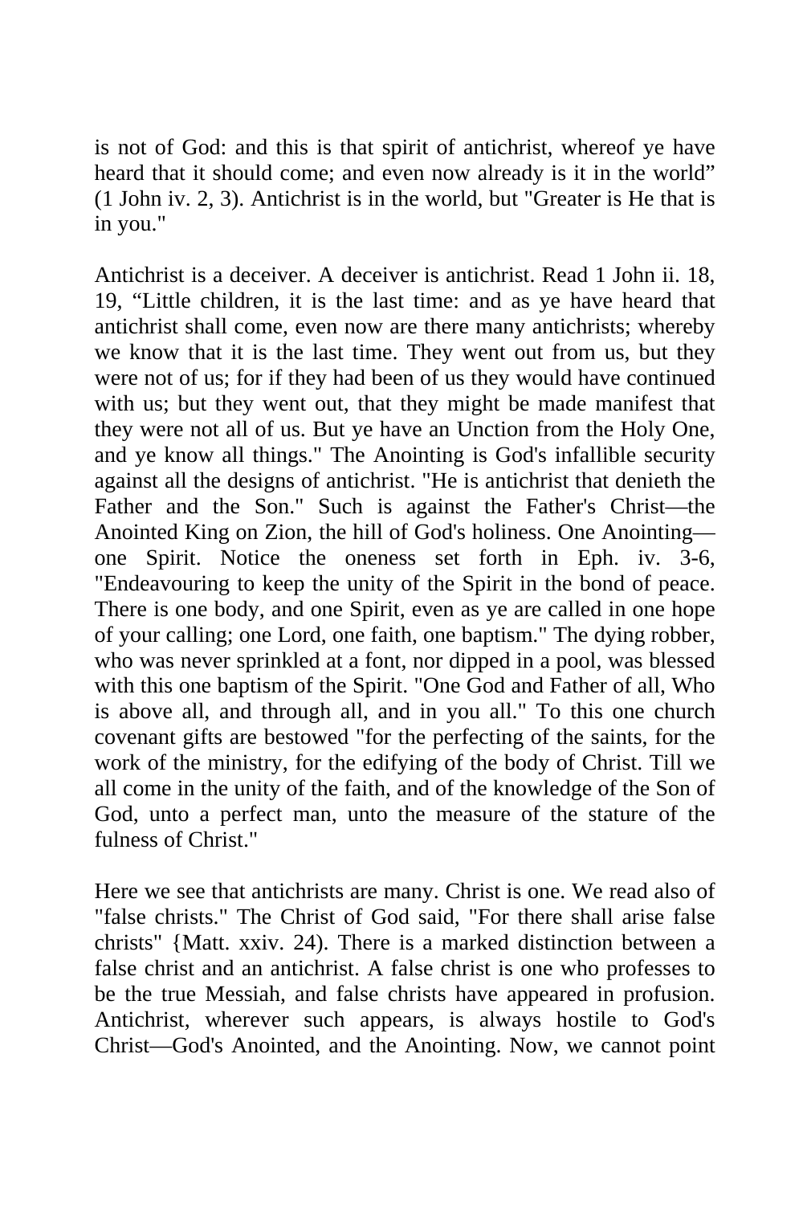is not of God: and this is that spirit of antichrist, whereof ye have heard that it should come; and even now already is it in the world" (1 John iv. 2, 3). Antichrist is in the world, but "Greater is He that is in you."

Antichrist is a deceiver. A deceiver is antichrist. Read 1 John ii. 18, 19, "Little children, it is the last time: and as ye have heard that antichrist shall come, even now are there many antichrists; whereby we know that it is the last time. They went out from us, but they were not of us; for if they had been of us they would have continued with us; but they went out, that they might be made manifest that they were not all of us. But ye have an Unction from the Holy One, and ye know all things." The Anointing is God's infallible security against all the designs of antichrist. "He is antichrist that denieth the Father and the Son." Such is against the Father's Christ—the Anointed King on Zion, the hill of God's holiness. One Anointing—one Spirit. Notice the oneness set forth in Eph. iv. 3-6, "Endeavouring to keep the unity of the Spirit in the bond of peace. There is one body, and one Spirit, even as ye are called in one hope of your calling; one Lord, one faith, one baptism." The dying robber, who was never sprinkled at a font, nor dipped in a pool, was blessed with this one baptism of the Spirit. "One God and Father of all, Who is above all, and through all, and in you all." To this one church covenant gifts are bestowed "for the perfecting of the saints, for the work of the ministry, for the edifying of the body of Christ. Till we all come in the unity of the faith, and of the knowledge of the Son of God, unto a perfect man, unto the measure of the stature of the fulness of Christ."

Here we see that antichrists are many. Christ is one. We read also of "false christs." The Christ of God said, "For there shall arise false christs" {Matt. xxiv. 24). There is a marked distinction between a false christ and an antichrist. A false christ is one who professes to be the true Messiah, and false christs have appeared in profusion. Antichrist, wherever such appears, is always hostile to God's Christ—God's Anointed, and the Anointing. Now, we cannot point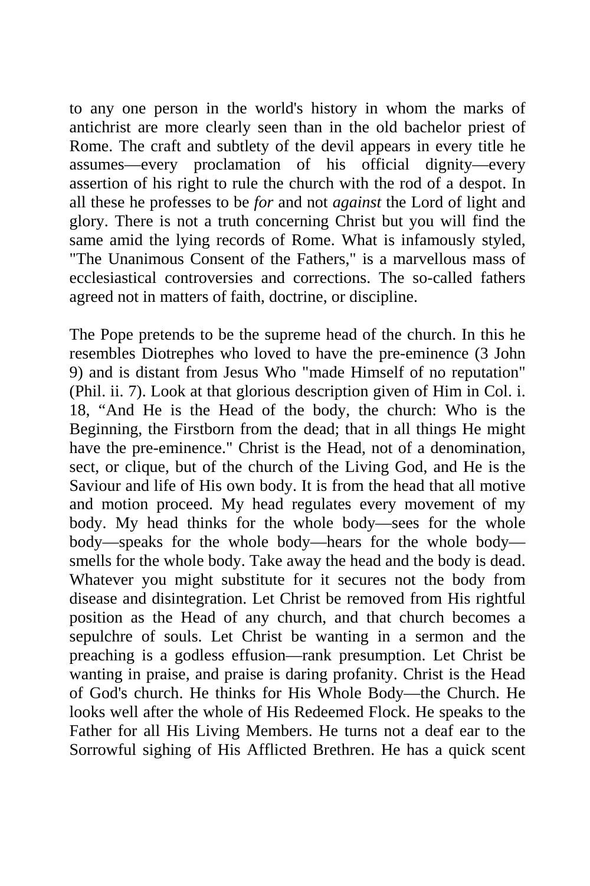to any one person in the world's history in whom the marks of antichrist are more clearly seen than in the old bachelor priest of Rome. The craft and subtlety of the devil appears in every title he assumes—every proclamation of his official dignity—every assertion of his right to rule the church with the rod of a despot. In all these he professes to be *for* and not *against* the Lord of light and glory. There is not a truth concerning Christ but you will find the same amid the lying records of Rome. What is infamously styled, "The Unanimous Consent of the Fathers," is a marvellous mass of ecclesiastical controversies and corrections. The so-called fathers agreed not in matters of faith, doctrine, or discipline.

The Pope pretends to be the supreme head of the church. In this he resembles Diotrephes who loved to have the pre-eminence (3 John 9) and is distant from Jesus Who "made Himself of no reputation" (Phil. ii. 7). Look at that glorious description given of Him in Col. i. 18, "And He is the Head of the body, the church: Who is the Beginning, the Firstborn from the dead; that in all things He might have the pre-eminence." Christ is the Head, not of a denomination, sect, or clique, but of the church of the Living God, and He is the Saviour and life of His own body. It is from the head that all motive and motion proceed. My head regulates every movement of my body. My head thinks for the whole body—sees for the whole body—speaks for the whole body—hears for the whole body—smells for the whole body. Take away the head and the body is dead. Whatever you might substitute for it secures not the body from disease and disintegration. Let Christ be removed from His rightful position as the Head of any church, and that church becomes a sepulchre of souls. Let Christ be wanting in a sermon and the preaching is a godless effusion—rank presumption. Let Christ be wanting in praise, and praise is daring profanity. Christ is the Head of God's church. He thinks for His Whole Body—the Church. He looks well after the whole of His Redeemed Flock. He speaks to the Father for all His Living Members. He turns not a deaf ear to the Sorrowful sighing of His Afflicted Brethren. He has a quick scent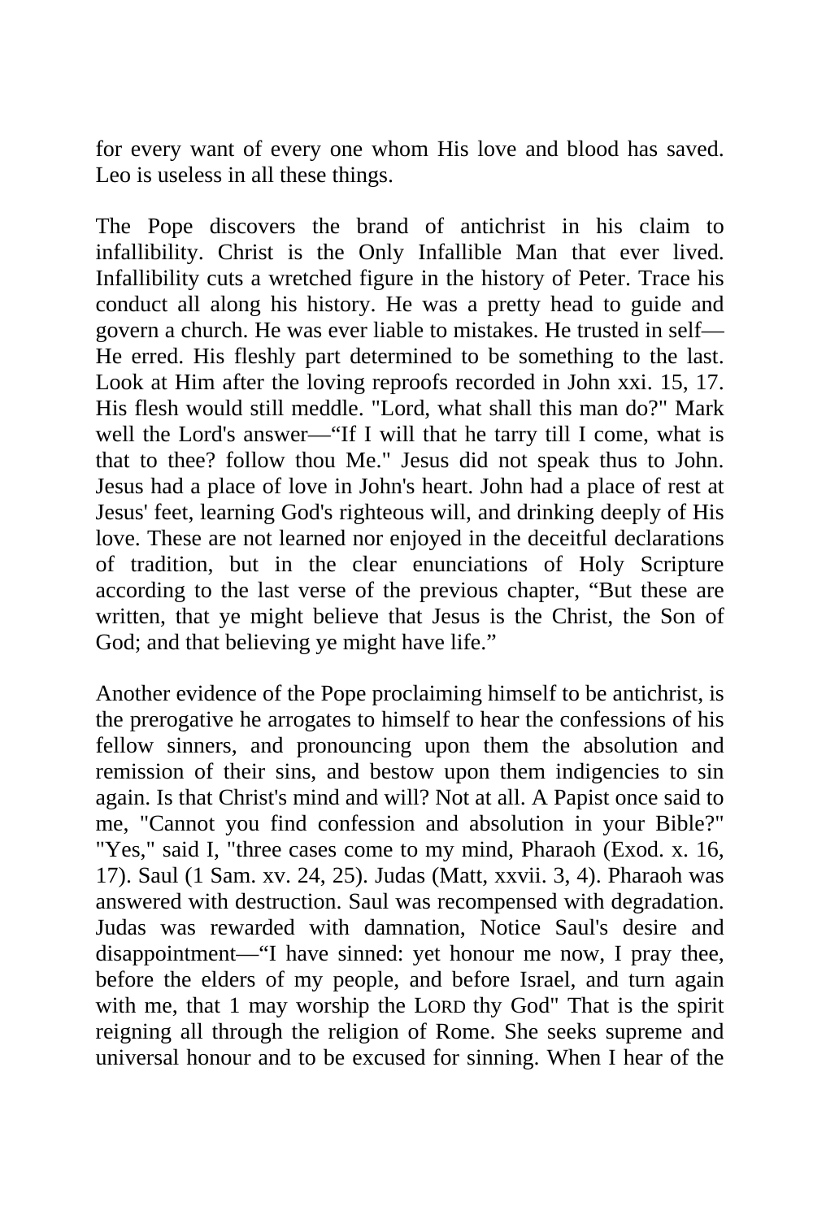for every want of every one whom His love and blood has saved. Leo is useless in all these things.

The Pope discovers the brand of antichrist in his claim to infallibility. Christ is the Only Infallible Man that ever lived. Infallibility cuts a wretched figure in the history of Peter. Trace his conduct all along his history. He was a pretty head to guide and govern a church. He was ever liable to mistakes. He trusted in self—He erred. His fleshly part determined to be something to the last. Look at Him after the loving reproofs recorded in John xxi. 15, 17. His flesh would still meddle. "Lord, what shall this man do?" Mark well the Lord's answer—"If I will that he tarry till I come, what is that to thee? follow thou Me." Jesus did not speak thus to John. Jesus had a place of love in John's heart. John had a place of rest at Jesus' feet, learning God's righteous will, and drinking deeply of His love. These are not learned nor enjoyed in the deceitful declarations of tradition, but in the clear enunciations of Holy Scripture according to the last verse of the previous chapter, "But these are written, that ye might believe that Jesus is the Christ, the Son of God; and that believing ye might have life."

Another evidence of the Pope proclaiming himself to be antichrist, is the prerogative he arrogates to himself to hear the confessions of his fellow sinners, and pronouncing upon them the absolution and remission of their sins, and bestow upon them indigencies to sin again. Is that Christ's mind and will? Not at all. A Papist once said to me, "Cannot you find confession and absolution in your Bible?" "Yes," said I, "three cases come to my mind, Pharaoh (Exod. x. 16, 17). Saul (1 Sam. xv. 24, 25). Judas (Matt, xxvii. 3, 4). Pharaoh was answered with destruction. Saul was recompensed with degradation. Judas was rewarded with damnation, Notice Saul's desire and disappointment—"I have sinned: yet honour me now, I pray thee, before the elders of my people, and before Israel, and turn again with me, that 1 may worship the LORD thy God" That is the spirit reigning all through the religion of Rome. She seeks supreme and universal honour and to be excused for sinning. When I hear of the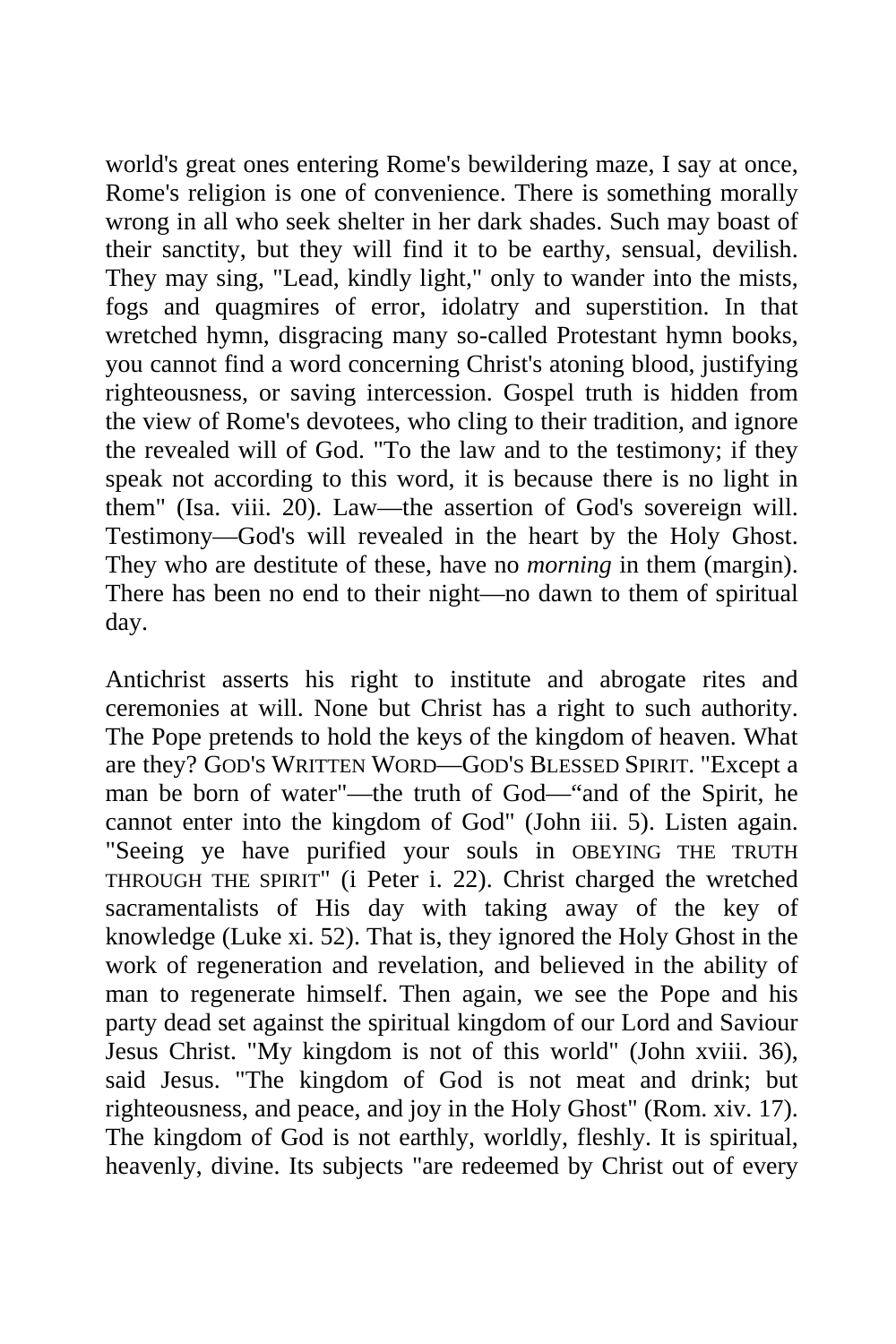world's great ones entering Rome's bewildering maze, I say at once, Rome's religion is one of convenience. There is something morally wrong in all who seek shelter in her dark shades. Such may boast of their sanctity, but they will find it to be earthy, sensual, devilish. They may sing, "Lead, kindly light," only to wander into the mists, fogs and quagmires of error, idolatry and superstition. In that wretched hymn, disgracing many so-called Protestant hymn books, you cannot find a word concerning Christ's atoning blood, justifying righteousness, or saving intercession. Gospel truth is hidden from the view of Rome's devotees, who cling to their tradition, and ignore the revealed will of God. "To the law and to the testimony; if they speak not according to this word, it is because there is no light in them" (Isa. viii. 20). Law—the assertion of God's sovereign will. Testimony—God's will revealed in the heart by the Holy Ghost. They who are destitute of these, have no *morning* in them (margin). There has been no end to their night—no dawn to them of spiritual day.

Antichrist asserts his right to institute and abrogate rites and ceremonies at will. None but Christ has a right to such authority. The Pope pretends to hold the keys of the kingdom of heaven. What are they? GOD'S WRITTEN WORD—GOD'S BLESSED SPIRIT. "Except a man be born of water"—the truth of God—"and of the Spirit, he cannot enter into the kingdom of God" (John iii. 5). Listen again. "Seeing ye have purified your souls in OBEYING THE TRUTH THROUGH THE SPIRIT" (i Peter i. 22). Christ charged the wretched sacramentalists of His day with taking away of the key of knowledge (Luke xi. 52). That is, they ignored the Holy Ghost in the work of regeneration and revelation, and believed in the ability of man to regenerate himself. Then again, we see the Pope and his party dead set against the spiritual kingdom of our Lord and Saviour Jesus Christ. "My kingdom is not of this world" (John xviii. 36), said Jesus. "The kingdom of God is not meat and drink; but righteousness, and peace, and joy in the Holy Ghost" (Rom. xiv. 17). The kingdom of God is not earthly, worldly, fleshly. It is spiritual, heavenly, divine. Its subjects "are redeemed by Christ out of every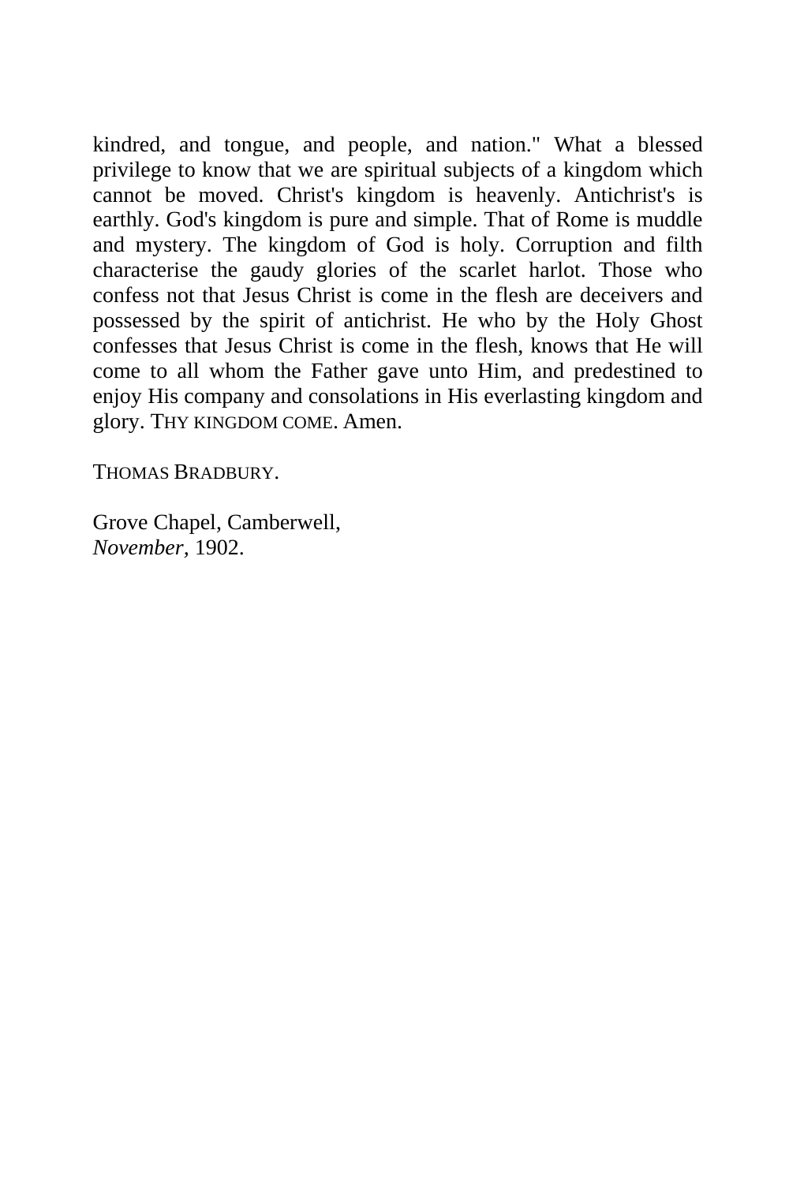kindred, and tongue, and people, and nation." What a blessed privilege to know that we are spiritual subjects of a kingdom which cannot be moved. Christ's kingdom is heavenly. Antichrist's is earthly. God's kingdom is pure and simple. That of Rome is muddle and mystery. The kingdom of God is holy. Corruption and filth characterise the gaudy glories of the scarlet harlot. Those who confess not that Jesus Christ is come in the flesh are deceivers and possessed by the spirit of antichrist. He who by the Holy Ghost confesses that Jesus Christ is come in the flesh, knows that He will come to all whom the Father gave unto Him, and predestined to enjoy His company and consolations in His everlasting kingdom and glory. THY KINGDOM COME. Amen.

THOMAS BRADBURY.

Grove Chapel, Camberwell,
*November,* 1902.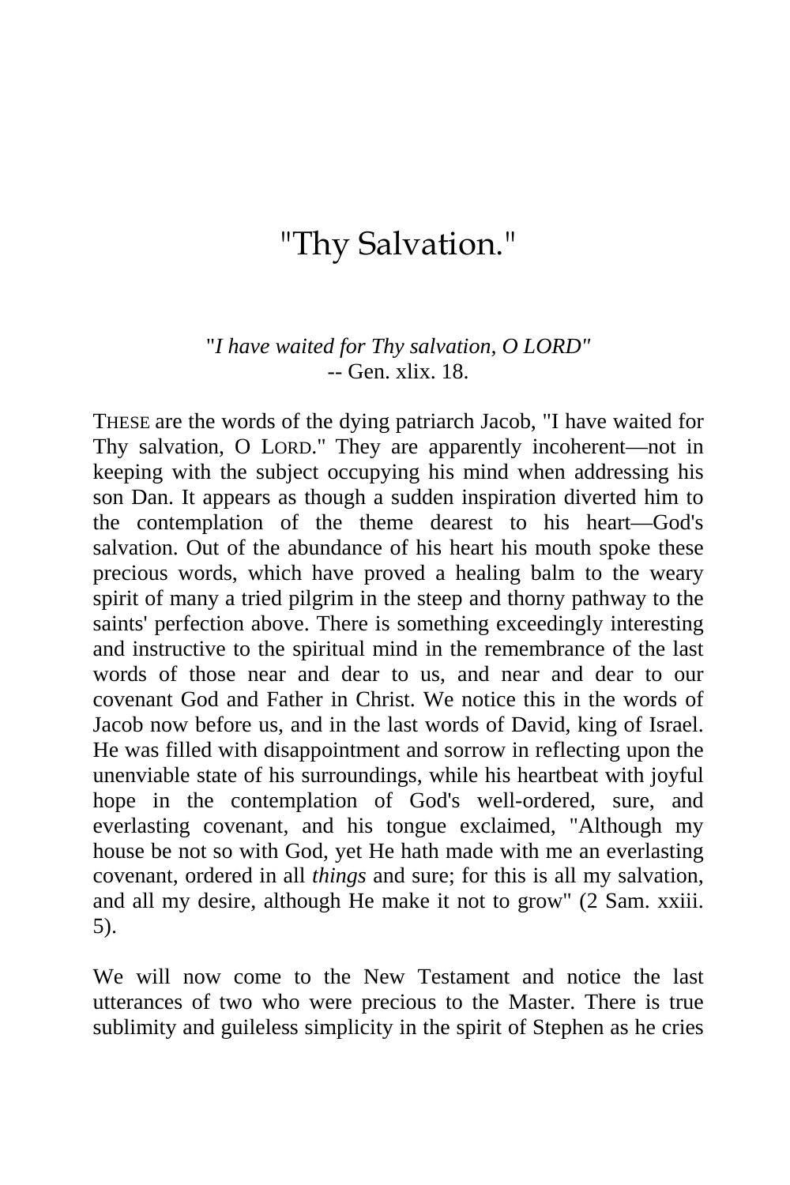# "Thy Salvation."

"*I have waited for Thy salvation, O LORD*"
-- Gen. xlix. 18.

THESE are the words of the dying patriarch Jacob, "I have waited for Thy salvation, O LORD." They are apparently incoherent—not in keeping with the subject occupying his mind when addressing his son Dan. It appears as though a sudden inspiration diverted him to the contemplation of the theme dearest to his heart—God's salvation. Out of the abundance of his heart his mouth spoke these precious words, which have proved a healing balm to the weary spirit of many a tried pilgrim in the steep and thorny pathway to the saints' perfection above. There is something exceedingly interesting and instructive to the spiritual mind in the remembrance of the last words of those near and dear to us, and near and dear to our covenant God and Father in Christ. We notice this in the words of Jacob now before us, and in the last words of David, king of Israel. He was filled with disappointment and sorrow in reflecting upon the unenviable state of his surroundings, while his heartbeat with joyful hope in the contemplation of God's well-ordered, sure, and everlasting covenant, and his tongue exclaimed, "Although my house be not so with God, yet He hath made with me an everlasting covenant, ordered in all *things* and sure; for this is all my salvation, and all my desire, although He make it not to grow" (2 Sam. xxiii. 5).

We will now come to the New Testament and notice the last utterances of two who were precious to the Master. There is true sublimity and guileless simplicity in the spirit of Stephen as he cries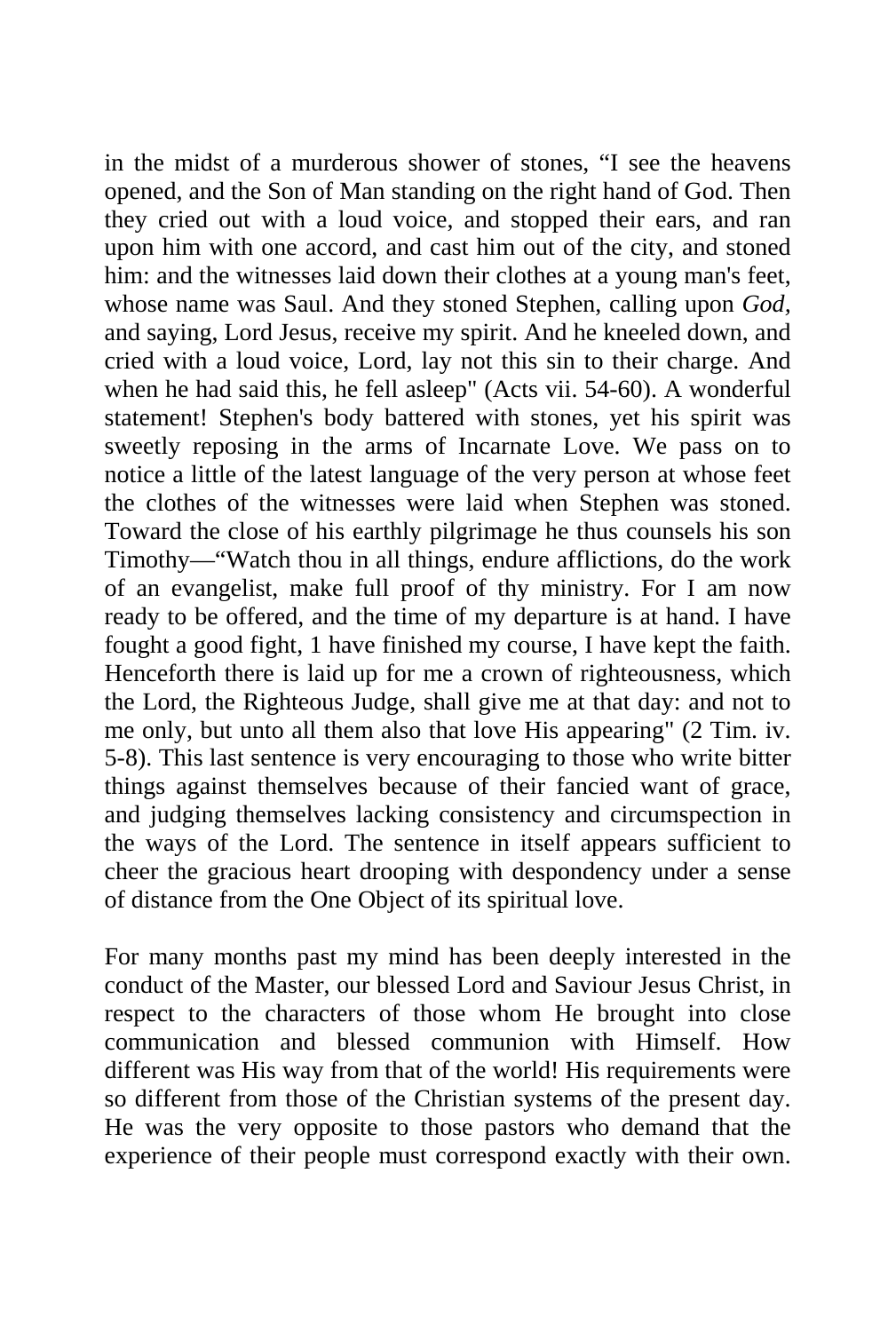in the midst of a murderous shower of stones, “I see the heavens opened, and the Son of Man standing on the right hand of God. Then they cried out with a loud voice, and stopped their ears, and ran upon him with one accord, and cast him out of the city, and stoned him: and the witnesses laid down their clothes at a young man's feet, whose name was Saul. And they stoned Stephen, calling upon *God*, and saying, Lord Jesus, receive my spirit. And he kneeled down, and cried with a loud voice, Lord, lay not this sin to their charge. And when he had said this, he fell asleep" (Acts vii. 54-60). A wonderful statement! Stephen's body battered with stones, yet his spirit was sweetly reposing in the arms of Incarnate Love. We pass on to notice a little of the latest language of the very person at whose feet the clothes of the witnesses were laid when Stephen was stoned. Toward the close of his earthly pilgrimage he thus counsels his son Timothy—“Watch thou in all things, endure afflictions, do the work of an evangelist, make full proof of thy ministry. For I am now ready to be offered, and the time of my departure is at hand. I have fought a good fight, 1 have finished my course, I have kept the faith. Henceforth there is laid up for me a crown of righteousness, which the Lord, the Righteous Judge, shall give me at that day: and not to me only, but unto all them also that love His appearing" (2 Tim. iv. 5-8). This last sentence is very encouraging to those who write bitter things against themselves because of their fancied want of grace, and judging themselves lacking consistency and circumspection in the ways of the Lord. The sentence in itself appears sufficient to cheer the gracious heart drooping with despondency under a sense of distance from the One Object of its spiritual love.

For many months past my mind has been deeply interested in the conduct of the Master, our blessed Lord and Saviour Jesus Christ, in respect to the characters of those whom He brought into close communication and blessed communion with Himself. How different was His way from that of the world! His requirements were so different from those of the Christian systems of the present day. He was the very opposite to those pastors who demand that the experience of their people must correspond exactly with their own.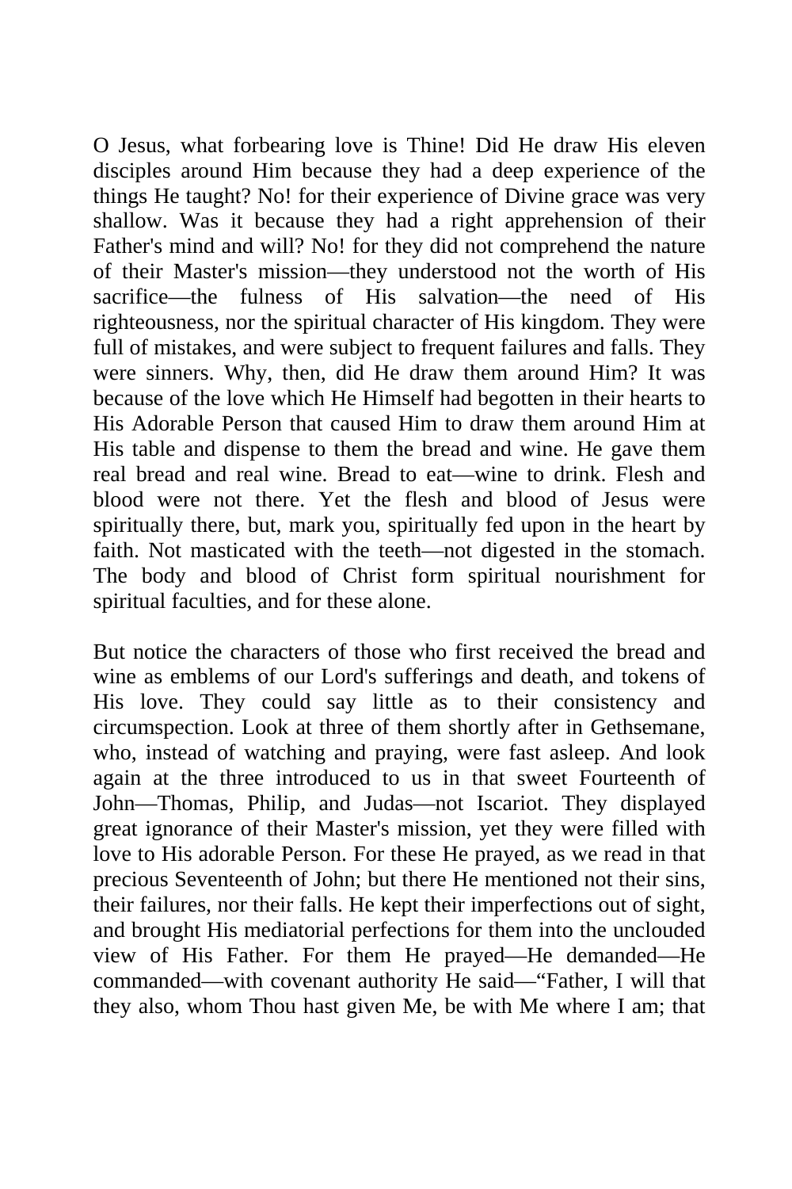O Jesus, what forbearing love is Thine! Did He draw His eleven disciples around Him because they had a deep experience of the things He taught? No! for their experience of Divine grace was very shallow. Was it because they had a right apprehension of their Father's mind and will? No! for they did not comprehend the nature of their Master's mission—they understood not the worth of His sacrifice—the fulness of His salvation—the need of His righteousness, nor the spiritual character of His kingdom. They were full of mistakes, and were subject to frequent failures and falls. They were sinners. Why, then, did He draw them around Him? It was because of the love which He Himself had begotten in their hearts to His Adorable Person that caused Him to draw them around Him at His table and dispense to them the bread and wine. He gave them real bread and real wine. Bread to eat—wine to drink. Flesh and blood were not there. Yet the flesh and blood of Jesus were spiritually there, but, mark you, spiritually fed upon in the heart by faith. Not masticated with the teeth—not digested in the stomach. The body and blood of Christ form spiritual nourishment for spiritual faculties, and for these alone.

But notice the characters of those who first received the bread and wine as emblems of our Lord's sufferings and death, and tokens of His love. They could say little as to their consistency and circumspection. Look at three of them shortly after in Gethsemane, who, instead of watching and praying, were fast asleep. And look again at the three introduced to us in that sweet Fourteenth of John—Thomas, Philip, and Judas—not Iscariot. They displayed great ignorance of their Master's mission, yet they were filled with love to His adorable Person. For these He prayed, as we read in that precious Seventeenth of John; but there He mentioned not their sins, their failures, nor their falls. He kept their imperfections out of sight, and brought His mediatorial perfections for them into the unclouded view of His Father. For them He prayed—He demanded—He commanded—with covenant authority He said—"Father, I will that they also, whom Thou hast given Me, be with Me where I am; that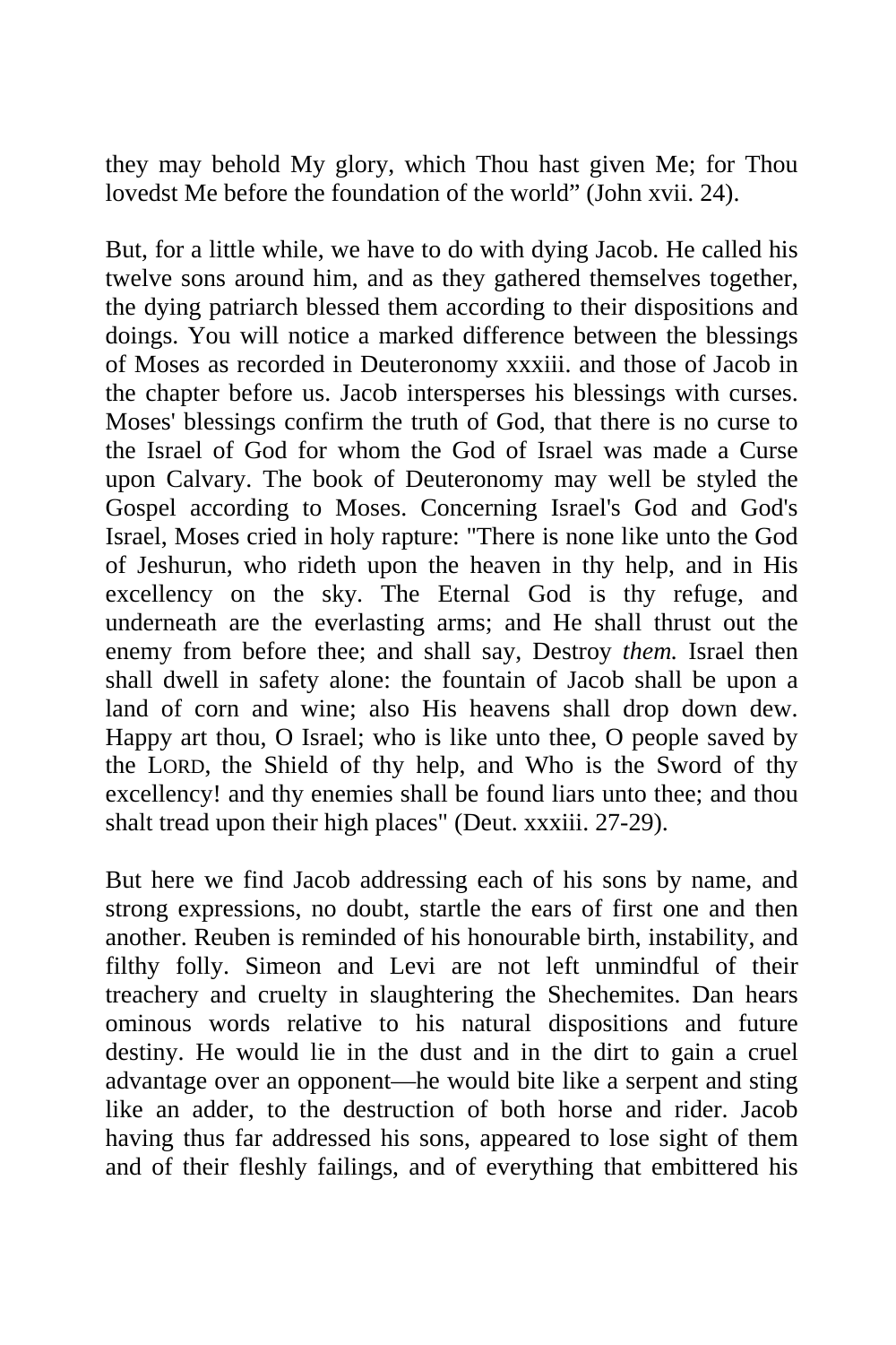they may behold My glory, which Thou hast given Me; for Thou lovedst Me before the foundation of the world" (John xvii. 24).

But, for a little while, we have to do with dying Jacob. He called his twelve sons around him, and as they gathered themselves together, the dying patriarch blessed them according to their dispositions and doings. You will notice a marked difference between the blessings of Moses as recorded in Deuteronomy xxxiii. and those of Jacob in the chapter before us. Jacob intersperses his blessings with curses. Moses' blessings confirm the truth of God, that there is no curse to the Israel of God for whom the God of Israel was made a Curse upon Calvary. The book of Deuteronomy may well be styled the Gospel according to Moses. Concerning Israel's God and God's Israel, Moses cried in holy rapture: "There is none like unto the God of Jeshurun, who rideth upon the heaven in thy help, and in His excellency on the sky. The Eternal God is thy refuge, and underneath are the everlasting arms; and He shall thrust out the enemy from before thee; and shall say, Destroy *them.* Israel then shall dwell in safety alone: the fountain of Jacob shall be upon a land of corn and wine; also His heavens shall drop down dew. Happy art thou, O Israel; who is like unto thee, O people saved by the LORD, the Shield of thy help, and Who is the Sword of thy excellency! and thy enemies shall be found liars unto thee; and thou shalt tread upon their high places" (Deut. xxxiii. 27-29).

But here we find Jacob addressing each of his sons by name, and strong expressions, no doubt, startle the ears of first one and then another. Reuben is reminded of his honourable birth, instability, and filthy folly. Simeon and Levi are not left unmindful of their treachery and cruelty in slaughtering the Shechemites. Dan hears ominous words relative to his natural dispositions and future destiny. He would lie in the dust and in the dirt to gain a cruel advantage over an opponent—he would bite like a serpent and sting like an adder, to the destruction of both horse and rider. Jacob having thus far addressed his sons, appeared to lose sight of them and of their fleshly failings, and of everything that embittered his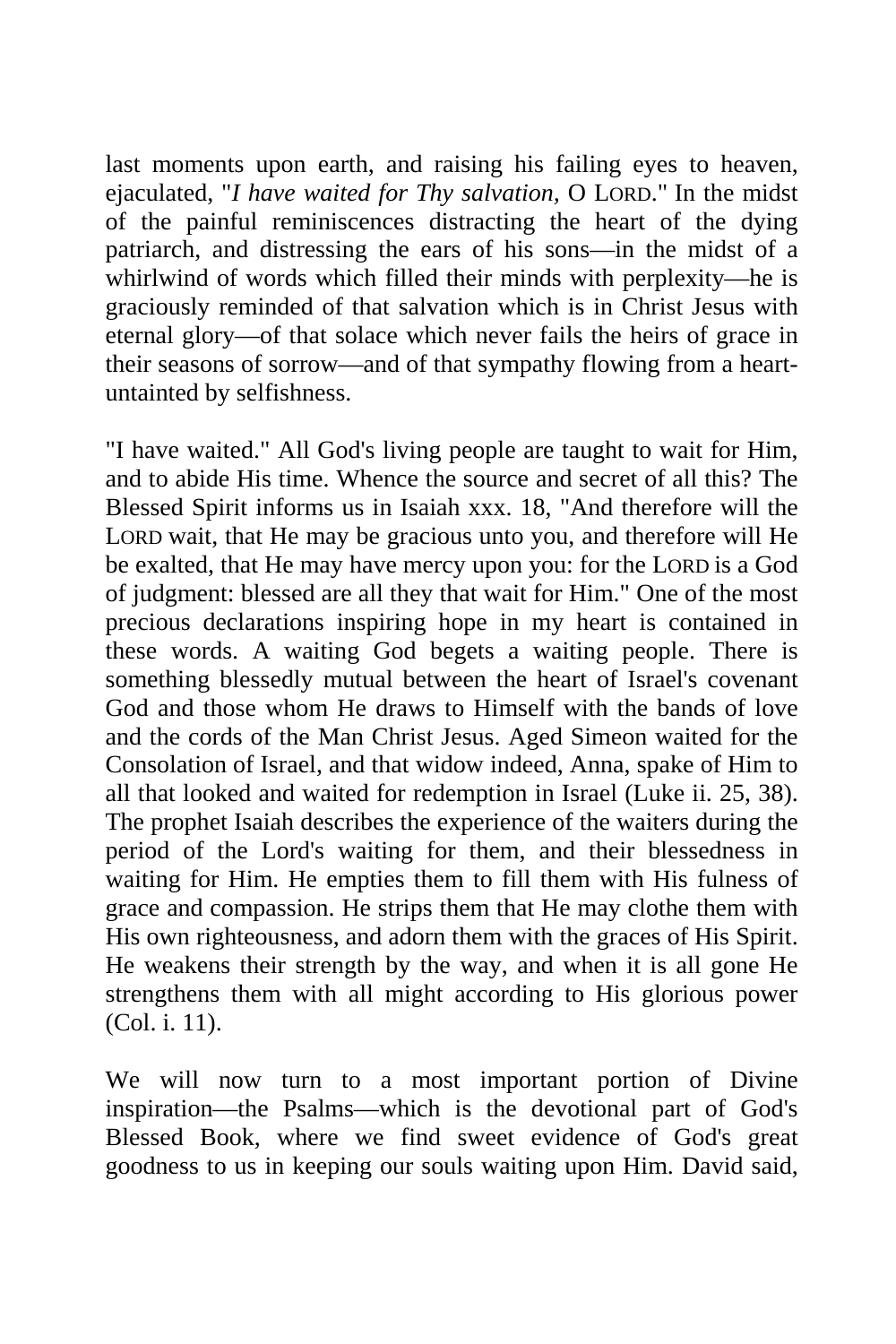last moments upon earth, and raising his failing eyes to heaven, ejaculated, "*I have waited for Thy salvation,* O LORD." In the midst of the painful reminiscences distracting the heart of the dying patriarch, and distressing the ears of his sons—in the midst of a whirlwind of words which filled their minds with perplexity—he is graciously reminded of that salvation which is in Christ Jesus with eternal glory—of that solace which never fails the heirs of grace in their seasons of sorrow—and of that sympathy flowing from a heart-untainted by selfishness.

"I have waited." All God's living people are taught to wait for Him, and to abide His time. Whence the source and secret of all this? The Blessed Spirit informs us in Isaiah xxx. 18, "And therefore will the LORD wait, that He may be gracious unto you, and therefore will He be exalted, that He may have mercy upon you: for the LORD is a God of judgment: blessed are all they that wait for Him." One of the most precious declarations inspiring hope in my heart is contained in these words. A waiting God begets a waiting people. There is something blessedly mutual between the heart of Israel's covenant God and those whom He draws to Himself with the bands of love and the cords of the Man Christ Jesus. Aged Simeon waited for the Consolation of Israel, and that widow indeed, Anna, spake of Him to all that looked and waited for redemption in Israel (Luke ii. 25, 38). The prophet Isaiah describes the experience of the waiters during the period of the Lord's waiting for them, and their blessedness in waiting for Him. He empties them to fill them with His fulness of grace and compassion. He strips them that He may clothe them with His own righteousness, and adorn them with the graces of His Spirit. He weakens their strength by the way, and when it is all gone He strengthens them with all might according to His glorious power (Col. i. 11).

We will now turn to a most important portion of Divine inspiration—the Psalms—which is the devotional part of God's Blessed Book, where we find sweet evidence of God's great goodness to us in keeping our souls waiting upon Him. David said,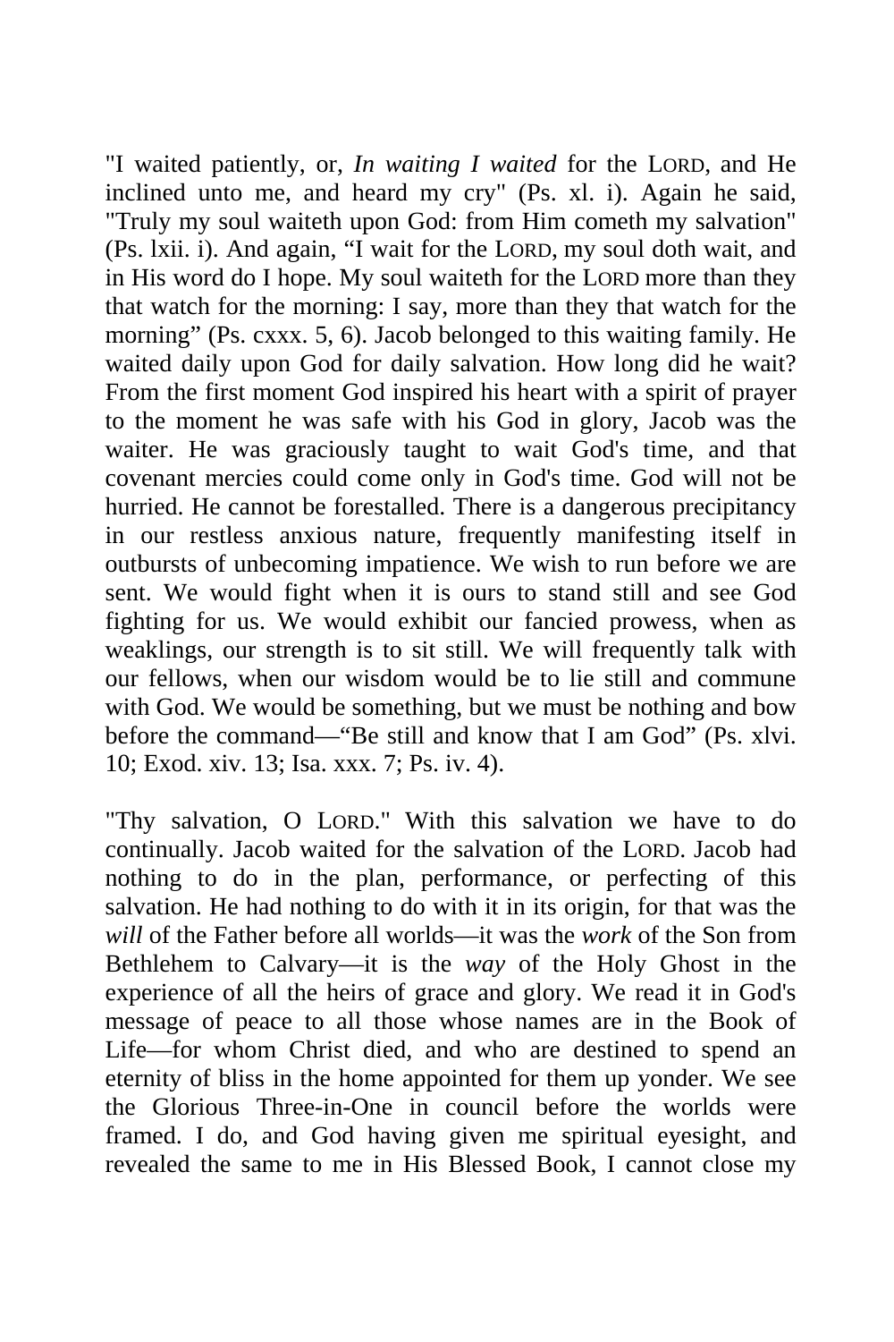"I waited patiently, or, *In waiting I waited* for the LORD, and He inclined unto me, and heard my cry" (Ps. xl. i). Again he said, "Truly my soul waiteth upon God: from Him cometh my salvation" (Ps. lxii. i). And again, "I wait for the LORD, my soul doth wait, and in His word do I hope. My soul waiteth for the LORD more than they that watch for the morning: I say, more than they that watch for the morning" (Ps. cxxx. 5, 6). Jacob belonged to this waiting family. He waited daily upon God for daily salvation. How long did he wait? From the first moment God inspired his heart with a spirit of prayer to the moment he was safe with his God in glory, Jacob was the waiter. He was graciously taught to wait God's time, and that covenant mercies could come only in God's time. God will not be hurried. He cannot be forestalled. There is a dangerous precipitancy in our restless anxious nature, frequently manifesting itself in outbursts of unbecoming impatience. We wish to run before we are sent. We would fight when it is ours to stand still and see God fighting for us. We would exhibit our fancied prowess, when as weaklings, our strength is to sit still. We will frequently talk with our fellows, when our wisdom would be to lie still and commune with God. We would be something, but we must be nothing and bow before the command—"Be still and know that I am God" (Ps. xlvi. 10; Exod. xiv. 13; Isa. xxx. 7; Ps. iv. 4).

"Thy salvation, O LORD." With this salvation we have to do continually. Jacob waited for the salvation of the LORD. Jacob had nothing to do in the plan, performance, or perfecting of this salvation. He had nothing to do with it in its origin, for that was the *will* of the Father before all worlds—it was the *work* of the Son from Bethlehem to Calvary—it is the *way* of the Holy Ghost in the experience of all the heirs of grace and glory. We read it in God's message of peace to all those whose names are in the Book of Life—for whom Christ died, and who are destined to spend an eternity of bliss in the home appointed for them up yonder. We see the Glorious Three-in-One in council before the worlds were framed. I do, and God having given me spiritual eyesight, and revealed the same to me in His Blessed Book, I cannot close my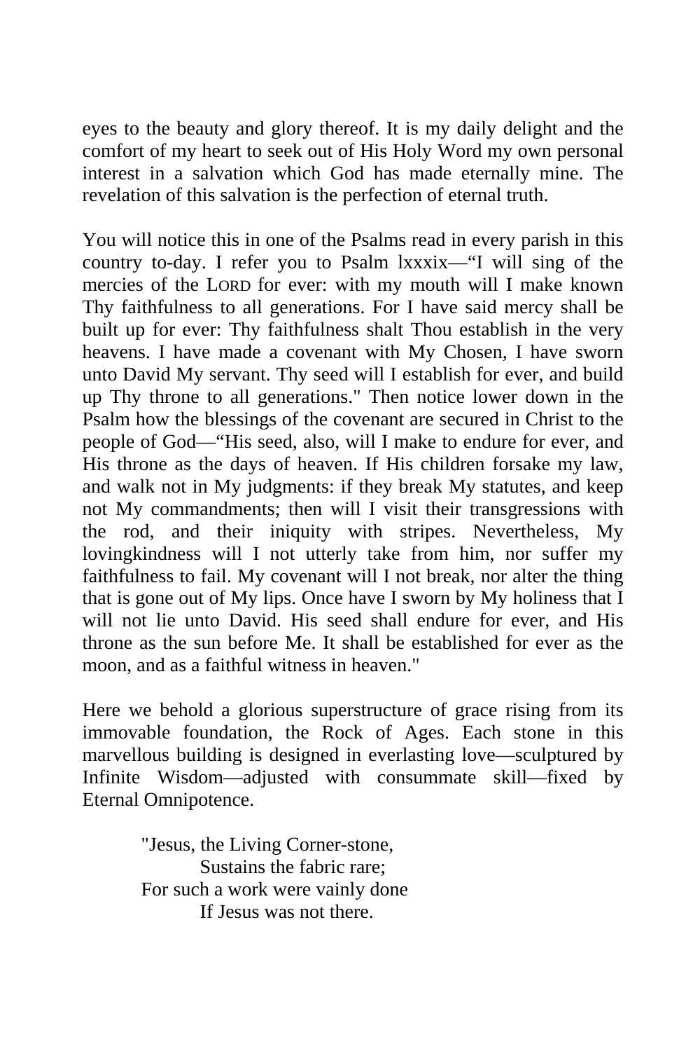eyes to the beauty and glory thereof. It is my daily delight and the comfort of my heart to seek out of His Holy Word my own personal interest in a salvation which God has made eternally mine. The revelation of this salvation is the perfection of eternal truth.

You will notice this in one of the Psalms read in every parish in this country to-day. I refer you to Psalm lxxxix—"I will sing of the mercies of the LORD for ever: with my mouth will I make known Thy faithfulness to all generations. For I have said mercy shall be built up for ever: Thy faithfulness shalt Thou establish in the very heavens. I have made a covenant with My Chosen, I have sworn unto David My servant. Thy seed will I establish for ever, and build up Thy throne to all generations." Then notice lower down in the Psalm how the blessings of the covenant are secured in Christ to the people of God—"His seed, also, will I make to endure for ever, and His throne as the days of heaven. If His children forsake my law, and walk not in My judgments: if they break My statutes, and keep not My commandments; then will I visit their transgressions with the rod, and their iniquity with stripes. Nevertheless, My lovingkindness will I not utterly take from him, nor suffer my faithfulness to fail. My covenant will I not break, nor alter the thing that is gone out of My lips. Once have I sworn by My holiness that I will not lie unto David. His seed shall endure for ever, and His throne as the sun before Me. It shall be established for ever as the moon, and as a faithful witness in heaven."

Here we behold a glorious superstructure of grace rising from its immovable foundation, the Rock of Ages. Each stone in this marvellous building is designed in everlasting love—sculptured by Infinite Wisdom—adjusted with consummate skill—fixed by Eternal Omnipotence.

> "Jesus, the Living Corner-stone,
> Sustains the fabric rare;
> For such a work were vainly done
> If Jesus was not there.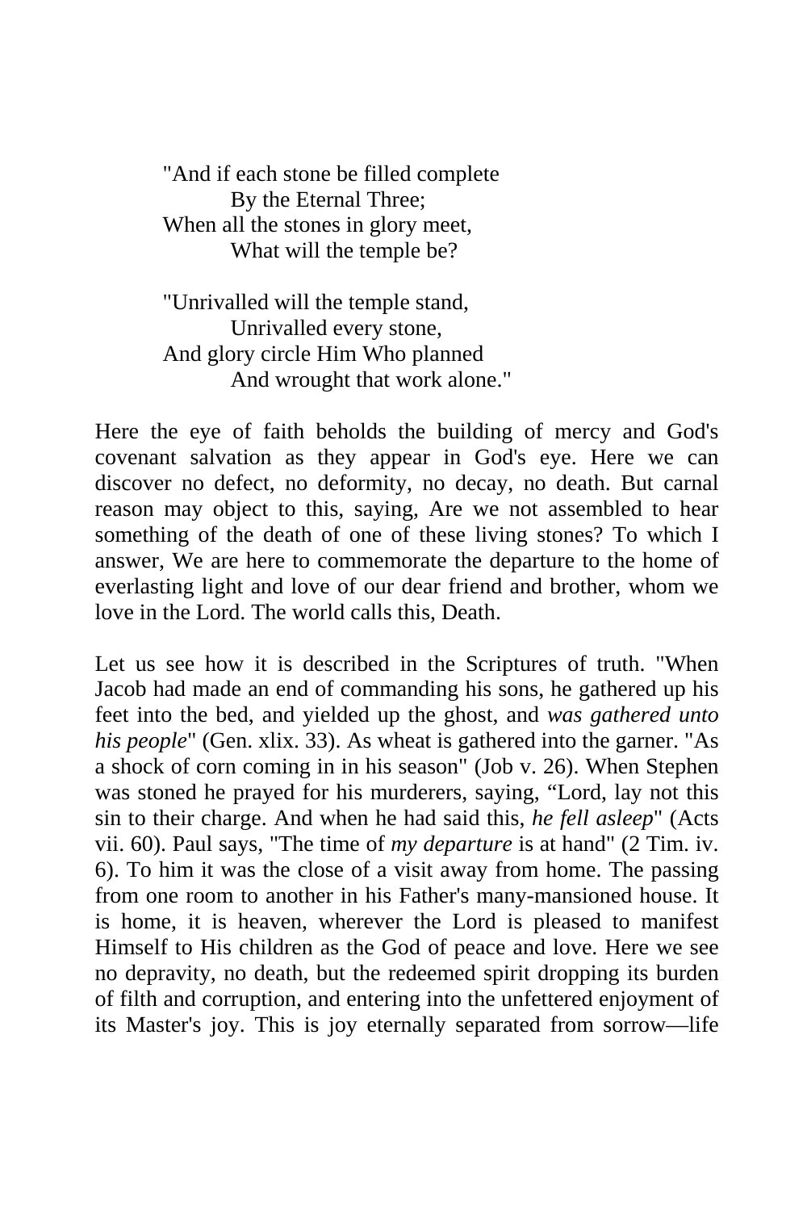"And if each stone be filled complete
By the Eternal Three;
When all the stones in glory meet,
What will the temple be?

"Unrivalled will the temple stand,
Unrivalled every stone,
And glory circle Him Who planned
And wrought that work alone."

Here the eye of faith beholds the building of mercy and God's covenant salvation as they appear in God's eye. Here we can discover no defect, no deformity, no decay, no death. But carnal reason may object to this, saying, Are we not assembled to hear something of the death of one of these living stones? To which I answer, We are here to commemorate the departure to the home of everlasting light and love of our dear friend and brother, whom we love in the Lord. The world calls this, Death.

Let us see how it is described in the Scriptures of truth. "When Jacob had made an end of commanding his sons, he gathered up his feet into the bed, and yielded up the ghost, and *was gathered unto his people*" (Gen. xlix. 33). As wheat is gathered into the garner. "As a shock of corn coming in in his season" (Job v. 26). When Stephen was stoned he prayed for his murderers, saying, "Lord, lay not this sin to their charge. And when he had said this, *he fell asleep*" (Acts vii. 60). Paul says, "The time of *my departure* is at hand" (2 Tim. iv. 6). To him it was the close of a visit away from home. The passing from one room to another in his Father's many-mansioned house. It is home, it is heaven, wherever the Lord is pleased to manifest Himself to His children as the God of peace and love. Here we see no depravity, no death, but the redeemed spirit dropping its burden of filth and corruption, and entering into the unfettered enjoyment of its Master's joy. This is joy eternally separated from sorrow—life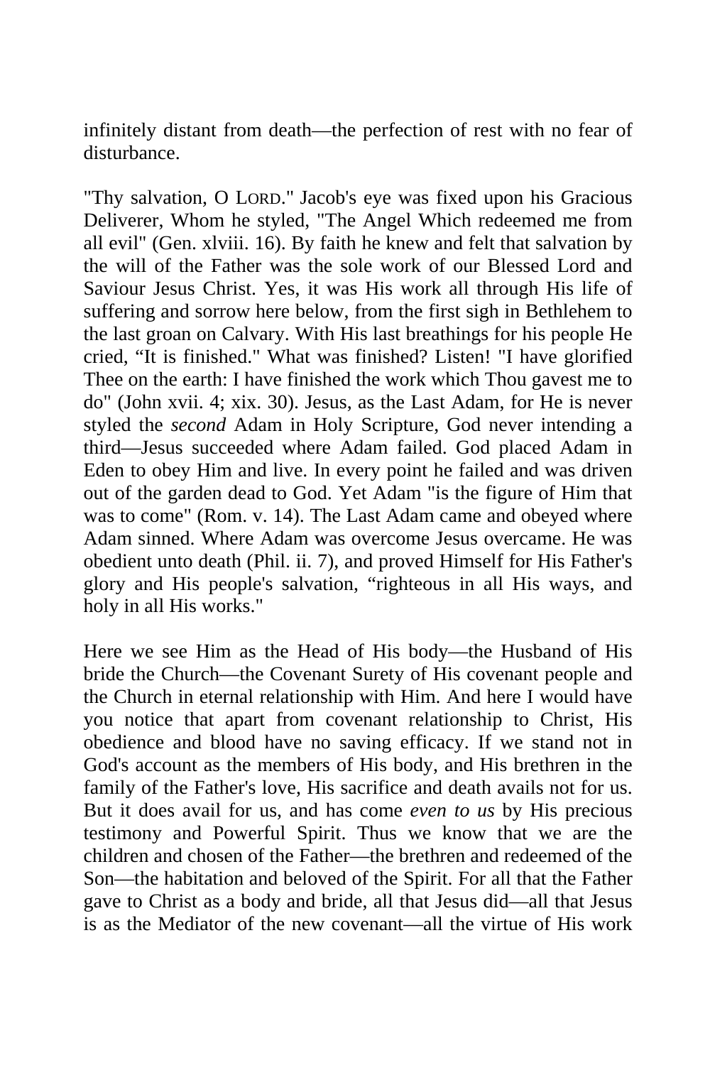infinitely distant from death—the perfection of rest with no fear of disturbance.

"Thy salvation, O LORD." Jacob's eye was fixed upon his Gracious Deliverer, Whom he styled, "The Angel Which redeemed me from all evil" (Gen. xlviii. 16). By faith he knew and felt that salvation by the will of the Father was the sole work of our Blessed Lord and Saviour Jesus Christ. Yes, it was His work all through His life of suffering and sorrow here below, from the first sigh in Bethlehem to the last groan on Calvary. With His last breathings for his people He cried, "It is finished." What was finished? Listen! "I have glorified Thee on the earth: I have finished the work which Thou gavest me to do" (John xvii. 4; xix. 30). Jesus, as the Last Adam, for He is never styled the *second* Adam in Holy Scripture, God never intending a third—Jesus succeeded where Adam failed. God placed Adam in Eden to obey Him and live. In every point he failed and was driven out of the garden dead to God. Yet Adam "is the figure of Him that was to come" (Rom. v. 14). The Last Adam came and obeyed where Adam sinned. Where Adam was overcome Jesus overcame. He was obedient unto death (Phil. ii. 7), and proved Himself for His Father's glory and His people's salvation, "righteous in all His ways, and holy in all His works."

Here we see Him as the Head of His body—the Husband of His bride the Church—the Covenant Surety of His covenant people and the Church in eternal relationship with Him. And here I would have you notice that apart from covenant relationship to Christ, His obedience and blood have no saving efficacy. If we stand not in God's account as the members of His body, and His brethren in the family of the Father's love, His sacrifice and death avails not for us. But it does avail for us, and has come *even to us* by His precious testimony and Powerful Spirit. Thus we know that we are the children and chosen of the Father—the brethren and redeemed of the Son—the habitation and beloved of the Spirit. For all that the Father gave to Christ as a body and bride, all that Jesus did—all that Jesus is as the Mediator of the new covenant—all the virtue of His work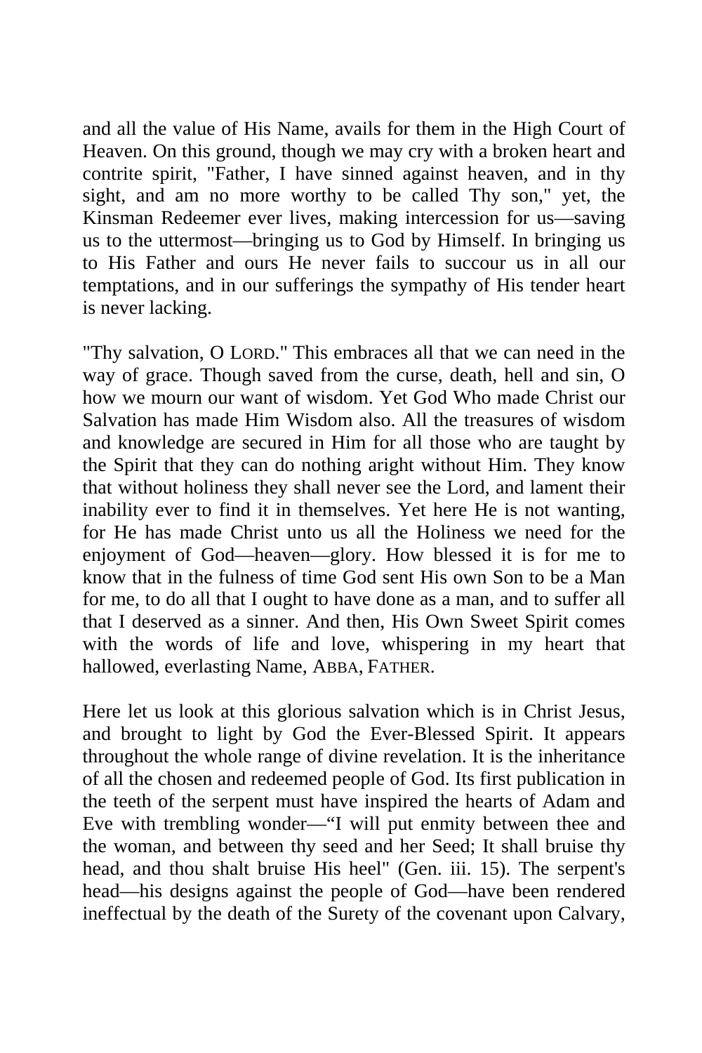and all the value of His Name, avails for them in the High Court of Heaven. On this ground, though we may cry with a broken heart and contrite spirit, "Father, I have sinned against heaven, and in thy sight, and am no more worthy to be called Thy son," yet, the Kinsman Redeemer ever lives, making intercession for us—saving us to the uttermost—bringing us to God by Himself. In bringing us to His Father and ours He never fails to succour us in all our temptations, and in our sufferings the sympathy of His tender heart is never lacking.

"Thy salvation, O LORD." This embraces all that we can need in the way of grace. Though saved from the curse, death, hell and sin, O how we mourn our want of wisdom. Yet God Who made Christ our Salvation has made Him Wisdom also. All the treasures of wisdom and knowledge are secured in Him for all those who are taught by the Spirit that they can do nothing aright without Him. They know that without holiness they shall never see the Lord, and lament their inability ever to find it in themselves. Yet here He is not wanting, for He has made Christ unto us all the Holiness we need for the enjoyment of God—heaven—glory. How blessed it is for me to know that in the fulness of time God sent His own Son to be a Man for me, to do all that I ought to have done as a man, and to suffer all that I deserved as a sinner. And then, His Own Sweet Spirit comes with the words of life and love, whispering in my heart that hallowed, everlasting Name, ABBA, FATHER.

Here let us look at this glorious salvation which is in Christ Jesus, and brought to light by God the Ever-Blessed Spirit. It appears throughout the whole range of divine revelation. It is the inheritance of all the chosen and redeemed people of God. Its first publication in the teeth of the serpent must have inspired the hearts of Adam and Eve with trembling wonder—"I will put enmity between thee and the woman, and between thy seed and her Seed; It shall bruise thy head, and thou shalt bruise His heel" (Gen. iii. 15). The serpent's head—his designs against the people of God—have been rendered ineffectual by the death of the Surety of the covenant upon Calvary,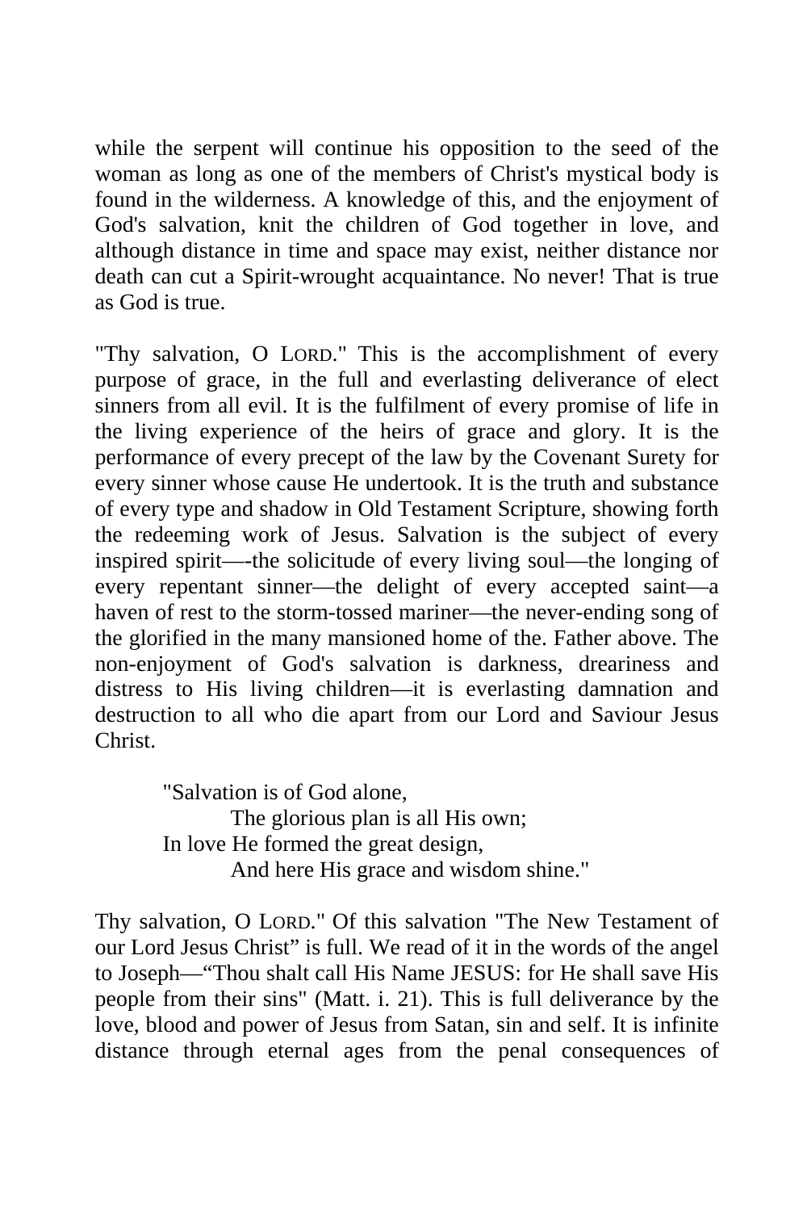while the serpent will continue his opposition to the seed of the woman as long as one of the members of Christ's mystical body is found in the wilderness. A knowledge of this, and the enjoyment of God's salvation, knit the children of God together in love, and although distance in time and space may exist, neither distance nor death can cut a Spirit-wrought acquaintance. No never! That is true as God is true.

"Thy salvation, O LORD." This is the accomplishment of every purpose of grace, in the full and everlasting deliverance of elect sinners from all evil. It is the fulfilment of every promise of life in the living experience of the heirs of grace and glory. It is the performance of every precept of the law by the Covenant Surety for every sinner whose cause He undertook. It is the truth and substance of every type and shadow in Old Testament Scripture, showing forth the redeeming work of Jesus. Salvation is the subject of every inspired spirit—-the solicitude of every living soul—the longing of every repentant sinner—the delight of every accepted saint—a haven of rest to the storm-tossed mariner—the never-ending song of the glorified in the many mansioned home of the. Father above. The non-enjoyment of God's salvation is darkness, dreariness and distress to His living children—it is everlasting damnation and destruction to all who die apart from our Lord and Saviour Jesus Christ.

> "Salvation is of God alone,
> The glorious plan is all His own;
> In love He formed the great design,
> And here His grace and wisdom shine."

Thy salvation, O LORD." Of this salvation "The New Testament of our Lord Jesus Christ" is full. We read of it in the words of the angel to Joseph—"Thou shalt call His Name JESUS: for He shall save His people from their sins" (Matt. i. 21). This is full deliverance by the love, blood and power of Jesus from Satan, sin and self. It is infinite distance through eternal ages from the penal consequences of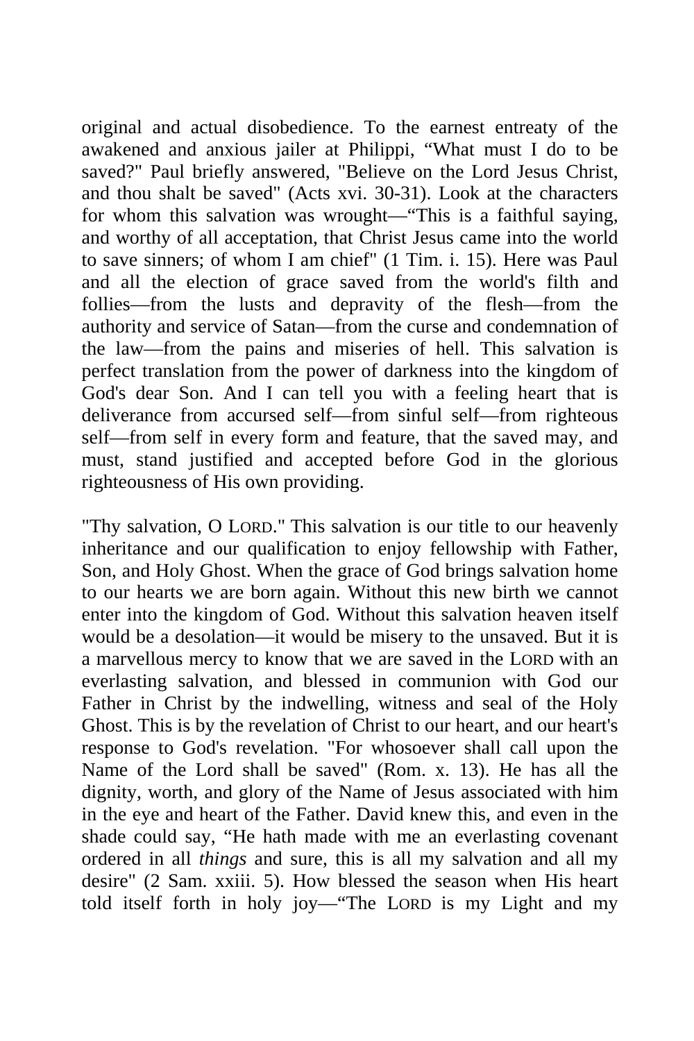original and actual disobedience. To the earnest entreaty of the awakened and anxious jailer at Philippi, “What must I do to be saved?" Paul briefly answered, "Believe on the Lord Jesus Christ, and thou shalt be saved" (Acts xvi. 30-31). Look at the characters for whom this salvation was wrought—“This is a faithful saying, and worthy of all acceptation, that Christ Jesus came into the world to save sinners; of whom I am chief" (1 Tim. i. 15). Here was Paul and all the election of grace saved from the world's filth and follies—from the lusts and depravity of the flesh—from the authority and service of Satan—from the curse and condemnation of the law—from the pains and miseries of hell. This salvation is perfect translation from the power of darkness into the kingdom of God's dear Son. And I can tell you with a feeling heart that is deliverance from accursed self—from sinful self—from righteous self—from self in every form and feature, that the saved may, and must, stand justified and accepted before God in the glorious righteousness of His own providing.

"Thy salvation, O LORD." This salvation is our title to our heavenly inheritance and our qualification to enjoy fellowship with Father, Son, and Holy Ghost. When the grace of God brings salvation home to our hearts we are born again. Without this new birth we cannot enter into the kingdom of God. Without this salvation heaven itself would be a desolation—it would be misery to the unsaved. But it is a marvellous mercy to know that we are saved in the LORD with an everlasting salvation, and blessed in communion with God our Father in Christ by the indwelling, witness and seal of the Holy Ghost. This is by the revelation of Christ to our heart, and our heart's response to God's revelation. "For whosoever shall call upon the Name of the Lord shall be saved" (Rom. x. 13). He has all the dignity, worth, and glory of the Name of Jesus associated with him in the eye and heart of the Father. David knew this, and even in the shade could say, “He hath made with me an everlasting covenant ordered in all *things* and sure, this is all my salvation and all my desire" (2 Sam. xxiii. 5). How blessed the season when His heart told itself forth in holy joy—“The LORD is my Light and my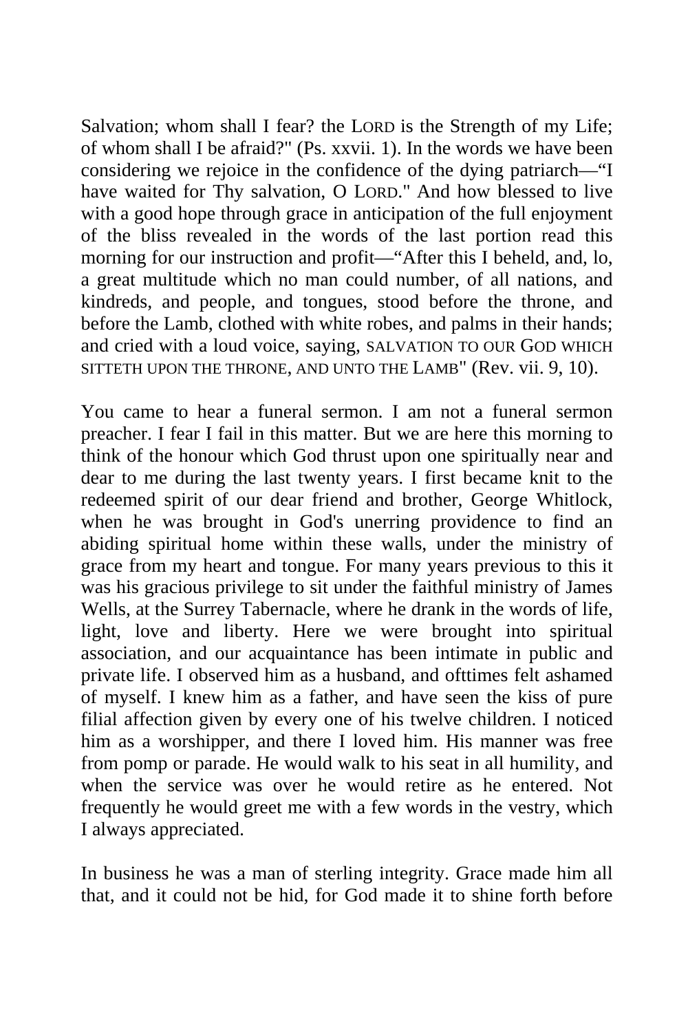Salvation; whom shall I fear? the LORD is the Strength of my Life; of whom shall I be afraid?" (Ps. xxvii. 1). In the words we have been considering we rejoice in the confidence of the dying patriarch—"I have waited for Thy salvation, O LORD." And how blessed to live with a good hope through grace in anticipation of the full enjoyment of the bliss revealed in the words of the last portion read this morning for our instruction and profit—"After this I beheld, and, lo, a great multitude which no man could number, of all nations, and kindreds, and people, and tongues, stood before the throne, and before the Lamb, clothed with white robes, and palms in their hands; and cried with a loud voice, saying, SALVATION TO OUR GOD WHICH SITTETH UPON THE THRONE, AND UNTO THE LAMB" (Rev. vii. 9, 10).

You came to hear a funeral sermon. I am not a funeral sermon preacher. I fear I fail in this matter. But we are here this morning to think of the honour which God thrust upon one spiritually near and dear to me during the last twenty years. I first became knit to the redeemed spirit of our dear friend and brother, George Whitlock, when he was brought in God's unerring providence to find an abiding spiritual home within these walls, under the ministry of grace from my heart and tongue. For many years previous to this it was his gracious privilege to sit under the faithful ministry of James Wells, at the Surrey Tabernacle, where he drank in the words of life, light, love and liberty. Here we were brought into spiritual association, and our acquaintance has been intimate in public and private life. I observed him as a husband, and ofttimes felt ashamed of myself. I knew him as a father, and have seen the kiss of pure filial affection given by every one of his twelve children. I noticed him as a worshipper, and there I loved him. His manner was free from pomp or parade. He would walk to his seat in all humility, and when the service was over he would retire as he entered. Not frequently he would greet me with a few words in the vestry, which I always appreciated.

In business he was a man of sterling integrity. Grace made him all that, and it could not be hid, for God made it to shine forth before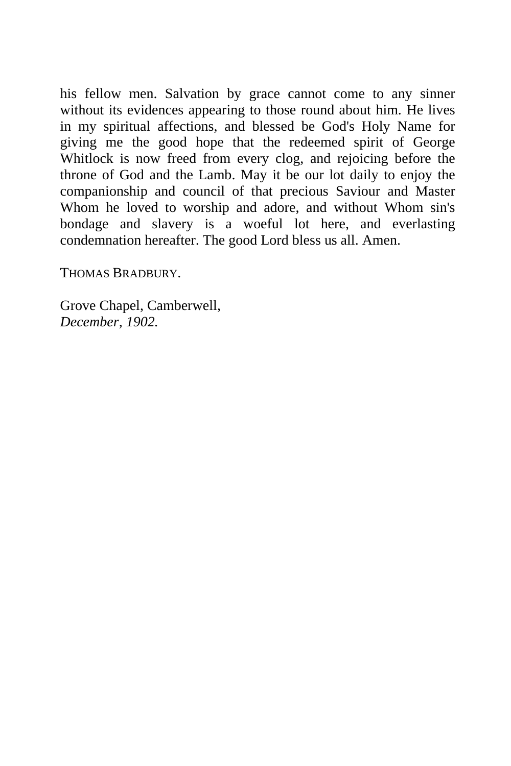his fellow men. Salvation by grace cannot come to any sinner without its evidences appearing to those round about him. He lives in my spiritual affections, and blessed be God's Holy Name for giving me the good hope that the redeemed spirit of George Whitlock is now freed from every clog, and rejoicing before the throne of God and the Lamb. May it be our lot daily to enjoy the companionship and council of that precious Saviour and Master Whom he loved to worship and adore, and without Whom sin's bondage and slavery is a woeful lot here, and everlasting condemnation hereafter. The good Lord bless us all. Amen.

THOMAS BRADBURY.

Grove Chapel, Camberwell,
*December, 1902.*